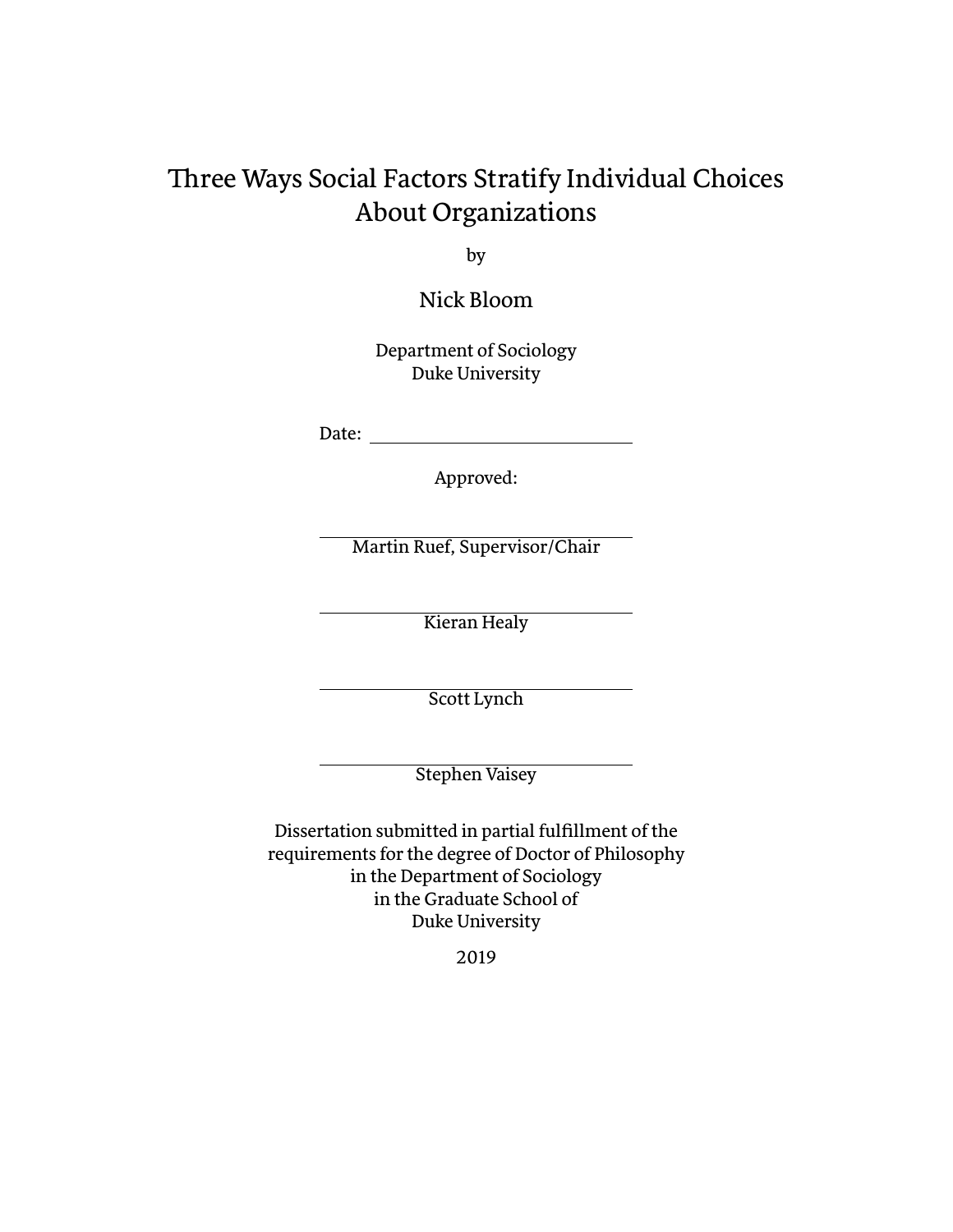# Three Ways Social Factors Stratify Individual Choices About Organizations

by

Nick Bloom

Department of Sociology
Duke University

Date: ____________________

Approved:

____________________
Martin Ruef, Supervisor/Chair

____________________
Kieran Healy

____________________
Scott Lynch

____________________
Stephen Vaisey

Dissertation submitted in partial fulfillment of the requirements for the degree of Doctor of Philosophy in the Department of Sociology in the Graduate School of Duke University

2019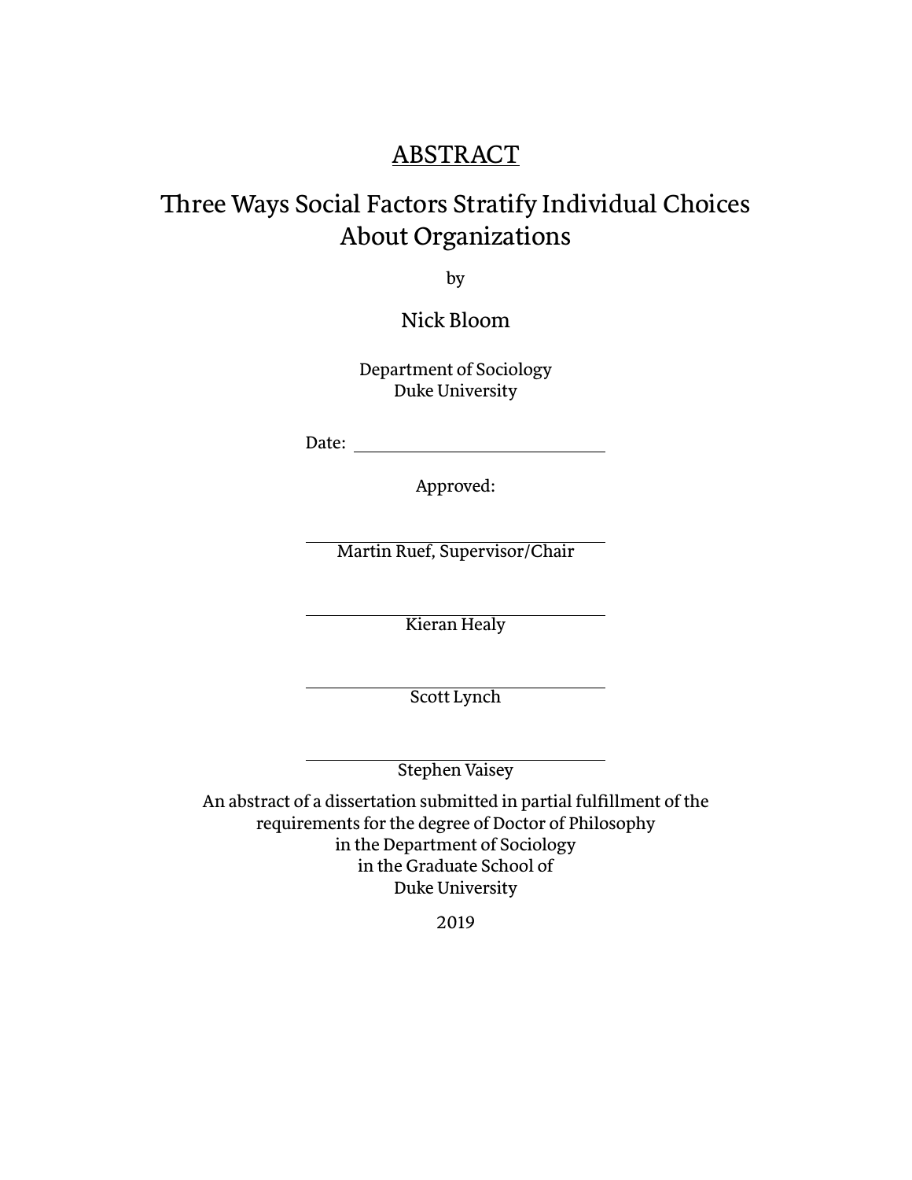# ABSTRACT

## Three Ways Social Factors Stratify Individual Choices About Organizations

by

Nick Bloom

Department of Sociology
Duke University

Date: ____________________

Approved:

____________________
Martin Ruef, Supervisor/Chair

____________________
Kieran Healy

____________________
Scott Lynch

____________________
Stephen Vaisey

An abstract of a dissertation submitted in partial fulfillment of the requirements for the degree of Doctor of Philosophy in the Department of Sociology in the Graduate School of Duke University

2019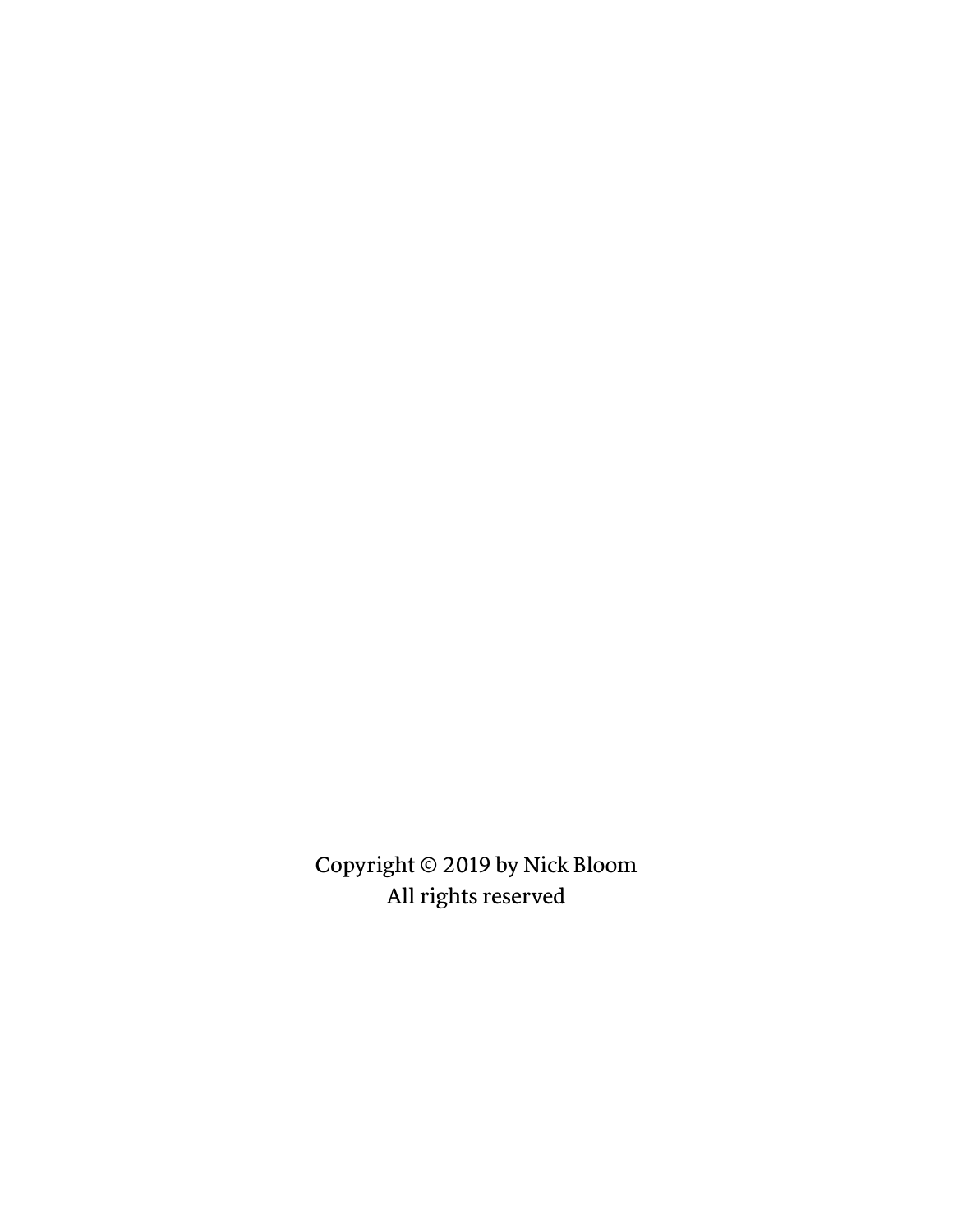Copyright © 2019 by Nick Bloom
All rights reserved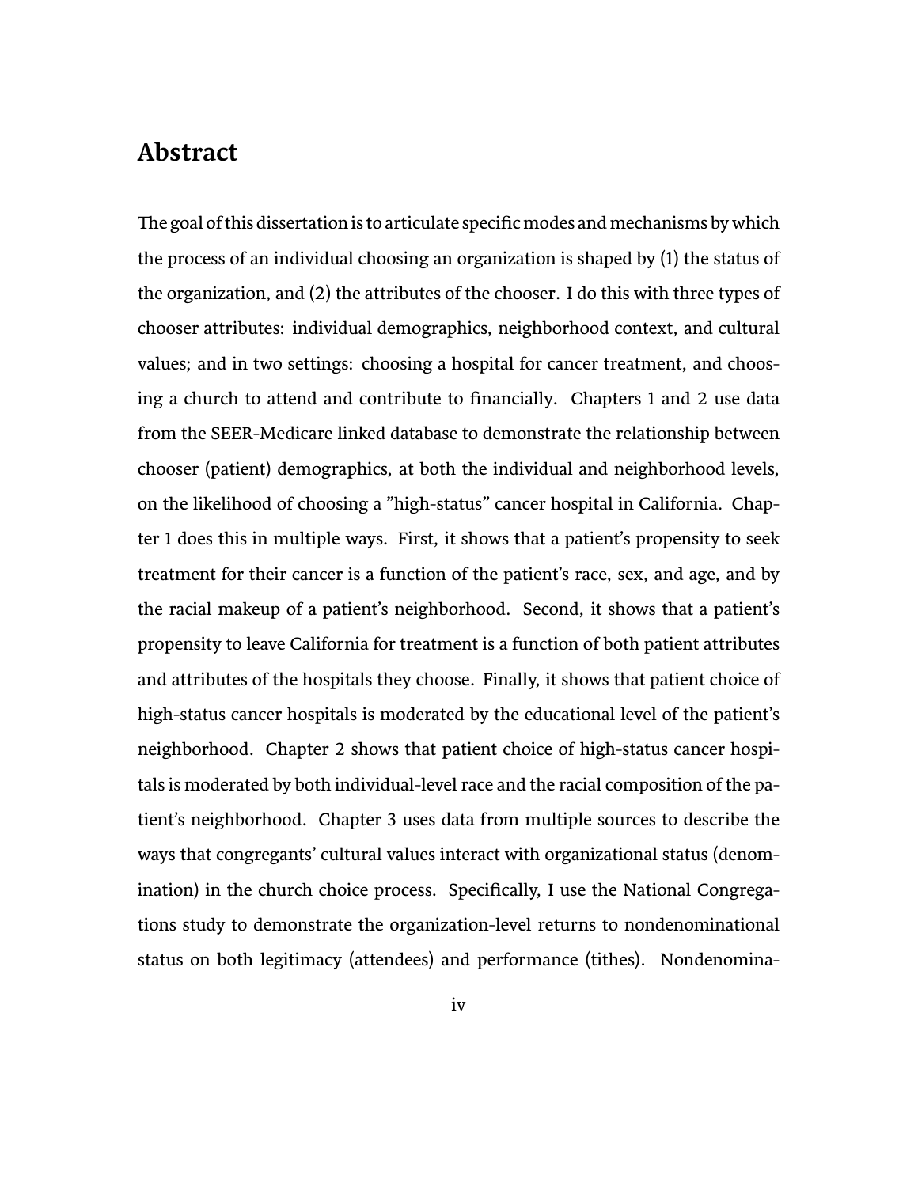# Abstract

The goal of this dissertation is to articulate specific modes and mechanisms by which the process of an individual choosing an organization is shaped by (1) the status of the organization, and (2) the attributes of the chooser. I do this with three types of chooser attributes: individual demographics, neighborhood context, and cultural values; and in two settings: choosing a hospital for cancer treatment, and choosing a church to attend and contribute to financially. Chapters 1 and 2 use data from the SEER-Medicare linked database to demonstrate the relationship between chooser (patient) demographics, at both the individual and neighborhood levels, on the likelihood of choosing a "high-status" cancer hospital in California. Chapter 1 does this in multiple ways. First, it shows that a patient's propensity to seek treatment for their cancer is a function of the patient's race, sex, and age, and by the racial makeup of a patient's neighborhood. Second, it shows that a patient's propensity to leave California for treatment is a function of both patient attributes and attributes of the hospitals they choose. Finally, it shows that patient choice of high-status cancer hospitals is moderated by the educational level of the patient's neighborhood. Chapter 2 shows that patient choice of high-status cancer hospitals is moderated by both individual-level race and the racial composition of the patient's neighborhood. Chapter 3 uses data from multiple sources to describe the ways that congregants' cultural values interact with organizational status (denomination) in the church choice process. Specifically, I use the National Congregations study to demonstrate the organization-level returns to nondenominational status on both legitimacy (attendees) and performance (tithes). Nondenomina-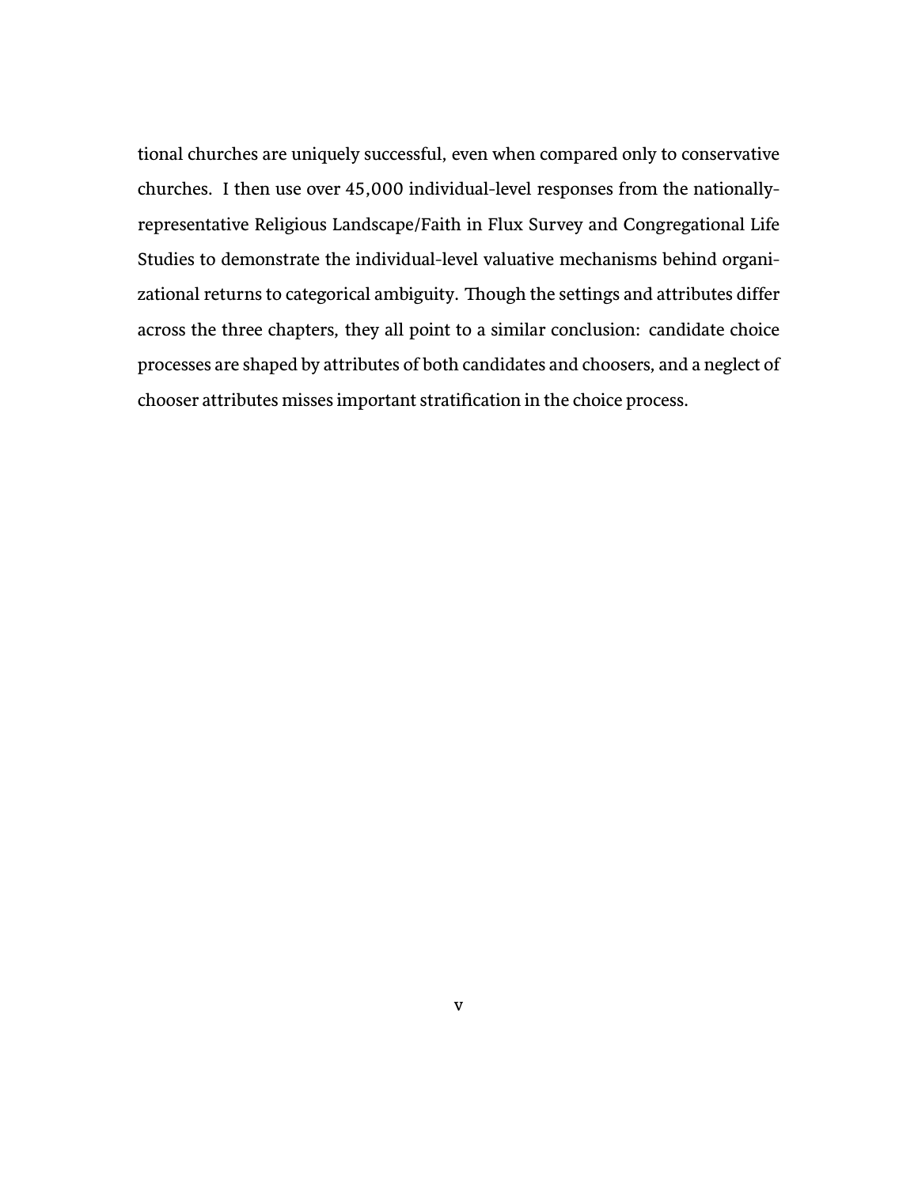tional churches are uniquely successful, even when compared only to conservative churches. I then use over 45,000 individual-level responses from the nationally-representative Religious Landscape/Faith in Flux Survey and Congregational Life Studies to demonstrate the individual-level valuative mechanisms behind organizational returns to categorical ambiguity. Though the settings and attributes differ across the three chapters, they all point to a similar conclusion: candidate choice processes are shaped by attributes of both candidates and choosers, and a neglect of chooser attributes misses important stratification in the choice process.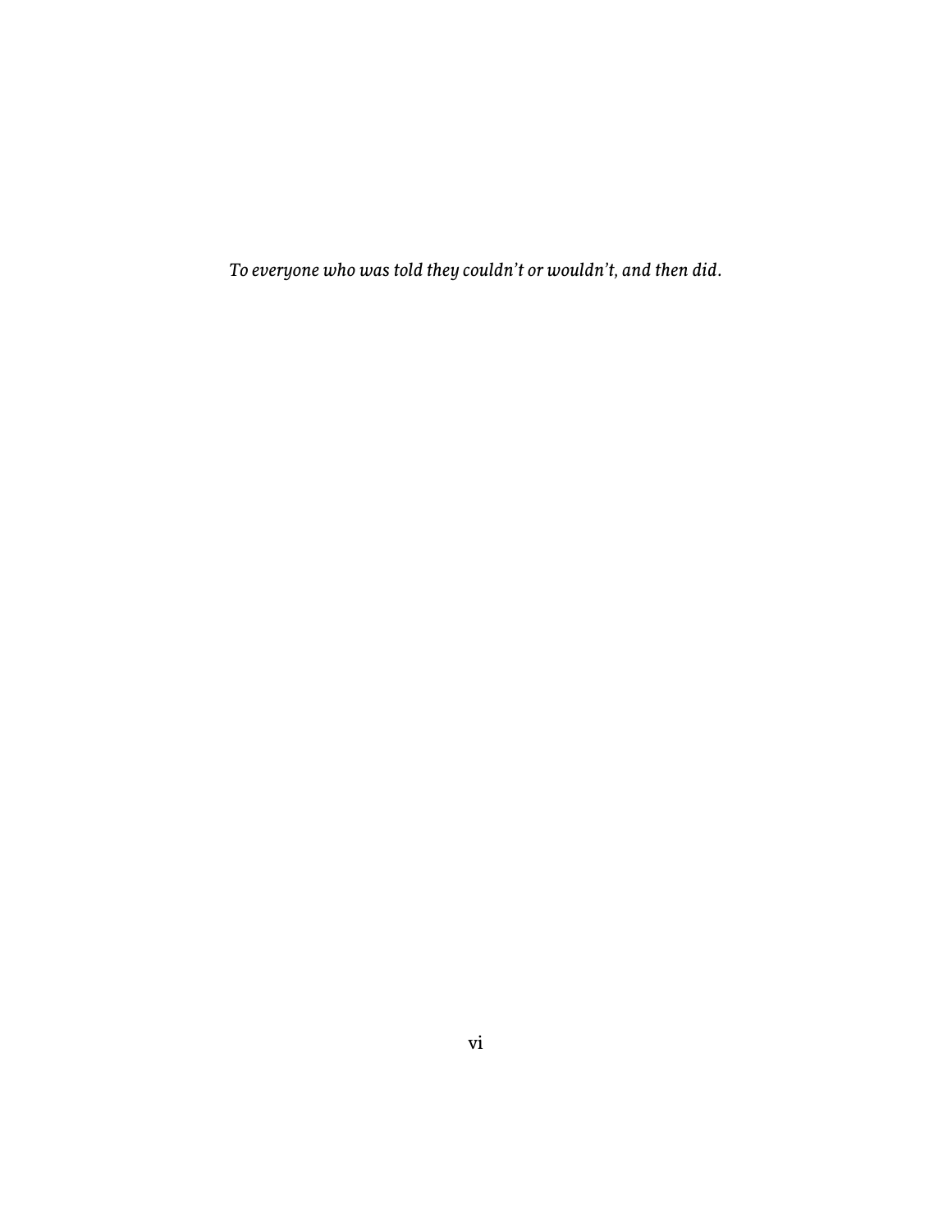*To everyone who was told they couldn't or wouldn't, and then did.*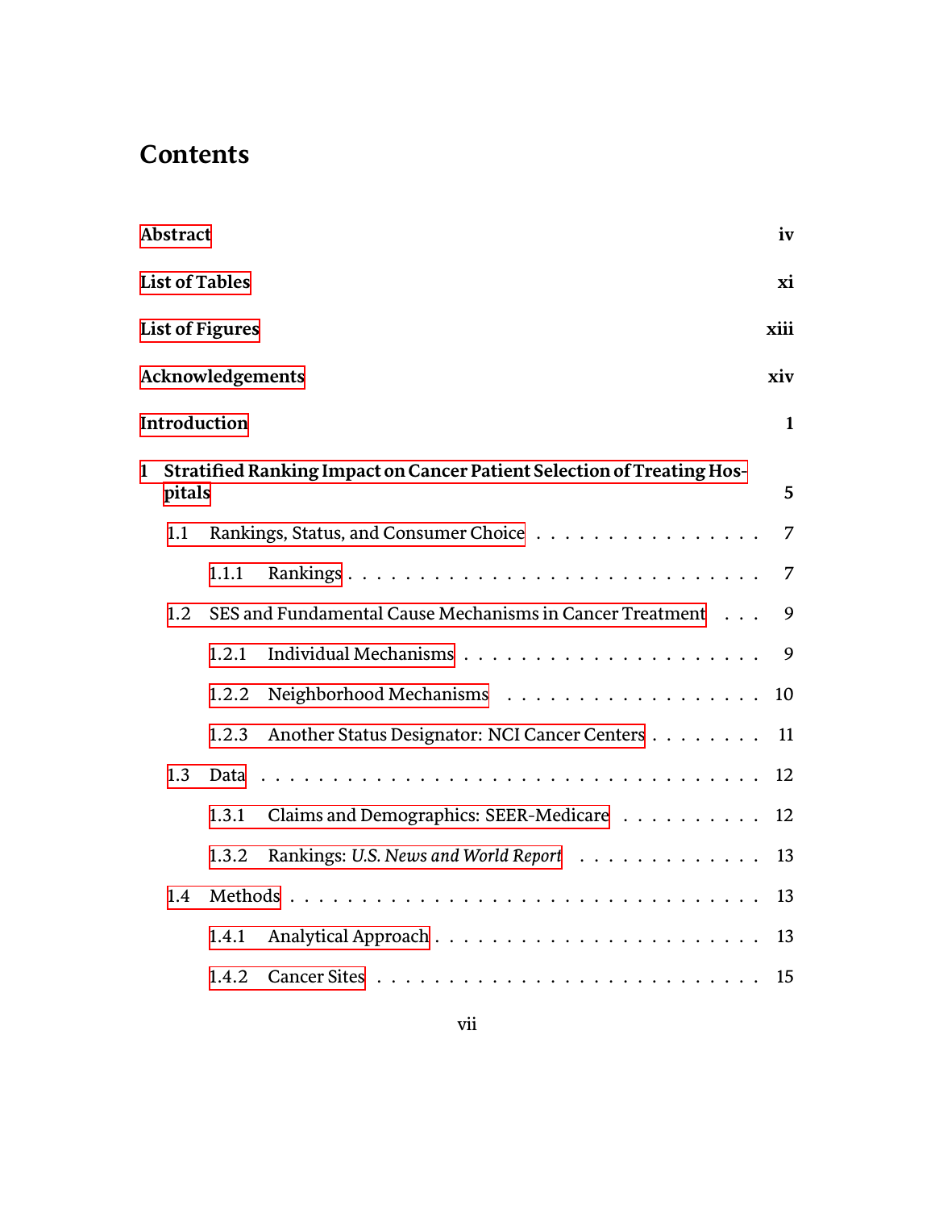# Contents

Abstract iv

List of Tables xi

List of Figures xiii

Acknowledgements xiv

Introduction 1

**1 Stratified Ranking Impact on Cancer Patient Selection of Treating Hospitals 5**

- 1.1 Rankings, Status, and Consumer Choice . . . . . . . . . . . . . . . . 7
  - 1.1.1 Rankings . . . . . . . . . . . . . . . . . . . . . . . . . . . 7
- 1.2 SES and Fundamental Cause Mechanisms in Cancer Treatment . . . 9
  - 1.2.1 Individual Mechanisms . . . . . . . . . . . . . . . . . . . . 9
  - 1.2.2 Neighborhood Mechanisms . . . . . . . . . . . . . . . . . . 10
  - 1.2.3 Another Status Designator: NCI Cancer Centers . . . . . . . . 11
- 1.3 Data . . . . . . . . . . . . . . . . . . . . . . . . . . . . . . . . 12
  - 1.3.1 Claims and Demographics: SEER-Medicare . . . . . . . . . . 12
  - 1.3.2 Rankings: *U.S. News and World Report* . . . . . . . . . . . . 13
- 1.4 Methods . . . . . . . . . . . . . . . . . . . . . . . . . . . . . . 13
  - 1.4.1 Analytical Approach . . . . . . . . . . . . . . . . . . . . . 13
  - 1.4.2 Cancer Sites . . . . . . . . . . . . . . . . . . . . . . . . . 15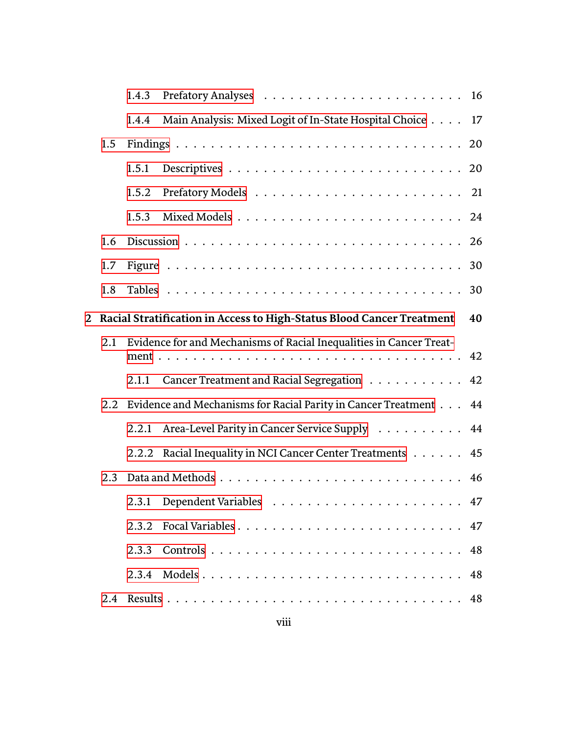1.4.3 Prefatory Analyses . . . . . . . . . . . . . . . . . . . . . 16

1.4.4 Main Analysis: Mixed Logit of In-State Hospital Choice . . . . 17

1.5 Findings . . . . . . . . . . . . . . . . . . . . . . . . . . 20

1.5.1 Descriptives . . . . . . . . . . . . . . . . . . . . . . . . 20

1.5.2 Prefatory Models . . . . . . . . . . . . . . . . . . . . . . 21

1.5.3 Mixed Models . . . . . . . . . . . . . . . . . . . . . . . 24

1.6 Discussion . . . . . . . . . . . . . . . . . . . . . . . . . . 26

1.7 Figure . . . . . . . . . . . . . . . . . . . . . . . . . . . . 30

1.8 Tables . . . . . . . . . . . . . . . . . . . . . . . . . . . . 30

**2 Racial Stratification in Access to High-Status Blood Cancer Treatment 40**

2.1 Evidence for and Mechanisms of Racial Inequalities in Cancer Treatment . . . . . . . . . . . . . . . . . . . . . . . . . . . . 42

2.1.1 Cancer Treatment and Racial Segregation . . . . . . . . . . . 42

2.2 Evidence and Mechanisms for Racial Parity in Cancer Treatment . . . 44

2.2.1 Area-Level Parity in Cancer Service Supply . . . . . . . . . . 44

2.2.2 Racial Inequality in NCI Cancer Center Treatments . . . . . . 45

2.3 Data and Methods . . . . . . . . . . . . . . . . . . . . . . . 46

2.3.1 Dependent Variables . . . . . . . . . . . . . . . . . . . . 47

2.3.2 Focal Variables . . . . . . . . . . . . . . . . . . . . . . . 47

2.3.3 Controls . . . . . . . . . . . . . . . . . . . . . . . . . . 48

2.3.4 Models . . . . . . . . . . . . . . . . . . . . . . . . . . . 48

2.4 Results . . . . . . . . . . . . . . . . . . . . . . . . . . . . 48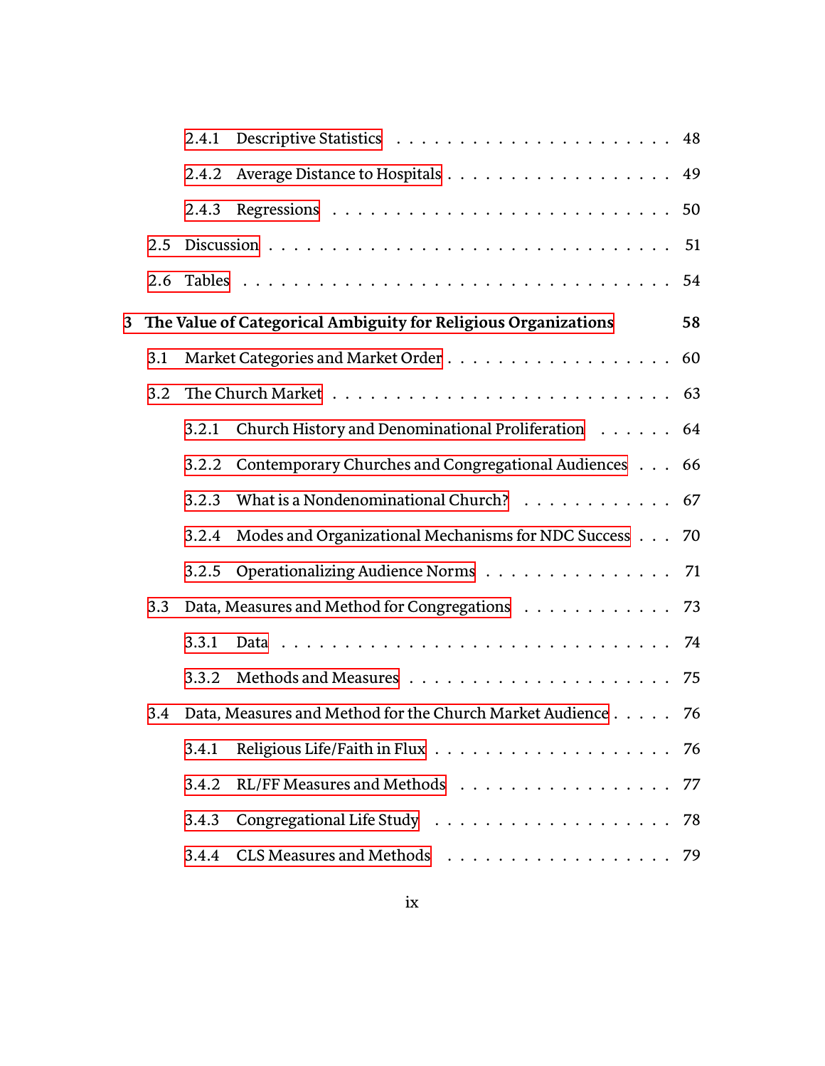- 2.4.1 Descriptive Statistics . . . . . . . . . . . . . . . . . . . . . . 48
- 2.4.2 Average Distance to Hospitals . . . . . . . . . . . . . . . . . . 49
- 2.4.3 Regressions . . . . . . . . . . . . . . . . . . . . . . . . . 50
- 2.5 Discussion . . . . . . . . . . . . . . . . . . . . . . . . . . . . 51
- 2.6 Tables . . . . . . . . . . . . . . . . . . . . . . . . . . . . . 54

**3 The Value of Categorical Ambiguity for Religious Organizations** **58**

- 3.1 Market Categories and Market Order . . . . . . . . . . . . . . . . . 60
- 3.2 The Church Market . . . . . . . . . . . . . . . . . . . . . . . . . 63
  - 3.2.1 Church History and Denominational Proliferation . . . . . . 64
  - 3.2.2 Contemporary Churches and Congregational Audiences . . . 66
  - 3.2.3 What is a Nondenominational Church? . . . . . . . . . . . . 67
  - 3.2.4 Modes and Organizational Mechanisms for NDC Success . . . 70
  - 3.2.5 Operationalizing Audience Norms . . . . . . . . . . . . . . . 71
- 3.3 Data, Measures and Method for Congregations . . . . . . . . . . . 73
  - 3.3.1 Data . . . . . . . . . . . . . . . . . . . . . . . . . . . . 74
  - 3.3.2 Methods and Measures . . . . . . . . . . . . . . . . . . . . 75
- 3.4 Data, Measures and Method for the Church Market Audience . . . . . 76
  - 3.4.1 Religious Life/Faith in Flux . . . . . . . . . . . . . . . . . 76
  - 3.4.2 RL/FF Measures and Methods . . . . . . . . . . . . . . . . . 77
  - 3.4.3 Congregational Life Study . . . . . . . . . . . . . . . . . . 78
  - 3.4.4 CLS Measures and Methods . . . . . . . . . . . . . . . . . . 79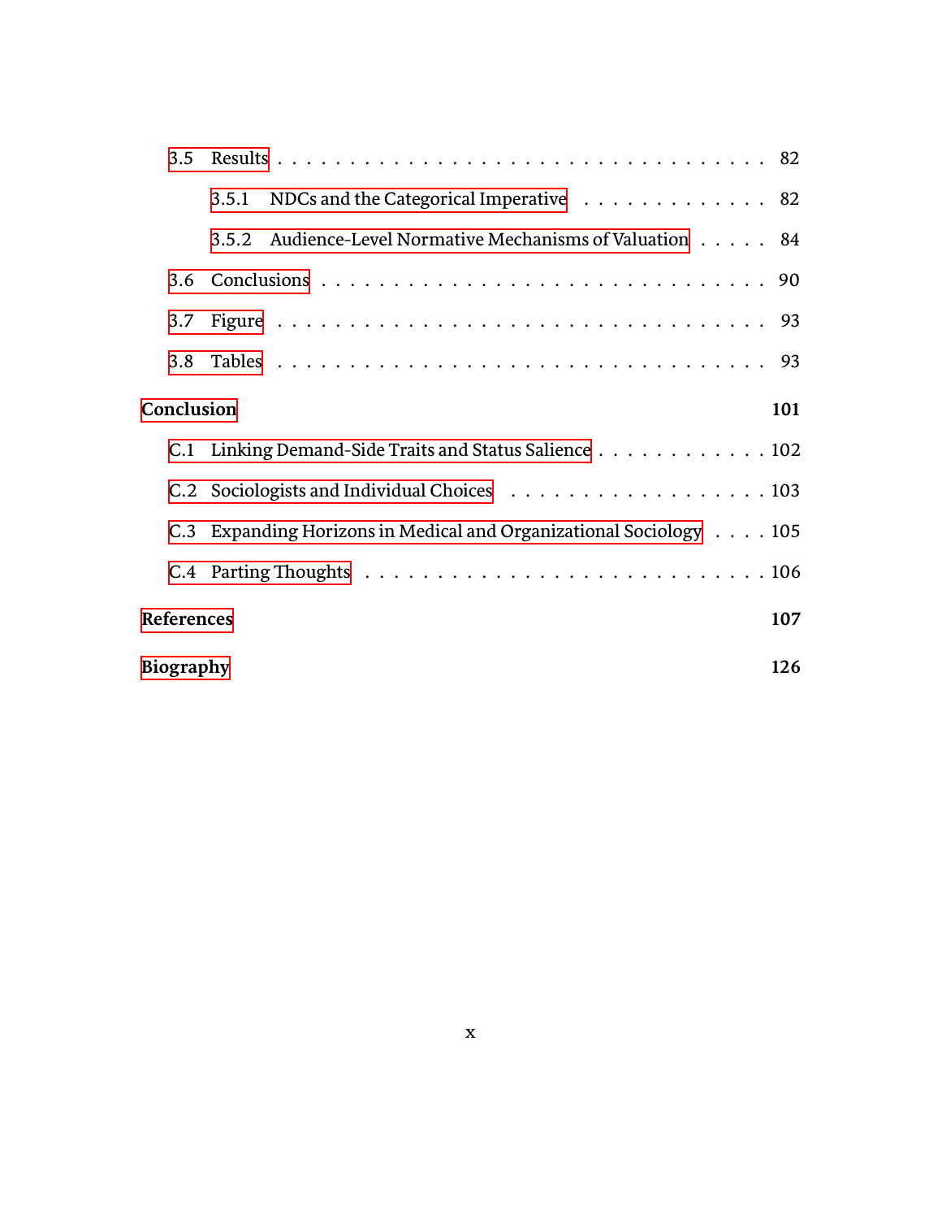3.5 Results . . . . . . . . . . . . . . . . . . . . . . . . . . . . . 82

3.5.1 NDCs and the Categorical Imperative . . . . . . . . . . . . . 82

3.5.2 Audience-Level Normative Mechanisms of Valuation . . . . . 84

3.6 Conclusions . . . . . . . . . . . . . . . . . . . . . . . . . . . 90

3.7 Figure . . . . . . . . . . . . . . . . . . . . . . . . . . . . . 93

3.8 Tables . . . . . . . . . . . . . . . . . . . . . . . . . . . . . 93

**Conclusion** **101**

C.1 Linking Demand-Side Traits and Status Salience . . . . . . . . . . . . 102

C.2 Sociologists and Individual Choices . . . . . . . . . . . . . . . . . 103

C.3 Expanding Horizons in Medical and Organizational Sociology . . . . 105

C.4 Parting Thoughts . . . . . . . . . . . . . . . . . . . . . . . . . 106

**References** **107**

**Biography** **126**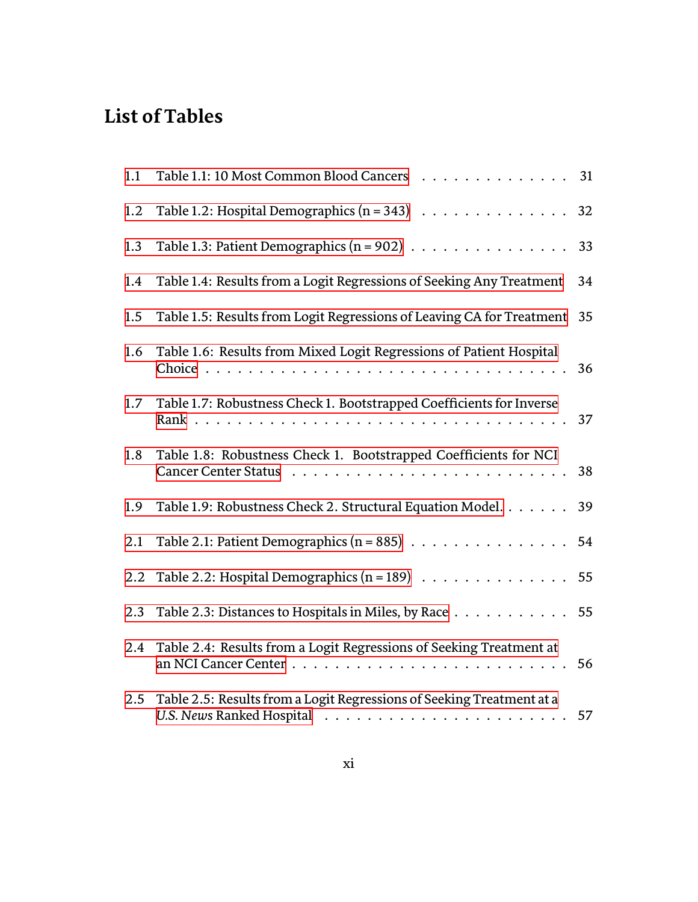# List of Tables

1.1 Table 1.1: 10 Most Common Blood Cancers . . . . . . . . . . . . . . . 31

1.2 Table 1.2: Hospital Demographics (n = 343) . . . . . . . . . . . . . . . 32

1.3 Table 1.3: Patient Demographics (n = 902) . . . . . . . . . . . . . . . . 33

1.4 Table 1.4: Results from a Logit Regressions of Seeking Any Treatment 34

1.5 Table 1.5: Results from Logit Regressions of Leaving CA for Treatment 35

1.6 Table 1.6: Results from Mixed Logit Regressions of Patient Hospital Choice . . . . . . . . . . . . . . . . . . . . . . . . . . . . . . . . 36

1.7 Table 1.7: Robustness Check 1. Bootstrapped Coefficients for Inverse Rank . . . . . . . . . . . . . . . . . . . . . . . . . . . . . . . . . 37

1.8 Table 1.8: Robustness Check 1. Bootstrapped Coefficients for NCI Cancer Center Status . . . . . . . . . . . . . . . . . . . . . . . . . 38

1.9 Table 1.9: Robustness Check 2. Structural Equation Model. . . . . . . 39

2.1 Table 2.1: Patient Demographics (n = 885) . . . . . . . . . . . . . . . . 54

2.2 Table 2.2: Hospital Demographics (n = 189) . . . . . . . . . . . . . . . 55

2.3 Table 2.3: Distances to Hospitals in Miles, by Race . . . . . . . . . . . 55

2.4 Table 2.4: Results from a Logit Regressions of Seeking Treatment at an NCI Cancer Center . . . . . . . . . . . . . . . . . . . . . . . . . 56

2.5 Table 2.5: Results from a Logit Regressions of Seeking Treatment at a *U.S. News* Ranked Hospital . . . . . . . . . . . . . . . . . . . . . . . 57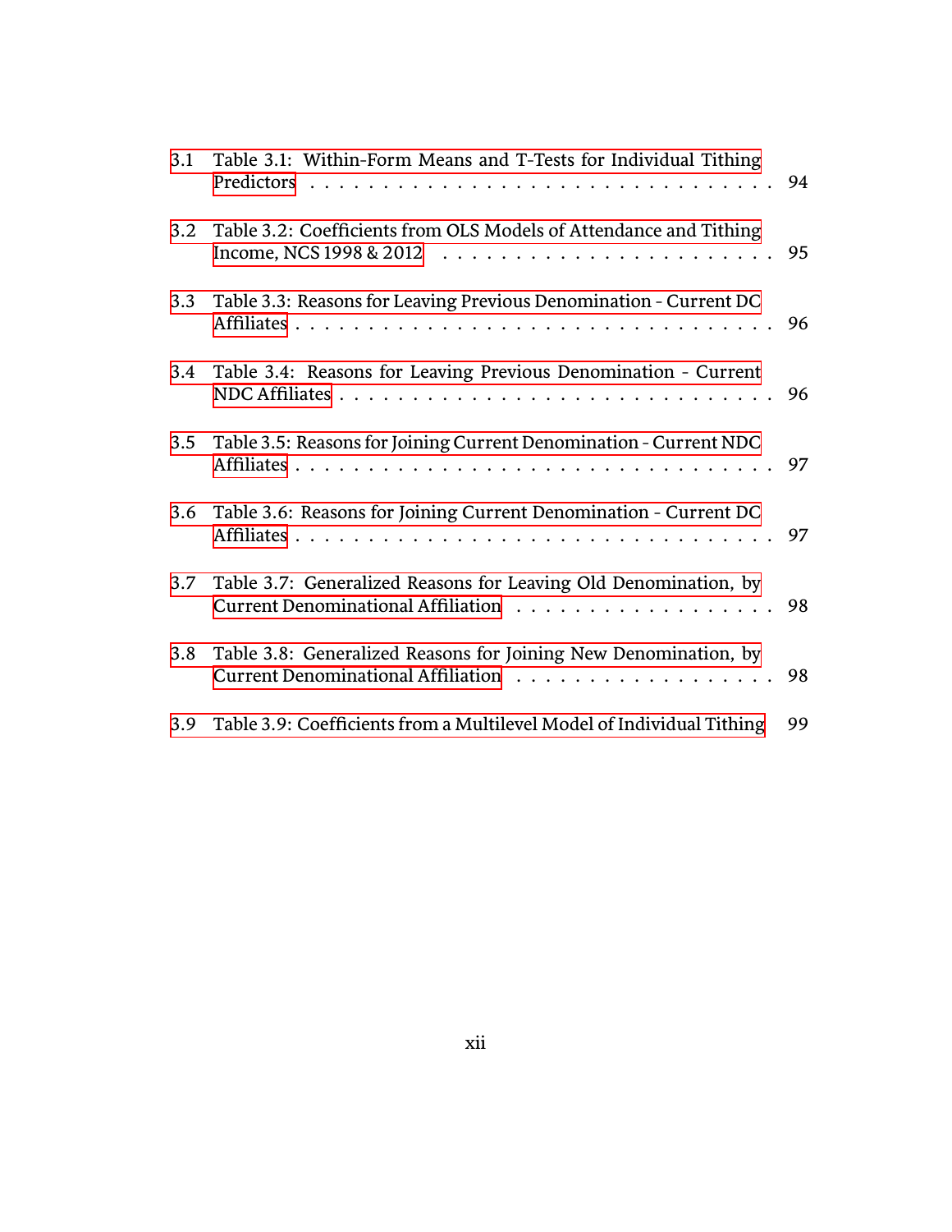3.1 Table 3.1: Within-Form Means and T-Tests for Individual Tithing Predictors . . . . . 94

3.2 Table 3.2: Coefficients from OLS Models of Attendance and Tithing Income, NCS 1998 & 2012 . . . . . 95

3.3 Table 3.3: Reasons for Leaving Previous Denomination - Current DC Affiliates . . . . . 96

3.4 Table 3.4: Reasons for Leaving Previous Denomination - Current NDC Affiliates . . . . . 96

3.5 Table 3.5: Reasons for Joining Current Denomination - Current NDC Affiliates . . . . . 97

3.6 Table 3.6: Reasons for Joining Current Denomination - Current DC Affiliates . . . . . 97

3.7 Table 3.7: Generalized Reasons for Leaving Old Denomination, by Current Denominational Affiliation . . . . . 98

3.8 Table 3.8: Generalized Reasons for Joining New Denomination, by Current Denominational Affiliation . . . . . 98

3.9 Table 3.9: Coefficients from a Multilevel Model of Individual Tithing 99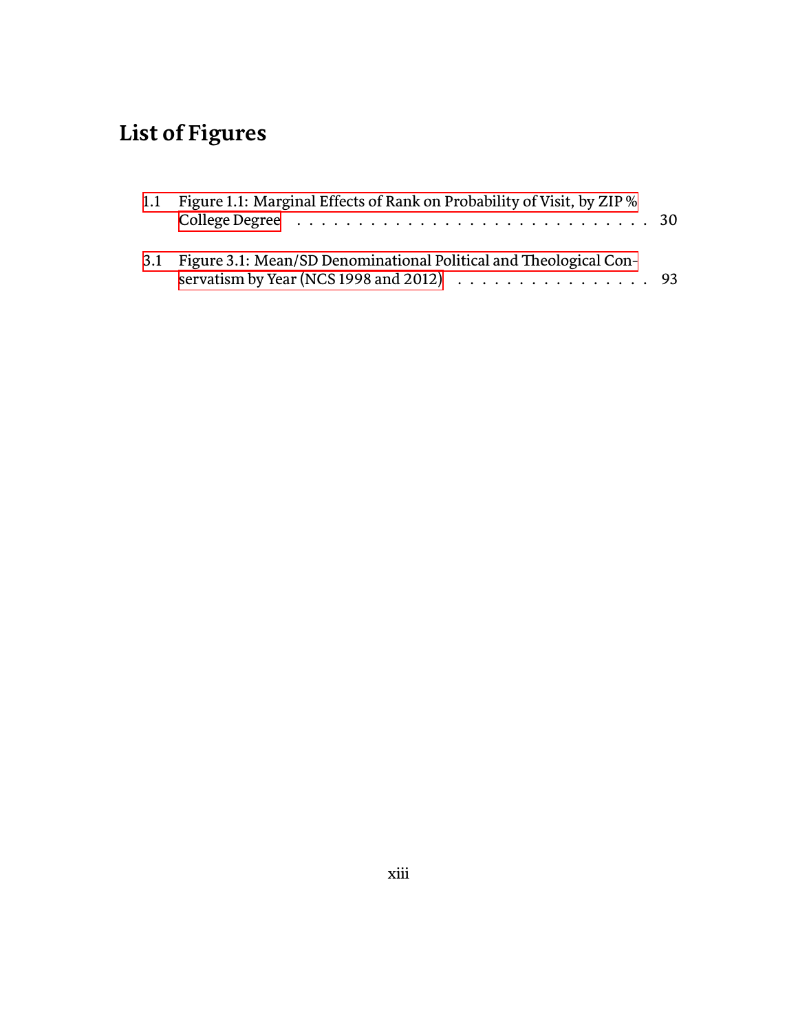# List of Figures

1.1 Figure 1.1: Marginal Effects of Rank on Probability of Visit, by ZIP % College Degree . . . . . . . . . . . . . . . . . . . . . . . . . . . . . 30

3.1 Figure 3.1: Mean/SD Denominational Political and Theological Conservatism by Year (NCS 1998 and 2012) . . . . . . . . . . . . . . . . . 93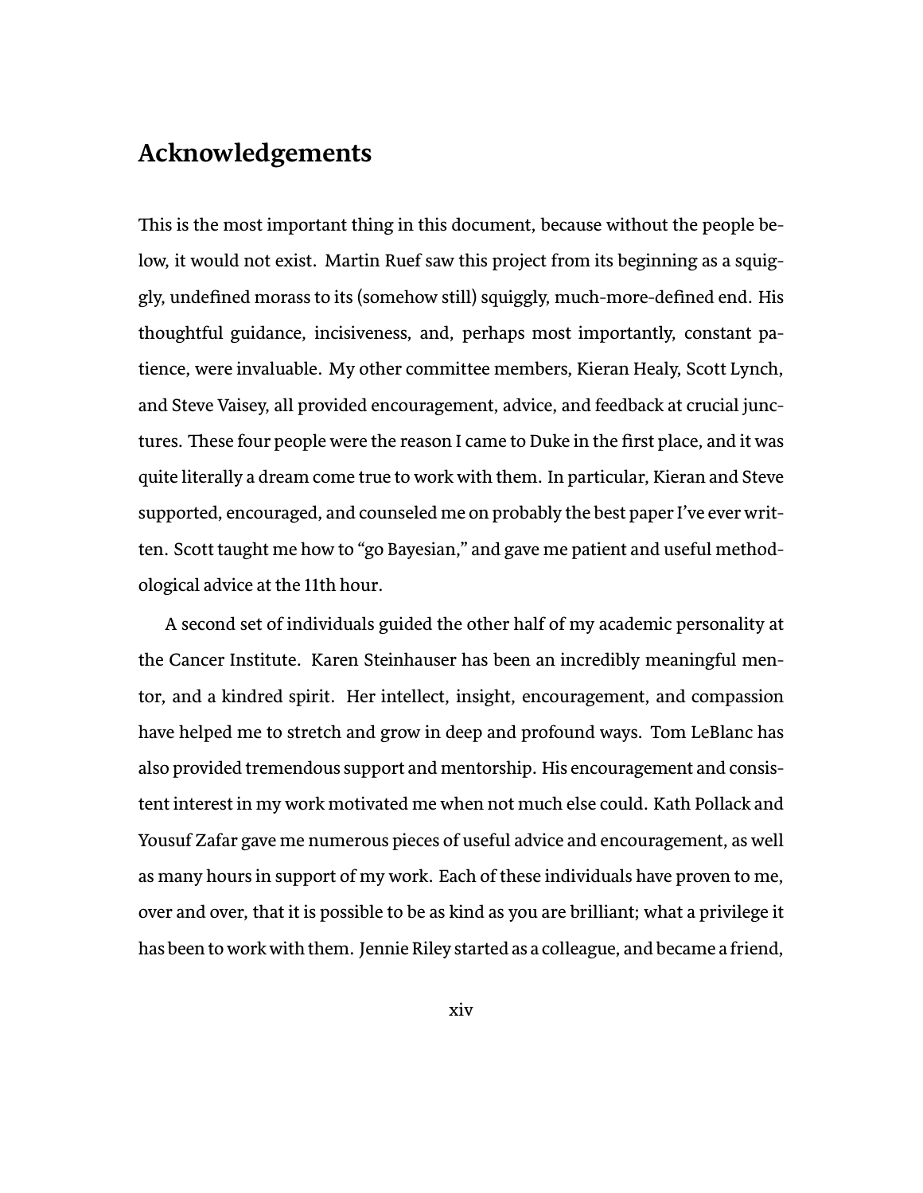# Acknowledgements

This is the most important thing in this document, because without the people below, it would not exist. Martin Ruef saw this project from its beginning as a squiggly, undefined morass to its (somehow still) squiggly, much-more-defined end. His thoughtful guidance, incisiveness, and, perhaps most importantly, constant patience, were invaluable. My other committee members, Kieran Healy, Scott Lynch, and Steve Vaisey, all provided encouragement, advice, and feedback at crucial junctures. These four people were the reason I came to Duke in the first place, and it was quite literally a dream come true to work with them. In particular, Kieran and Steve supported, encouraged, and counseled me on probably the best paper I've ever written. Scott taught me how to "go Bayesian," and gave me patient and useful methodological advice at the 11th hour.

A second set of individuals guided the other half of my academic personality at the Cancer Institute. Karen Steinhauser has been an incredibly meaningful mentor, and a kindred spirit. Her intellect, insight, encouragement, and compassion have helped me to stretch and grow in deep and profound ways. Tom LeBlanc has also provided tremendous support and mentorship. His encouragement and consistent interest in my work motivated me when not much else could. Kath Pollack and Yousuf Zafar gave me numerous pieces of useful advice and encouragement, as well as many hours in support of my work. Each of these individuals have proven to me, over and over, that it is possible to be as kind as you are brilliant; what a privilege it has been to work with them. Jennie Riley started as a colleague, and became a friend,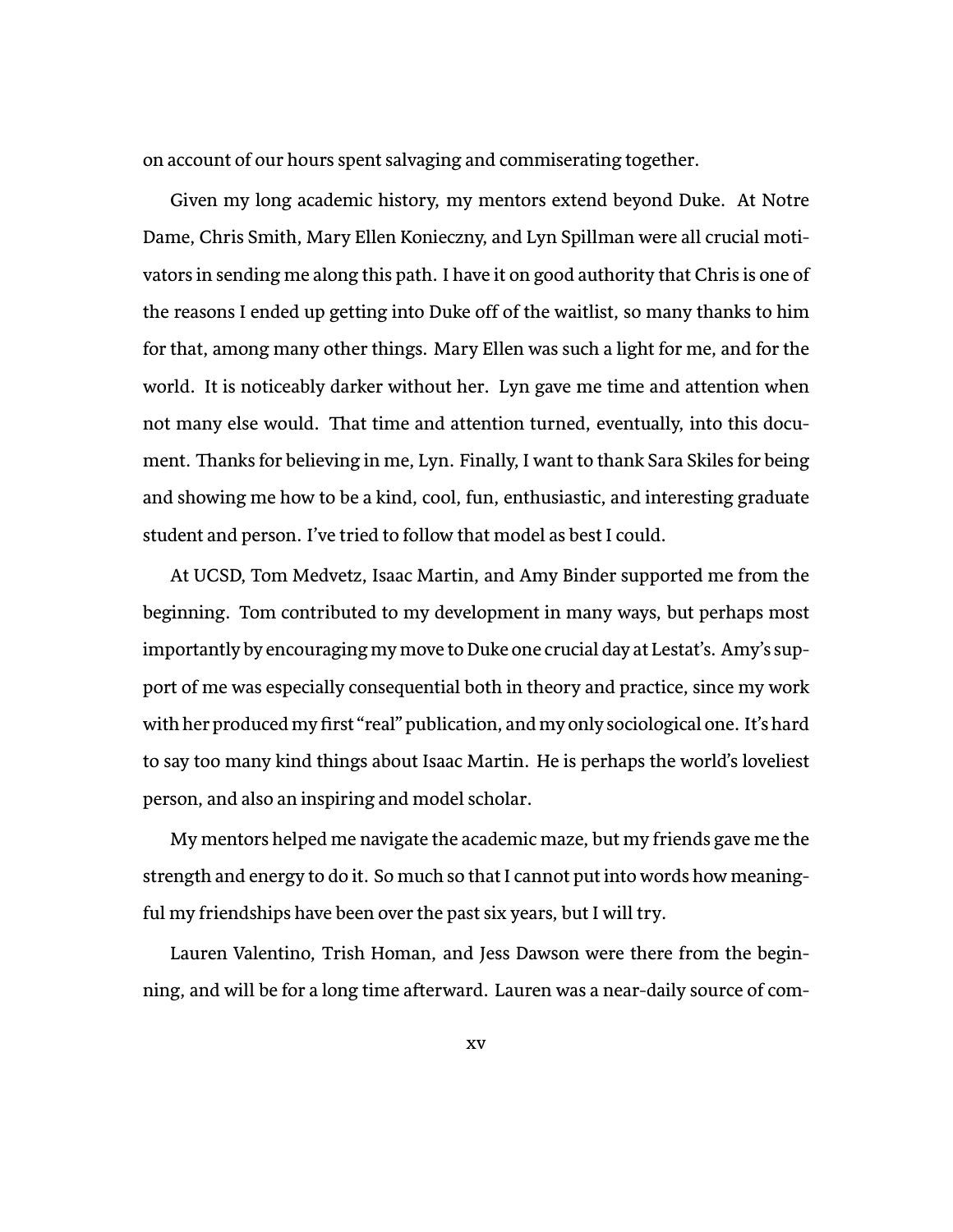on account of our hours spent salvaging and commiserating together.

Given my long academic history, my mentors extend beyond Duke. At Notre Dame, Chris Smith, Mary Ellen Konieczny, and Lyn Spillman were all crucial motivators in sending me along this path. I have it on good authority that Chris is one of the reasons I ended up getting into Duke off of the waitlist, so many thanks to him for that, among many other things. Mary Ellen was such a light for me, and for the world. It is noticeably darker without her. Lyn gave me time and attention when not many else would. That time and attention turned, eventually, into this document. Thanks for believing in me, Lyn. Finally, I want to thank Sara Skiles for being and showing me how to be a kind, cool, fun, enthusiastic, and interesting graduate student and person. I've tried to follow that model as best I could.

At UCSD, Tom Medvetz, Isaac Martin, and Amy Binder supported me from the beginning. Tom contributed to my development in many ways, but perhaps most importantly by encouraging my move to Duke one crucial day at Lestat's. Amy's support of me was especially consequential both in theory and practice, since my work with her produced my first "real" publication, and my only sociological one. It's hard to say too many kind things about Isaac Martin. He is perhaps the world's loveliest person, and also an inspiring and model scholar.

My mentors helped me navigate the academic maze, but my friends gave me the strength and energy to do it. So much so that I cannot put into words how meaningful my friendships have been over the past six years, but I will try.

Lauren Valentino, Trish Homan, and Jess Dawson were there from the beginning, and will be for a long time afterward. Lauren was a near-daily source of com-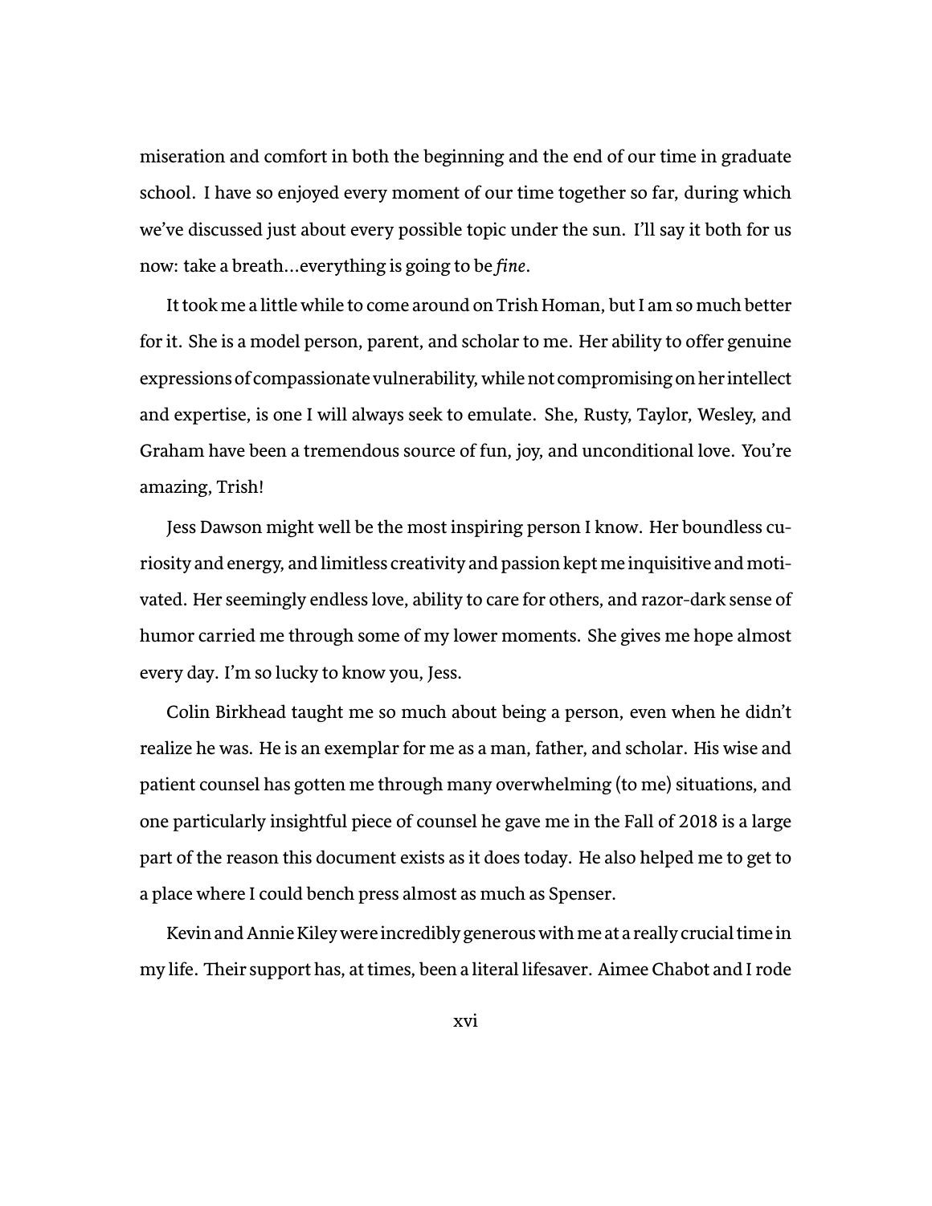miseration and comfort in both the beginning and the end of our time in graduate school. I have so enjoyed every moment of our time together so far, during which we've discussed just about every possible topic under the sun. I'll say it both for us now: take a breath...everything is going to be *fine*.

It took me a little while to come around on Trish Homan, but I am so much better for it. She is a model person, parent, and scholar to me. Her ability to offer genuine expressions of compassionate vulnerability, while not compromising on her intellect and expertise, is one I will always seek to emulate. She, Rusty, Taylor, Wesley, and Graham have been a tremendous source of fun, joy, and unconditional love. You're amazing, Trish!

Jess Dawson might well be the most inspiring person I know. Her boundless curiosity and energy, and limitless creativity and passion kept me inquisitive and motivated. Her seemingly endless love, ability to care for others, and razor-dark sense of humor carried me through some of my lower moments. She gives me hope almost every day. I'm so lucky to know you, Jess.

Colin Birkhead taught me so much about being a person, even when he didn't realize he was. He is an exemplar for me as a man, father, and scholar. His wise and patient counsel has gotten me through many overwhelming (to me) situations, and one particularly insightful piece of counsel he gave me in the Fall of 2018 is a large part of the reason this document exists as it does today. He also helped me to get to a place where I could bench press almost as much as Spenser.

Kevin and Annie Kiley were incredibly generous with me at a really crucial time in my life. Their support has, at times, been a literal lifesaver. Aimee Chabot and I rode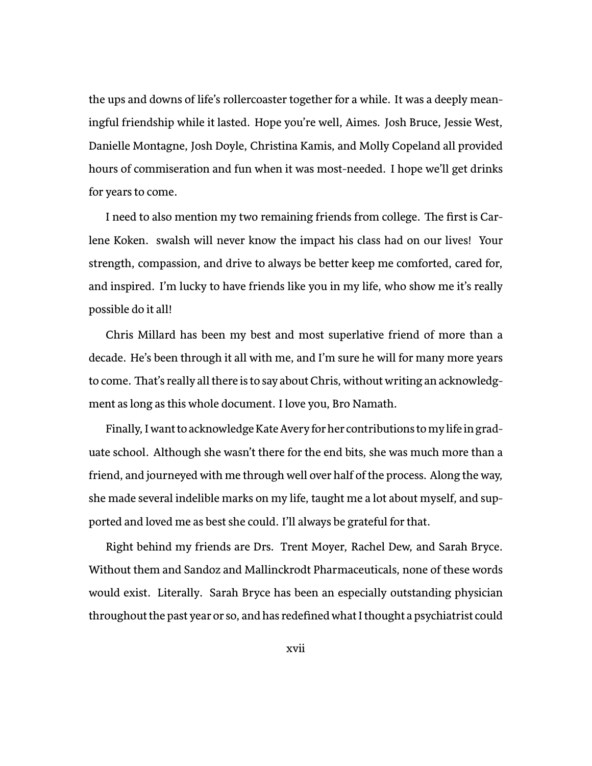the ups and downs of life's rollercoaster together for a while. It was a deeply meaningful friendship while it lasted. Hope you're well, Aimes. Josh Bruce, Jessie West, Danielle Montagne, Josh Doyle, Christina Kamis, and Molly Copeland all provided hours of commiseration and fun when it was most-needed. I hope we'll get drinks for years to come.

I need to also mention my two remaining friends from college. The first is Carlene Koken. swalsh will never know the impact his class had on our lives! Your strength, compassion, and drive to always be better keep me comforted, cared for, and inspired. I'm lucky to have friends like you in my life, who show me it's really possible do it all!

Chris Millard has been my best and most superlative friend of more than a decade. He's been through it all with me, and I'm sure he will for many more years to come. That's really all there is to say about Chris, without writing an acknowledgment as long as this whole document. I love you, Bro Namath.

Finally, I want to acknowledge Kate Avery for her contributions to my life in graduate school. Although she wasn't there for the end bits, she was much more than a friend, and journeyed with me through well over half of the process. Along the way, she made several indelible marks on my life, taught me a lot about myself, and supported and loved me as best she could. I'll always be grateful for that.

Right behind my friends are Drs. Trent Moyer, Rachel Dew, and Sarah Bryce. Without them and Sandoz and Mallinckrodt Pharmaceuticals, none of these words would exist. Literally. Sarah Bryce has been an especially outstanding physician throughout the past year or so, and has redefined what I thought a psychiatrist could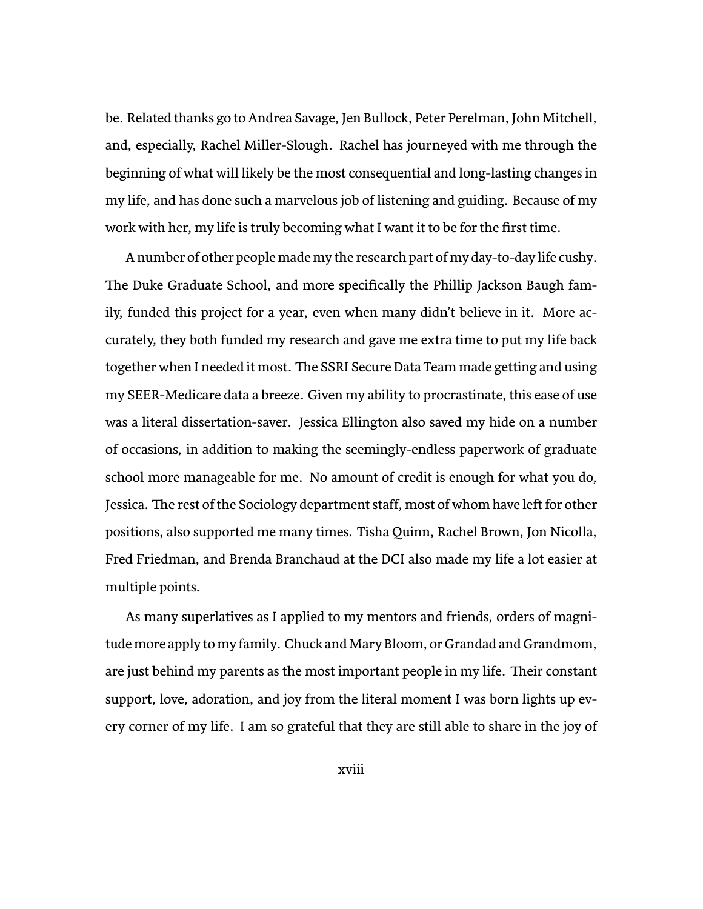be. Related thanks go to Andrea Savage, Jen Bullock, Peter Perelman, John Mitchell, and, especially, Rachel Miller-Slough. Rachel has journeyed with me through the beginning of what will likely be the most consequential and long-lasting changes in my life, and has done such a marvelous job of listening and guiding. Because of my work with her, my life is truly becoming what I want it to be for the first time.

A number of other people made my the research part of my day-to-day life cushy. The Duke Graduate School, and more specifically the Phillip Jackson Baugh family, funded this project for a year, even when many didn't believe in it. More accurately, they both funded my research and gave me extra time to put my life back together when I needed it most. The SSRI Secure Data Team made getting and using my SEER-Medicare data a breeze. Given my ability to procrastinate, this ease of use was a literal dissertation-saver. Jessica Ellington also saved my hide on a number of occasions, in addition to making the seemingly-endless paperwork of graduate school more manageable for me. No amount of credit is enough for what you do, Jessica. The rest of the Sociology department staff, most of whom have left for other positions, also supported me many times. Tisha Quinn, Rachel Brown, Jon Nicolla, Fred Friedman, and Brenda Branchaud at the DCI also made my life a lot easier at multiple points.

As many superlatives as I applied to my mentors and friends, orders of magnitude more apply to my family. Chuck and Mary Bloom, or Grandad and Grandmom, are just behind my parents as the most important people in my life. Their constant support, love, adoration, and joy from the literal moment I was born lights up every corner of my life. I am so grateful that they are still able to share in the joy of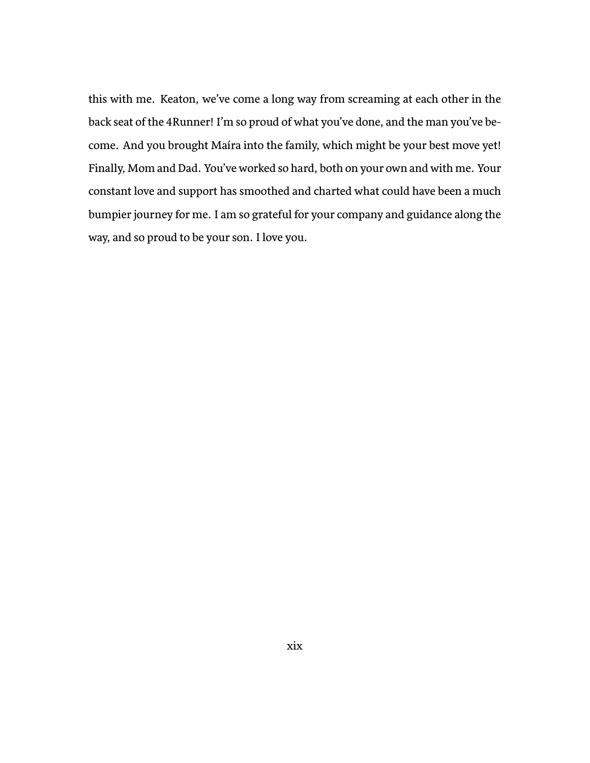this with me. Keaton, we've come a long way from screaming at each other in the back seat of the 4Runner! I'm so proud of what you've done, and the man you've become. And you brought Maíra into the family, which might be your best move yet! Finally, Mom and Dad. You've worked so hard, both on your own and with me. Your constant love and support has smoothed and charted what could have been a much bumpier journey for me. I am so grateful for your company and guidance along the way, and so proud to be your son. I love you.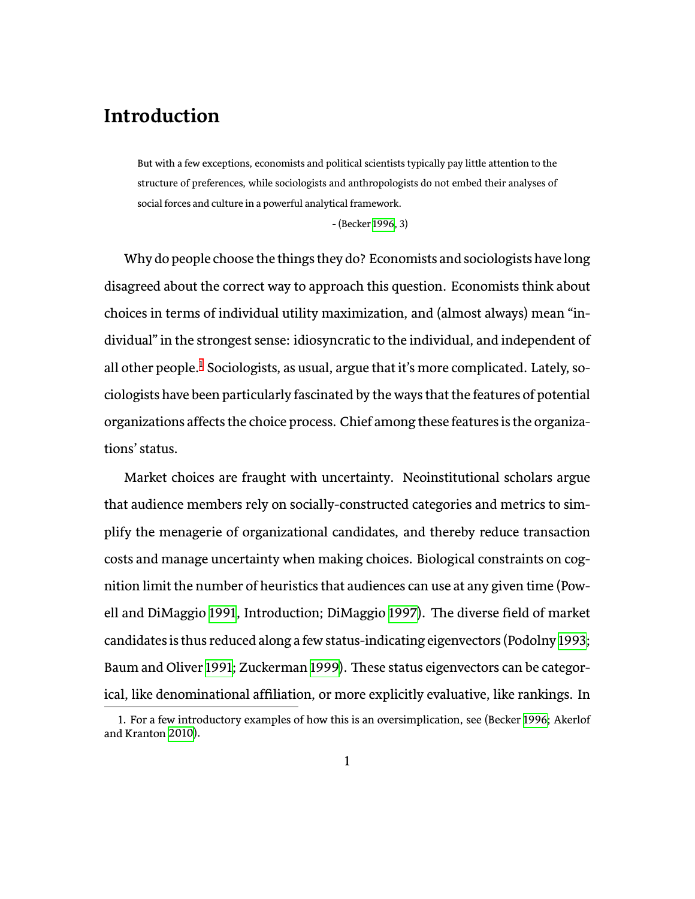# Introduction

> But with a few exceptions, economists and political scientists typically pay little attention to the structure of preferences, while sociologists and anthropologists do not embed their analyses of social forces and culture in a powerful analytical framework.
>
> - (Becker 1996, 3)

Why do people choose the things they do? Economists and sociologists have long disagreed about the correct way to approach this question. Economists think about choices in terms of individual utility maximization, and (almost always) mean "individual" in the strongest sense: idiosyncratic to the individual, and independent of all other people.[1] Sociologists, as usual, argue that it's more complicated. Lately, sociologists have been particularly fascinated by the ways that the features of potential organizations affects the choice process. Chief among these features is the organizations' status.

Market choices are fraught with uncertainty. Neoinstitutional scholars argue that audience members rely on socially-constructed categories and metrics to simplify the menagerie of organizational candidates, and thereby reduce transaction costs and manage uncertainty when making choices. Biological constraints on cognition limit the number of heuristics that audiences can use at any given time (Powell and DiMaggio 1991, Introduction; DiMaggio 1997). The diverse field of market candidates is thus reduced along a few status-indicating eigenvectors (Podolny 1993; Baum and Oliver 1991; Zuckerman 1999). These status eigenvectors can be categorical, like denominational affiliation, or more explicitly evaluative, like rankings. In

1. For a few introductory examples of how this is an oversimplication, see (Becker 1996; Akerlof and Kranton 2010).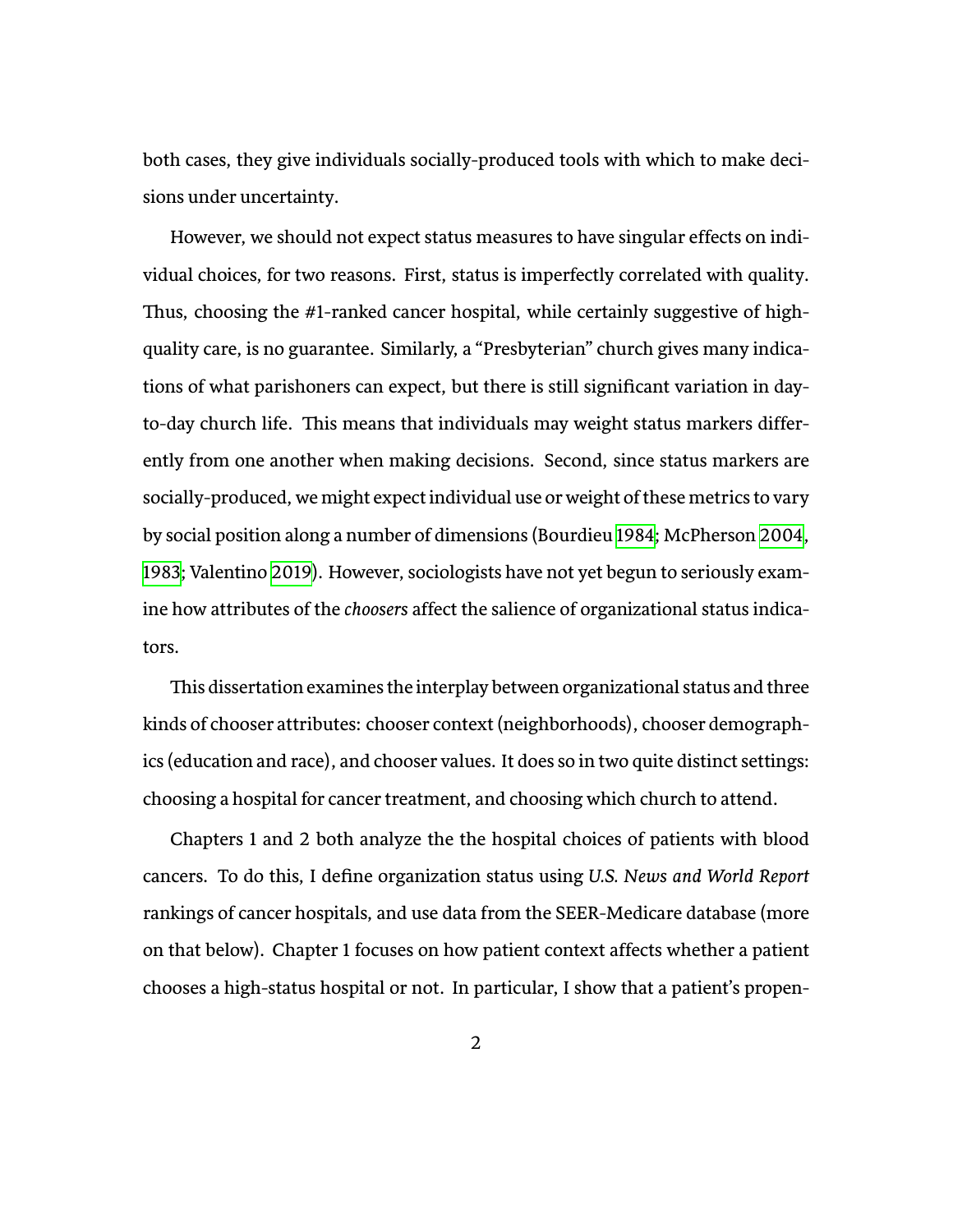both cases, they give individuals socially-produced tools with which to make decisions under uncertainty.

However, we should not expect status measures to have singular effects on individual choices, for two reasons. First, status is imperfectly correlated with quality. Thus, choosing the #1-ranked cancer hospital, while certainly suggestive of high-quality care, is no guarantee. Similarly, a "Presbyterian" church gives many indications of what parishoners can expect, but there is still significant variation in day-to-day church life. This means that individuals may weight status markers differently from one another when making decisions. Second, since status markers are socially-produced, we might expect individual use or weight of these metrics to vary by social position along a number of dimensions (Bourdieu 1984; McPherson 2004, 1983; Valentino 2019). However, sociologists have not yet begun to seriously examine how attributes of the *choosers* affect the salience of organizational status indicators.

This dissertation examines the interplay between organizational status and three kinds of chooser attributes: chooser context (neighborhoods), chooser demographics (education and race), and chooser values. It does so in two quite distinct settings: choosing a hospital for cancer treatment, and choosing which church to attend.

Chapters 1 and 2 both analyze the the hospital choices of patients with blood cancers. To do this, I define organization status using *U.S. News and World Report* rankings of cancer hospitals, and use data from the SEER-Medicare database (more on that below). Chapter 1 focuses on how patient context affects whether a patient chooses a high-status hospital or not. In particular, I show that a patient's propen-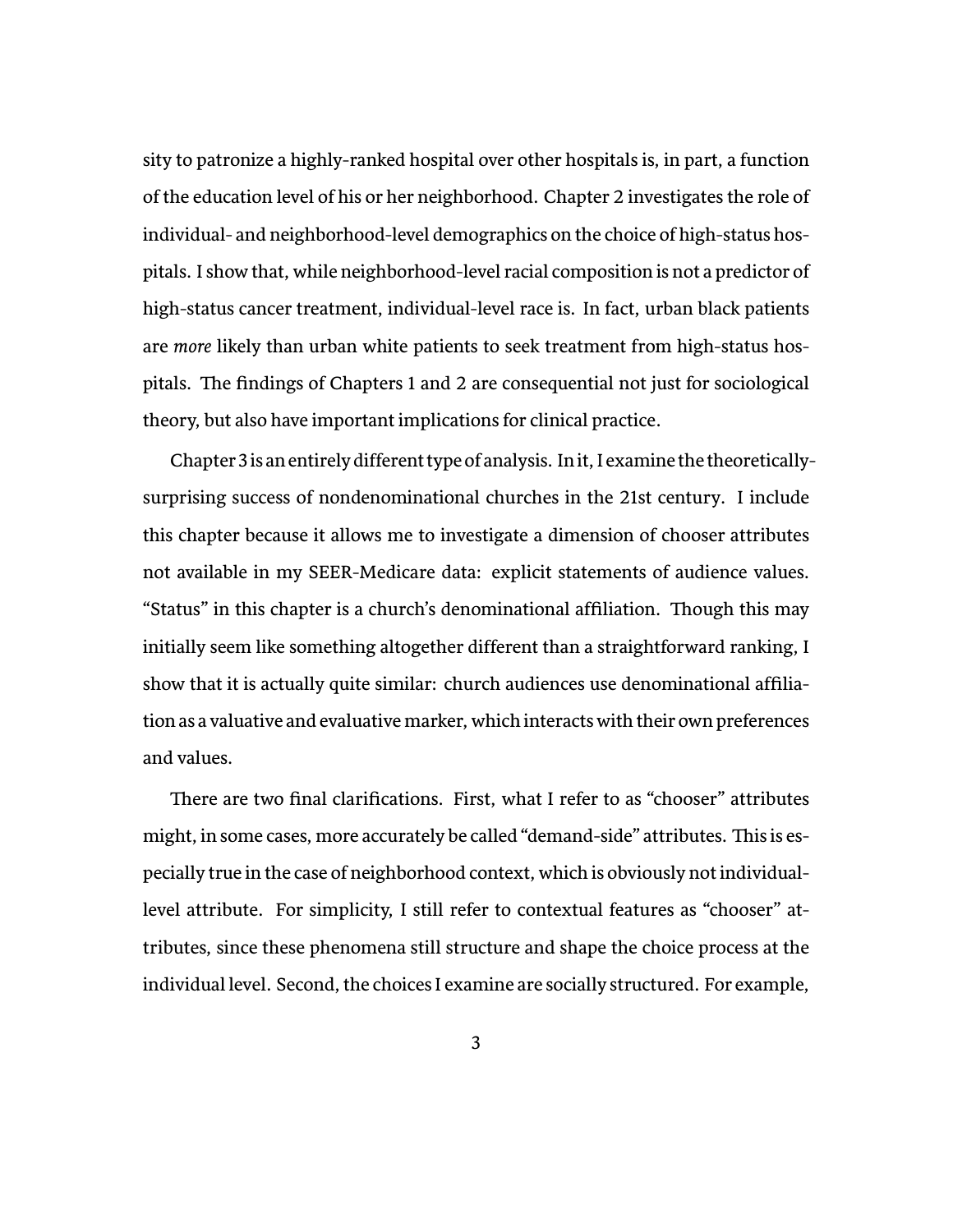sity to patronize a highly-ranked hospital over other hospitals is, in part, a function of the education level of his or her neighborhood. Chapter 2 investigates the role of individual- and neighborhood-level demographics on the choice of high-status hospitals. I show that, while neighborhood-level racial composition is not a predictor of high-status cancer treatment, individual-level race is. In fact, urban black patients are *more* likely than urban white patients to seek treatment from high-status hospitals. The findings of Chapters 1 and 2 are consequential not just for sociological theory, but also have important implications for clinical practice.

Chapter 3 is an entirely different type of analysis. In it, I examine the theoretically-surprising success of nondenominational churches in the 21st century. I include this chapter because it allows me to investigate a dimension of chooser attributes not available in my SEER-Medicare data: explicit statements of audience values. "Status" in this chapter is a church's denominational affiliation. Though this may initially seem like something altogether different than a straightforward ranking, I show that it is actually quite similar: church audiences use denominational affiliation as a valuative and evaluative marker, which interacts with their own preferences and values.

There are two final clarifications. First, what I refer to as "chooser" attributes might, in some cases, more accurately be called "demand-side" attributes. This is especially true in the case of neighborhood context, which is obviously not individual-level attribute. For simplicity, I still refer to contextual features as "chooser" attributes, since these phenomena still structure and shape the choice process at the individual level. Second, the choices I examine are socially structured. For example,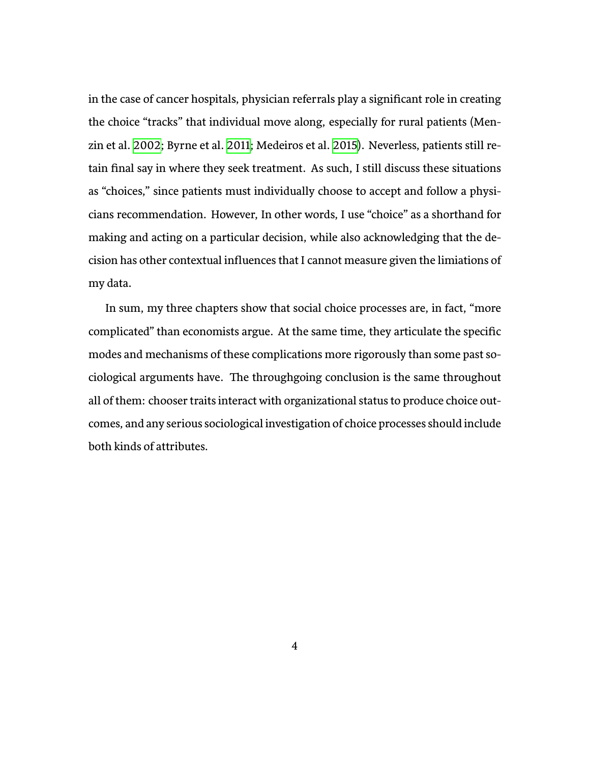in the case of cancer hospitals, physician referrals play a significant role in creating the choice "tracks" that individual move along, especially for rural patients (Menzin et al. 2002; Byrne et al. 2011; Medeiros et al. 2015). Neverless, patients still retain final say in where they seek treatment. As such, I still discuss these situations as "choices," since patients must individually choose to accept and follow a physicians recommendation. However, In other words, I use "choice" as a shorthand for making and acting on a particular decision, while also acknowledging that the decision has other contextual influences that I cannot measure given the limiations of my data.

In sum, my three chapters show that social choice processes are, in fact, "more complicated" than economists argue. At the same time, they articulate the specific modes and mechanisms of these complications more rigorously than some past sociological arguments have. The throughgoing conclusion is the same throughout all of them: chooser traits interact with organizational status to produce choice outcomes, and any serious sociological investigation of choice processes should include both kinds of attributes.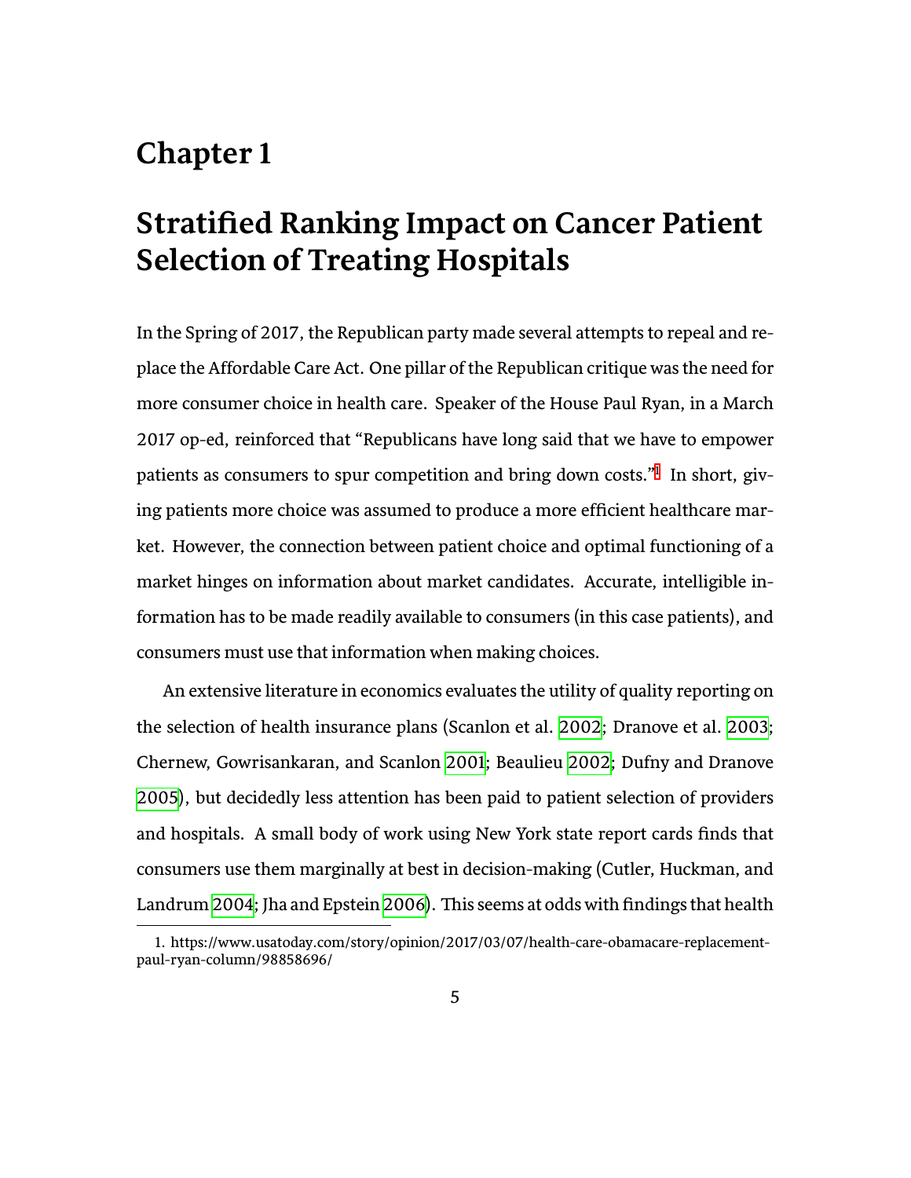# Chapter 1

# Stratified Ranking Impact on Cancer Patient Selection of Treating Hospitals

In the Spring of 2017, the Republican party made several attempts to repeal and replace the Affordable Care Act. One pillar of the Republican critique was the need for more consumer choice in health care. Speaker of the House Paul Ryan, in a March 2017 op-ed, reinforced that "Republicans have long said that we have to empower patients as consumers to spur competition and bring down costs."[1] In short, giving patients more choice was assumed to produce a more efficient healthcare market. However, the connection between patient choice and optimal functioning of a market hinges on information about market candidates. Accurate, intelligible information has to be made readily available to consumers (in this case patients), and consumers must use that information when making choices.

An extensive literature in economics evaluates the utility of quality reporting on the selection of health insurance plans (Scanlon et al. 2002; Dranove et al. 2003; Chernew, Gowrisankaran, and Scanlon 2001; Beaulieu 2002; Dufny and Dranove 2005), but decidedly less attention has been paid to patient selection of providers and hospitals. A small body of work using New York state report cards finds that consumers use them marginally at best in decision-making (Cutler, Huckman, and Landrum 2004; Jha and Epstein 2006). This seems at odds with findings that health

1. https://www.usatoday.com/story/opinion/2017/03/07/health-care-obamacare-replacement-paul-ryan-column/98858696/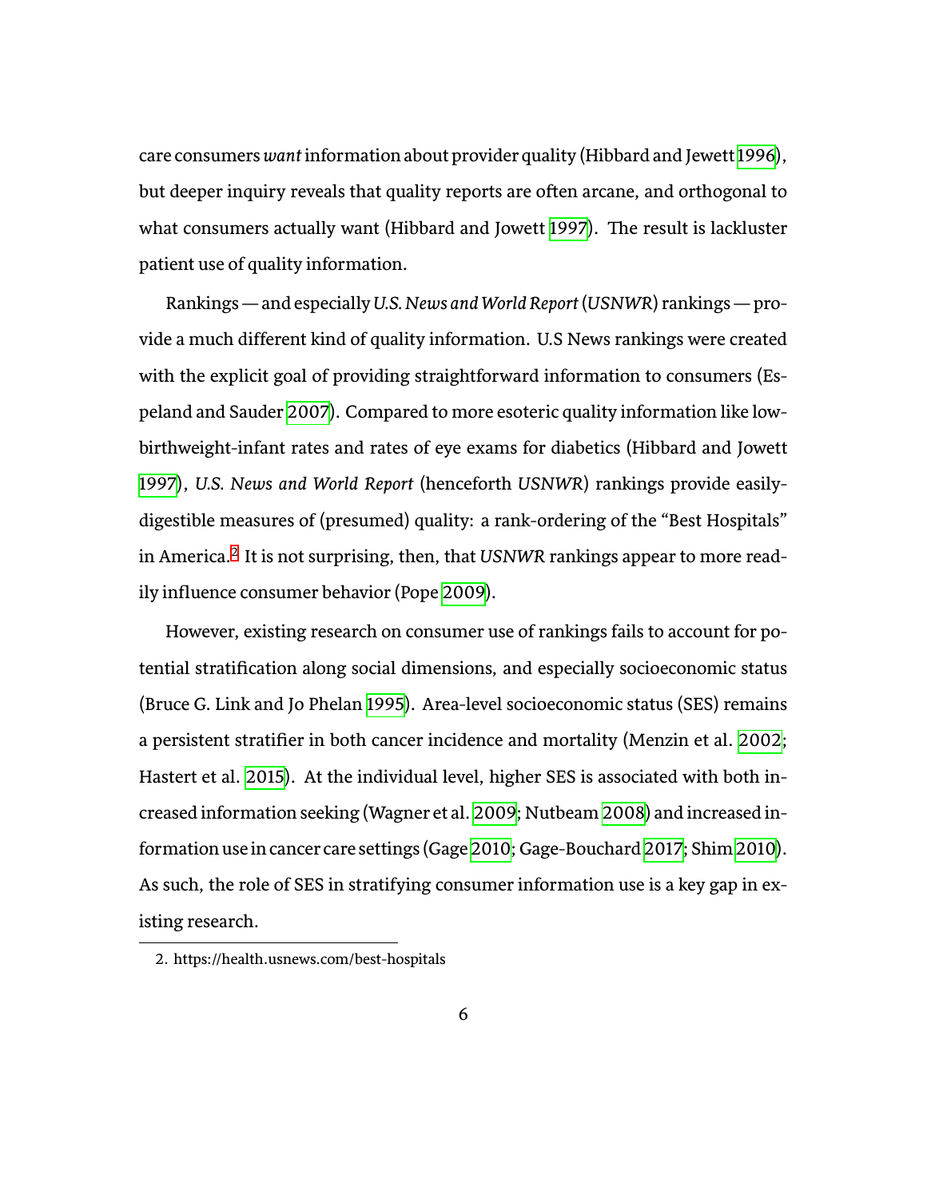care consumers *want* information about provider quality (Hibbard and Jewett 1996), but deeper inquiry reveals that quality reports are often arcane, and orthogonal to what consumers actually want (Hibbard and Jowett 1997). The result is lackluster patient use of quality information.

Rankings — and especially *U.S. News and World Report* (*USNWR*) rankings — provide a much different kind of quality information. U.S News rankings were created with the explicit goal of providing straightforward information to consumers (Espeland and Sauder 2007). Compared to more esoteric quality information like low-birthweight-infant rates and rates of eye exams for diabetics (Hibbard and Jowett 1997), *U.S. News and World Report* (henceforth *USNWR*) rankings provide easily-digestible measures of (presumed) quality: a rank-ordering of the "Best Hospitals" in America.[2] It is not surprising, then, that *USNWR* rankings appear to more readily influence consumer behavior (Pope 2009).

However, existing research on consumer use of rankings fails to account for potential stratification along social dimensions, and especially socioeconomic status (Bruce G. Link and Jo Phelan 1995). Area-level socioeconomic status (SES) remains a persistent stratifier in both cancer incidence and mortality (Menzin et al. 2002; Hastert et al. 2015). At the individual level, higher SES is associated with both increased information seeking (Wagner et al. 2009; Nutbeam 2008) and increased information use in cancer care settings (Gage 2010; Gage-Bouchard 2017; Shim 2010). As such, the role of SES in stratifying consumer information use is a key gap in existing research.

2. https://health.usnews.com/best-hospitals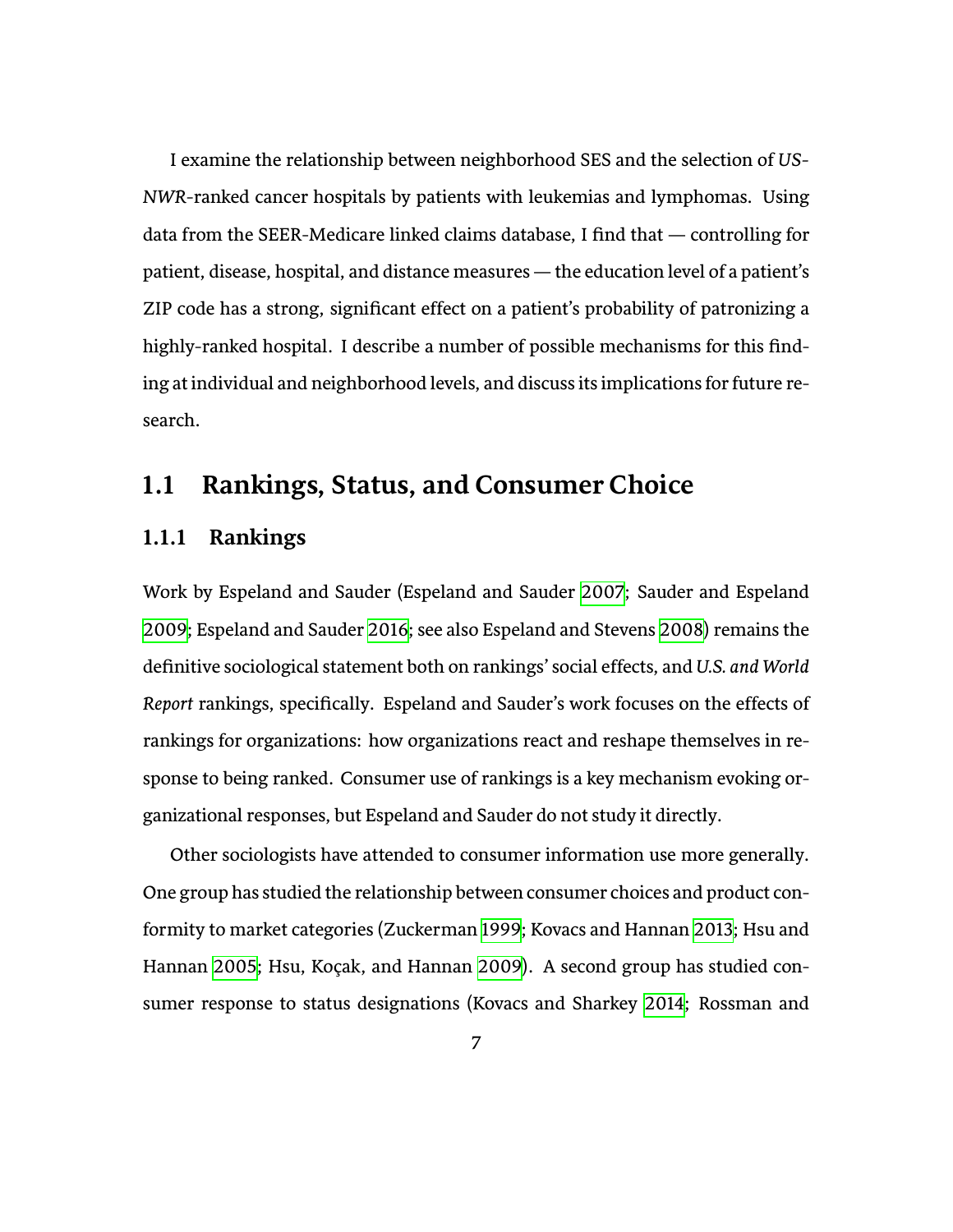I examine the relationship between neighborhood SES and the selection of *USNWR*-ranked cancer hospitals by patients with leukemias and lymphomas. Using data from the SEER-Medicare linked claims database, I find that — controlling for patient, disease, hospital, and distance measures — the education level of a patient's ZIP code has a strong, significant effect on a patient's probability of patronizing a highly-ranked hospital. I describe a number of possible mechanisms for this finding at individual and neighborhood levels, and discuss its implications for future research.

## 1.1 Rankings, Status, and Consumer Choice

### 1.1.1 Rankings

Work by Espeland and Sauder (Espeland and Sauder 2007; Sauder and Espeland 2009; Espeland and Sauder 2016; see also Espeland and Stevens 2008) remains the definitive sociological statement both on rankings' social effects, and *U.S. and World Report* rankings, specifically. Espeland and Sauder's work focuses on the effects of rankings for organizations: how organizations react and reshape themselves in response to being ranked. Consumer use of rankings is a key mechanism evoking organizational responses, but Espeland and Sauder do not study it directly.

Other sociologists have attended to consumer information use more generally. One group has studied the relationship between consumer choices and product conformity to market categories (Zuckerman 1999; Kovacs and Hannan 2013; Hsu and Hannan 2005; Hsu, Koçak, and Hannan 2009). A second group has studied consumer response to status designations (Kovacs and Sharkey 2014; Rossman and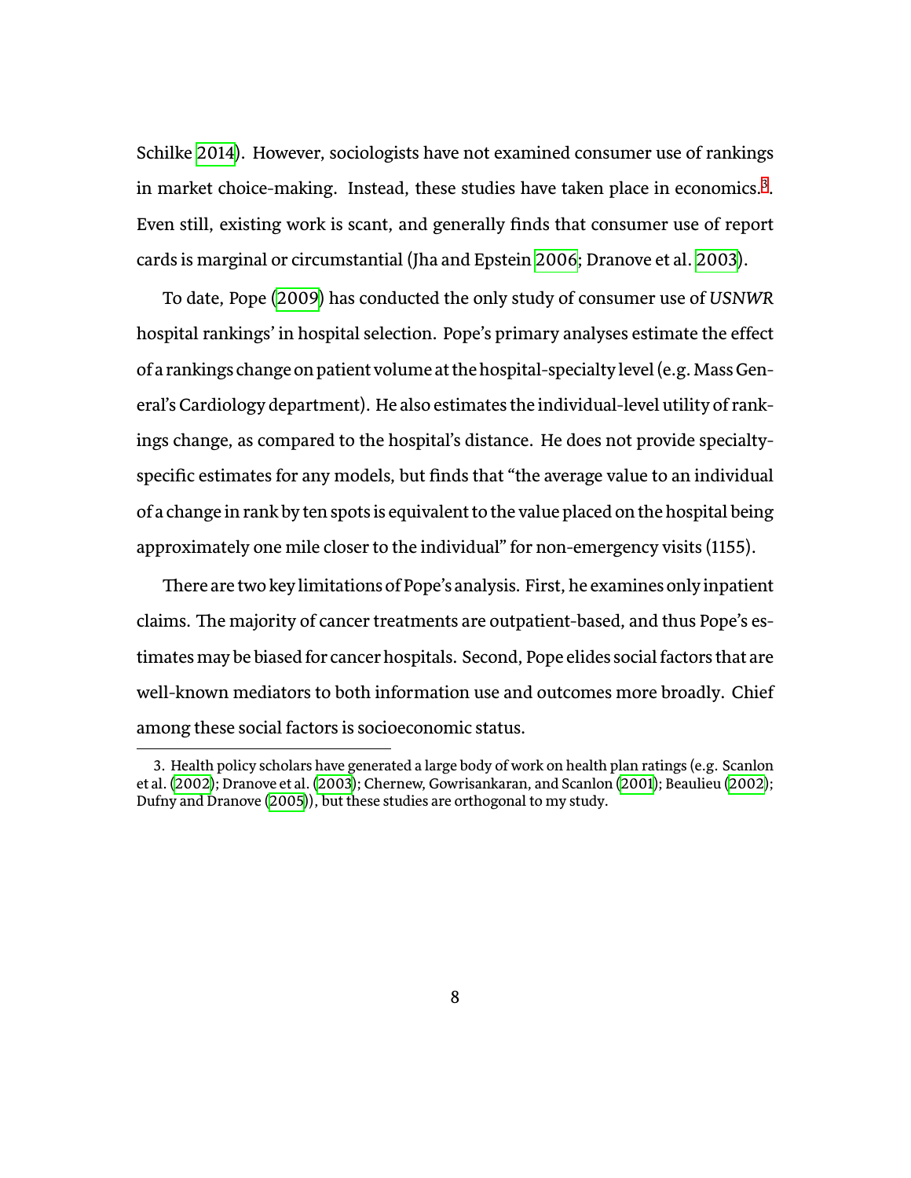Schilke 2014). However, sociologists have not examined consumer use of rankings in market choice-making. Instead, these studies have taken place in economics.[3]. Even still, existing work is scant, and generally finds that consumer use of report cards is marginal or circumstantial (Jha and Epstein 2006; Dranove et al. 2003).

To date, Pope (2009) has conducted the only study of consumer use of *USNWR* hospital rankings' in hospital selection. Pope's primary analyses estimate the effect of a rankings change on patient volume at the hospital-specialty level (e.g. Mass General's Cardiology department). He also estimates the individual-level utility of rankings change, as compared to the hospital's distance. He does not provide specialty-specific estimates for any models, but finds that "the average value to an individual of a change in rank by ten spots is equivalent to the value placed on the hospital being approximately one mile closer to the individual" for non-emergency visits (1155).

There are two key limitations of Pope's analysis. First, he examines only inpatient claims. The majority of cancer treatments are outpatient-based, and thus Pope's estimates may be biased for cancer hospitals. Second, Pope elides social factors that are well-known mediators to both information use and outcomes more broadly. Chief among these social factors is socioeconomic status.

---

3. Health policy scholars have generated a large body of work on health plan ratings (e.g. Scanlon et al. (2002); Dranove et al. (2003); Chernew, Gowrisankaran, and Scanlon (2001); Beaulieu (2002); Dufny and Dranove (2005)), but these studies are orthogonal to my study.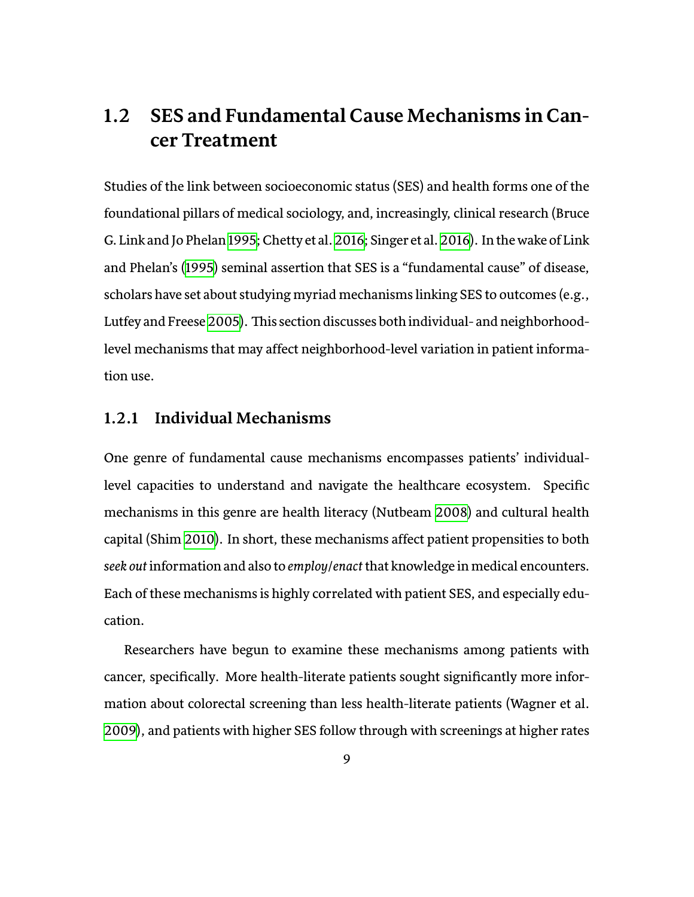## 1.2 SES and Fundamental Cause Mechanisms in Cancer Treatment

Studies of the link between socioeconomic status (SES) and health forms one of the foundational pillars of medical sociology, and, increasingly, clinical research (Bruce G. Link and Jo Phelan 1995; Chetty et al. 2016; Singer et al. 2016). In the wake of Link and Phelan's (1995) seminal assertion that SES is a "fundamental cause" of disease, scholars have set about studying myriad mechanisms linking SES to outcomes (e.g., Lutfey and Freese 2005). This section discusses both individual- and neighborhood-level mechanisms that may affect neighborhood-level variation in patient information use.

### 1.2.1 Individual Mechanisms

One genre of fundamental cause mechanisms encompasses patients' individual-level capacities to understand and navigate the healthcare ecosystem. Specific mechanisms in this genre are health literacy (Nutbeam 2008) and cultural health capital (Shim 2010). In short, these mechanisms affect patient propensities to both *seek out* information and also to *employ/enact* that knowledge in medical encounters. Each of these mechanisms is highly correlated with patient SES, and especially education.

Researchers have begun to examine these mechanisms among patients with cancer, specifically. More health-literate patients sought significantly more information about colorectal screening than less health-literate patients (Wagner et al. 2009), and patients with higher SES follow through with screenings at higher rates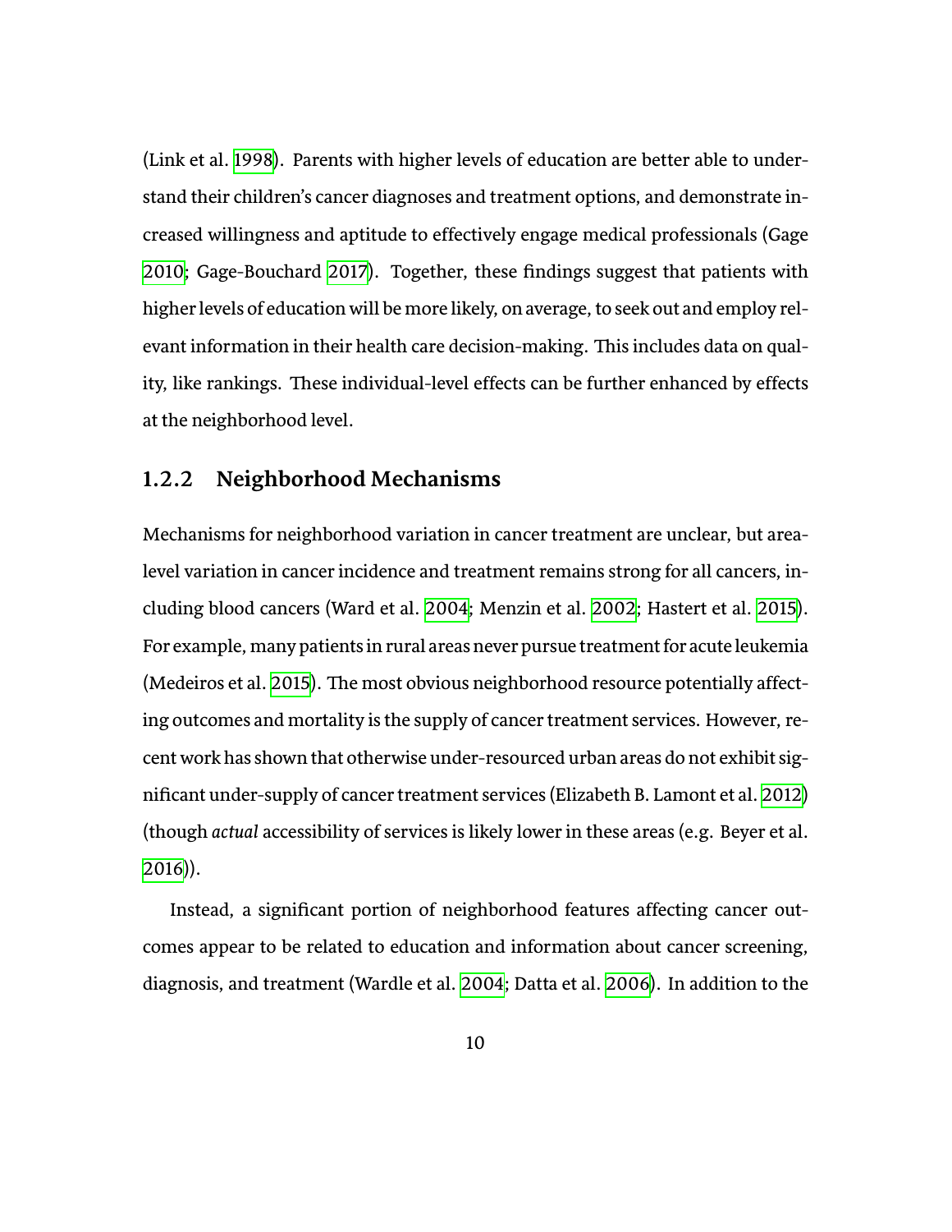(Link et al. 1998). Parents with higher levels of education are better able to understand their children's cancer diagnoses and treatment options, and demonstrate increased willingness and aptitude to effectively engage medical professionals (Gage 2010; Gage-Bouchard 2017). Together, these findings suggest that patients with higher levels of education will be more likely, on average, to seek out and employ relevant information in their health care decision-making. This includes data on quality, like rankings. These individual-level effects can be further enhanced by effects at the neighborhood level.

### 1.2.2 Neighborhood Mechanisms

Mechanisms for neighborhood variation in cancer treatment are unclear, but area-level variation in cancer incidence and treatment remains strong for all cancers, including blood cancers (Ward et al. 2004; Menzin et al. 2002; Hastert et al. 2015). For example, many patients in rural areas never pursue treatment for acute leukemia (Medeiros et al. 2015). The most obvious neighborhood resource potentially affecting outcomes and mortality is the supply of cancer treatment services. However, recent work has shown that otherwise under-resourced urban areas do not exhibit significant under-supply of cancer treatment services (Elizabeth B. Lamont et al. 2012) (though *actual* accessibility of services is likely lower in these areas (e.g. Beyer et al. 2016)).

Instead, a significant portion of neighborhood features affecting cancer outcomes appear to be related to education and information about cancer screening, diagnosis, and treatment (Wardle et al. 2004; Datta et al. 2006). In addition to the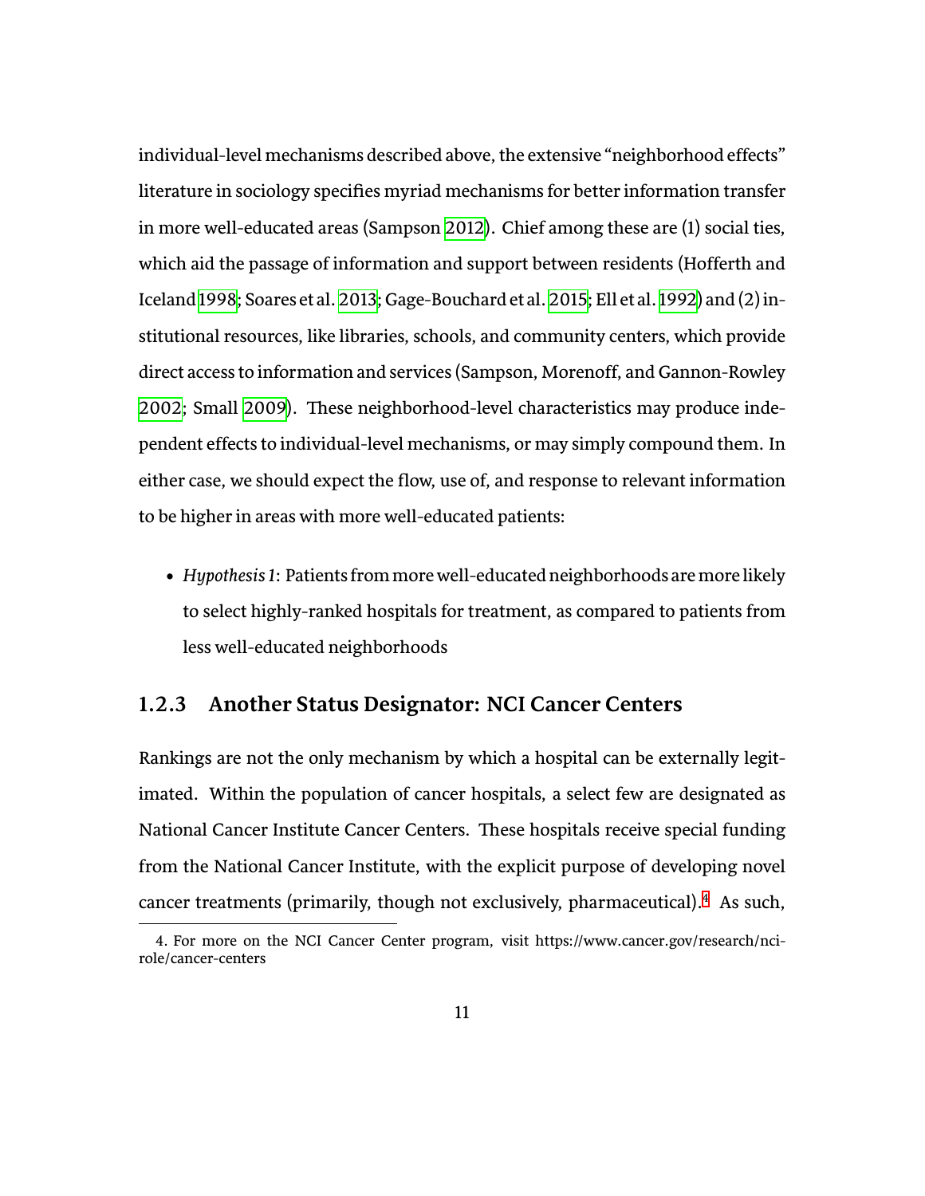individual-level mechanisms described above, the extensive "neighborhood effects" literature in sociology specifies myriad mechanisms for better information transfer in more well-educated areas (Sampson 2012). Chief among these are (1) social ties, which aid the passage of information and support between residents (Hofferth and Iceland 1998; Soares et al. 2013; Gage-Bouchard et al. 2015; Ell et al. 1992) and (2) institutional resources, like libraries, schools, and community centers, which provide direct access to information and services (Sampson, Morenoff, and Gannon-Rowley 2002; Small 2009). These neighborhood-level characteristics may produce independent effects to individual-level mechanisms, or may simply compound them. In either case, we should expect the flow, use of, and response to relevant information to be higher in areas with more well-educated patients:

- *Hypothesis 1*: Patients from more well-educated neighborhoods are more likely to select highly-ranked hospitals for treatment, as compared to patients from less well-educated neighborhoods

### 1.2.3 Another Status Designator: NCI Cancer Centers

Rankings are not the only mechanism by which a hospital can be externally legitimated. Within the population of cancer hospitals, a select few are designated as National Cancer Institute Cancer Centers. These hospitals receive special funding from the National Cancer Institute, with the explicit purpose of developing novel cancer treatments (primarily, though not exclusively, pharmaceutical).[4] As such,

4. For more on the NCI Cancer Center program, visit https://www.cancer.gov/research/nci-role/cancer-centers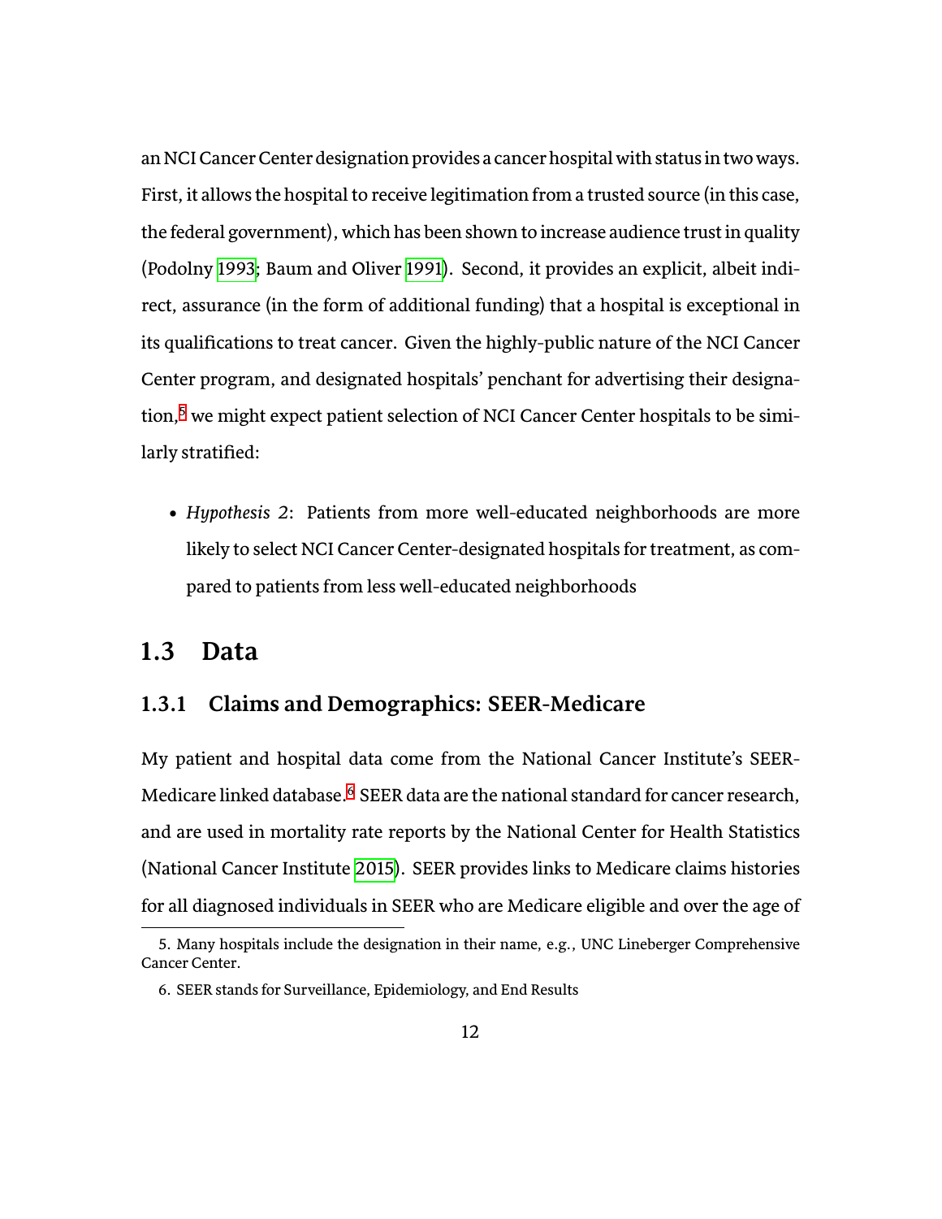an NCI Cancer Center designation provides a cancer hospital with status in two ways. First, it allows the hospital to receive legitimation from a trusted source (in this case, the federal government), which has been shown to increase audience trust in quality (Podolny 1993; Baum and Oliver 1991). Second, it provides an explicit, albeit indirect, assurance (in the form of additional funding) that a hospital is exceptional in its qualifications to treat cancer. Given the highly-public nature of the NCI Cancer Center program, and designated hospitals' penchant for advertising their designation,[5] we might expect patient selection of NCI Cancer Center hospitals to be similarly stratified:

- *Hypothesis 2*: Patients from more well-educated neighborhoods are more likely to select NCI Cancer Center-designated hospitals for treatment, as compared to patients from less well-educated neighborhoods

## 1.3 Data

### 1.3.1 Claims and Demographics: SEER-Medicare

My patient and hospital data come from the National Cancer Institute's SEER-Medicare linked database.[6] SEER data are the national standard for cancer research, and are used in mortality rate reports by the National Center for Health Statistics (National Cancer Institute 2015). SEER provides links to Medicare claims histories for all diagnosed individuals in SEER who are Medicare eligible and over the age of

5. Many hospitals include the designation in their name, e.g., UNC Lineberger Comprehensive Cancer Center.

6. SEER stands for Surveillance, Epidemiology, and End Results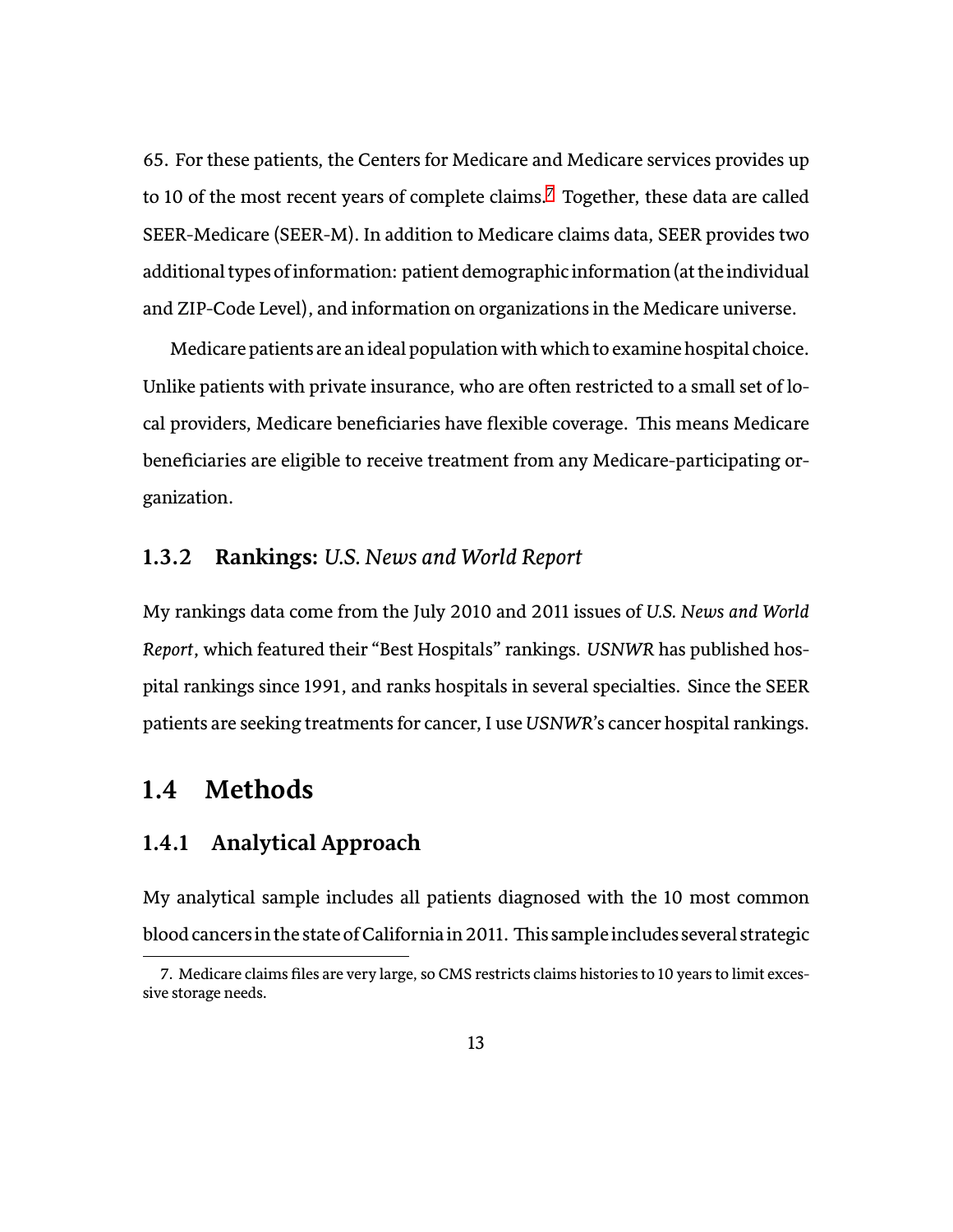65. For these patients, the Centers for Medicare and Medicare services provides up to 10 of the most recent years of complete claims.[7] Together, these data are called SEER-Medicare (SEER-M). In addition to Medicare claims data, SEER provides two additional types of information: patient demographic information (at the individual and ZIP-Code Level), and information on organizations in the Medicare universe.

Medicare patients are an ideal population with which to examine hospital choice. Unlike patients with private insurance, who are often restricted to a small set of local providers, Medicare beneficiaries have flexible coverage. This means Medicare beneficiaries are eligible to receive treatment from any Medicare-participating organization.

### 1.3.2 Rankings: *U.S. News and World Report*

My rankings data come from the July 2010 and 2011 issues of *U.S. News and World Report*, which featured their "Best Hospitals" rankings. *USNWR* has published hospital rankings since 1991, and ranks hospitals in several specialties. Since the SEER patients are seeking treatments for cancer, I use *USNWR*'s cancer hospital rankings.

## 1.4 Methods

### 1.4.1 Analytical Approach

My analytical sample includes all patients diagnosed with the 10 most common blood cancers in the state of California in 2011. This sample includes several strategic

7. Medicare claims files are very large, so CMS restricts claims histories to 10 years to limit excessive storage needs.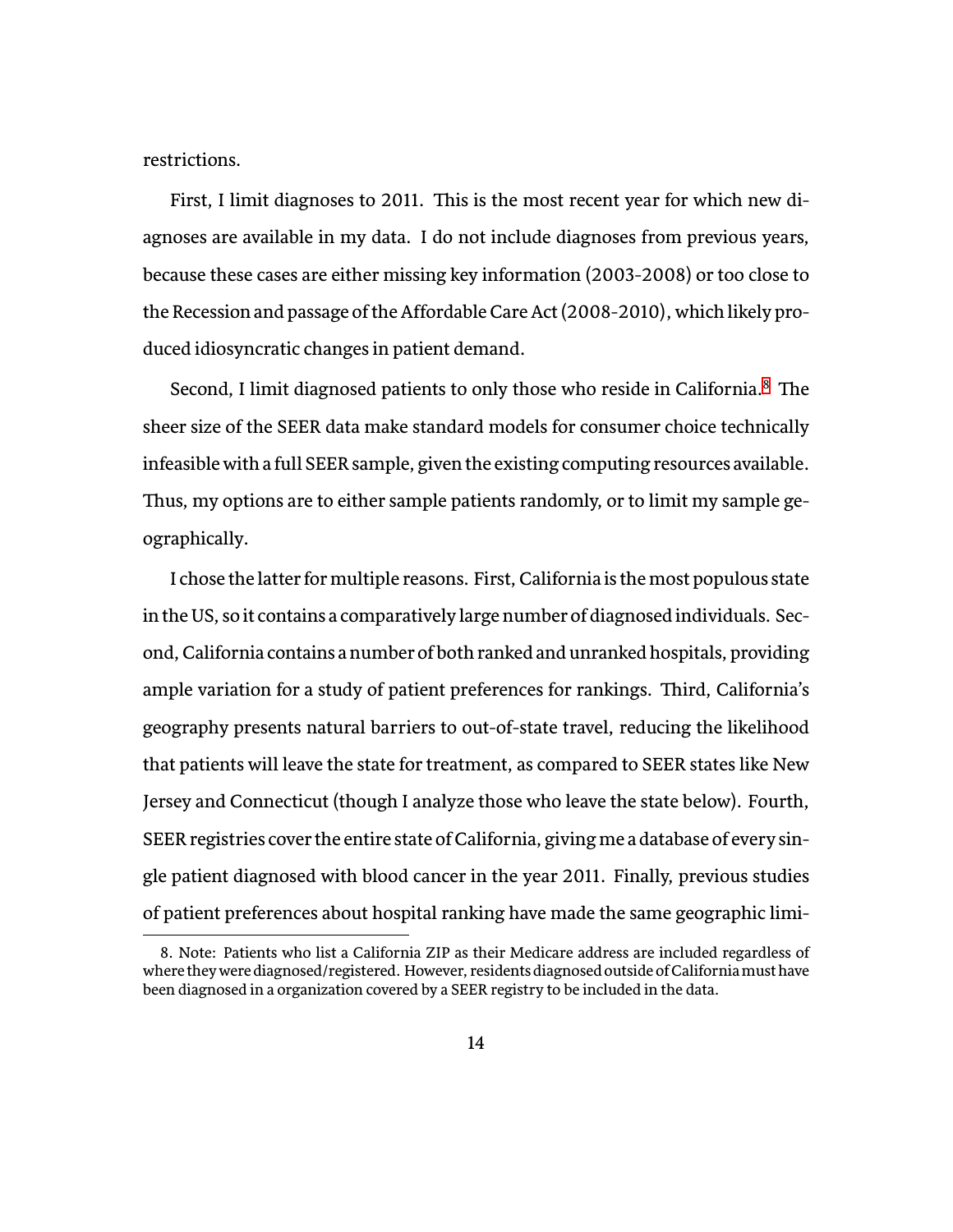restrictions.

First, I limit diagnoses to 2011. This is the most recent year for which new diagnoses are available in my data. I do not include diagnoses from previous years, because these cases are either missing key information (2003-2008) or too close to the Recession and passage of the Affordable Care Act (2008-2010), which likely produced idiosyncratic changes in patient demand.

Second, I limit diagnosed patients to only those who reside in California.[8] The sheer size of the SEER data make standard models for consumer choice technically infeasible with a full SEER sample, given the existing computing resources available. Thus, my options are to either sample patients randomly, or to limit my sample geographically.

I chose the latter for multiple reasons. First, California is the most populous state in the US, so it contains a comparatively large number of diagnosed individuals. Second, California contains a number of both ranked and unranked hospitals, providing ample variation for a study of patient preferences for rankings. Third, California's geography presents natural barriers to out-of-state travel, reducing the likelihood that patients will leave the state for treatment, as compared to SEER states like New Jersey and Connecticut (though I analyze those who leave the state below). Fourth, SEER registries cover the entire state of California, giving me a database of every single patient diagnosed with blood cancer in the year 2011. Finally, previous studies of patient preferences about hospital ranking have made the same geographic limi-

8. Note: Patients who list a California ZIP as their Medicare address are included regardless of where they were diagnosed/registered. However, residents diagnosed outside of California must have been diagnosed in a organization covered by a SEER registry to be included in the data.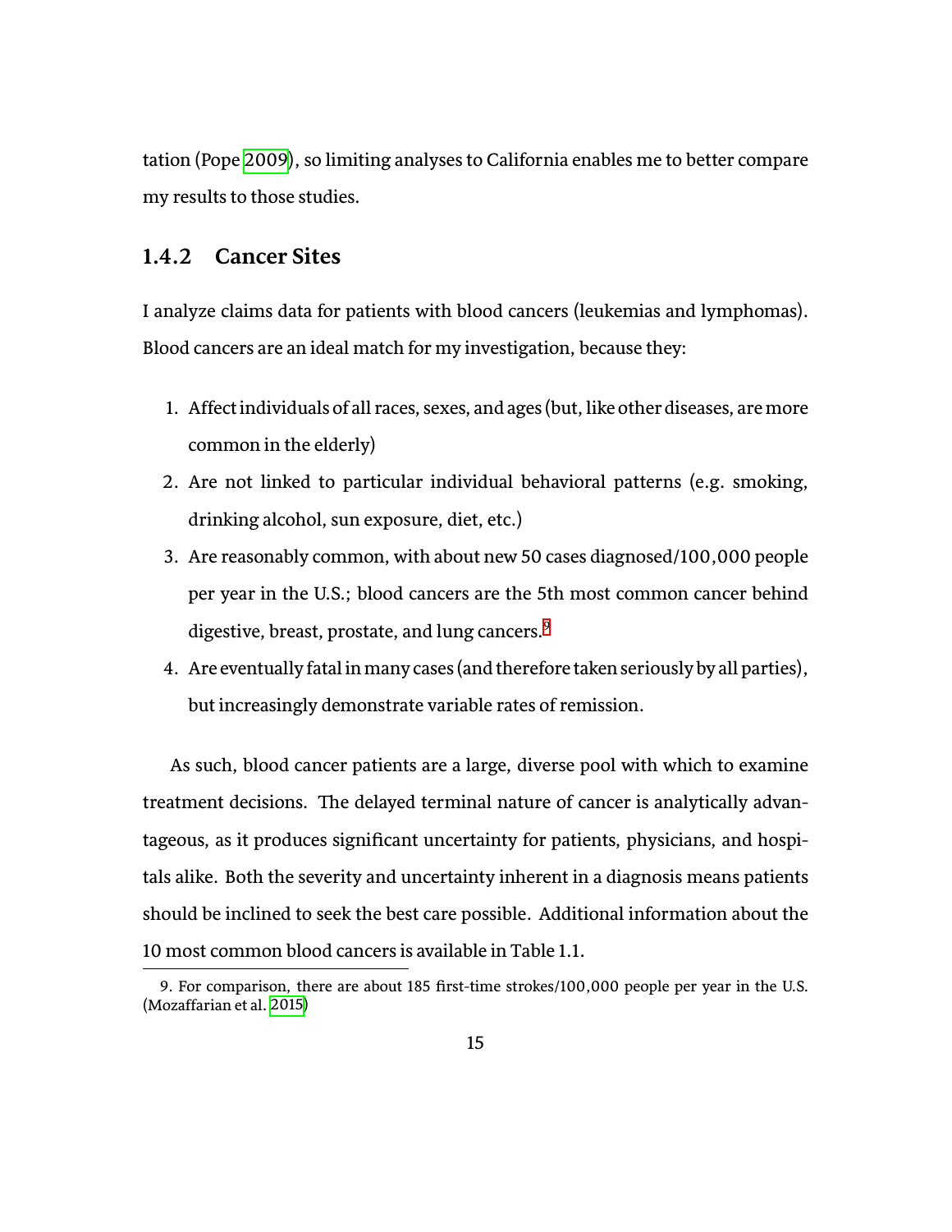tation (Pope 2009), so limiting analyses to California enables me to better compare my results to those studies.

### 1.4.2 Cancer Sites

I analyze claims data for patients with blood cancers (leukemias and lymphomas). Blood cancers are an ideal match for my investigation, because they:

1. Affect individuals of all races, sexes, and ages (but, like other diseases, are more common in the elderly)
2. Are not linked to particular individual behavioral patterns (e.g. smoking, drinking alcohol, sun exposure, diet, etc.)
3. Are reasonably common, with about new 50 cases diagnosed/100,000 people per year in the U.S.; blood cancers are the 5th most common cancer behind digestive, breast, prostate, and lung cancers.[9]
4. Are eventually fatal in many cases (and therefore taken seriously by all parties), but increasingly demonstrate variable rates of remission.

As such, blood cancer patients are a large, diverse pool with which to examine treatment decisions. The delayed terminal nature of cancer is analytically advantageous, as it produces significant uncertainty for patients, physicians, and hospitals alike. Both the severity and uncertainty inherent in a diagnosis means patients should be inclined to seek the best care possible. Additional information about the 10 most common blood cancers is available in Table 1.1.

9. For comparison, there are about 185 first-time strokes/100,000 people per year in the U.S. (Mozaffarian et al. 2015)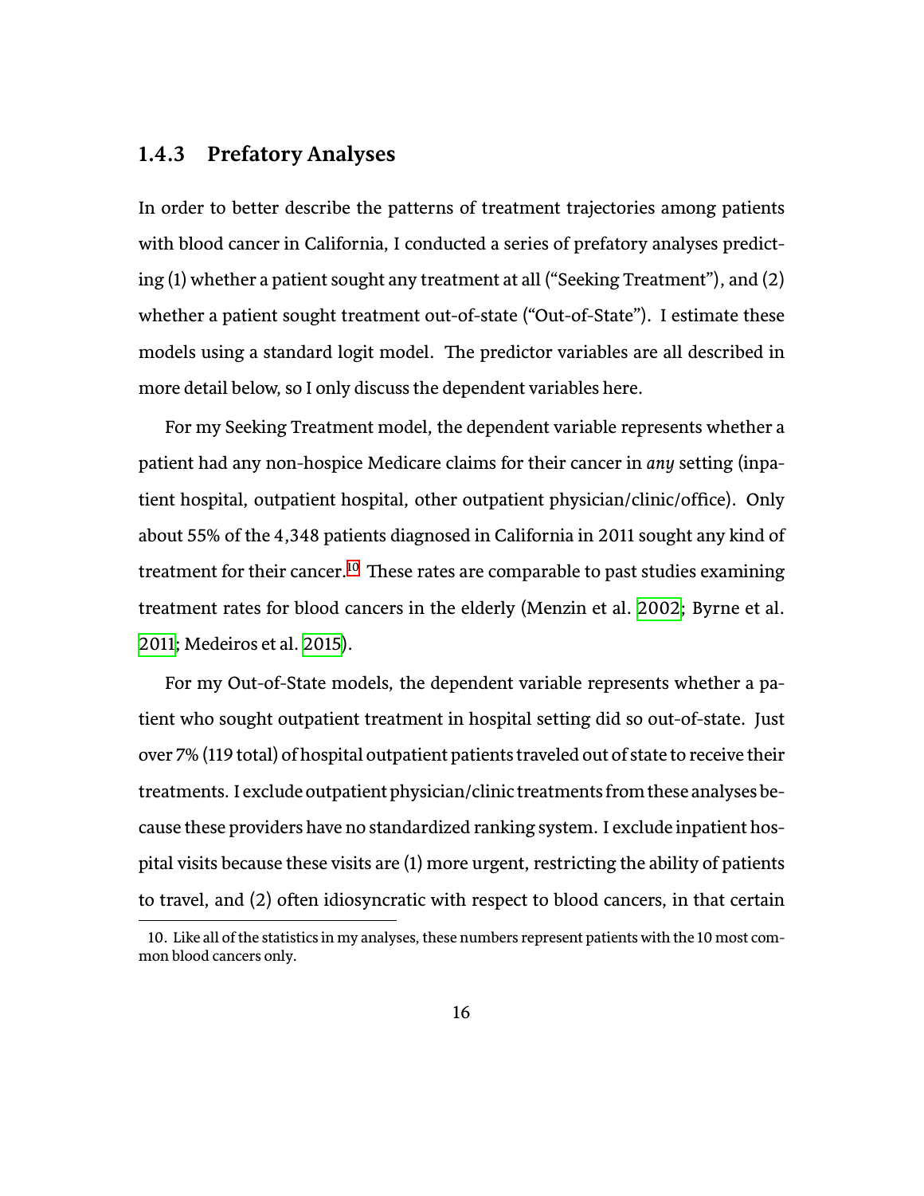### 1.4.3 Prefatory Analyses

In order to better describe the patterns of treatment trajectories among patients with blood cancer in California, I conducted a series of prefatory analyses predicting (1) whether a patient sought any treatment at all ("Seeking Treatment"), and (2) whether a patient sought treatment out-of-state ("Out-of-State"). I estimate these models using a standard logit model. The predictor variables are all described in more detail below, so I only discuss the dependent variables here.

For my Seeking Treatment model, the dependent variable represents whether a patient had any non-hospice Medicare claims for their cancer in *any* setting (inpatient hospital, outpatient hospital, other outpatient physician/clinic/office). Only about 55% of the 4,348 patients diagnosed in California in 2011 sought any kind of treatment for their cancer.[10] These rates are comparable to past studies examining treatment rates for blood cancers in the elderly (Menzin et al. 2002; Byrne et al. 2011; Medeiros et al. 2015).

For my Out-of-State models, the dependent variable represents whether a patient who sought outpatient treatment in hospital setting did so out-of-state. Just over 7% (119 total) of hospital outpatient patients traveled out of state to receive their treatments. I exclude outpatient physician/clinic treatments from these analyses because these providers have no standardized ranking system. I exclude inpatient hospital visits because these visits are (1) more urgent, restricting the ability of patients to travel, and (2) often idiosyncratic with respect to blood cancers, in that certain

10. Like all of the statistics in my analyses, these numbers represent patients with the 10 most common blood cancers only.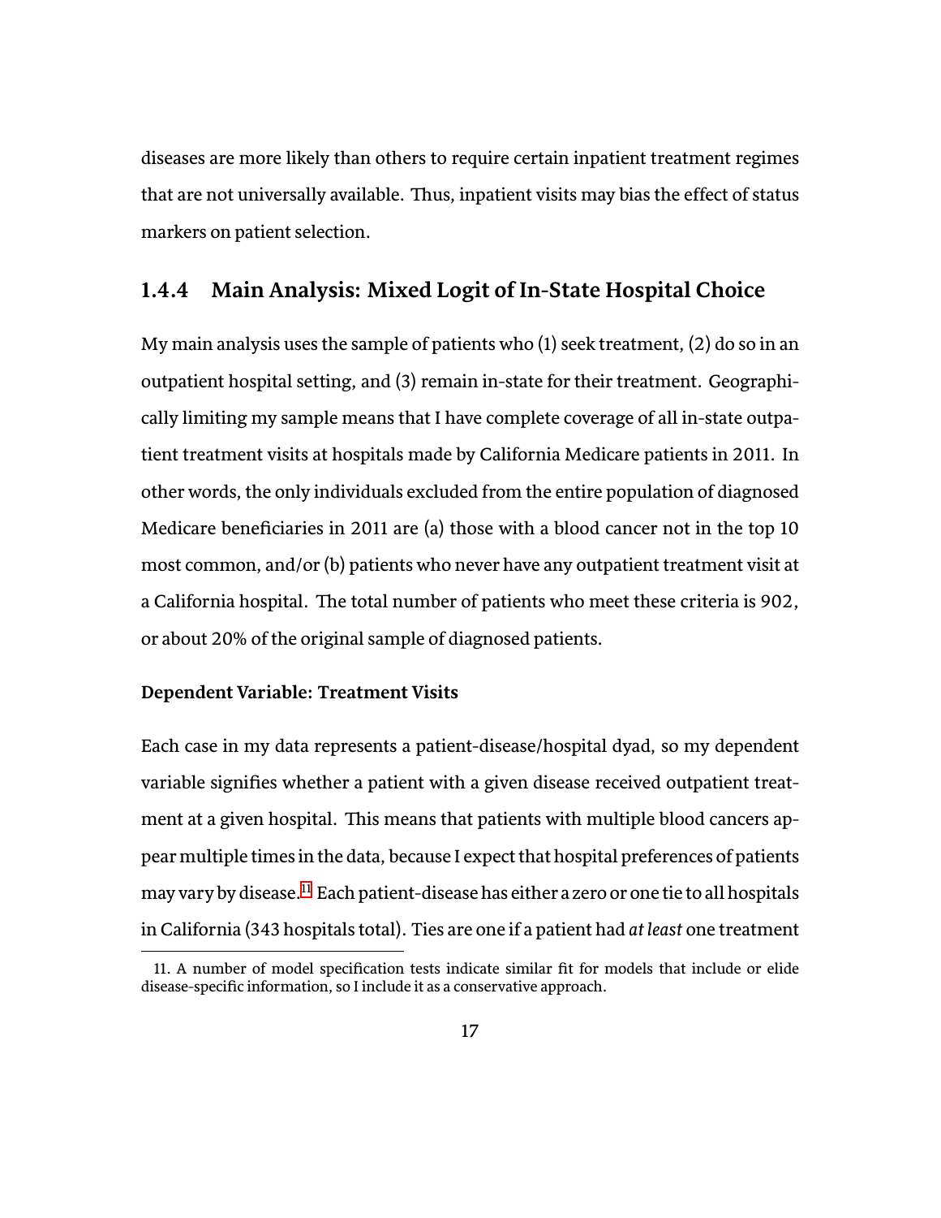diseases are more likely than others to require certain inpatient treatment regimes that are not universally available. Thus, inpatient visits may bias the effect of status markers on patient selection.

### 1.4.4 Main Analysis: Mixed Logit of In-State Hospital Choice

My main analysis uses the sample of patients who (1) seek treatment, (2) do so in an outpatient hospital setting, and (3) remain in-state for their treatment. Geographically limiting my sample means that I have complete coverage of all in-state outpatient treatment visits at hospitals made by California Medicare patients in 2011. In other words, the only individuals excluded from the entire population of diagnosed Medicare beneficiaries in 2011 are (a) those with a blood cancer not in the top 10 most common, and/or (b) patients who never have any outpatient treatment visit at a California hospital. The total number of patients who meet these criteria is 902, or about 20% of the original sample of diagnosed patients.

#### Dependent Variable: Treatment Visits

Each case in my data represents a patient-disease/hospital dyad, so my dependent variable signifies whether a patient with a given disease received outpatient treatment at a given hospital. This means that patients with multiple blood cancers appear multiple times in the data, because I expect that hospital preferences of patients may vary by disease.[11] Each patient-disease has either a zero or one tie to all hospitals in California (343 hospitals total). Ties are one if a patient had *at least* one treatment

11. A number of model specification tests indicate similar fit for models that include or elide disease-specific information, so I include it as a conservative approach.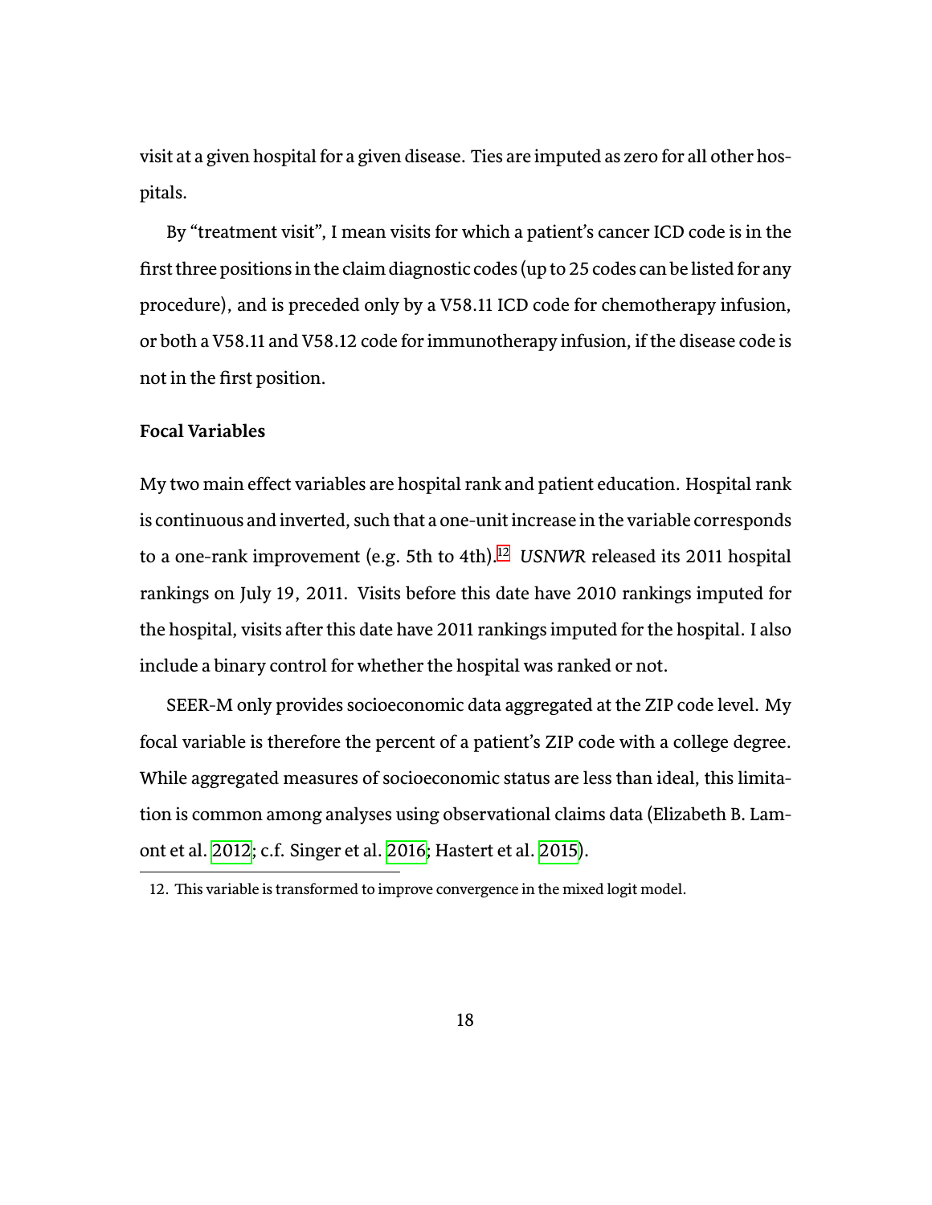visit at a given hospital for a given disease. Ties are imputed as zero for all other hospitals.

By "treatment visit", I mean visits for which a patient's cancer ICD code is in the first three positions in the claim diagnostic codes (up to 25 codes can be listed for any procedure), and is preceded only by a V58.11 ICD code for chemotherapy infusion, or both a V58.11 and V58.12 code for immunotherapy infusion, if the disease code is not in the first position.

### Focal Variables

My two main effect variables are hospital rank and patient education. Hospital rank is continuous and inverted, such that a one-unit increase in the variable corresponds to a one-rank improvement (e.g. 5th to 4th).[12] *USNWR* released its 2011 hospital rankings on July 19, 2011. Visits before this date have 2010 rankings imputed for the hospital, visits after this date have 2011 rankings imputed for the hospital. I also include a binary control for whether the hospital was ranked or not.

SEER-M only provides socioeconomic data aggregated at the ZIP code level. My focal variable is therefore the percent of a patient's ZIP code with a college degree. While aggregated measures of socioeconomic status are less than ideal, this limitation is common among analyses using observational claims data (Elizabeth B. Lamont et al. 2012; c.f. Singer et al. 2016; Hastert et al. 2015).

12. This variable is transformed to improve convergence in the mixed logit model.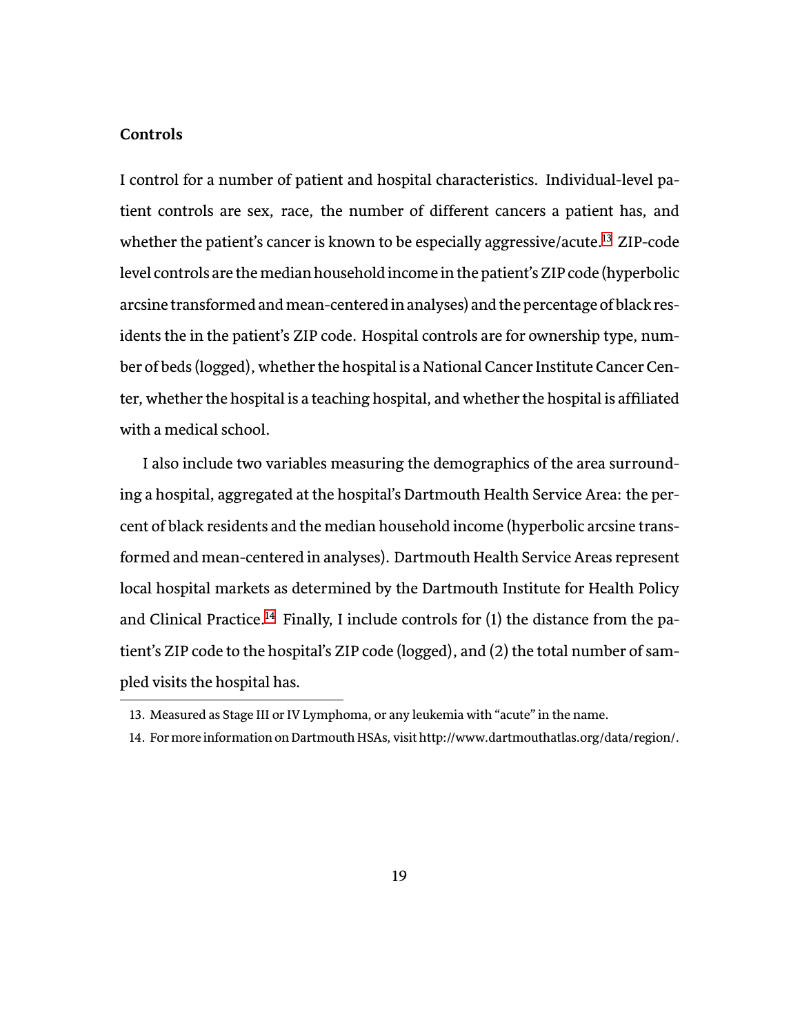### Controls

I control for a number of patient and hospital characteristics. Individual-level patient controls are sex, race, the number of different cancers a patient has, and whether the patient's cancer is known to be especially aggressive/acute.[13] ZIP-code level controls are the median household income in the patient's ZIP code (hyperbolic arcsine transformed and mean-centered in analyses) and the percentage of black residents the in the patient's ZIP code. Hospital controls are for ownership type, number of beds (logged), whether the hospital is a National Cancer Institute Cancer Center, whether the hospital is a teaching hospital, and whether the hospital is affiliated with a medical school.

I also include two variables measuring the demographics of the area surrounding a hospital, aggregated at the hospital's Dartmouth Health Service Area: the percent of black residents and the median household income (hyperbolic arcsine transformed and mean-centered in analyses). Dartmouth Health Service Areas represent local hospital markets as determined by the Dartmouth Institute for Health Policy and Clinical Practice.[14] Finally, I include controls for (1) the distance from the patient's ZIP code to the hospital's ZIP code (logged), and (2) the total number of sampled visits the hospital has.

---

13. Measured as Stage III or IV Lymphoma, or any leukemia with "acute" in the name.

14. For more information on Dartmouth HSAs, visit http://www.dartmouthatlas.org/data/region/.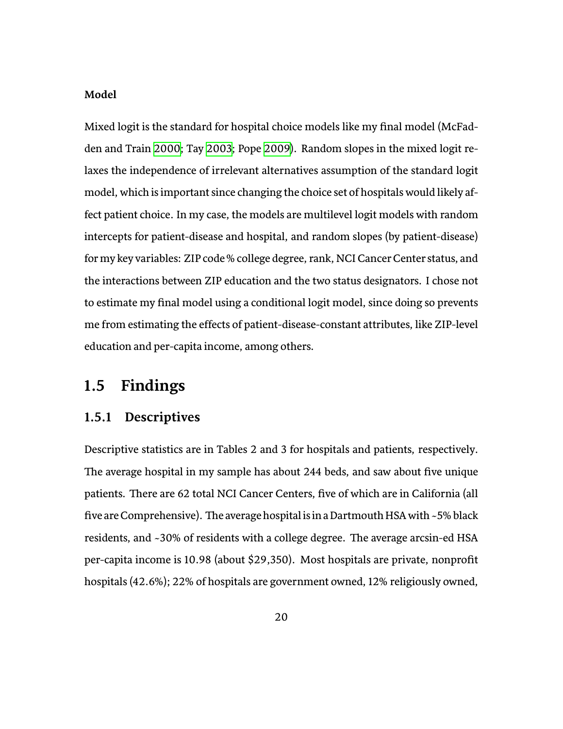**Model**

Mixed logit is the standard for hospital choice models like my final model (McFadden and Train 2000; Tay 2003; Pope 2009). Random slopes in the mixed logit relaxes the independence of irrelevant alternatives assumption of the standard logit model, which is important since changing the choice set of hospitals would likely affect patient choice. In my case, the models are multilevel logit models with random intercepts for patient-disease and hospital, and random slopes (by patient-disease) for my key variables: ZIP code % college degree, rank, NCI Cancer Center status, and the interactions between ZIP education and the two status designators. I chose not to estimate my final model using a conditional logit model, since doing so prevents me from estimating the effects of patient-disease-constant attributes, like ZIP-level education and per-capita income, among others.

## 1.5 Findings

### 1.5.1 Descriptives

Descriptive statistics are in Tables 2 and 3 for hospitals and patients, respectively. The average hospital in my sample has about 244 beds, and saw about five unique patients. There are 62 total NCI Cancer Centers, five of which are in California (all five are Comprehensive). The average hospital is in a Dartmouth HSA with ~5% black residents, and ~30% of residents with a college degree. The average arcsin-ed HSA per-capita income is 10.98 (about $29,350). Most hospitals are private, nonprofit hospitals (42.6%); 22% of hospitals are government owned, 12% religiously owned,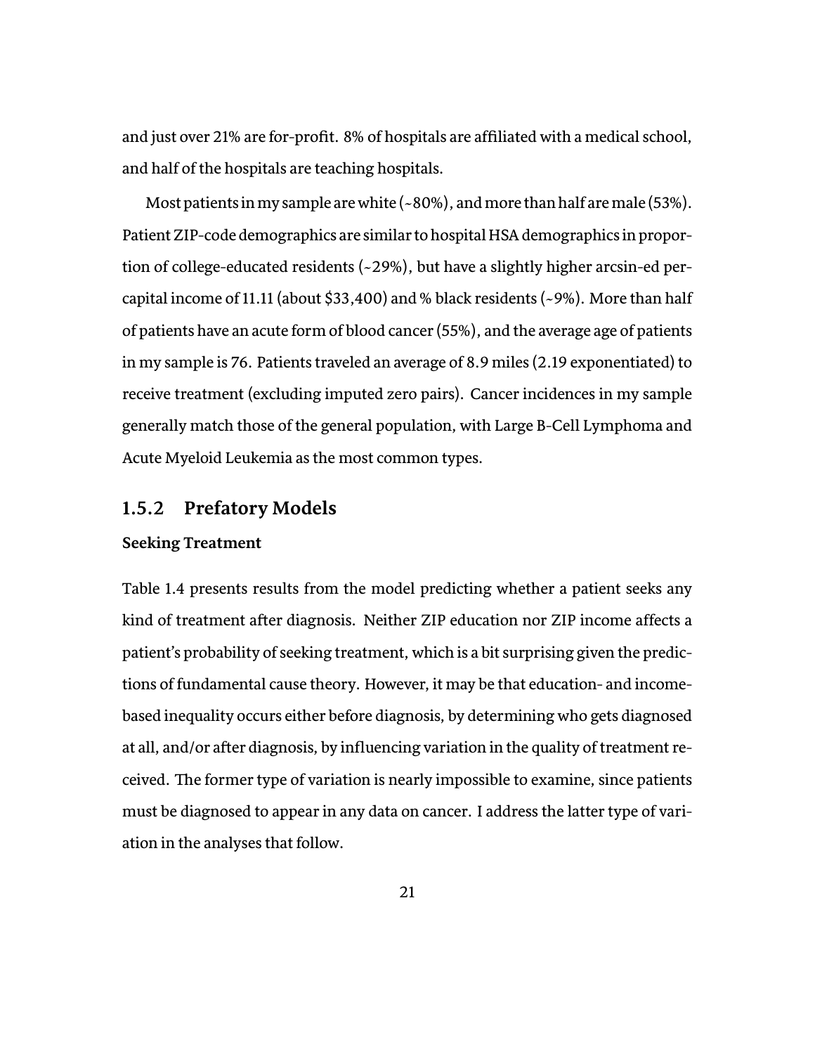and just over 21% are for-profit. 8% of hospitals are affiliated with a medical school, and half of the hospitals are teaching hospitals.

Most patients in my sample are white (~80%), and more than half are male (53%). Patient ZIP-code demographics are similar to hospital HSA demographics in proportion of college-educated residents (~29%), but have a slightly higher arcsin-ed per-capital income of 11.11 (about $33,400) and % black residents (~9%). More than half of patients have an acute form of blood cancer (55%), and the average age of patients in my sample is 76. Patients traveled an average of 8.9 miles (2.19 exponentiated) to receive treatment (excluding imputed zero pairs). Cancer incidences in my sample generally match those of the general population, with Large B-Cell Lymphoma and Acute Myeloid Leukemia as the most common types.

### 1.5.2 Prefatory Models

**Seeking Treatment**

Table 1.4 presents results from the model predicting whether a patient seeks any kind of treatment after diagnosis. Neither ZIP education nor ZIP income affects a patient's probability of seeking treatment, which is a bit surprising given the predictions of fundamental cause theory. However, it may be that education- and income-based inequality occurs either before diagnosis, by determining who gets diagnosed at all, and/or after diagnosis, by influencing variation in the quality of treatment received. The former type of variation is nearly impossible to examine, since patients must be diagnosed to appear in any data on cancer. I address the latter type of variation in the analyses that follow.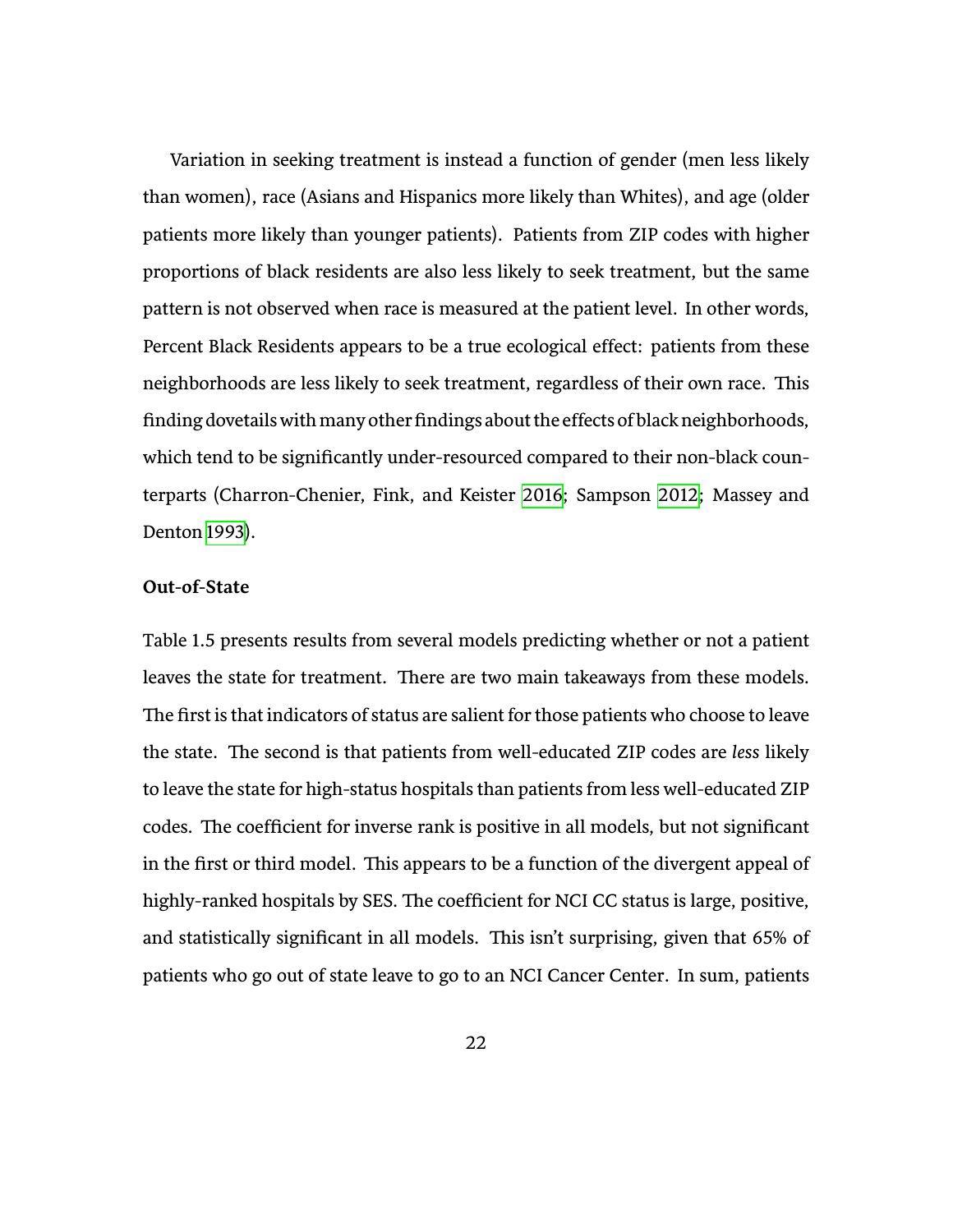Variation in seeking treatment is instead a function of gender (men less likely than women), race (Asians and Hispanics more likely than Whites), and age (older patients more likely than younger patients). Patients from ZIP codes with higher proportions of black residents are also less likely to seek treatment, but the same pattern is not observed when race is measured at the patient level. In other words, Percent Black Residents appears to be a true ecological effect: patients from these neighborhoods are less likely to seek treatment, regardless of their own race. This finding dovetails with many other findings about the effects of black neighborhoods, which tend to be significantly under-resourced compared to their non-black counterparts (Charron-Chenier, Fink, and Keister 2016; Sampson 2012; Massey and Denton 1993).

**Out-of-State**

Table 1.5 presents results from several models predicting whether or not a patient leaves the state for treatment. There are two main takeaways from these models. The first is that indicators of status are salient for those patients who choose to leave the state. The second is that patients from well-educated ZIP codes are *less* likely to leave the state for high-status hospitals than patients from less well-educated ZIP codes. The coefficient for inverse rank is positive in all models, but not significant in the first or third model. This appears to be a function of the divergent appeal of highly-ranked hospitals by SES. The coefficient for NCI CC status is large, positive, and statistically significant in all models. This isn't surprising, given that 65% of patients who go out of state leave to go to an NCI Cancer Center. In sum, patients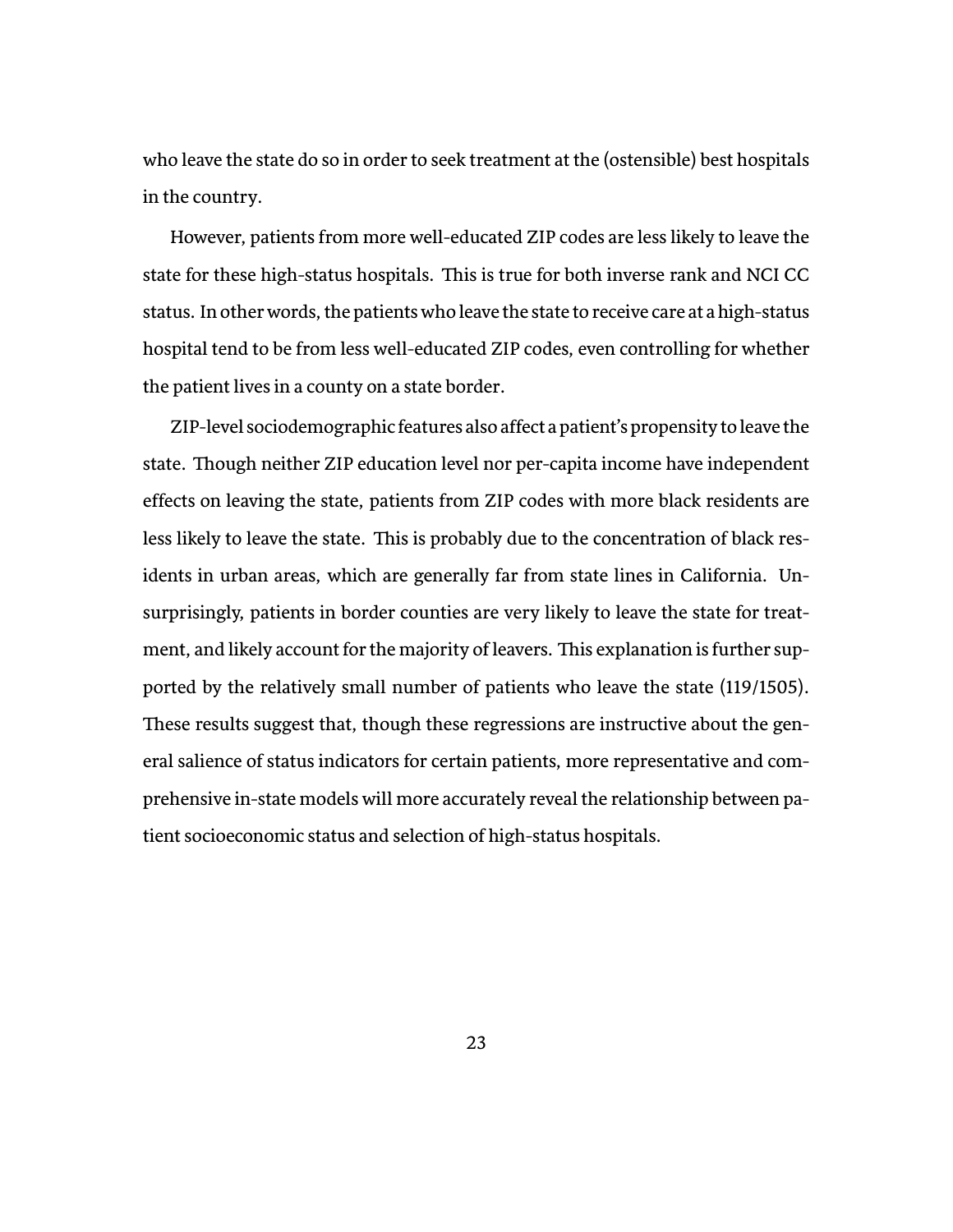who leave the state do so in order to seek treatment at the (ostensible) best hospitals in the country.

However, patients from more well-educated ZIP codes are less likely to leave the state for these high-status hospitals. This is true for both inverse rank and NCI CC status. In other words, the patients who leave the state to receive care at a high-status hospital tend to be from less well-educated ZIP codes, even controlling for whether the patient lives in a county on a state border.

ZIP-level sociodemographic features also affect a patient's propensity to leave the state. Though neither ZIP education level nor per-capita income have independent effects on leaving the state, patients from ZIP codes with more black residents are less likely to leave the state. This is probably due to the concentration of black residents in urban areas, which are generally far from state lines in California. Unsurprisingly, patients in border counties are very likely to leave the state for treatment, and likely account for the majority of leavers. This explanation is further supported by the relatively small number of patients who leave the state (119/1505). These results suggest that, though these regressions are instructive about the general salience of status indicators for certain patients, more representative and comprehensive in-state models will more accurately reveal the relationship between patient socioeconomic status and selection of high-status hospitals.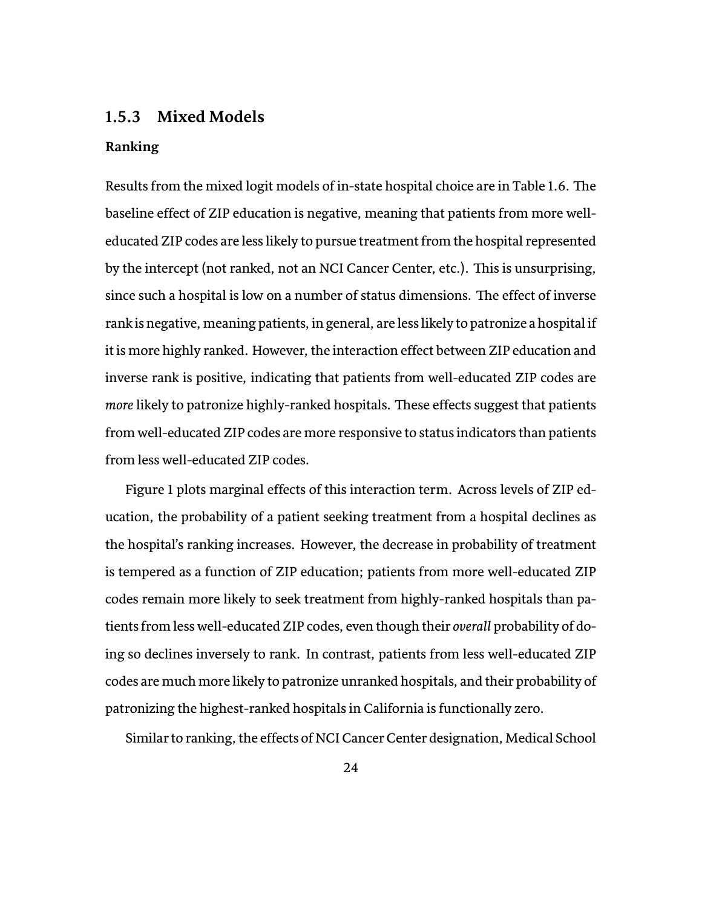### 1.5.3 Mixed Models

**Ranking**

Results from the mixed logit models of in-state hospital choice are in Table 1.6. The baseline effect of ZIP education is negative, meaning that patients from more well-educated ZIP codes are less likely to pursue treatment from the hospital represented by the intercept (not ranked, not an NCI Cancer Center, etc.). This is unsurprising, since such a hospital is low on a number of status dimensions. The effect of inverse rank is negative, meaning patients, in general, are less likely to patronize a hospital if it is more highly ranked. However, the interaction effect between ZIP education and inverse rank is positive, indicating that patients from well-educated ZIP codes are *more* likely to patronize highly-ranked hospitals. These effects suggest that patients from well-educated ZIP codes are more responsive to status indicators than patients from less well-educated ZIP codes.

Figure 1 plots marginal effects of this interaction term. Across levels of ZIP education, the probability of a patient seeking treatment from a hospital declines as the hospital's ranking increases. However, the decrease in probability of treatment is tempered as a function of ZIP education; patients from more well-educated ZIP codes remain more likely to seek treatment from highly-ranked hospitals than patients from less well-educated ZIP codes, even though their *overall* probability of doing so declines inversely to rank. In contrast, patients from less well-educated ZIP codes are much more likely to patronize unranked hospitals, and their probability of patronizing the highest-ranked hospitals in California is functionally zero.

Similar to ranking, the effects of NCI Cancer Center designation, Medical School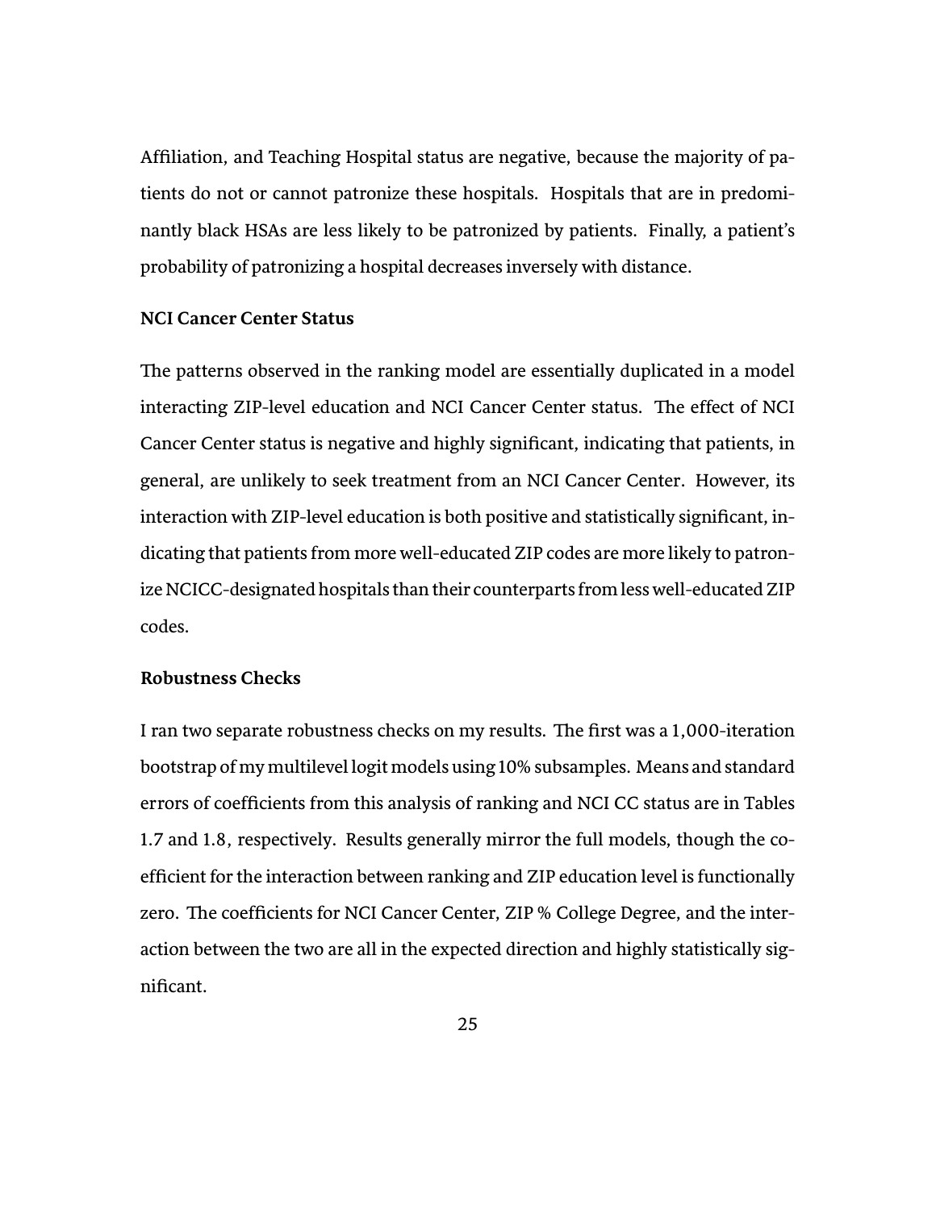Affiliation, and Teaching Hospital status are negative, because the majority of patients do not or cannot patronize these hospitals. Hospitals that are in predominantly black HSAs are less likely to be patronized by patients. Finally, a patient's probability of patronizing a hospital decreases inversely with distance.

### NCI Cancer Center Status

The patterns observed in the ranking model are essentially duplicated in a model interacting ZIP-level education and NCI Cancer Center status. The effect of NCI Cancer Center status is negative and highly significant, indicating that patients, in general, are unlikely to seek treatment from an NCI Cancer Center. However, its interaction with ZIP-level education is both positive and statistically significant, indicating that patients from more well-educated ZIP codes are more likely to patronize NCICC-designated hospitals than their counterparts from less well-educated ZIP codes.

### Robustness Checks

I ran two separate robustness checks on my results. The first was a 1,000-iteration bootstrap of my multilevel logit models using 10% subsamples. Means and standard errors of coefficients from this analysis of ranking and NCI CC status are in Tables 1.7 and 1.8, respectively. Results generally mirror the full models, though the coefficient for the interaction between ranking and ZIP education level is functionally zero. The coefficients for NCI Cancer Center, ZIP % College Degree, and the interaction between the two are all in the expected direction and highly statistically significant.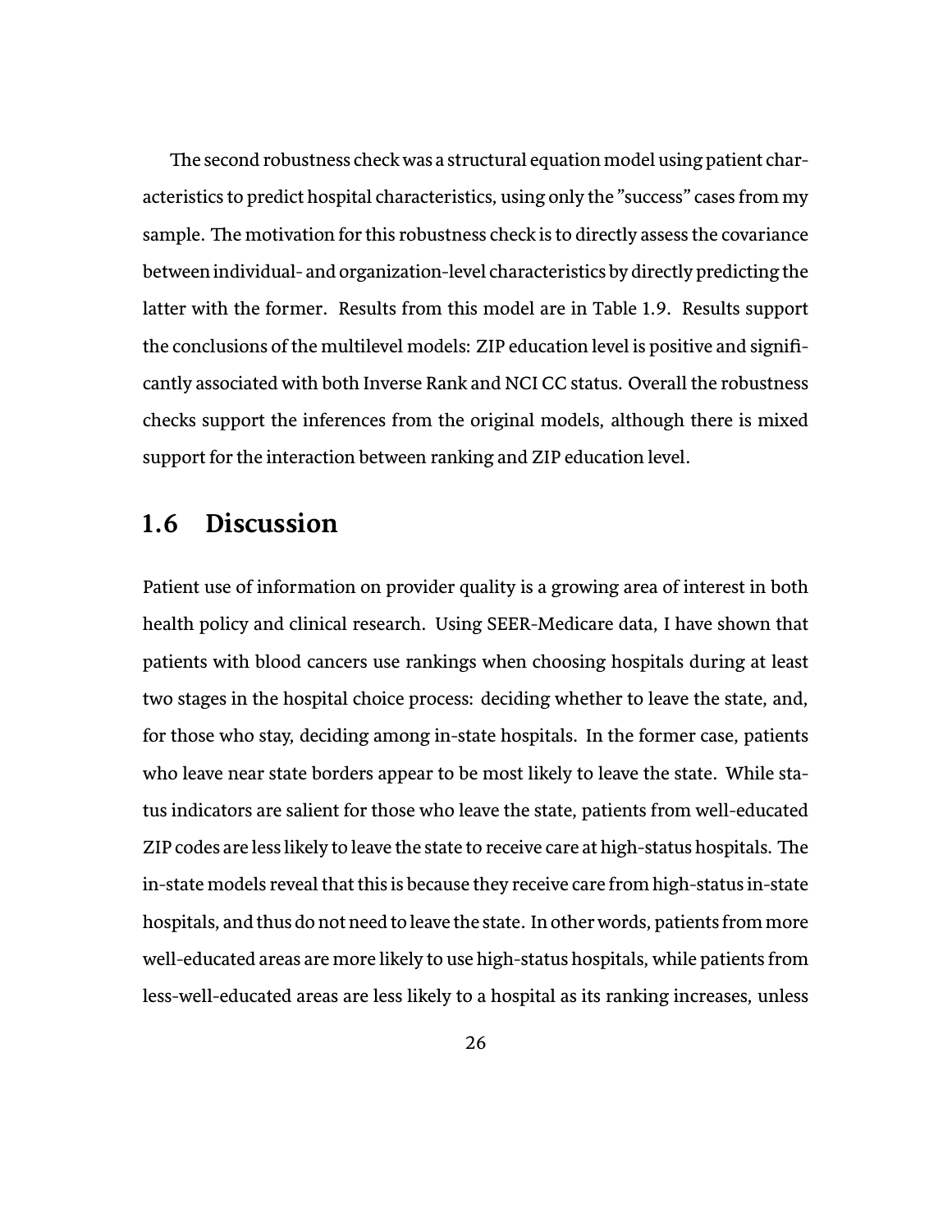The second robustness check was a structural equation model using patient characteristics to predict hospital characteristics, using only the "success" cases from my sample. The motivation for this robustness check is to directly assess the covariance between individual- and organization-level characteristics by directly predicting the latter with the former. Results from this model are in Table 1.9. Results support the conclusions of the multilevel models: ZIP education level is positive and significantly associated with both Inverse Rank and NCI CC status. Overall the robustness checks support the inferences from the original models, although there is mixed support for the interaction between ranking and ZIP education level.

## 1.6 Discussion

Patient use of information on provider quality is a growing area of interest in both health policy and clinical research. Using SEER-Medicare data, I have shown that patients with blood cancers use rankings when choosing hospitals during at least two stages in the hospital choice process: deciding whether to leave the state, and, for those who stay, deciding among in-state hospitals. In the former case, patients who leave near state borders appear to be most likely to leave the state. While status indicators are salient for those who leave the state, patients from well-educated ZIP codes are less likely to leave the state to receive care at high-status hospitals. The in-state models reveal that this is because they receive care from high-status in-state hospitals, and thus do not need to leave the state. In other words, patients from more well-educated areas are more likely to use high-status hospitals, while patients from less-well-educated areas are less likely to a hospital as its ranking increases, unless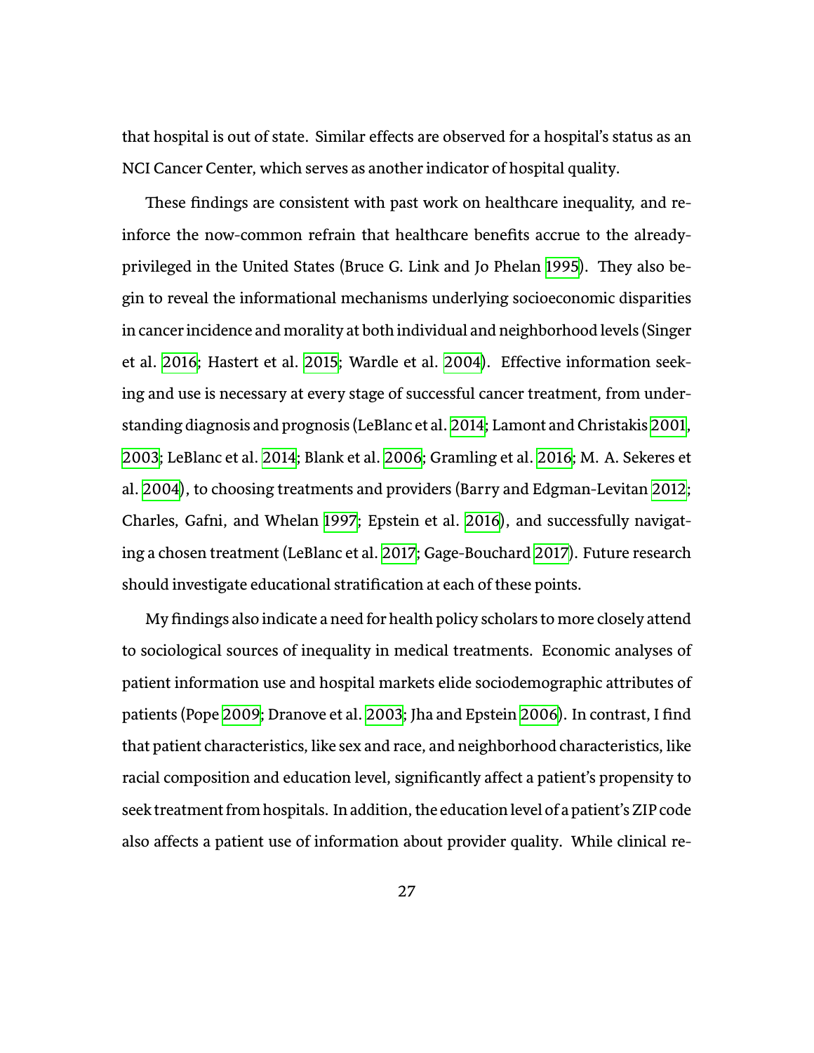that hospital is out of state. Similar effects are observed for a hospital's status as an NCI Cancer Center, which serves as another indicator of hospital quality.

These findings are consistent with past work on healthcare inequality, and reinforce the now-common refrain that healthcare benefits accrue to the already-privileged in the United States (Bruce G. Link and Jo Phelan 1995). They also begin to reveal the informational mechanisms underlying socioeconomic disparities in cancer incidence and morality at both individual and neighborhood levels (Singer et al. 2016; Hastert et al. 2015; Wardle et al. 2004). Effective information seeking and use is necessary at every stage of successful cancer treatment, from understanding diagnosis and prognosis (LeBlanc et al. 2014; Lamont and Christakis 2001, 2003; LeBlanc et al. 2014; Blank et al. 2006; Gramling et al. 2016; M. A. Sekeres et al. 2004), to choosing treatments and providers (Barry and Edgman-Levitan 2012; Charles, Gafni, and Whelan 1997; Epstein et al. 2016), and successfully navigating a chosen treatment (LeBlanc et al. 2017; Gage-Bouchard 2017). Future research should investigate educational stratification at each of these points.

My findings also indicate a need for health policy scholars to more closely attend to sociological sources of inequality in medical treatments. Economic analyses of patient information use and hospital markets elide sociodemographic attributes of patients (Pope 2009; Dranove et al. 2003; Jha and Epstein 2006). In contrast, I find that patient characteristics, like sex and race, and neighborhood characteristics, like racial composition and education level, significantly affect a patient's propensity to seek treatment from hospitals. In addition, the education level of a patient's ZIP code also affects a patient use of information about provider quality. While clinical re-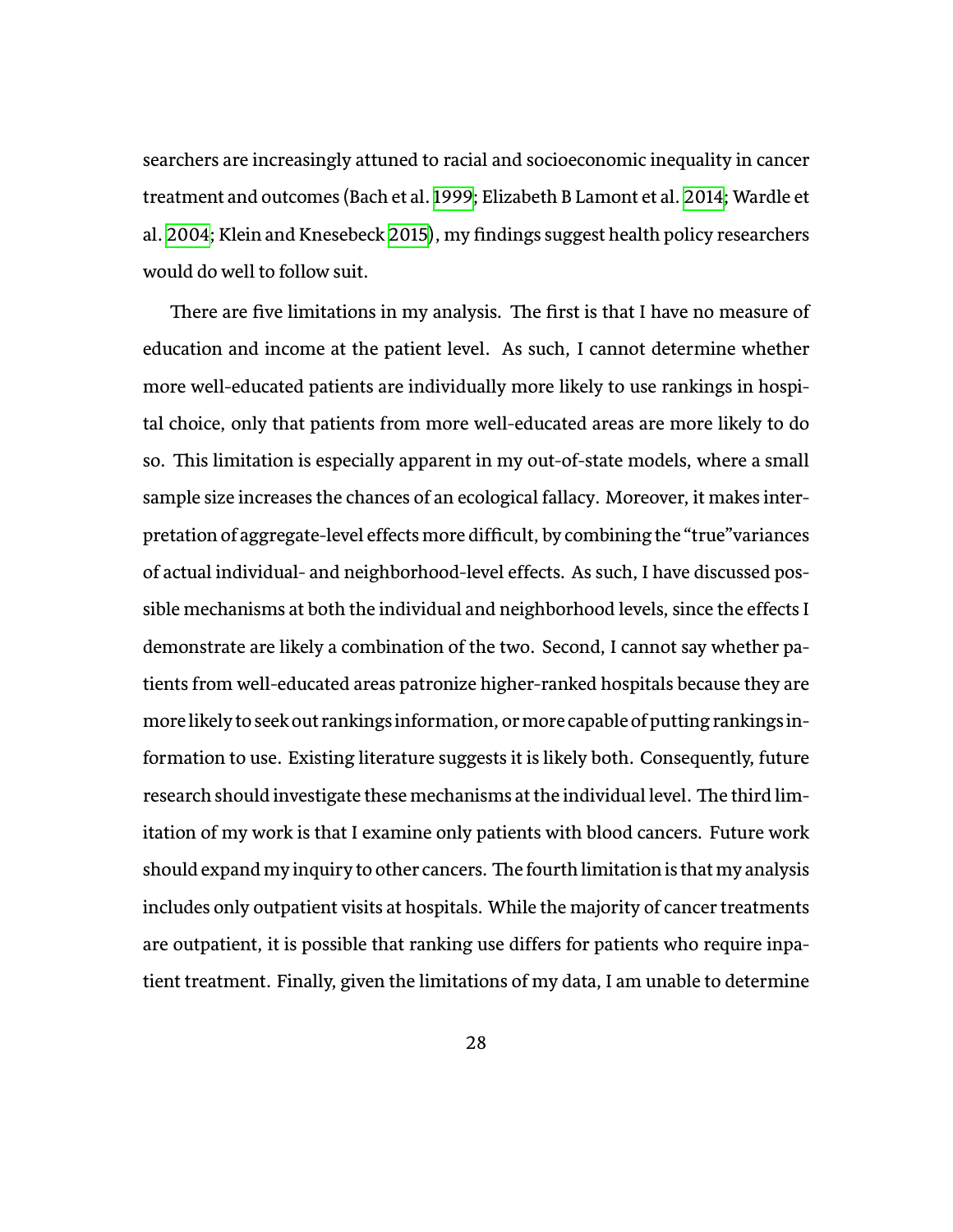searchers are increasingly attuned to racial and socioeconomic inequality in cancer treatment and outcomes (Bach et al. 1999; Elizabeth B Lamont et al. 2014; Wardle et al. 2004; Klein and Knesebeck 2015), my findings suggest health policy researchers would do well to follow suit.

There are five limitations in my analysis. The first is that I have no measure of education and income at the patient level. As such, I cannot determine whether more well-educated patients are individually more likely to use rankings in hospital choice, only that patients from more well-educated areas are more likely to do so. This limitation is especially apparent in my out-of-state models, where a small sample size increases the chances of an ecological fallacy. Moreover, it makes interpretation of aggregate-level effects more difficult, by combining the "true"variances of actual individual- and neighborhood-level effects. As such, I have discussed possible mechanisms at both the individual and neighborhood levels, since the effects I demonstrate are likely a combination of the two. Second, I cannot say whether patients from well-educated areas patronize higher-ranked hospitals because they are more likely to seek out rankings information, or more capable of putting rankings information to use. Existing literature suggests it is likely both. Consequently, future research should investigate these mechanisms at the individual level. The third limitation of my work is that I examine only patients with blood cancers. Future work should expand my inquiry to other cancers. The fourth limitation is that my analysis includes only outpatient visits at hospitals. While the majority of cancer treatments are outpatient, it is possible that ranking use differs for patients who require inpatient treatment. Finally, given the limitations of my data, I am unable to determine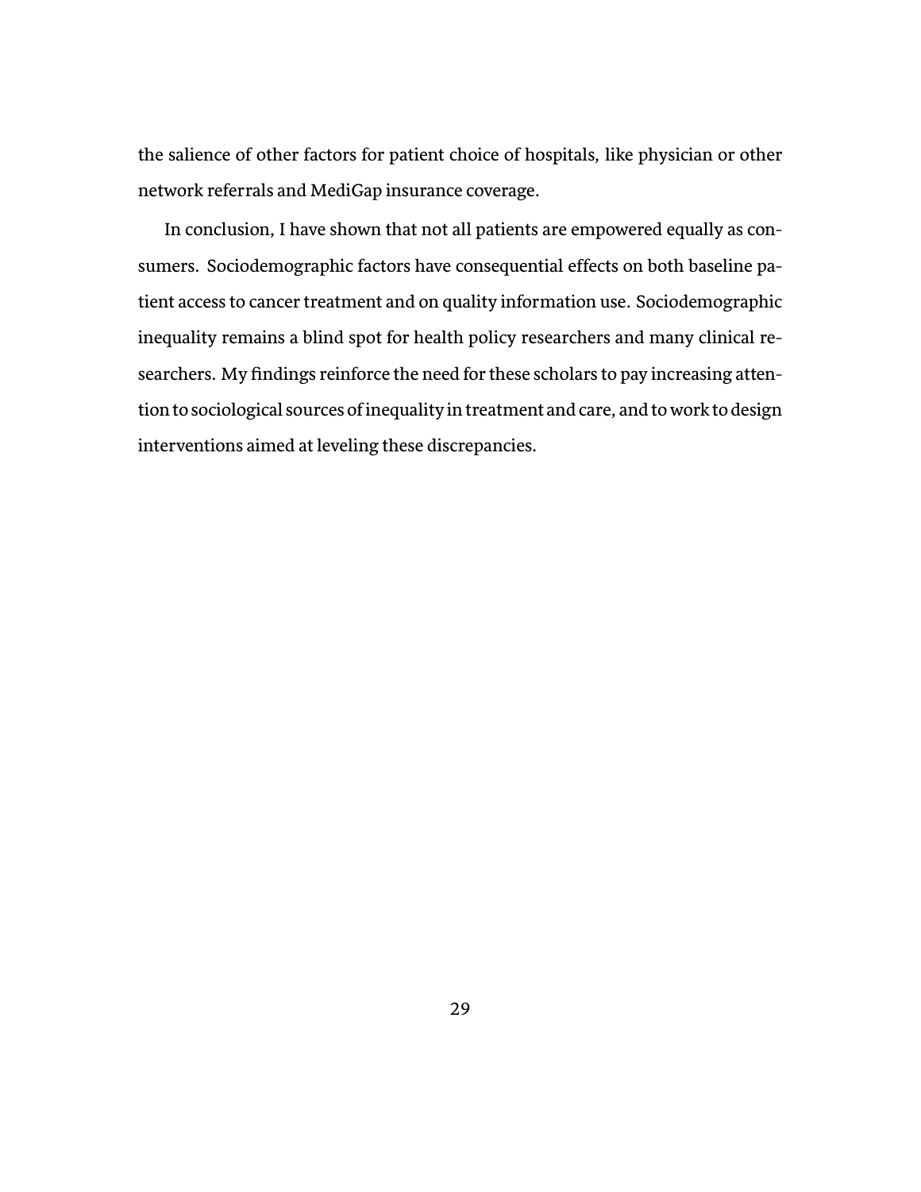the salience of other factors for patient choice of hospitals, like physician or other network referrals and MediGap insurance coverage.

In conclusion, I have shown that not all patients are empowered equally as consumers. Sociodemographic factors have consequential effects on both baseline patient access to cancer treatment and on quality information use. Sociodemographic inequality remains a blind spot for health policy researchers and many clinical researchers. My findings reinforce the need for these scholars to pay increasing attention to sociological sources of inequality in treatment and care, and to work to design interventions aimed at leveling these discrepancies.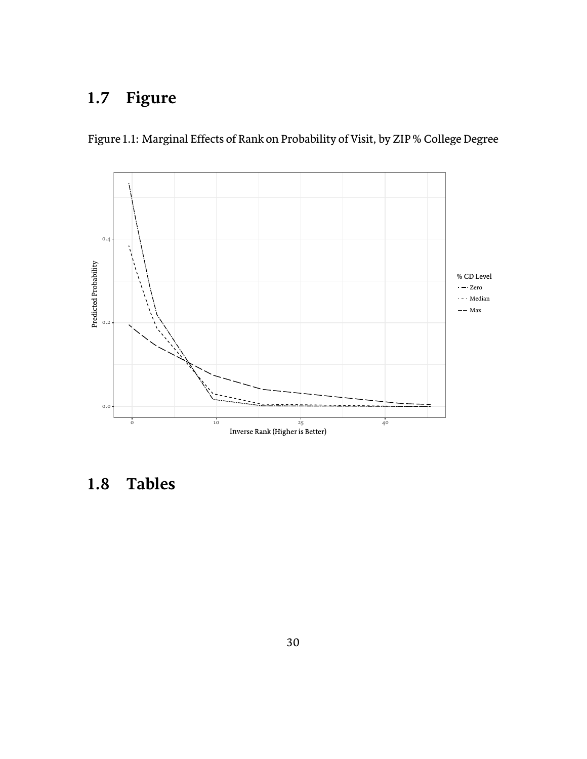## 1.7 Figure

Figure 1.1: Marginal Effects of Rank on Probability of Visit, by ZIP % College Degree

## 1.8 Tables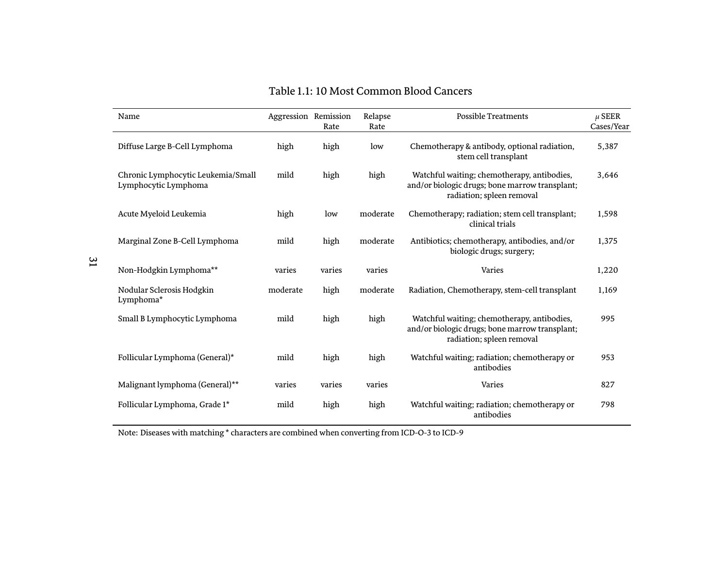Table 1.1: 10 Most Common Blood Cancers

| Name | Aggression | Remission Rate | Relapse Rate | Possible Treatments | $\mu$ SEER Cases/Year |
|---|---|---|---|---|---|
| Diffuse Large B-Cell Lymphoma | high | high | low | Chemotherapy & antibody, optional radiation, stem cell transplant | 5,387 |
| Chronic Lymphocytic Leukemia/Small Lymphocytic Lymphoma | mild | high | high | Watchful waiting; chemotherapy, antibodies, and/or biologic drugs; bone marrow transplant; radiation; spleen removal | 3,646 |
| Acute Myeloid Leukemia | high | low | moderate | Chemotherapy; radiation; stem cell transplant; clinical trials | 1,598 |
| Marginal Zone B-Cell Lymphoma | mild | high | moderate | Antibiotics; chemotherapy, antibodies, and/or biologic drugs; surgery; | 1,375 |
| Non-Hodgkin Lymphoma** | varies | varies | varies | Varies | 1,220 |
| Nodular Sclerosis Hodgkin Lymphoma* | moderate | high | moderate | Radiation, Chemotherapy, stem-cell transplant | 1,169 |
| Small B Lymphocytic Lymphoma | mild | high | high | Watchful waiting; chemotherapy, antibodies, and/or biologic drugs; bone marrow transplant; radiation; spleen removal | 995 |
| Follicular Lymphoma (General)* | mild | high | high | Watchful waiting; radiation; chemotherapy or antibodies | 953 |
| Malignant lymphoma (General)** | varies | varies | varies | Varies | 827 |
| Follicular Lymphoma, Grade 1* | mild | high | high | Watchful waiting; radiation; chemotherapy or antibodies | 798 |

Note: Diseases with matching * characters are combined when converting from ICD-O-3 to ICD-9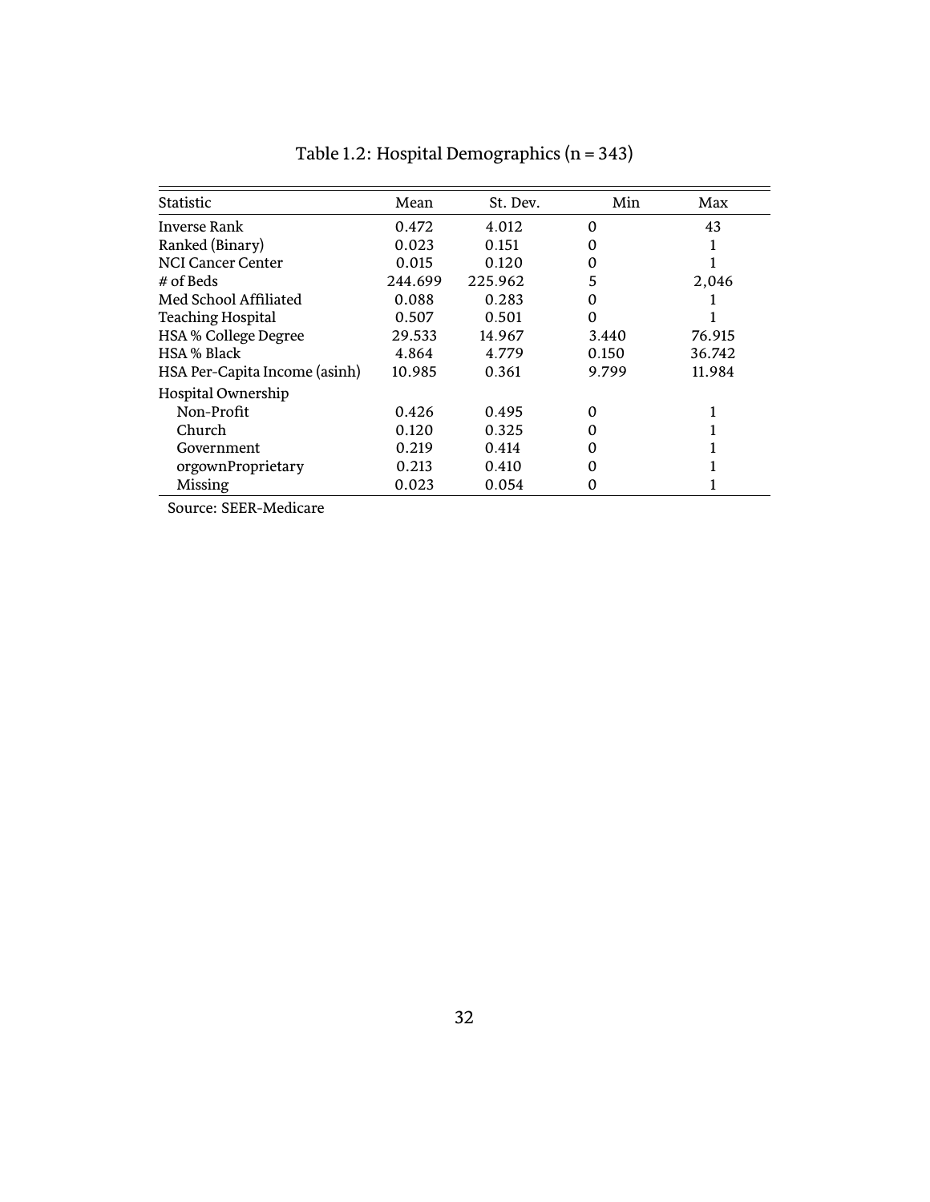Table 1.2: Hospital Demographics (n = 343)

| Statistic | Mean | St. Dev. | Min | Max |
|---|---|---|---|---|
| Inverse Rank | 0.472 | 4.012 | 0 | 43 |
| Ranked (Binary) | 0.023 | 0.151 | 0 | 1 |
| NCI Cancer Center | 0.015 | 0.120 | 0 | 1 |
| # of Beds | 244.699 | 225.962 | 5 | 2,046 |
| Med School Affiliated | 0.088 | 0.283 | 0 | 1 |
| Teaching Hospital | 0.507 | 0.501 | 0 | 1 |
| HSA % College Degree | 29.533 | 14.967 | 3.440 | 76.915 |
| HSA % Black | 4.864 | 4.779 | 0.150 | 36.742 |
| HSA Per-Capita Income (asinh) | 10.985 | 0.361 | 9.799 | 11.984 |
| Hospital Ownership | | | | |
| Non-Profit | 0.426 | 0.495 | 0 | 1 |
| Church | 0.120 | 0.325 | 0 | 1 |
| Government | 0.219 | 0.414 | 0 | 1 |
| orgownProprietary | 0.213 | 0.410 | 0 | 1 |
| Missing | 0.023 | 0.054 | 0 | 1 |

Source: SEER-Medicare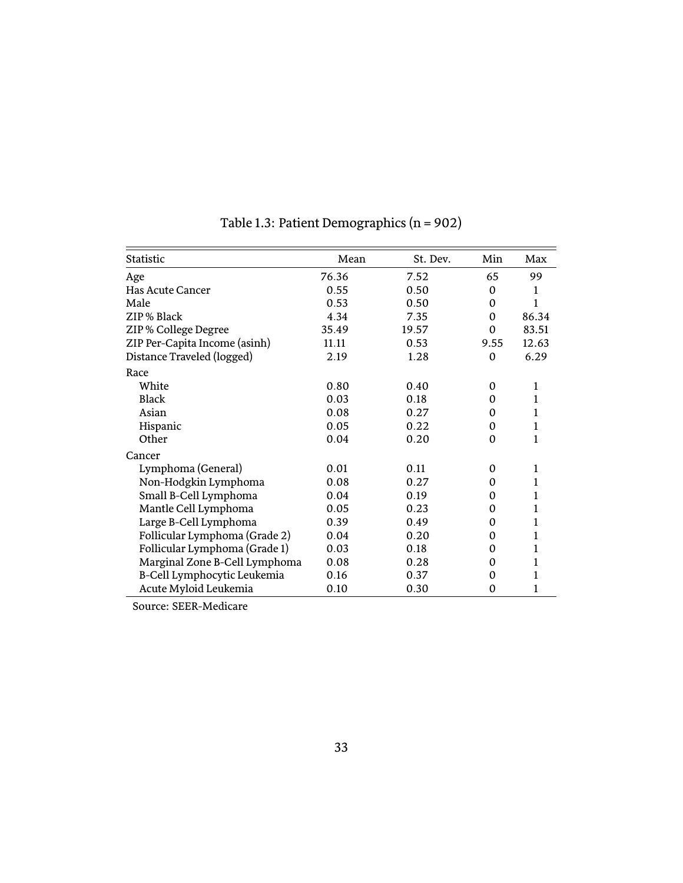Table 1.3: Patient Demographics (n = 902)

| Statistic | Mean | St. Dev. | Min | Max |
|---|---|---|---|---|
| Age | 76.36 | 7.52 | 65 | 99 |
| Has Acute Cancer | 0.55 | 0.50 | 0 | 1 |
| Male | 0.53 | 0.50 | 0 | 1 |
| ZIP % Black | 4.34 | 7.35 | 0 | 86.34 |
| ZIP % College Degree | 35.49 | 19.57 | 0 | 83.51 |
| ZIP Per-Capita Income (asinh) | 11.11 | 0.53 | 9.55 | 12.63 |
| Distance Traveled (logged) | 2.19 | 1.28 | 0 | 6.29 |
| Race | | | | |
| White | 0.80 | 0.40 | 0 | 1 |
| Black | 0.03 | 0.18 | 0 | 1 |
| Asian | 0.08 | 0.27 | 0 | 1 |
| Hispanic | 0.05 | 0.22 | 0 | 1 |
| Other | 0.04 | 0.20 | 0 | 1 |
| Cancer | | | | |
| Lymphoma (General) | 0.01 | 0.11 | 0 | 1 |
| Non-Hodgkin Lymphoma | 0.08 | 0.27 | 0 | 1 |
| Small B-Cell Lymphoma | 0.04 | 0.19 | 0 | 1 |
| Mantle Cell Lymphoma | 0.05 | 0.23 | 0 | 1 |
| Large B-Cell Lymphoma | 0.39 | 0.49 | 0 | 1 |
| Follicular Lymphoma (Grade 2) | 0.04 | 0.20 | 0 | 1 |
| Follicular Lymphoma (Grade 1) | 0.03 | 0.18 | 0 | 1 |
| Marginal Zone B-Cell Lymphoma | 0.08 | 0.28 | 0 | 1 |
| B-Cell Lymphocytic Leukemia | 0.16 | 0.37 | 0 | 1 |
| Acute Myloid Leukemia | 0.10 | 0.30 | 0 | 1 |

Source: SEER-Medicare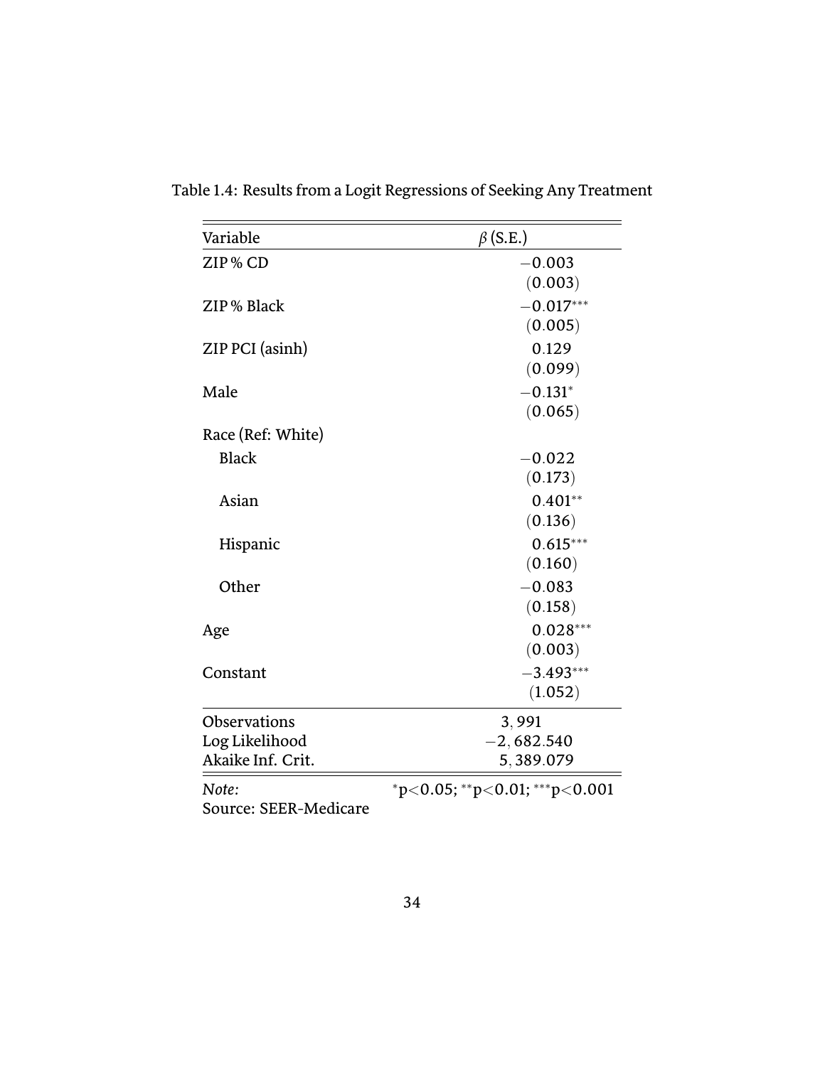Table 1.4: Results from a Logit Regressions of Seeking Any Treatment

| Variable | $\beta$ (S.E.) |
|---|---|
| ZIP % CD | $-0.003$ |
| | $(0.003)$ |
| ZIP % Black | $-0.017^{***}$ |
| | $(0.005)$ |
| ZIP PCI (asinh) | $0.129$ |
| | $(0.099)$ |
| Male | $-0.131^{*}$ |
| | $(0.065)$ |
| Race (Ref: White) | |
| Black | $-0.022$ |
| | $(0.173)$ |
| Asian | $0.401^{**}$ |
| | $(0.136)$ |
| Hispanic | $0.615^{***}$ |
| | $(0.160)$ |
| Other | $-0.083$ |
| | $(0.158)$ |
| Age | $0.028^{***}$ |
| | $(0.003)$ |
| Constant | $-3.493^{***}$ |
| | $(1.052)$ |
| Observations | 3,991 |
| Log Likelihood | $-2,682.540$ |
| Akaike Inf. Crit. | 5,389.079 |

*Note:* $^{*}p<0.05$; $^{**}p<0.01$; $^{***}p<0.001$

Source: SEER-Medicare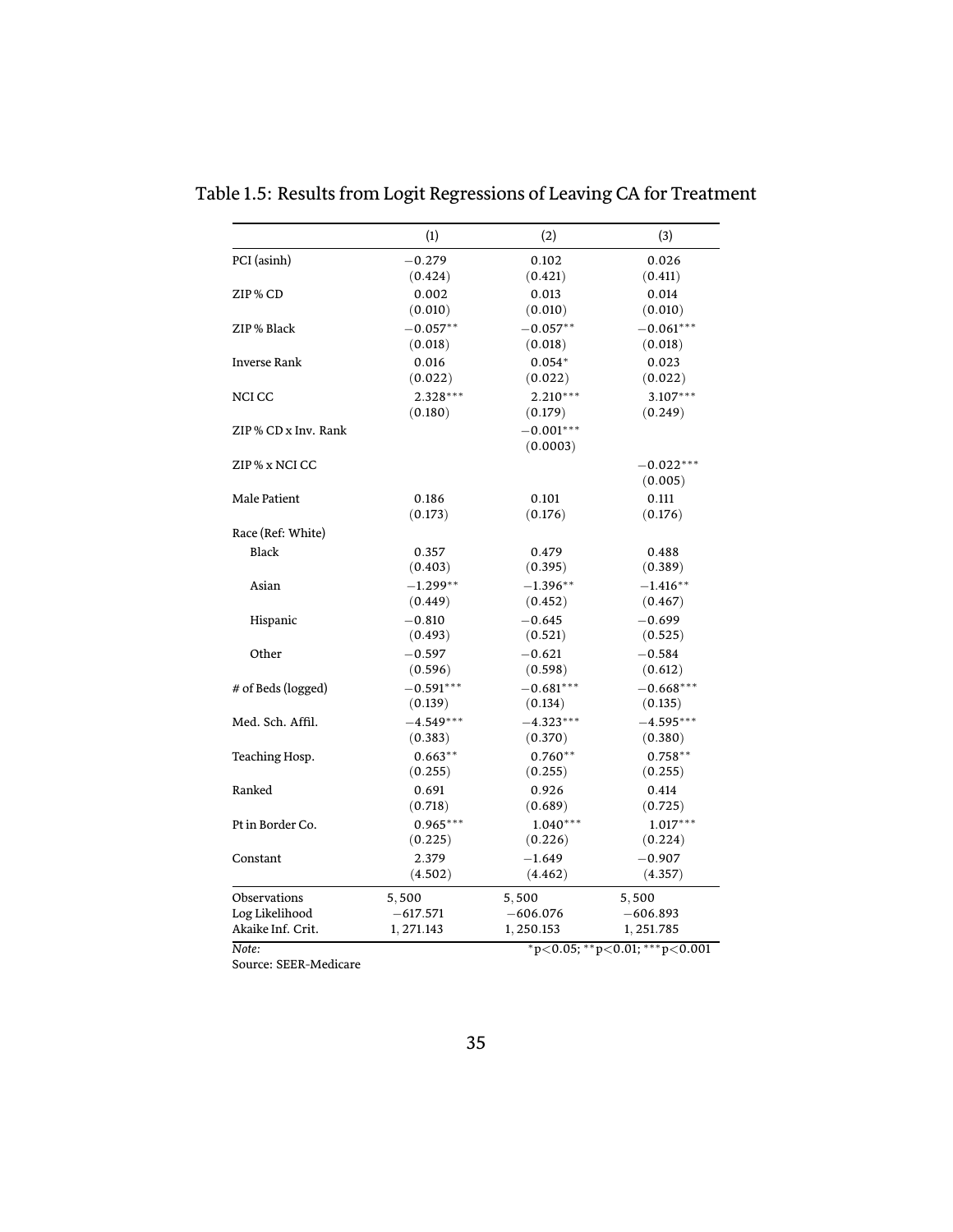Table 1.5: Results from Logit Regressions of Leaving CA for Treatment

| | (1) | (2) | (3) |
|---|---|---|---|
| PCI (asinh) | −0.279 | 0.102 | 0.026 |
| | (0.424) | (0.421) | (0.411) |
| ZIP % CD | 0.002 | 0.013 | 0.014 |
| | (0.010) | (0.010) | (0.010) |
| ZIP % Black | −0.057** | −0.057** | −0.061*** |
| | (0.018) | (0.018) | (0.018) |
| Inverse Rank | 0.016 | 0.054* | 0.023 |
| | (0.022) | (0.022) | (0.022) |
| NCI CC | 2.328*** | 2.210*** | 3.107*** |
| | (0.180) | (0.179) | (0.249) |
| ZIP % CD x Inv. Rank | | −0.001*** | |
| | | (0.0003) | |
| ZIP % x NCI CC | | | −0.022*** |
| | | | (0.005) |
| Male Patient | 0.186 | 0.101 | 0.111 |
| | (0.173) | (0.176) | (0.176) |
| Race (Ref: White) | | | |
| Black | 0.357 | 0.479 | 0.488 |
| | (0.403) | (0.395) | (0.389) |
| Asian | −1.299** | −1.396** | −1.416** |
| | (0.449) | (0.452) | (0.467) |
| Hispanic | −0.810 | −0.645 | −0.699 |
| | (0.493) | (0.521) | (0.525) |
| Other | −0.597 | −0.621 | −0.584 |
| | (0.596) | (0.598) | (0.612) |
| # of Beds (logged) | −0.591*** | −0.681*** | −0.668*** |
| | (0.139) | (0.134) | (0.135) |
| Med. Sch. Affil. | −4.549*** | −4.323*** | −4.595*** |
| | (0.383) | (0.370) | (0.380) |
| Teaching Hosp. | 0.663** | 0.760** | 0.758** |
| | (0.255) | (0.255) | (0.255) |
| Ranked | 0.691 | 0.926 | 0.414 |
| | (0.718) | (0.689) | (0.725) |
| Pt in Border Co. | 0.965*** | 1.040*** | 1.017*** |
| | (0.225) | (0.226) | (0.224) |
| Constant | 2.379 | −1.649 | −0.907 |
| | (4.502) | (4.462) | (4.357) |
| Observations | 5,500 | 5,500 | 5,500 |
| Log Likelihood | −617.571 | −606.076 | −606.893 |
| Akaike Inf. Crit. | 1,271.143 | 1,250.153 | 1,251.785 |

*Note:* *p<0.05; **p<0.01; ***p<0.001

Source: SEER-Medicare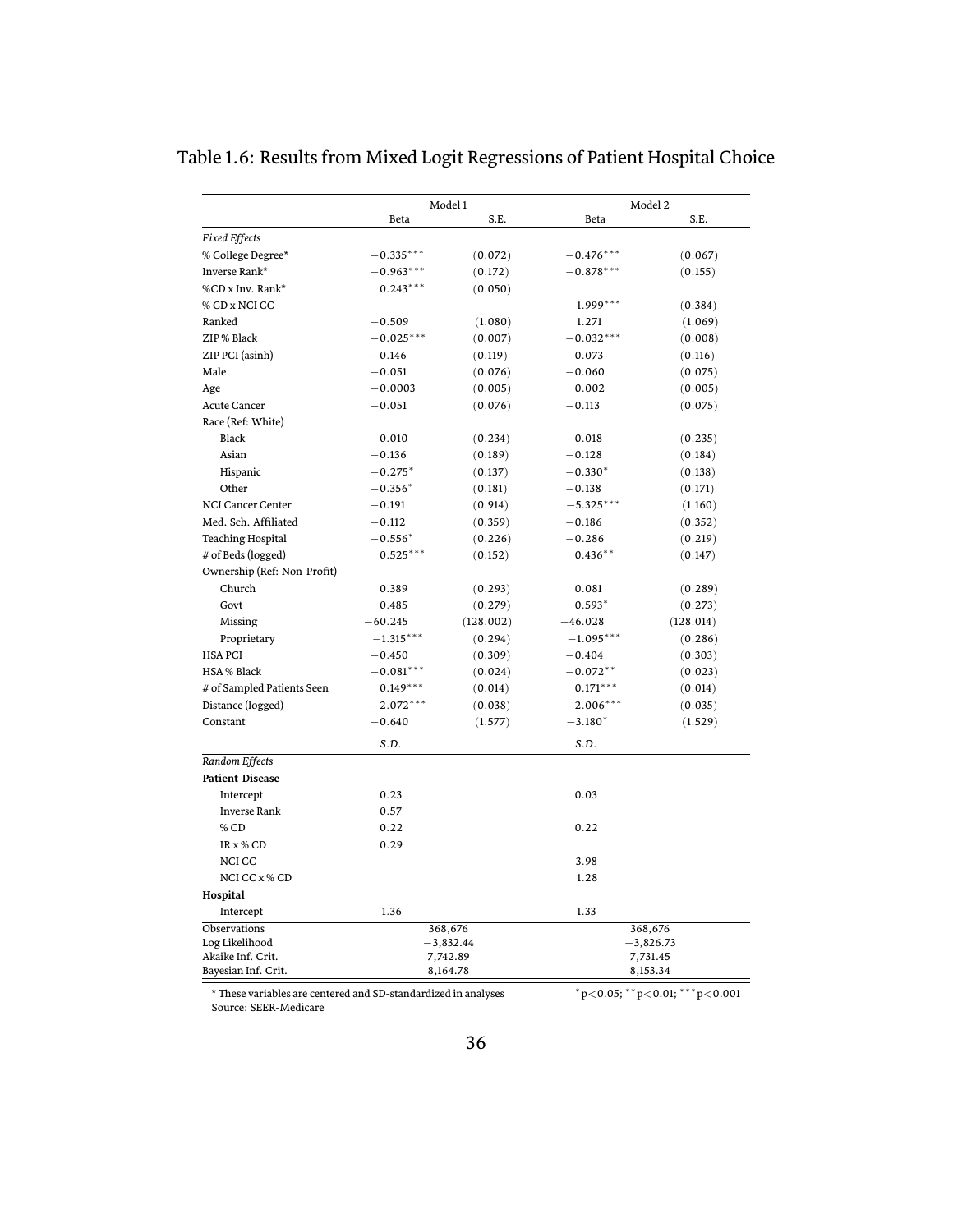# Table 1.6: Results from Mixed Logit Regressions of Patient Hospital Choice

| | Model 1 | | Model 2 | |
|---|---|---|---|---|
| | Beta | S.E. | Beta | S.E. |
| *Fixed Effects* | | | | |
| % College Degree* | $-0.335^{***}$ | (0.072) | $-0.476^{***}$ | (0.067) |
| Inverse Rank* | $-0.963^{***}$ | (0.172) | $-0.878^{***}$ | (0.155) |
| %CD x Inv. Rank* | $0.243^{***}$ | (0.050) | | |
| % CD x NCI CC | | | $1.999^{***}$ | (0.384) |
| Ranked | $-0.509$ | (1.080) | 1.271 | (1.069) |
| ZIP % Black | $-0.025^{***}$ | (0.007) | $-0.032^{***}$ | (0.008) |
| ZIP PCI (asinh) | $-0.146$ | (0.119) | 0.073 | (0.116) |
| Male | $-0.051$ | (0.076) | $-0.060$ | (0.075) |
| Age | $-0.0003$ | (0.005) | 0.002 | (0.005) |
| Acute Cancer | $-0.051$ | (0.076) | $-0.113$ | (0.075) |
| Race (Ref: White) | | | | |
| Black | 0.010 | (0.234) | $-0.018$ | (0.235) |
| Asian | $-0.136$ | (0.189) | $-0.128$ | (0.184) |
| Hispanic | $-0.275^{*}$ | (0.137) | $-0.330^{*}$ | (0.138) |
| Other | $-0.356^{*}$ | (0.181) | $-0.138$ | (0.171) |
| NCI Cancer Center | $-0.191$ | (0.914) | $-5.325^{***}$ | (1.160) |
| Med. Sch. Affiliated | $-0.112$ | (0.359) | $-0.186$ | (0.352) |
| Teaching Hospital | $-0.556^{*}$ | (0.226) | $-0.286$ | (0.219) |
| # of Beds (logged) | $0.525^{***}$ | (0.152) | $0.436^{**}$ | (0.147) |
| Ownership (Ref: Non-Profit) | | | | |
| Church | 0.389 | (0.293) | 0.081 | (0.289) |
| Govt | 0.485 | (0.279) | $0.593^{*}$ | (0.273) |
| Missing | $-60.245$ | (128.002) | $-46.028$ | (128.014) |
| Proprietary | $-1.315^{***}$ | (0.294) | $-1.095^{***}$ | (0.286) |
| HSA PCI | $-0.450$ | (0.309) | $-0.404$ | (0.303) |
| HSA % Black | $-0.081^{***}$ | (0.024) | $-0.072^{**}$ | (0.023) |
| # of Sampled Patients Seen | $0.149^{***}$ | (0.014) | $0.171^{***}$ | (0.014) |
| Distance (logged) | $-2.072^{***}$ | (0.038) | $-2.006^{***}$ | (0.035) |
| Constant | $-0.640$ | (1.577) | $-3.180^{*}$ | (1.529) |
| | *S.D.* | | *S.D.* | |
| *Random Effects* | | | | |
| **Patient-Disease** | | | | |
| Intercept | 0.23 | | 0.03 | |
| Inverse Rank | 0.57 | | | |
| % CD | 0.22 | | 0.22 | |
| IR x % CD | 0.29 | | | |
| NCI CC | | | 3.98 | |
| NCI CC x % CD | | | 1.28 | |
| **Hospital** | | | | |
| Intercept | 1.36 | | 1.33 | |
| Observations | 368,676 | | 368,676 | |
| Log Likelihood | $-3{,}832.44$ | | $-3{,}826.73$ | |
| Akaike Inf. Crit. | 7,742.89 | | 7,731.45 | |
| Bayesian Inf. Crit. | 8,164.78 | | 8,153.34 | |

\* These variables are centered and SD-standardized in analyses
Source: SEER-Medicare

$^{*}p<0.05$; $^{**}p<0.01$; $^{***}p<0.001$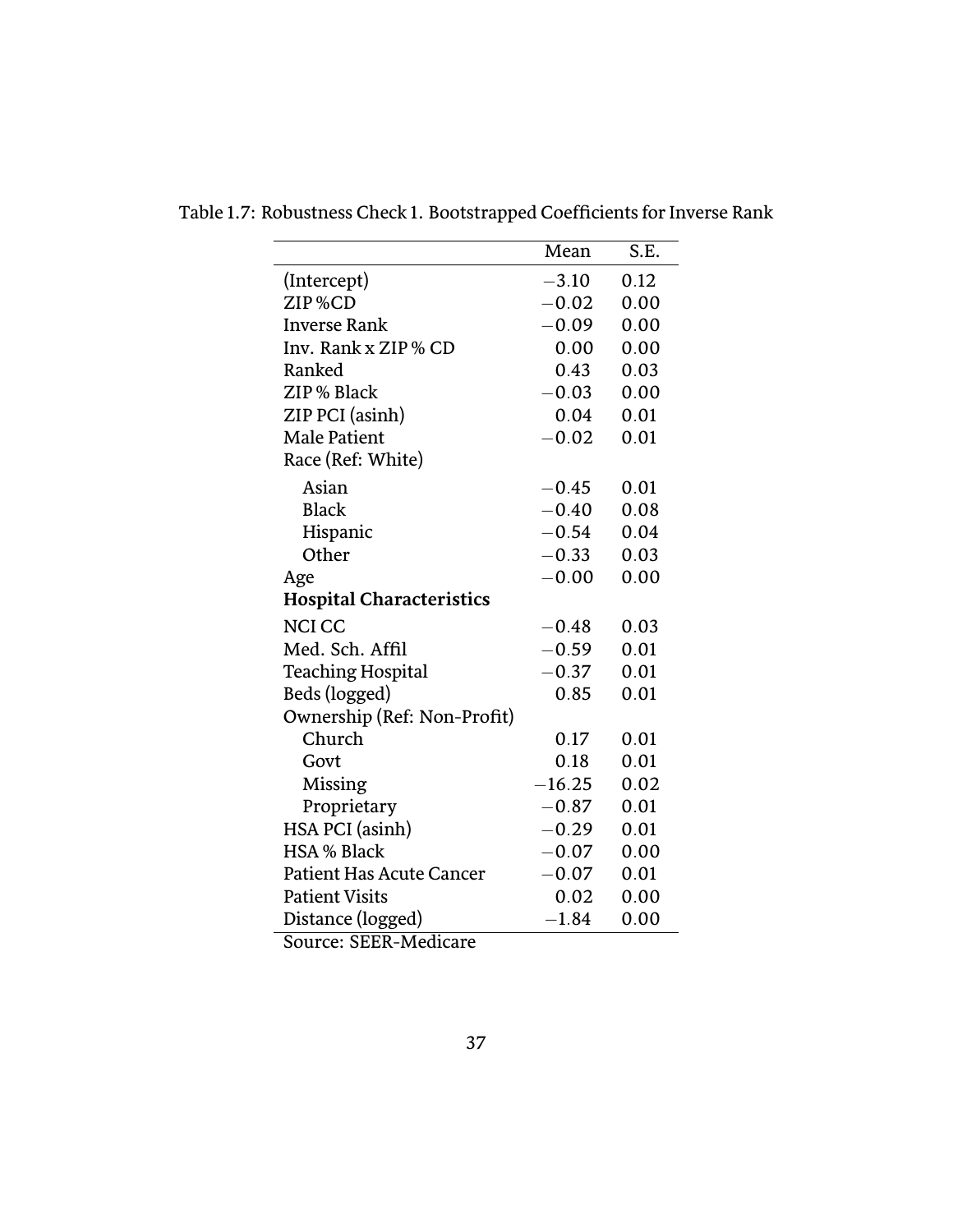Table 1.7: Robustness Check 1. Bootstrapped Coefficients for Inverse Rank

| | Mean | S.E. |
|---|---|---|
| (Intercept) | −3.10 | 0.12 |
| ZIP %CD | −0.02 | 0.00 |
| Inverse Rank | −0.09 | 0.00 |
| Inv. Rank x ZIP % CD | 0.00 | 0.00 |
| Ranked | 0.43 | 0.03 |
| ZIP % Black | −0.03 | 0.00 |
| ZIP PCI (asinh) | 0.04 | 0.01 |
| Male Patient | −0.02 | 0.01 |
| Race (Ref: White) | | |
| Asian | −0.45 | 0.01 |
| Black | −0.40 | 0.08 |
| Hispanic | −0.54 | 0.04 |
| Other | −0.33 | 0.03 |
| Age | −0.00 | 0.00 |
| **Hospital Characteristics** | | |
| NCI CC | −0.48 | 0.03 |
| Med. Sch. Affil | −0.59 | 0.01 |
| Teaching Hospital | −0.37 | 0.01 |
| Beds (logged) | 0.85 | 0.01 |
| Ownership (Ref: Non-Profit) | | |
| Church | 0.17 | 0.01 |
| Govt | 0.18 | 0.01 |
| Missing | −16.25 | 0.02 |
| Proprietary | −0.87 | 0.01 |
| HSA PCI (asinh) | −0.29 | 0.01 |
| HSA % Black | −0.07 | 0.00 |
| Patient Has Acute Cancer | −0.07 | 0.01 |
| Patient Visits | 0.02 | 0.00 |
| Distance (logged) | −1.84 | 0.00 |

Source: SEER-Medicare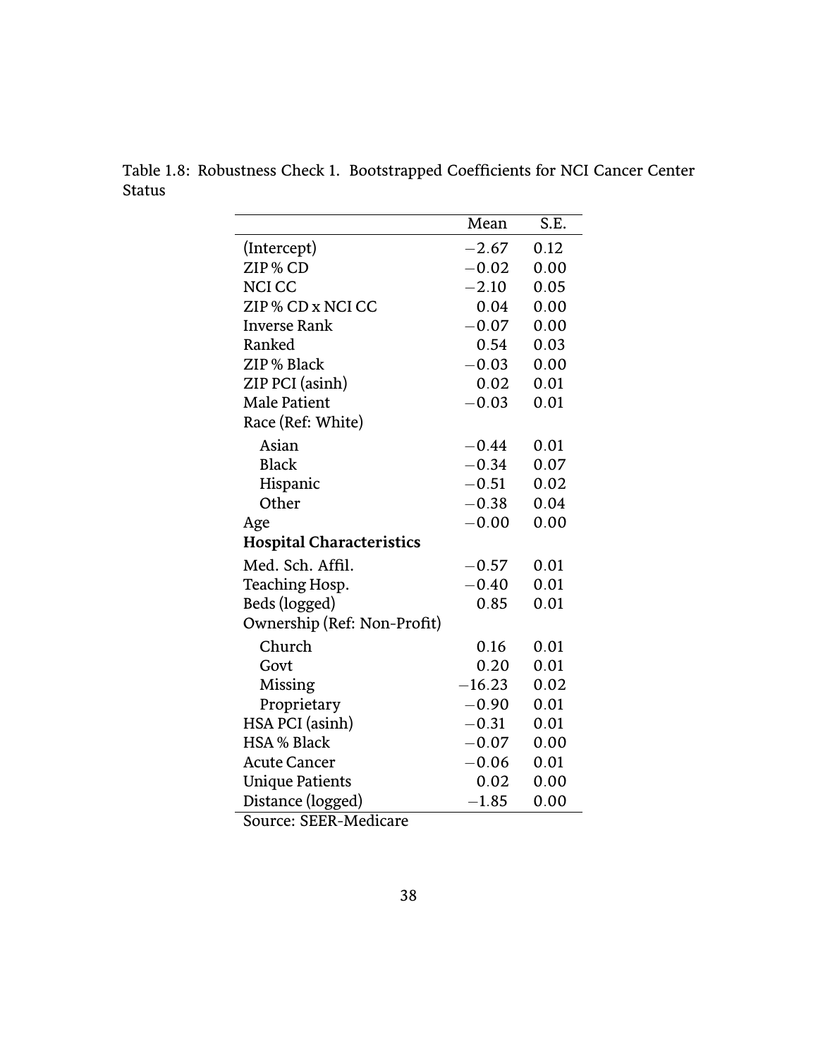Table 1.8: Robustness Check 1. Bootstrapped Coefficients for NCI Cancer Center Status

| | Mean | S.E. |
|---|---|---|
| (Intercept) | −2.67 | 0.12 |
| ZIP % CD | −0.02 | 0.00 |
| NCI CC | −2.10 | 0.05 |
| ZIP % CD x NCI CC | 0.04 | 0.00 |
| Inverse Rank | −0.07 | 0.00 |
| Ranked | 0.54 | 0.03 |
| ZIP % Black | −0.03 | 0.00 |
| ZIP PCI (asinh) | 0.02 | 0.01 |
| Male Patient | −0.03 | 0.01 |
| Race (Ref: White) | | |
| Asian | −0.44 | 0.01 |
| Black | −0.34 | 0.07 |
| Hispanic | −0.51 | 0.02 |
| Other | −0.38 | 0.04 |
| Age | −0.00 | 0.00 |
| **Hospital Characteristics** | | |
| Med. Sch. Affil. | −0.57 | 0.01 |
| Teaching Hosp. | −0.40 | 0.01 |
| Beds (logged) | 0.85 | 0.01 |
| Ownership (Ref: Non-Profit) | | |
| Church | 0.16 | 0.01 |
| Govt | 0.20 | 0.01 |
| Missing | −16.23 | 0.02 |
| Proprietary | −0.90 | 0.01 |
| HSA PCI (asinh) | −0.31 | 0.01 |
| HSA % Black | −0.07 | 0.00 |
| Acute Cancer | −0.06 | 0.01 |
| Unique Patients | 0.02 | 0.00 |
| Distance (logged) | −1.85 | 0.00 |

Source: SEER-Medicare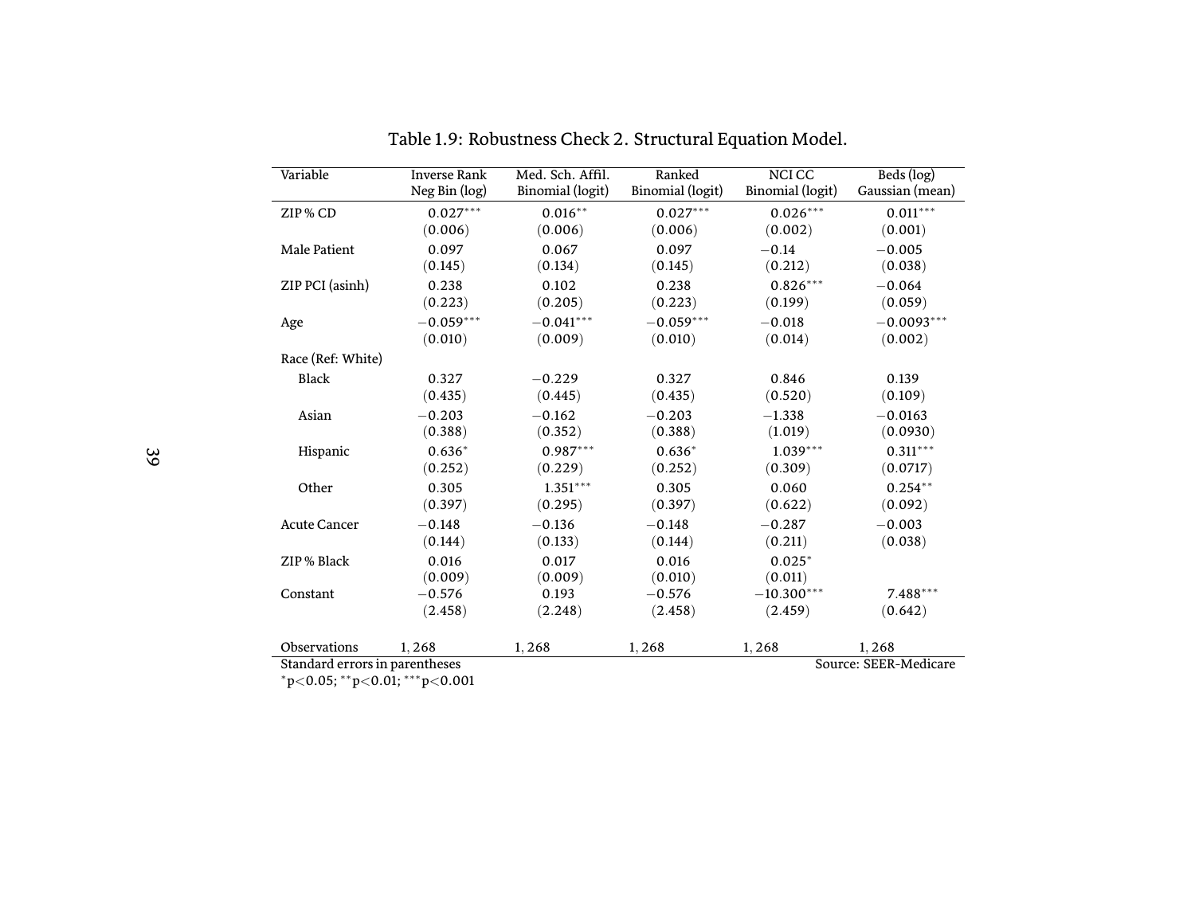Table 1.9: Robustness Check 2. Structural Equation Model.

| Variable | Inverse Rank Neg Bin (log) | Med. Sch. Affil. Binomial (logit) | Ranked Binomial (logit) | NCI CC Binomial (logit) | Beds (log) Gaussian (mean) |
|---|---|---|---|---|---|
| ZIP % CD | 0.027*** | 0.016** | 0.027*** | 0.026*** | 0.011*** |
| | (0.006) | (0.006) | (0.006) | (0.002) | (0.001) |
| Male Patient | 0.097 | 0.067 | 0.097 | −0.14 | −0.005 |
| | (0.145) | (0.134) | (0.145) | (0.212) | (0.038) |
| ZIP PCI (asinh) | 0.238 | 0.102 | 0.238 | 0.826*** | −0.064 |
| | (0.223) | (0.205) | (0.223) | (0.199) | (0.059) |
| Age | −0.059*** | −0.041*** | −0.059*** | −0.018 | −0.0093*** |
| | (0.010) | (0.009) | (0.010) | (0.014) | (0.002) |
| Race (Ref: White) | | | | | |
| Black | 0.327 | −0.229 | 0.327 | 0.846 | 0.139 |
| | (0.435) | (0.445) | (0.435) | (0.520) | (0.109) |
| Asian | −0.203 | −0.162 | −0.203 | −1.338 | −0.0163 |
| | (0.388) | (0.352) | (0.388) | (1.019) | (0.0930) |
| Hispanic | 0.636* | 0.987*** | 0.636* | 1.039*** | 0.311*** |
| | (0.252) | (0.229) | (0.252) | (0.309) | (0.0717) |
| Other | 0.305 | 1.351*** | 0.305 | 0.060 | 0.254** |
| | (0.397) | (0.295) | (0.397) | (0.622) | (0.092) |
| Acute Cancer | −0.148 | −0.136 | −0.148 | −0.287 | −0.003 |
| | (0.144) | (0.133) | (0.144) | (0.211) | (0.038) |
| ZIP % Black | 0.016 | 0.017 | 0.016 | 0.025* | |
| | (0.009) | (0.009) | (0.010) | (0.011) | |
| Constant | −0.576 | 0.193 | −0.576 | −10.300*** | 7.488*** |
| | (2.458) | (2.248) | (2.458) | (2.459) | (0.642) |
| Observations | 1,268 | 1,268 | 1,268 | 1,268 | 1,268 |

Standard errors in parentheses. Source: SEER-Medicare

*p<0.05; **p<0.01; ***p<0.001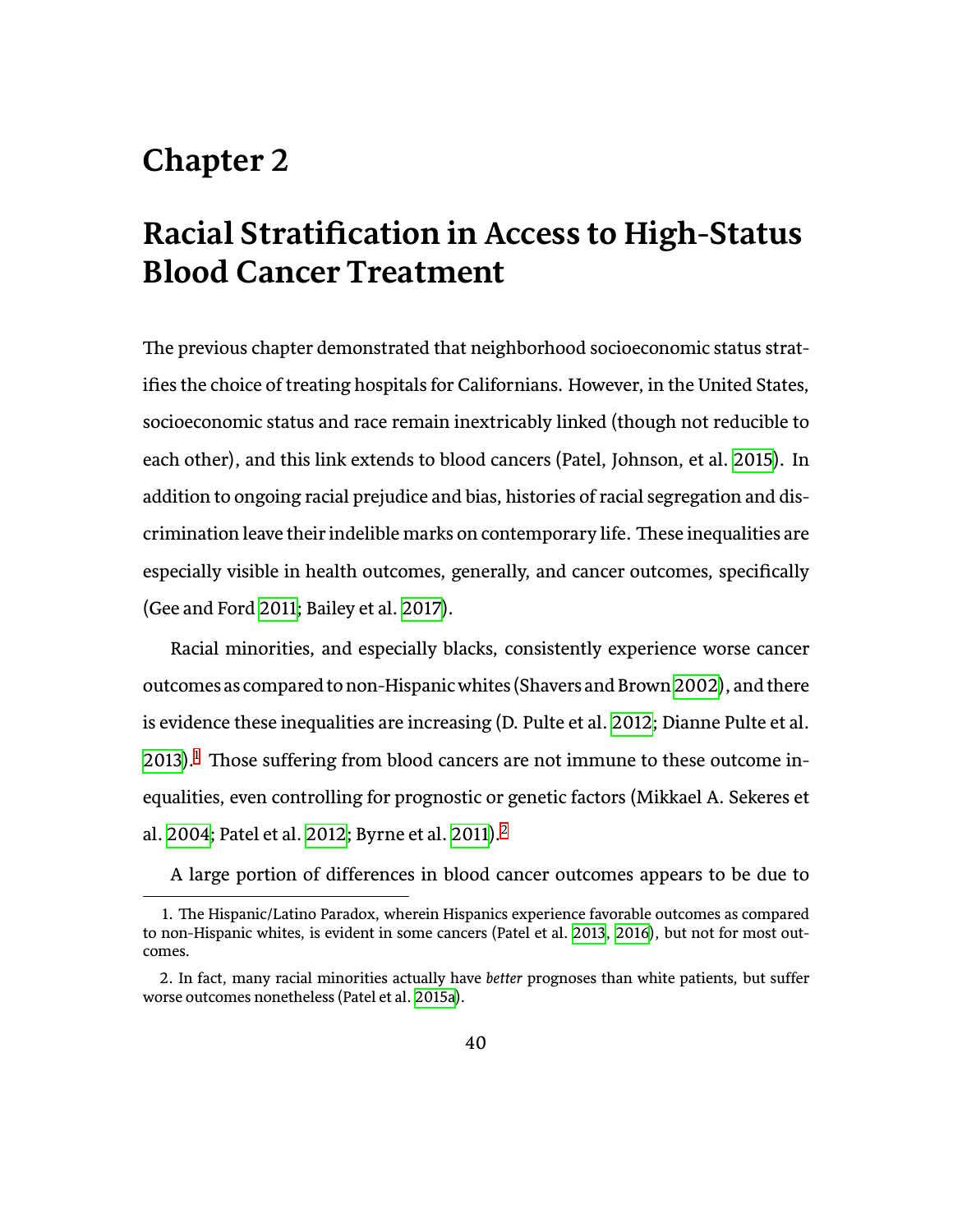# Chapter 2

# Racial Stratification in Access to High-Status Blood Cancer Treatment

The previous chapter demonstrated that neighborhood socioeconomic status stratifies the choice of treating hospitals for Californians. However, in the United States, socioeconomic status and race remain inextricably linked (though not reducible to each other), and this link extends to blood cancers (Patel, Johnson, et al. 2015). In addition to ongoing racial prejudice and bias, histories of racial segregation and discrimination leave their indelible marks on contemporary life. These inequalities are especially visible in health outcomes, generally, and cancer outcomes, specifically (Gee and Ford 2011; Bailey et al. 2017).

Racial minorities, and especially blacks, consistently experience worse cancer outcomes as compared to non-Hispanic whites (Shavers and Brown 2002), and there is evidence these inequalities are increasing (D. Pulte et al. 2012; Dianne Pulte et al. 2013).[1] Those suffering from blood cancers are not immune to these outcome inequalities, even controlling for prognostic or genetic factors (Mikkael A. Sekeres et al. 2004; Patel et al. 2012; Byrne et al. 2011).[2]

A large portion of differences in blood cancer outcomes appears to be due to

1. The Hispanic/Latino Paradox, wherein Hispanics experience favorable outcomes as compared to non-Hispanic whites, is evident in some cancers (Patel et al. 2013, 2016), but not for most outcomes.

2. In fact, many racial minorities actually have *better* prognoses than white patients, but suffer worse outcomes nonetheless (Patel et al. 2015a).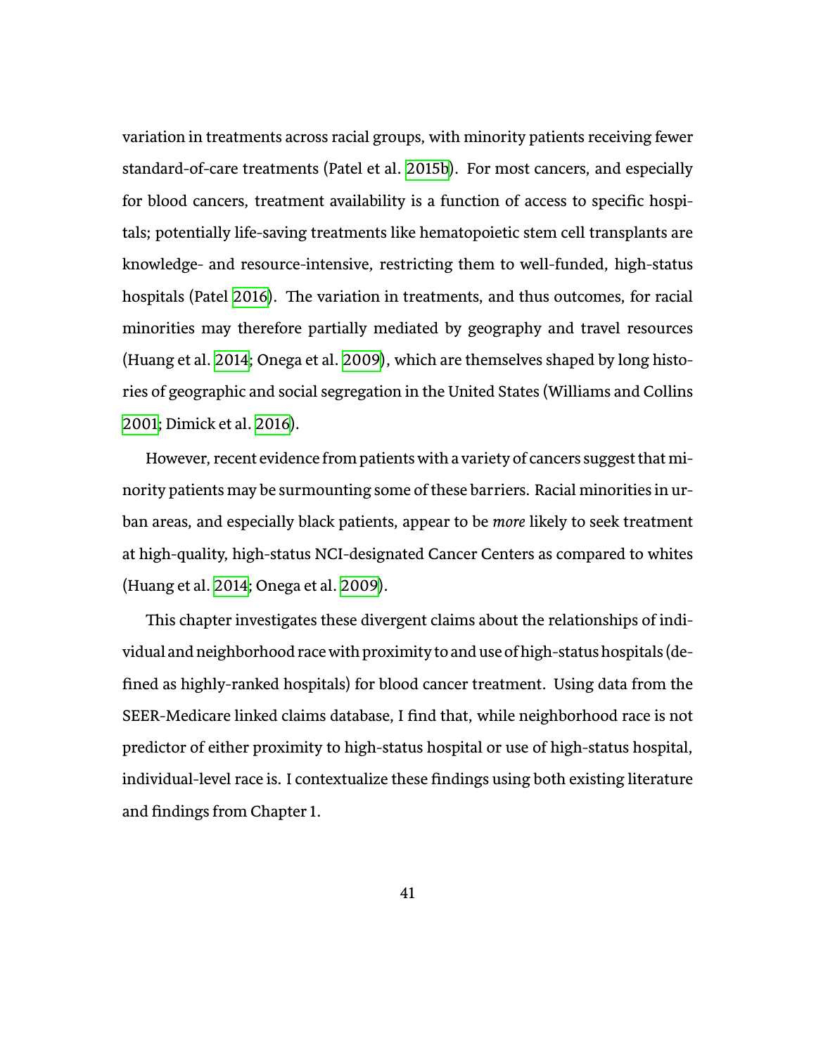variation in treatments across racial groups, with minority patients receiving fewer standard-of-care treatments (Patel et al. 2015b). For most cancers, and especially for blood cancers, treatment availability is a function of access to specific hospitals; potentially life-saving treatments like hematopoietic stem cell transplants are knowledge- and resource-intensive, restricting them to well-funded, high-status hospitals (Patel 2016). The variation in treatments, and thus outcomes, for racial minorities may therefore partially mediated by geography and travel resources (Huang et al. 2014; Onega et al. 2009), which are themselves shaped by long histories of geographic and social segregation in the United States (Williams and Collins 2001; Dimick et al. 2016).

However, recent evidence from patients with a variety of cancers suggest that minority patients may be surmounting some of these barriers. Racial minorities in urban areas, and especially black patients, appear to be *more* likely to seek treatment at high-quality, high-status NCI-designated Cancer Centers as compared to whites (Huang et al. 2014; Onega et al. 2009).

This chapter investigates these divergent claims about the relationships of individual and neighborhood race with proximity to and use of high-status hospitals (defined as highly-ranked hospitals) for blood cancer treatment. Using data from the SEER-Medicare linked claims database, I find that, while neighborhood race is not predictor of either proximity to high-status hospital or use of high-status hospital, individual-level race is. I contextualize these findings using both existing literature and findings from Chapter 1.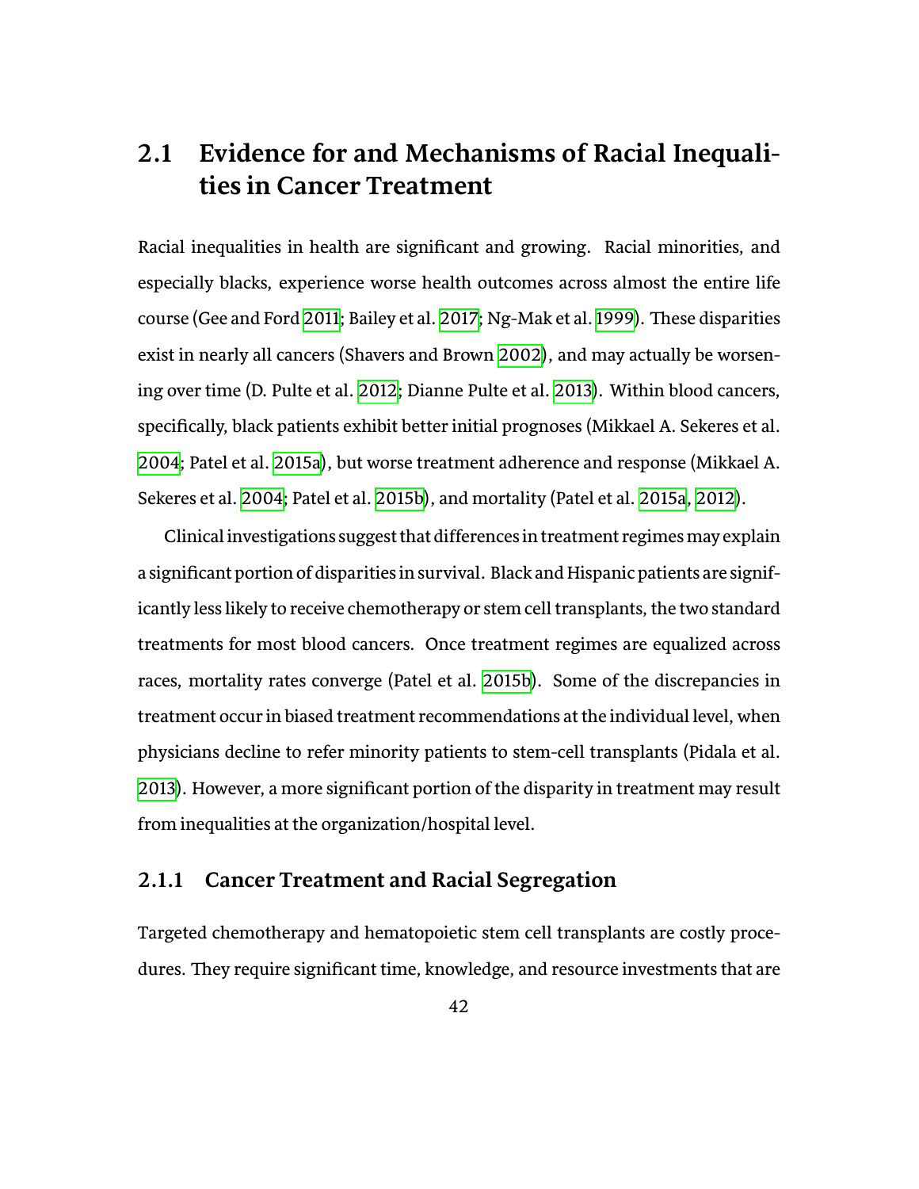## 2.1 Evidence for and Mechanisms of Racial Inequalities in Cancer Treatment

Racial inequalities in health are significant and growing. Racial minorities, and especially blacks, experience worse health outcomes across almost the entire life course (Gee and Ford 2011; Bailey et al. 2017; Ng-Mak et al. 1999). These disparities exist in nearly all cancers (Shavers and Brown 2002), and may actually be worsening over time (D. Pulte et al. 2012; Dianne Pulte et al. 2013). Within blood cancers, specifically, black patients exhibit better initial prognoses (Mikkael A. Sekeres et al. 2004; Patel et al. 2015a), but worse treatment adherence and response (Mikkael A. Sekeres et al. 2004; Patel et al. 2015b), and mortality (Patel et al. 2015a, 2012).

Clinical investigations suggest that differences in treatment regimes may explain a significant portion of disparities in survival. Black and Hispanic patients are significantly less likely to receive chemotherapy or stem cell transplants, the two standard treatments for most blood cancers. Once treatment regimes are equalized across races, mortality rates converge (Patel et al. 2015b). Some of the discrepancies in treatment occur in biased treatment recommendations at the individual level, when physicians decline to refer minority patients to stem-cell transplants (Pidala et al. 2013). However, a more significant portion of the disparity in treatment may result from inequalities at the organization/hospital level.

### 2.1.1 Cancer Treatment and Racial Segregation

Targeted chemotherapy and hematopoietic stem cell transplants are costly procedures. They require significant time, knowledge, and resource investments that are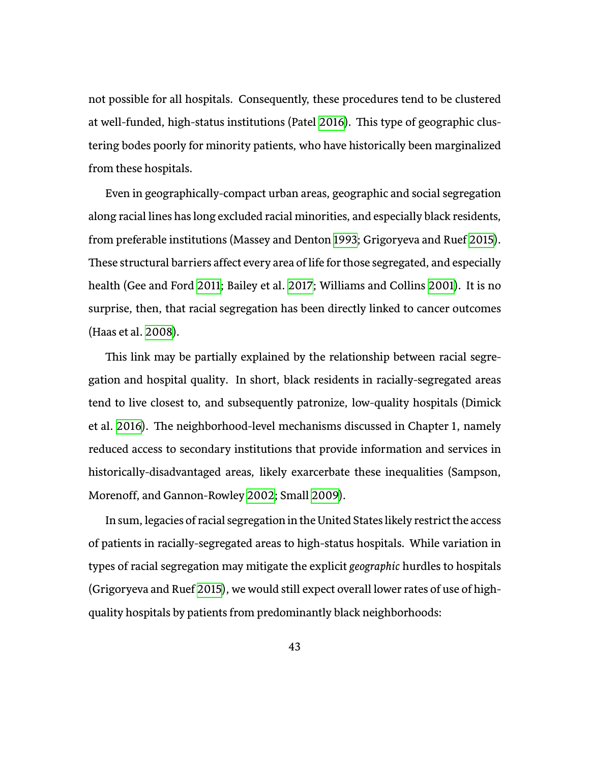not possible for all hospitals. Consequently, these procedures tend to be clustered at well-funded, high-status institutions (Patel 2016). This type of geographic clustering bodes poorly for minority patients, who have historically been marginalized from these hospitals.

Even in geographically-compact urban areas, geographic and social segregation along racial lines has long excluded racial minorities, and especially black residents, from preferable institutions (Massey and Denton 1993; Grigoryeva and Ruef 2015). These structural barriers affect every area of life for those segregated, and especially health (Gee and Ford 2011; Bailey et al. 2017; Williams and Collins 2001). It is no surprise, then, that racial segregation has been directly linked to cancer outcomes (Haas et al. 2008).

This link may be partially explained by the relationship between racial segregation and hospital quality. In short, black residents in racially-segregated areas tend to live closest to, and subsequently patronize, low-quality hospitals (Dimick et al. 2016). The neighborhood-level mechanisms discussed in Chapter 1, namely reduced access to secondary institutions that provide information and services in historically-disadvantaged areas, likely exarcerbate these inequalities (Sampson, Morenoff, and Gannon-Rowley 2002; Small 2009).

In sum, legacies of racial segregation in the United States likely restrict the access of patients in racially-segregated areas to high-status hospitals. While variation in types of racial segregation may mitigate the explicit *geographic* hurdles to hospitals (Grigoryeva and Ruef 2015), we would still expect overall lower rates of use of high-quality hospitals by patients from predominantly black neighborhoods: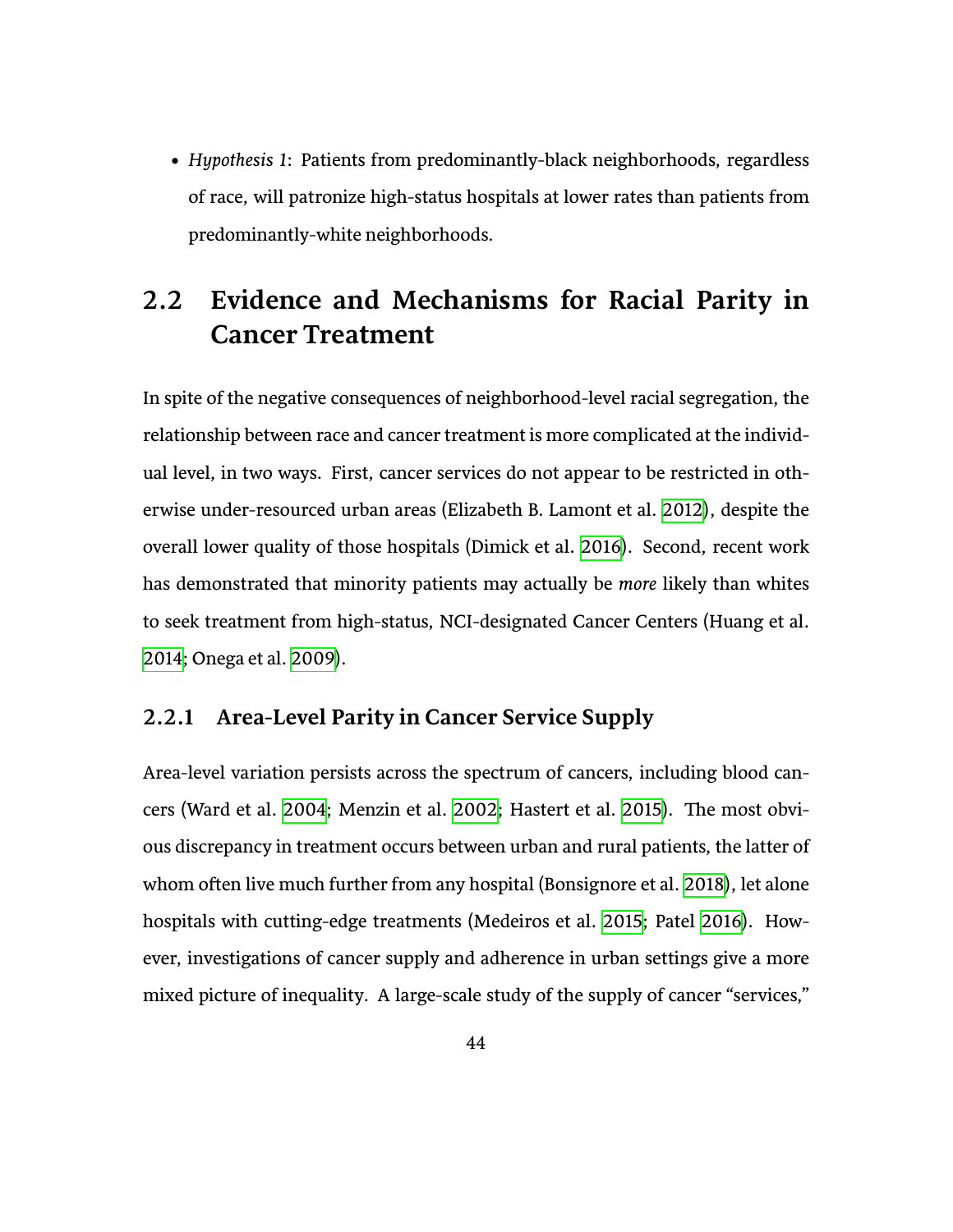- *Hypothesis 1*: Patients from predominantly-black neighborhoods, regardless of race, will patronize high-status hospitals at lower rates than patients from predominantly-white neighborhoods.

## 2.2 Evidence and Mechanisms for Racial Parity in Cancer Treatment

In spite of the negative consequences of neighborhood-level racial segregation, the relationship between race and cancer treatment is more complicated at the individual level, in two ways. First, cancer services do not appear to be restricted in otherwise under-resourced urban areas (Elizabeth B. Lamont et al. 2012), despite the overall lower quality of those hospitals (Dimick et al. 2016). Second, recent work has demonstrated that minority patients may actually be *more* likely than whites to seek treatment from high-status, NCI-designated Cancer Centers (Huang et al. 2014; Onega et al. 2009).

### 2.2.1 Area-Level Parity in Cancer Service Supply

Area-level variation persists across the spectrum of cancers, including blood cancers (Ward et al. 2004; Menzin et al. 2002; Hastert et al. 2015). The most obvious discrepancy in treatment occurs between urban and rural patients, the latter of whom often live much further from any hospital (Bonsignore et al. 2018), let alone hospitals with cutting-edge treatments (Medeiros et al. 2015; Patel 2016). However, investigations of cancer supply and adherence in urban settings give a more mixed picture of inequality. A large-scale study of the supply of cancer "services,"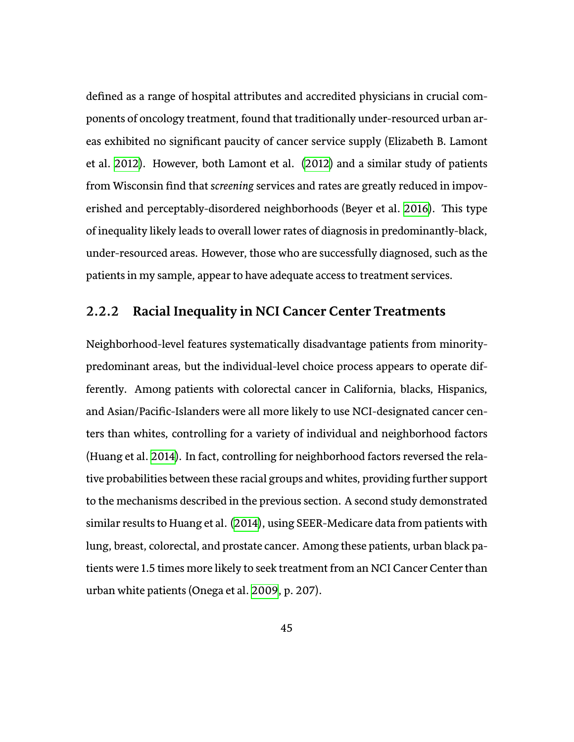defined as a range of hospital attributes and accredited physicians in crucial components of oncology treatment, found that traditionally under-resourced urban areas exhibited no significant paucity of cancer service supply (Elizabeth B. Lamont et al. 2012). However, both Lamont et al. (2012) and a similar study of patients from Wisconsin find that *screening* services and rates are greatly reduced in impoverished and perceptably-disordered neighborhoods (Beyer et al. 2016). This type of inequality likely leads to overall lower rates of diagnosis in predominantly-black, under-resourced areas. However, those who are successfully diagnosed, such as the patients in my sample, appear to have adequate access to treatment services.

### 2.2.2 Racial Inequality in NCI Cancer Center Treatments

Neighborhood-level features systematically disadvantage patients from minority-predominant areas, but the individual-level choice process appears to operate differently. Among patients with colorectal cancer in California, blacks, Hispanics, and Asian/Pacific-Islanders were all more likely to use NCI-designated cancer centers than whites, controlling for a variety of individual and neighborhood factors (Huang et al. 2014). In fact, controlling for neighborhood factors reversed the relative probabilities between these racial groups and whites, providing further support to the mechanisms described in the previous section. A second study demonstrated similar results to Huang et al. (2014), using SEER-Medicare data from patients with lung, breast, colorectal, and prostate cancer. Among these patients, urban black patients were 1.5 times more likely to seek treatment from an NCI Cancer Center than urban white patients (Onega et al. 2009, p. 207).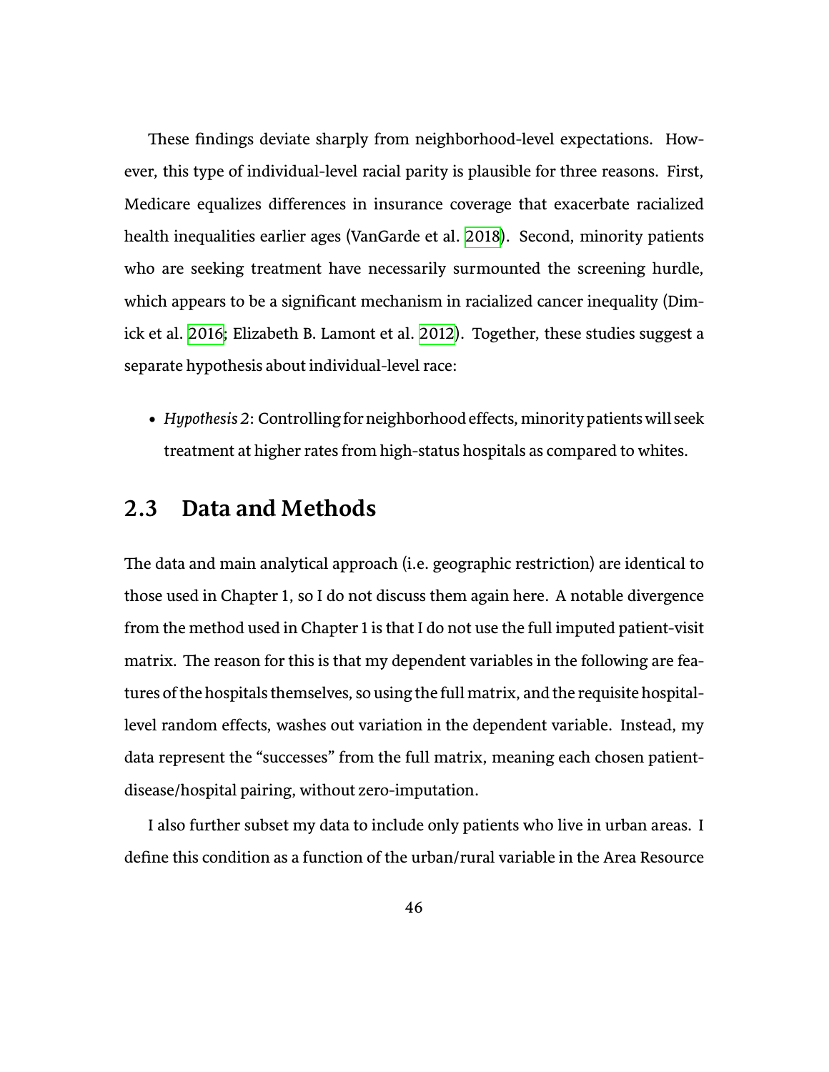These findings deviate sharply from neighborhood-level expectations. However, this type of individual-level racial parity is plausible for three reasons. First, Medicare equalizes differences in insurance coverage that exacerbate racialized health inequalities earlier ages (VanGarde et al. 2018). Second, minority patients who are seeking treatment have necessarily surmounted the screening hurdle, which appears to be a significant mechanism in racialized cancer inequality (Dimick et al. 2016; Elizabeth B. Lamont et al. 2012). Together, these studies suggest a separate hypothesis about individual-level race:

- *Hypothesis 2*: Controlling for neighborhood effects, minority patients will seek treatment at higher rates from high-status hospitals as compared to whites.

## 2.3 Data and Methods

The data and main analytical approach (i.e. geographic restriction) are identical to those used in Chapter 1, so I do not discuss them again here. A notable divergence from the method used in Chapter 1 is that I do not use the full imputed patient-visit matrix. The reason for this is that my dependent variables in the following are features of the hospitals themselves, so using the full matrix, and the requisite hospital-level random effects, washes out variation in the dependent variable. Instead, my data represent the "successes" from the full matrix, meaning each chosen patient-disease/hospital pairing, without zero-imputation.

I also further subset my data to include only patients who live in urban areas. I define this condition as a function of the urban/rural variable in the Area Resource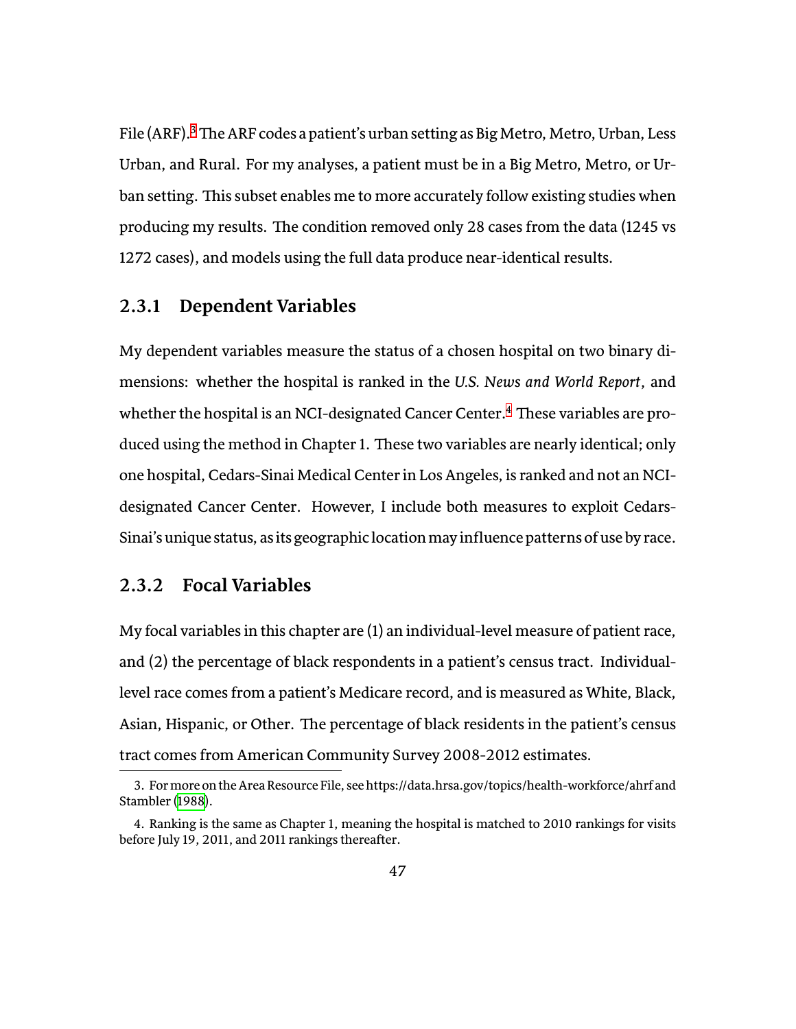File (ARF).[3] The ARF codes a patient's urban setting as Big Metro, Metro, Urban, Less Urban, and Rural. For my analyses, a patient must be in a Big Metro, Metro, or Urban setting. This subset enables me to more accurately follow existing studies when producing my results. The condition removed only 28 cases from the data (1245 vs 1272 cases), and models using the full data produce near-identical results.

### 2.3.1 Dependent Variables

My dependent variables measure the status of a chosen hospital on two binary dimensions: whether the hospital is ranked in the *U.S. News and World Report*, and whether the hospital is an NCI-designated Cancer Center.[4] These variables are produced using the method in Chapter 1. These two variables are nearly identical; only one hospital, Cedars-Sinai Medical Center in Los Angeles, is ranked and not an NCI-designated Cancer Center. However, I include both measures to exploit Cedars-Sinai's unique status, as its geographic location may influence patterns of use by race.

### 2.3.2 Focal Variables

My focal variables in this chapter are (1) an individual-level measure of patient race, and (2) the percentage of black respondents in a patient's census tract. Individual-level race comes from a patient's Medicare record, and is measured as White, Black, Asian, Hispanic, or Other. The percentage of black residents in the patient's census tract comes from American Community Survey 2008-2012 estimates.

---

3. For more on the Area Resource File, see https://data.hrsa.gov/topics/health-workforce/ahrf and Stambler (1988).

4. Ranking is the same as Chapter 1, meaning the hospital is matched to 2010 rankings for visits before July 19, 2011, and 2011 rankings thereafter.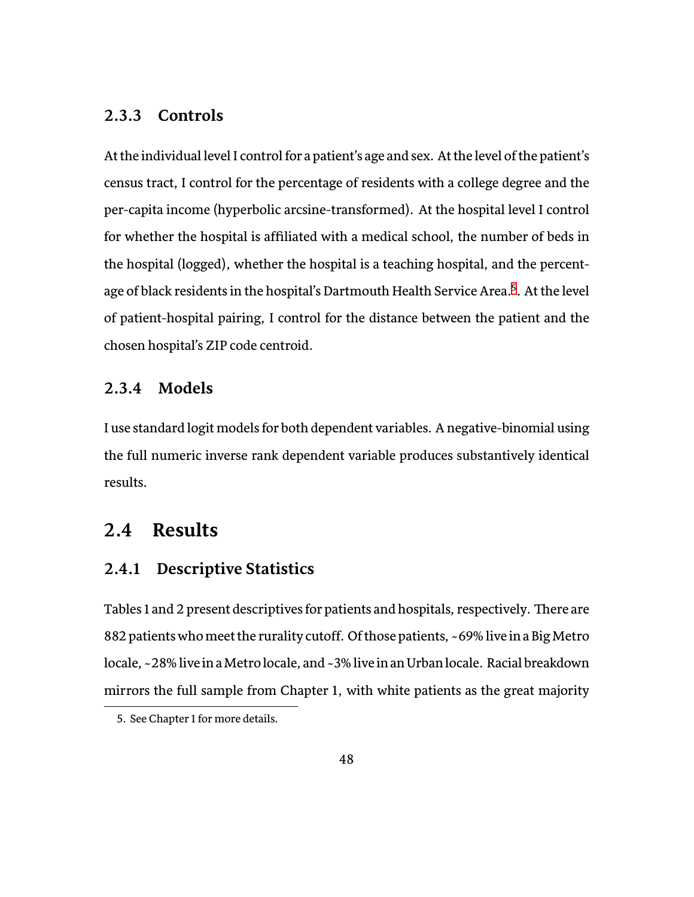### 2.3.3 Controls

At the individual level I control for a patient's age and sex. At the level of the patient's census tract, I control for the percentage of residents with a college degree and the per-capita income (hyperbolic arcsine-transformed). At the hospital level I control for whether the hospital is affiliated with a medical school, the number of beds in the hospital (logged), whether the hospital is a teaching hospital, and the percentage of black residents in the hospital's Dartmouth Health Service Area.[5]. At the level of patient-hospital pairing, I control for the distance between the patient and the chosen hospital's ZIP code centroid.

### 2.3.4 Models

I use standard logit models for both dependent variables. A negative-binomial using the full numeric inverse rank dependent variable produces substantively identical results.

## 2.4 Results

### 2.4.1 Descriptive Statistics

Tables 1 and 2 present descriptives for patients and hospitals, respectively. There are 882 patients who meet the rurality cutoff. Of those patients, ~69% live in a Big Metro locale, ~28% live in a Metro locale, and ~3% live in an Urban locale. Racial breakdown mirrors the full sample from Chapter 1, with white patients as the great majority

5. See Chapter 1 for more details.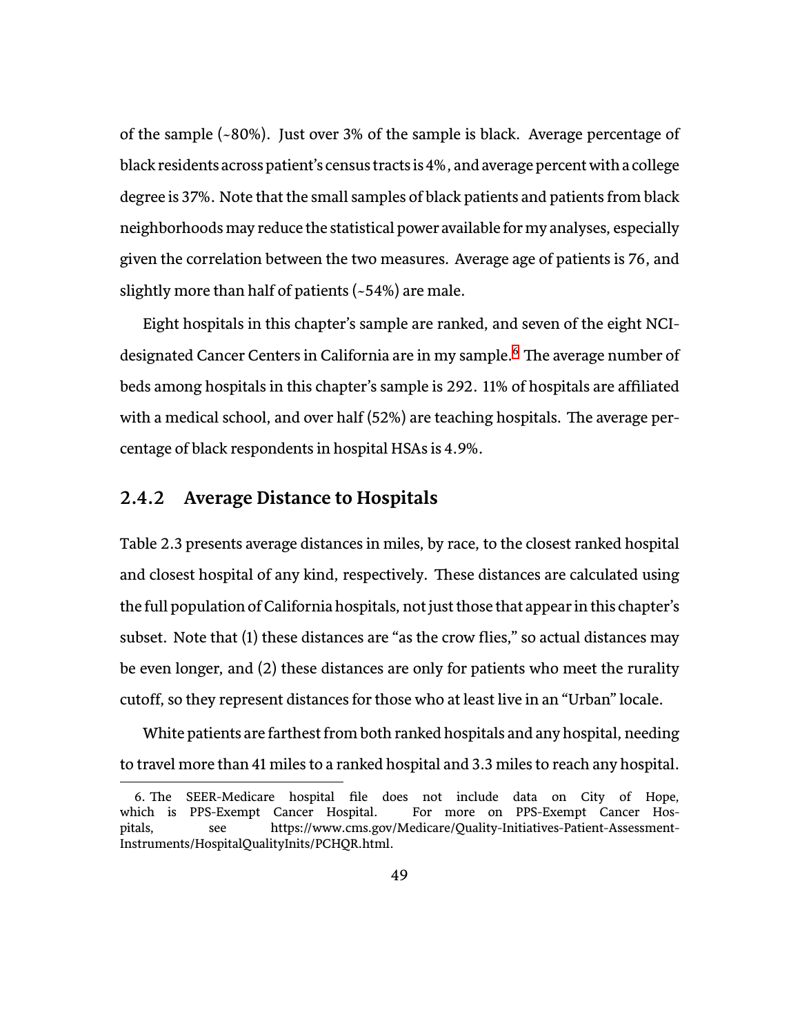of the sample (~80%). Just over 3% of the sample is black. Average percentage of black residents across patient's census tracts is 4%, and average percent with a college degree is 37%. Note that the small samples of black patients and patients from black neighborhoods may reduce the statistical power available for my analyses, especially given the correlation between the two measures. Average age of patients is 76, and slightly more than half of patients (~54%) are male.

Eight hospitals in this chapter's sample are ranked, and seven of the eight NCI-designated Cancer Centers in California are in my sample.[6] The average number of beds among hospitals in this chapter's sample is 292. 11% of hospitals are affiliated with a medical school, and over half (52%) are teaching hospitals. The average percentage of black respondents in hospital HSAs is 4.9%.

### 2.4.2 Average Distance to Hospitals

Table 2.3 presents average distances in miles, by race, to the closest ranked hospital and closest hospital of any kind, respectively. These distances are calculated using the full population of California hospitals, not just those that appear in this chapter's subset. Note that (1) these distances are "as the crow flies," so actual distances may be even longer, and (2) these distances are only for patients who meet the rurality cutoff, so they represent distances for those who at least live in an "Urban" locale.

White patients are farthest from both ranked hospitals and any hospital, needing to travel more than 41 miles to a ranked hospital and 3.3 miles to reach any hospital.

---

6. The SEER-Medicare hospital file does not include data on City of Hope, which is PPS-Exempt Cancer Hospital. For more on PPS-Exempt Cancer Hospitals, see https://www.cms.gov/Medicare/Quality-Initiatives-Patient-Assessment-Instruments/HospitalQualityInits/PCHQR.html.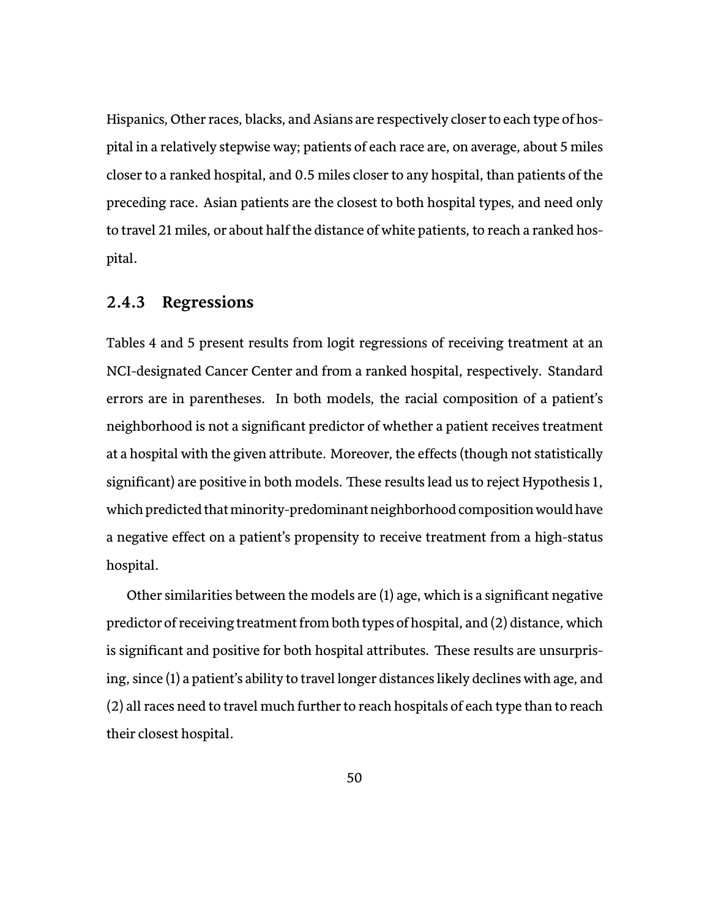Hispanics, Other races, blacks, and Asians are respectively closer to each type of hospital in a relatively stepwise way; patients of each race are, on average, about 5 miles closer to a ranked hospital, and 0.5 miles closer to any hospital, than patients of the preceding race. Asian patients are the closest to both hospital types, and need only to travel 21 miles, or about half the distance of white patients, to reach a ranked hospital.

### 2.4.3 Regressions

Tables 4 and 5 present results from logit regressions of receiving treatment at an NCI-designated Cancer Center and from a ranked hospital, respectively. Standard errors are in parentheses. In both models, the racial composition of a patient's neighborhood is not a significant predictor of whether a patient receives treatment at a hospital with the given attribute. Moreover, the effects (though not statistically significant) are positive in both models. These results lead us to reject Hypothesis 1, which predicted that minority-predominant neighborhood composition would have a negative effect on a patient's propensity to receive treatment from a high-status hospital.

Other similarities between the models are (1) age, which is a significant negative predictor of receiving treatment from both types of hospital, and (2) distance, which is significant and positive for both hospital attributes. These results are unsurprising, since (1) a patient's ability to travel longer distances likely declines with age, and (2) all races need to travel much further to reach hospitals of each type than to reach their closest hospital.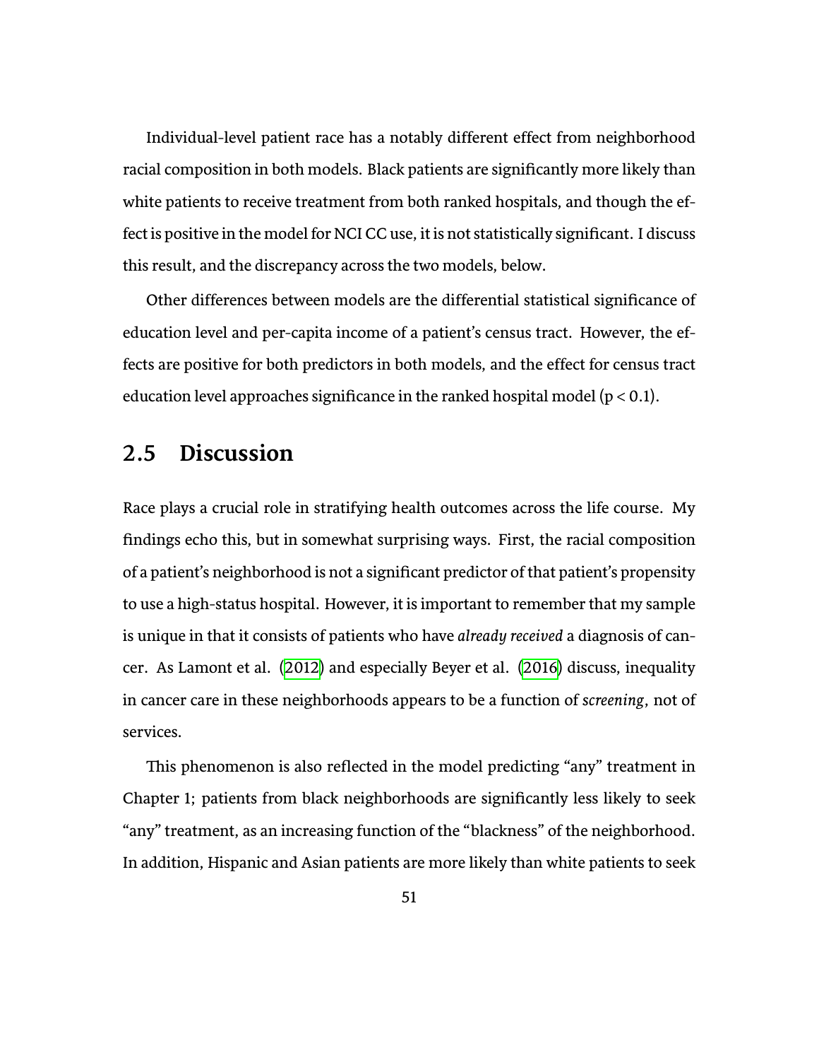Individual-level patient race has a notably different effect from neighborhood racial composition in both models. Black patients are significantly more likely than white patients to receive treatment from both ranked hospitals, and though the effect is positive in the model for NCI CC use, it is not statistically significant. I discuss this result, and the discrepancy across the two models, below.

Other differences between models are the differential statistical significance of education level and per-capita income of a patient's census tract. However, the effects are positive for both predictors in both models, and the effect for census tract education level approaches significance in the ranked hospital model ($p < 0.1$).

## 2.5 Discussion

Race plays a crucial role in stratifying health outcomes across the life course. My findings echo this, but in somewhat surprising ways. First, the racial composition of a patient's neighborhood is not a significant predictor of that patient's propensity to use a high-status hospital. However, it is important to remember that my sample is unique in that it consists of patients who have *already received* a diagnosis of cancer. As Lamont et al. (2012) and especially Beyer et al. (2016) discuss, inequality in cancer care in these neighborhoods appears to be a function of *screening*, not of services.

This phenomenon is also reflected in the model predicting "any" treatment in Chapter 1; patients from black neighborhoods are significantly less likely to seek "any" treatment, as an increasing function of the "blackness" of the neighborhood. In addition, Hispanic and Asian patients are more likely than white patients to seek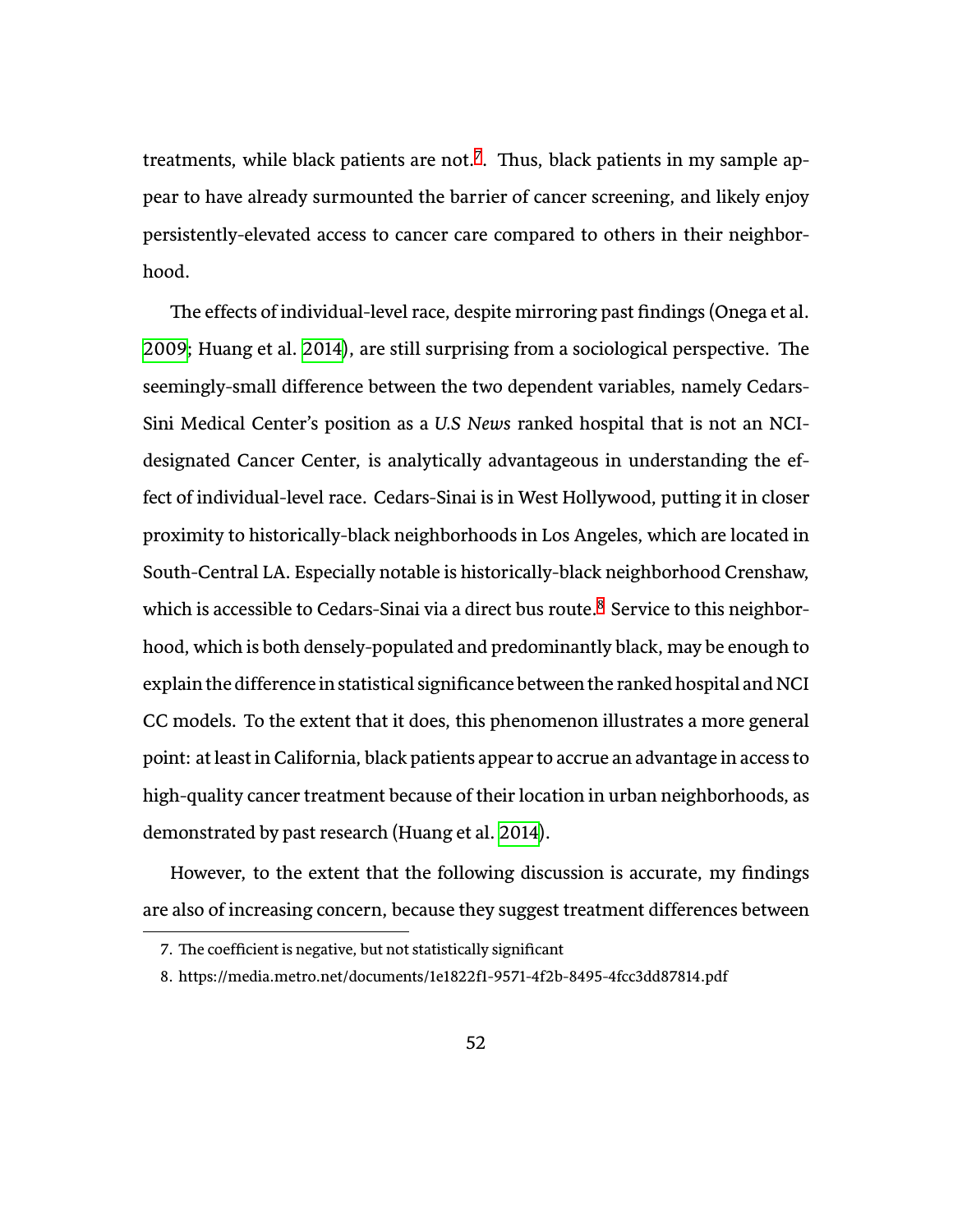treatments, while black patients are not.[7]. Thus, black patients in my sample appear to have already surmounted the barrier of cancer screening, and likely enjoy persistently-elevated access to cancer care compared to others in their neighborhood.

The effects of individual-level race, despite mirroring past findings (Onega et al. 2009; Huang et al. 2014), are still surprising from a sociological perspective. The seemingly-small difference between the two dependent variables, namely Cedars-Sini Medical Center's position as a *U.S News* ranked hospital that is not an NCI-designated Cancer Center, is analytically advantageous in understanding the effect of individual-level race. Cedars-Sinai is in West Hollywood, putting it in closer proximity to historically-black neighborhoods in Los Angeles, which are located in South-Central LA. Especially notable is historically-black neighborhood Crenshaw, which is accessible to Cedars-Sinai via a direct bus route.[8] Service to this neighborhood, which is both densely-populated and predominantly black, may be enough to explain the difference in statistical significance between the ranked hospital and NCI CC models. To the extent that it does, this phenomenon illustrates a more general point: at least in California, black patients appear to accrue an advantage in access to high-quality cancer treatment because of their location in urban neighborhoods, as demonstrated by past research (Huang et al. 2014).

However, to the extent that the following discussion is accurate, my findings are also of increasing concern, because they suggest treatment differences between

7. The coefficient is negative, but not statistically significant

8. https://media.metro.net/documents/1e1822f1-9571-4f2b-8495-4fcc3dd87814.pdf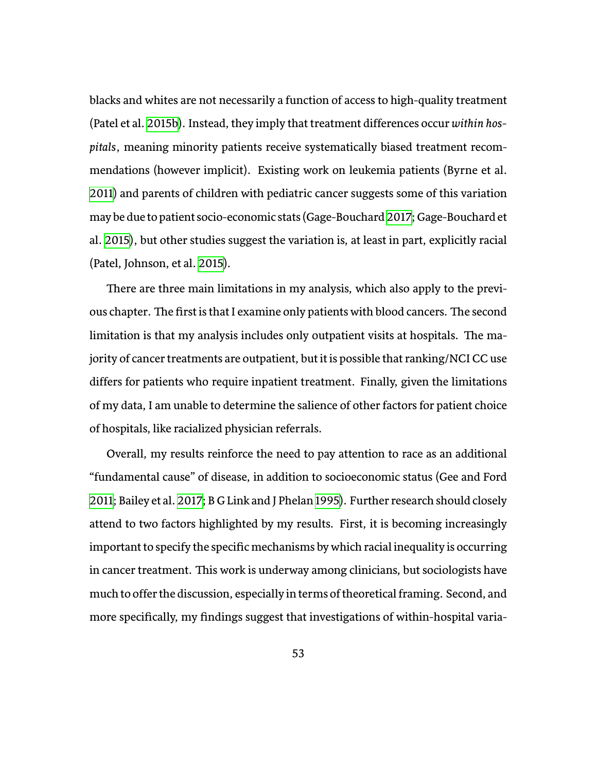blacks and whites are not necessarily a function of access to high-quality treatment (Patel et al. 2015b). Instead, they imply that treatment differences occur *within hospitals*, meaning minority patients receive systematically biased treatment recommendations (however implicit). Existing work on leukemia patients (Byrne et al. 2011) and parents of children with pediatric cancer suggests some of this variation may be due to patient socio-economic stats (Gage-Bouchard 2017; Gage-Bouchard et al. 2015), but other studies suggest the variation is, at least in part, explicitly racial (Patel, Johnson, et al. 2015).

There are three main limitations in my analysis, which also apply to the previous chapter. The first is that I examine only patients with blood cancers. The second limitation is that my analysis includes only outpatient visits at hospitals. The majority of cancer treatments are outpatient, but it is possible that ranking/NCI CC use differs for patients who require inpatient treatment. Finally, given the limitations of my data, I am unable to determine the salience of other factors for patient choice of hospitals, like racialized physician referrals.

Overall, my results reinforce the need to pay attention to race as an additional "fundamental cause" of disease, in addition to socioeconomic status (Gee and Ford 2011; Bailey et al. 2017; B G Link and J Phelan 1995). Further research should closely attend to two factors highlighted by my results. First, it is becoming increasingly important to specify the specific mechanisms by which racial inequality is occurring in cancer treatment. This work is underway among clinicians, but sociologists have much to offer the discussion, especially in terms of theoretical framing. Second, and more specifically, my findings suggest that investigations of within-hospital varia-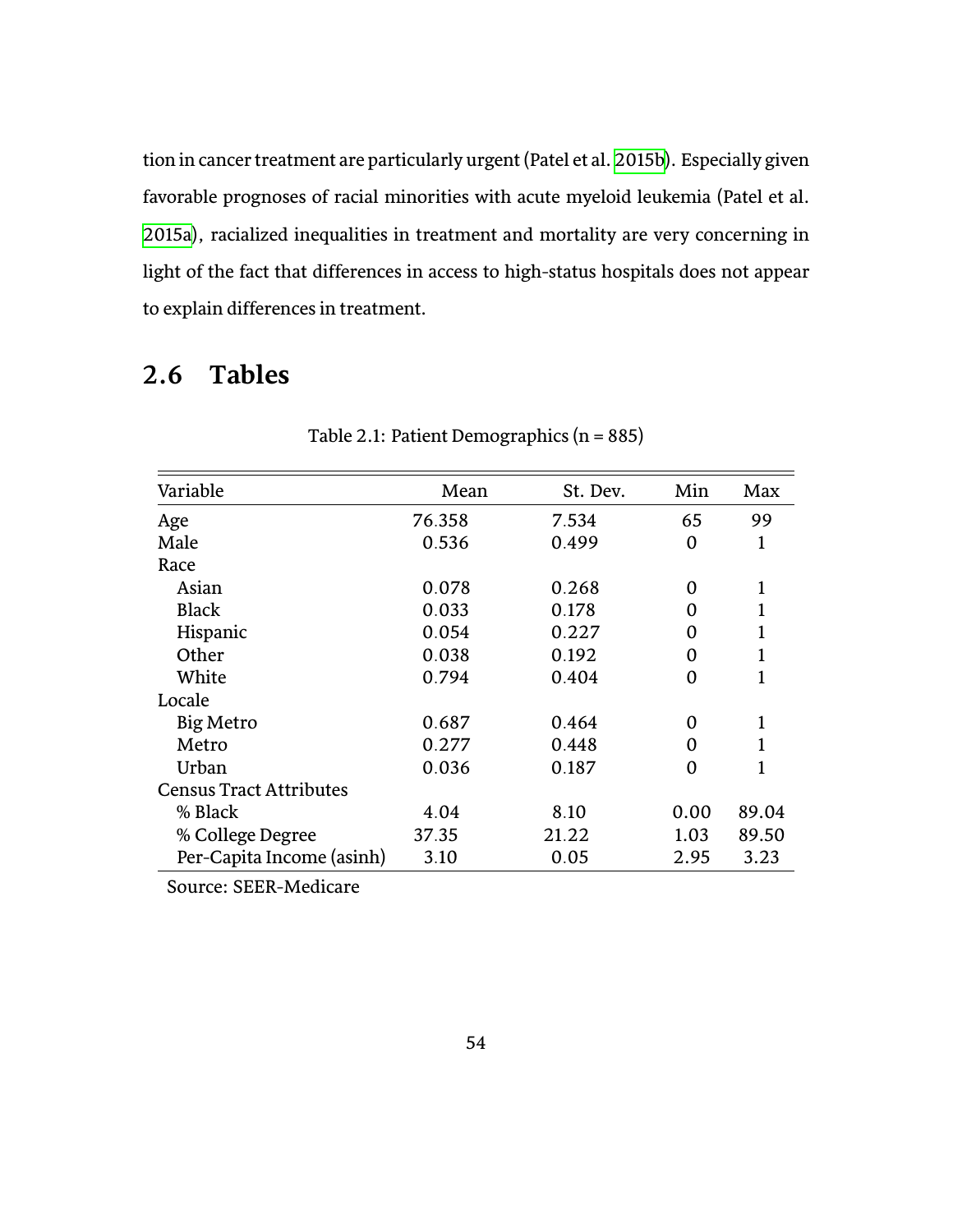tion in cancer treatment are particularly urgent (Patel et al. 2015b). Especially given favorable prognoses of racial minorities with acute myeloid leukemia (Patel et al. 2015a), racialized inequalities in treatment and mortality are very concerning in light of the fact that differences in access to high-status hospitals does not appear to explain differences in treatment.

## 2.6 Tables

Table 2.1: Patient Demographics (n = 885)

| Variable | Mean | St. Dev. | Min | Max |
|---|---|---|---|---|
| Age | 76.358 | 7.534 | 65 | 99 |
| Male | 0.536 | 0.499 | 0 | 1 |
| Race | | | | |
| Asian | 0.078 | 0.268 | 0 | 1 |
| Black | 0.033 | 0.178 | 0 | 1 |
| Hispanic | 0.054 | 0.227 | 0 | 1 |
| Other | 0.038 | 0.192 | 0 | 1 |
| White | 0.794 | 0.404 | 0 | 1 |
| Locale | | | | |
| Big Metro | 0.687 | 0.464 | 0 | 1 |
| Metro | 0.277 | 0.448 | 0 | 1 |
| Urban | 0.036 | 0.187 | 0 | 1 |
| Census Tract Attributes | | | | |
| % Black | 4.04 | 8.10 | 0.00 | 89.04 |
| % College Degree | 37.35 | 21.22 | 1.03 | 89.50 |
| Per-Capita Income (asinh) | 3.10 | 0.05 | 2.95 | 3.23 |

Source: SEER-Medicare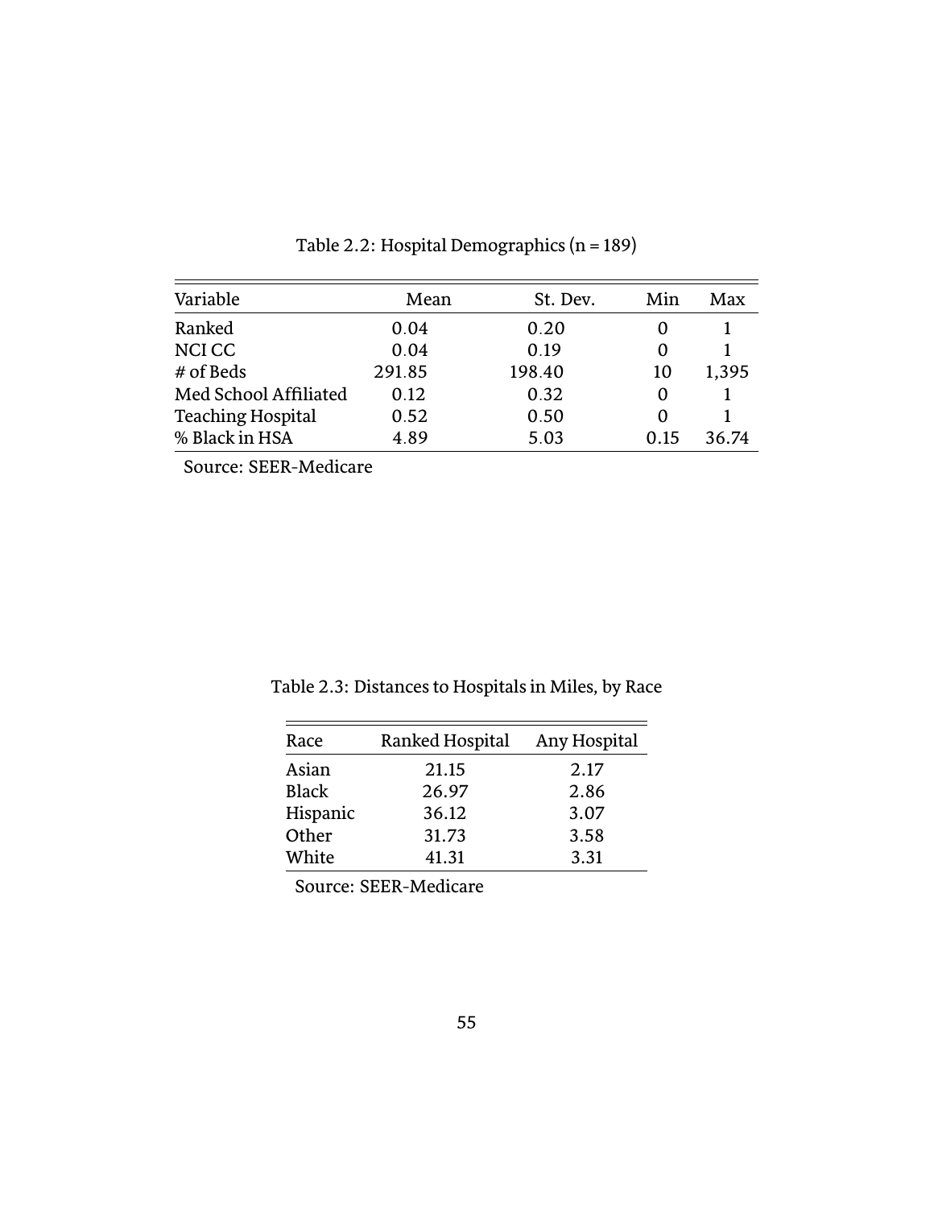Table 2.2: Hospital Demographics (n = 189)

| Variable | Mean | St. Dev. | Min | Max |
|---|---|---|---|---|
| Ranked | 0.04 | 0.20 | 0 | 1 |
| NCI CC | 0.04 | 0.19 | 0 | 1 |
| # of Beds | 291.85 | 198.40 | 10 | 1,395 |
| Med School Affiliated | 0.12 | 0.32 | 0 | 1 |
| Teaching Hospital | 0.52 | 0.50 | 0 | 1 |
| % Black in HSA | 4.89 | 5.03 | 0.15 | 36.74 |

Source: SEER-Medicare

Table 2.3: Distances to Hospitals in Miles, by Race

| Race | Ranked Hospital | Any Hospital |
|---|---|---|
| Asian | 21.15 | 2.17 |
| Black | 26.97 | 2.86 |
| Hispanic | 36.12 | 3.07 |
| Other | 31.73 | 3.58 |
| White | 41.31 | 3.31 |

Source: SEER-Medicare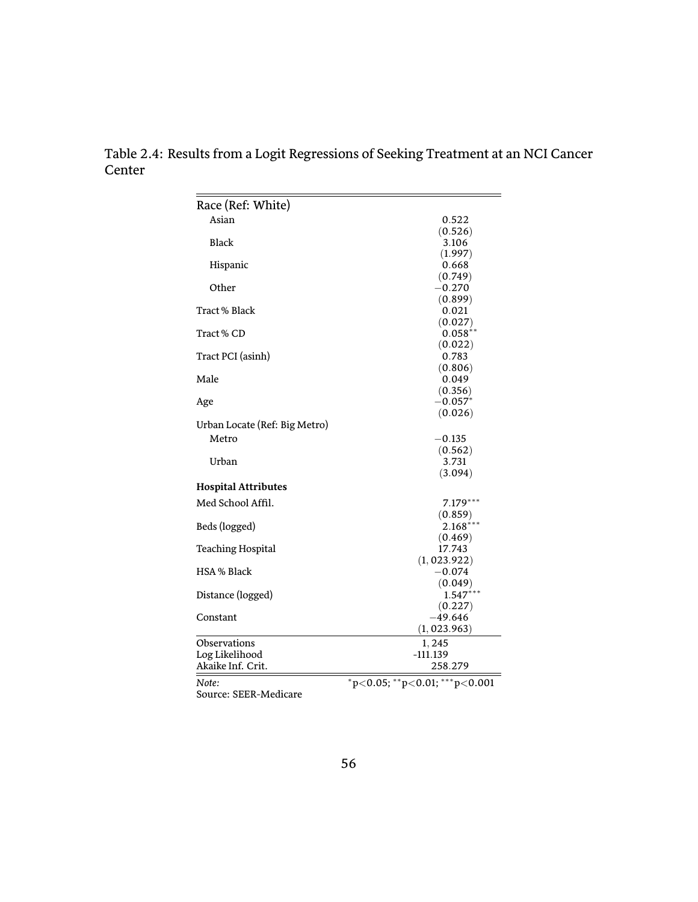Table 2.4: Results from a Logit Regressions of Seeking Treatment at an NCI Cancer Center

| | |
|---|---|
| Race (Ref: White) | |
| Asian | 0.522 |
| | (0.526) |
| Black | 3.106 |
| | (1.997) |
| Hispanic | 0.668 |
| | (0.749) |
| Other | −0.270 |
| | (0.899) |
| Tract % Black | 0.021 |
| | (0.027) |
| Tract % CD | 0.058** |
| | (0.022) |
| Tract PCI (asinh) | 0.783 |
| | (0.806) |
| Male | 0.049 |
| | (0.356) |
| Age | −0.057* |
| | (0.026) |
| Urban Locate (Ref: Big Metro) | |
| Metro | −0.135 |
| | (0.562) |
| Urban | 3.731 |
| | (3.094) |
| **Hospital Attributes** | |
| Med School Affil. | 7.179*** |
| | (0.859) |
| Beds (logged) | 2.168*** |
| | (0.469) |
| Teaching Hospital | 17.743 |
| | (1,023.922) |
| HSA % Black | −0.074 |
| | (0.049) |
| Distance (logged) | 1.547*** |
| | (0.227) |
| Constant | −49.646 |
| | (1,023.963) |
| Observations | 1,245 |
| Log Likelihood | -111.139 |
| Akaike Inf. Crit. | 258.279 |

*Note:* *p<0.05; **p<0.01; ***p<0.001

Source: SEER-Medicare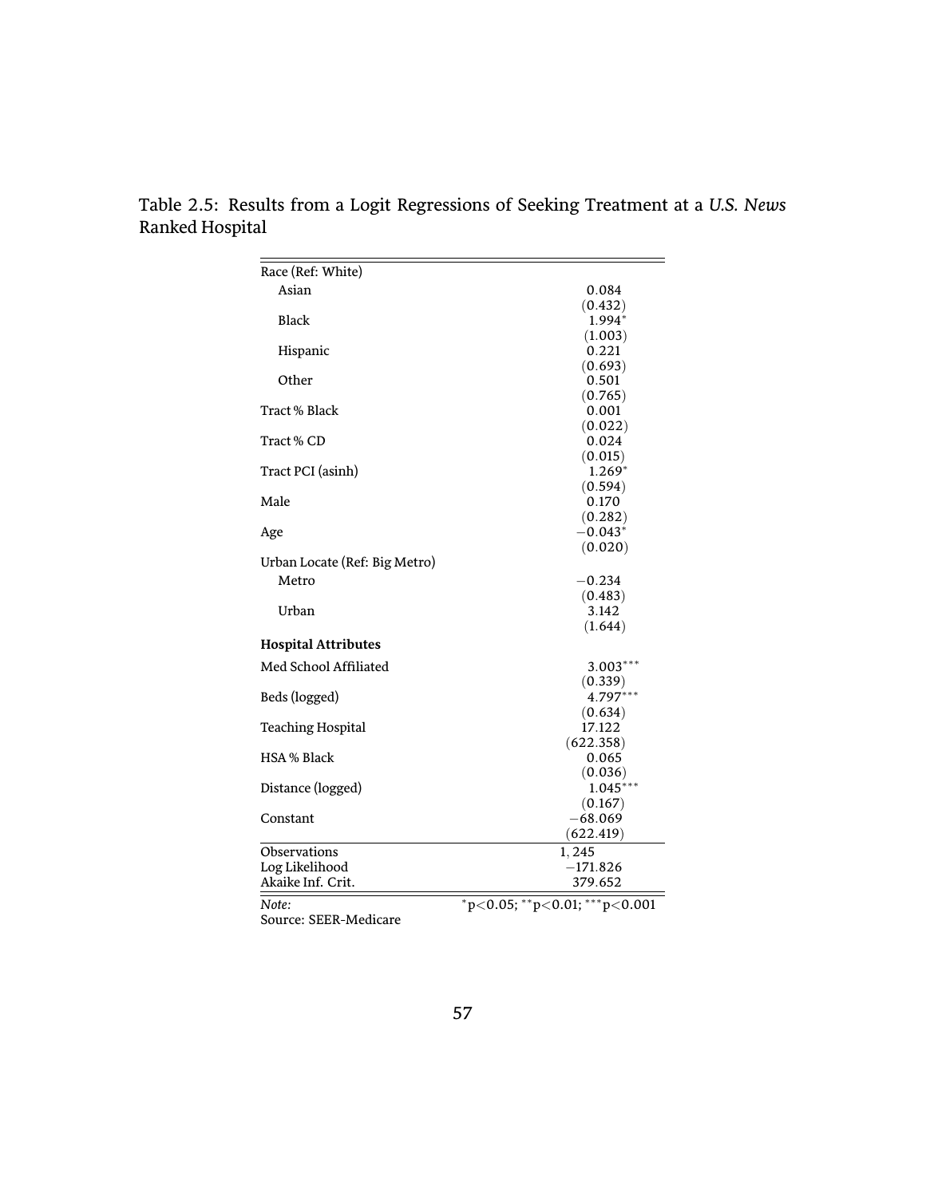Table 2.5: Results from a Logit Regressions of Seeking Treatment at a *U.S. News* Ranked Hospital

| | |
|---|---|
| Race (Ref: White) | |
| Asian | 0.084 |
| | (0.432) |
| Black | 1.994* |
| | (1.003) |
| Hispanic | 0.221 |
| | (0.693) |
| Other | 0.501 |
| | (0.765) |
| Tract % Black | 0.001 |
| | (0.022) |
| Tract % CD | 0.024 |
| | (0.015) |
| Tract PCI (asinh) | 1.269* |
| | (0.594) |
| Male | 0.170 |
| | (0.282) |
| Age | −0.043* |
| | (0.020) |
| Urban Locate (Ref: Big Metro) | |
| Metro | −0.234 |
| | (0.483) |
| Urban | 3.142 |
| | (1.644) |
| **Hospital Attributes** | |
| Med School Affiliated | 3.003*** |
| | (0.339) |
| Beds (logged) | 4.797*** |
| | (0.634) |
| Teaching Hospital | 17.122 |
| | (622.358) |
| HSA % Black | 0.065 |
| | (0.036) |
| Distance (logged) | 1.045*** |
| | (0.167) |
| Constant | −68.069 |
| | (622.419) |
| Observations | 1,245 |
| Log Likelihood | −171.826 |
| Akaike Inf. Crit. | 379.652 |
| *Note:* | *p<0.05; **p<0.01; ***p<0.001 |

Source: SEER-Medicare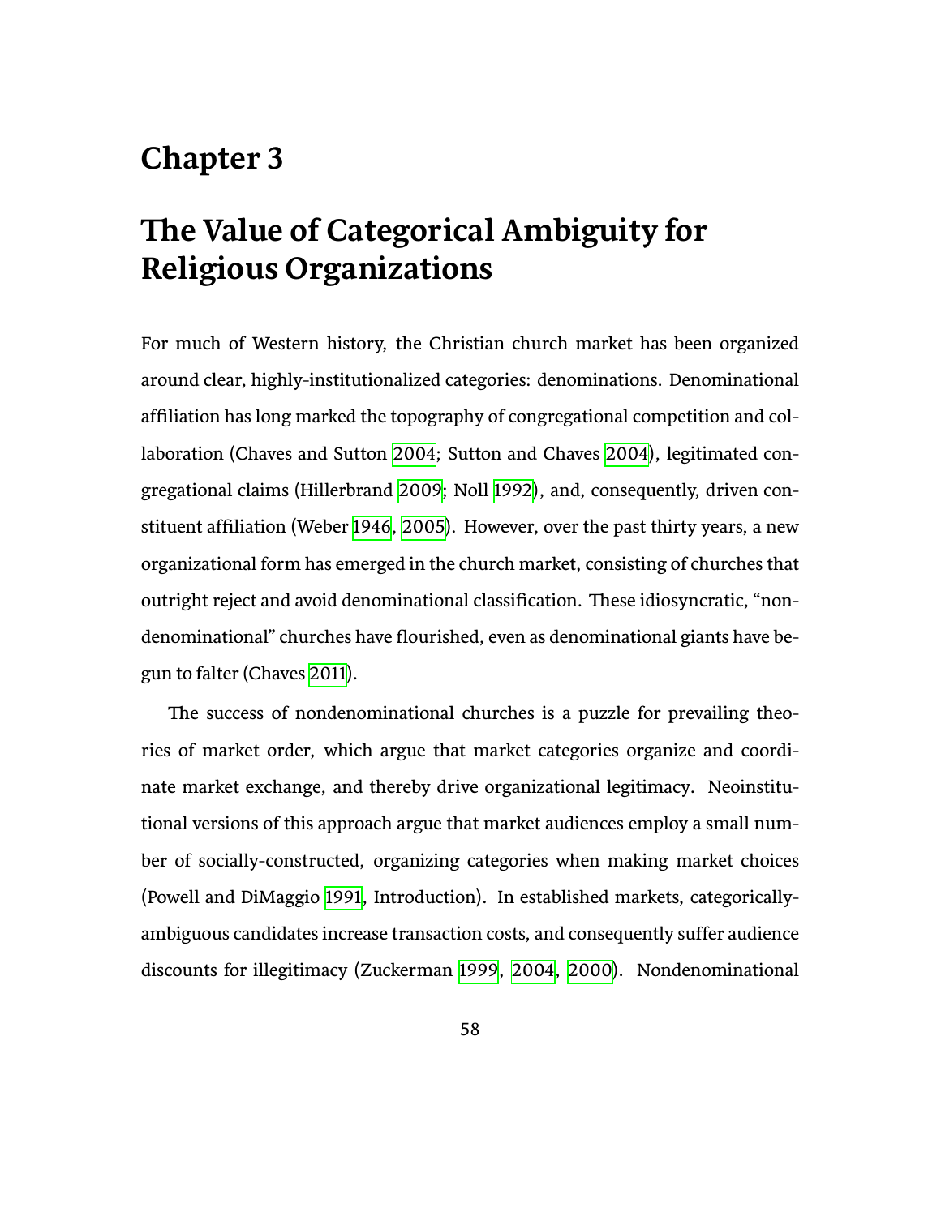# Chapter 3

# The Value of Categorical Ambiguity for Religious Organizations

For much of Western history, the Christian church market has been organized around clear, highly-institutionalized categories: denominations. Denominational affiliation has long marked the topography of congregational competition and collaboration (Chaves and Sutton 2004; Sutton and Chaves 2004), legitimated congregational claims (Hillerbrand 2009; Noll 1992), and, consequently, driven constituent affiliation (Weber 1946, 2005). However, over the past thirty years, a new organizational form has emerged in the church market, consisting of churches that outright reject and avoid denominational classification. These idiosyncratic, "nondenominational" churches have flourished, even as denominational giants have begun to falter (Chaves 2011).

The success of nondenominational churches is a puzzle for prevailing theories of market order, which argue that market categories organize and coordinate market exchange, and thereby drive organizational legitimacy. Neoinstitutional versions of this approach argue that market audiences employ a small number of socially-constructed, organizing categories when making market choices (Powell and DiMaggio 1991, Introduction). In established markets, categorically-ambiguous candidates increase transaction costs, and consequently suffer audience discounts for illegitimacy (Zuckerman 1999, 2004, 2000). Nondenominational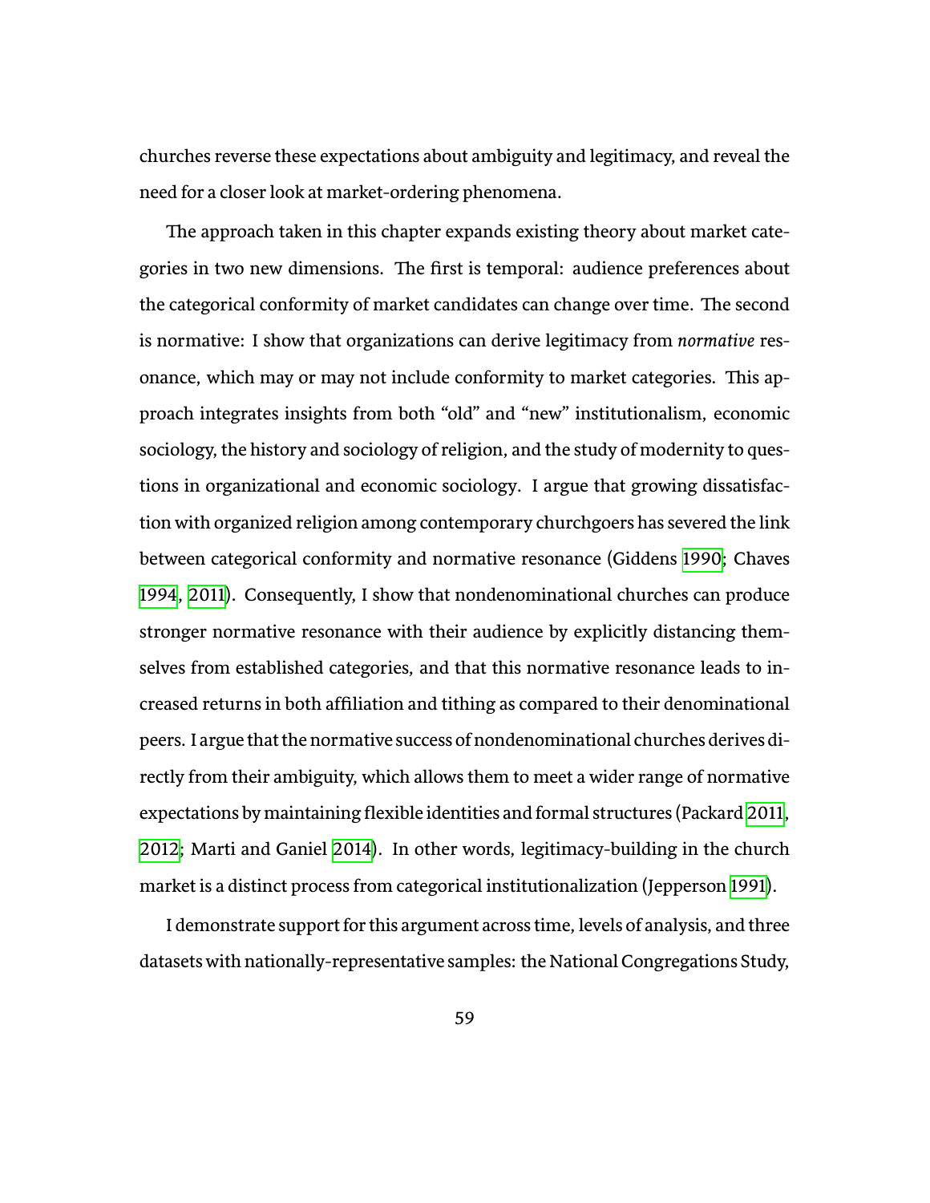churches reverse these expectations about ambiguity and legitimacy, and reveal the need for a closer look at market-ordering phenomena.

The approach taken in this chapter expands existing theory about market categories in two new dimensions. The first is temporal: audience preferences about the categorical conformity of market candidates can change over time. The second is normative: I show that organizations can derive legitimacy from *normative* resonance, which may or may not include conformity to market categories. This approach integrates insights from both "old" and "new" institutionalism, economic sociology, the history and sociology of religion, and the study of modernity to questions in organizational and economic sociology. I argue that growing dissatisfaction with organized religion among contemporary churchgoers has severed the link between categorical conformity and normative resonance (Giddens 1990; Chaves 1994, 2011). Consequently, I show that nondenominational churches can produce stronger normative resonance with their audience by explicitly distancing themselves from established categories, and that this normative resonance leads to increased returns in both affiliation and tithing as compared to their denominational peers. I argue that the normative success of nondenominational churches derives directly from their ambiguity, which allows them to meet a wider range of normative expectations by maintaining flexible identities and formal structures (Packard 2011, 2012; Marti and Ganiel 2014). In other words, legitimacy-building in the church market is a distinct process from categorical institutionalization (Jepperson 1991).

I demonstrate support for this argument across time, levels of analysis, and three datasets with nationally-representative samples: the National Congregations Study,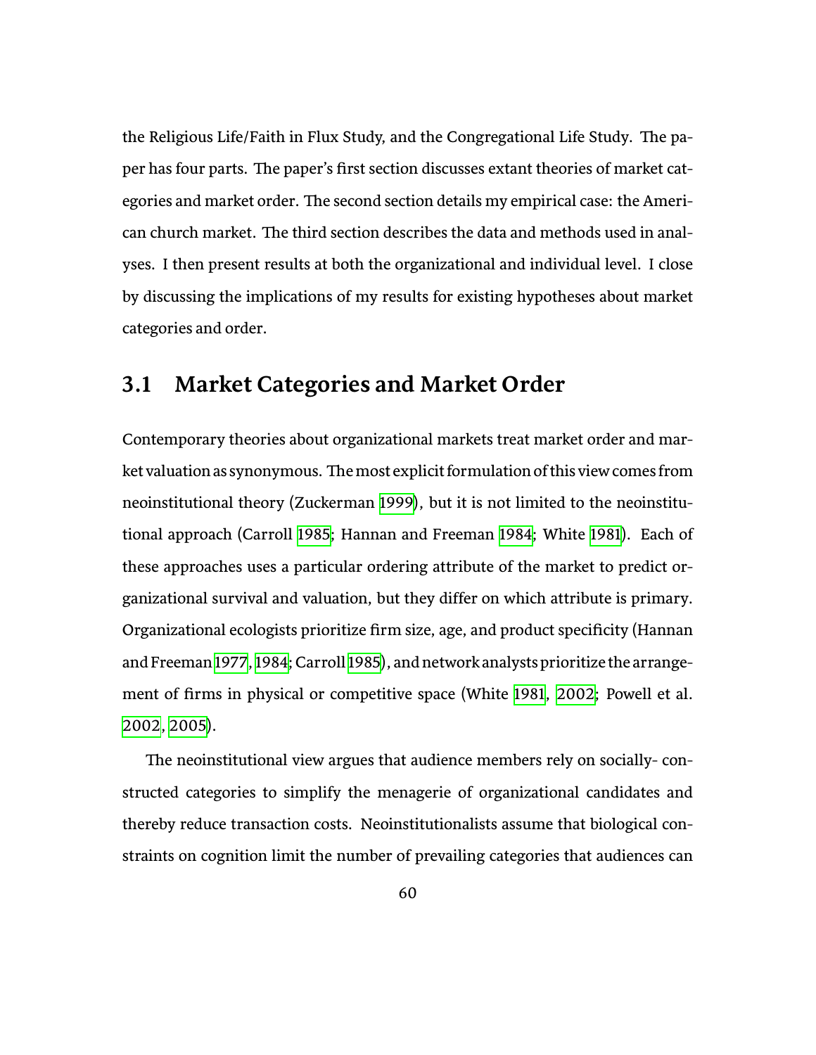the Religious Life/Faith in Flux Study, and the Congregational Life Study. The paper has four parts. The paper's first section discusses extant theories of market categories and market order. The second section details my empirical case: the American church market. The third section describes the data and methods used in analyses. I then present results at both the organizational and individual level. I close by discussing the implications of my results for existing hypotheses about market categories and order.

## 3.1 Market Categories and Market Order

Contemporary theories about organizational markets treat market order and market valuation as synonymous. The most explicit formulation of this view comes from neoinstitutional theory (Zuckerman 1999), but it is not limited to the neoinstitutional approach (Carroll 1985; Hannan and Freeman 1984; White 1981). Each of these approaches uses a particular ordering attribute of the market to predict organizational survival and valuation, but they differ on which attribute is primary. Organizational ecologists prioritize firm size, age, and product specificity (Hannan and Freeman 1977, 1984; Carroll 1985), and network analysts prioritize the arrangement of firms in physical or competitive space (White 1981, 2002; Powell et al. 2002, 2005).

The neoinstitutional view argues that audience members rely on socially- constructed categories to simplify the menagerie of organizational candidates and thereby reduce transaction costs. Neoinstitutionalists assume that biological constraints on cognition limit the number of prevailing categories that audiences can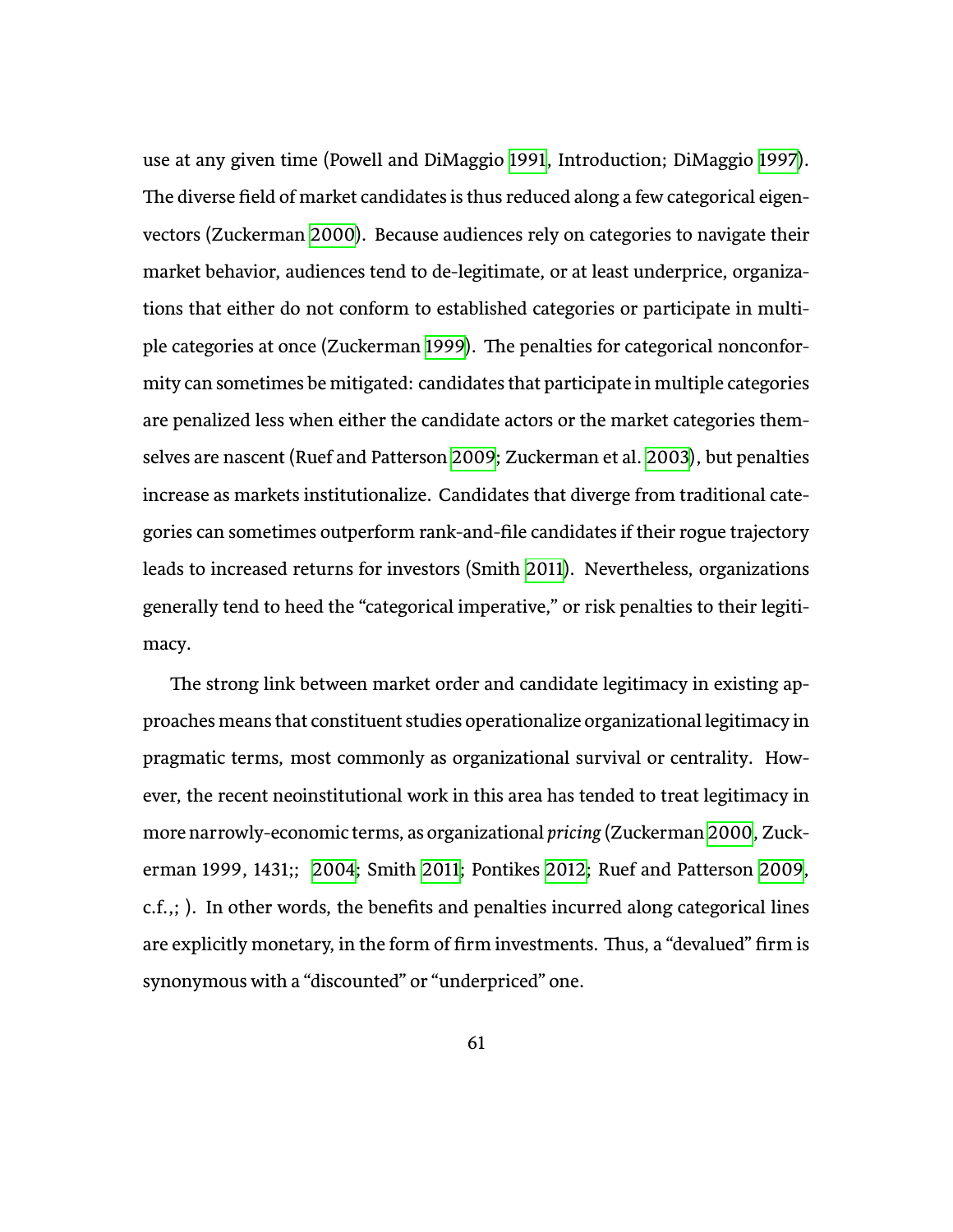use at any given time (Powell and DiMaggio 1991, Introduction; DiMaggio 1997). The diverse field of market candidates is thus reduced along a few categorical eigenvectors (Zuckerman 2000). Because audiences rely on categories to navigate their market behavior, audiences tend to de-legitimate, or at least underprice, organizations that either do not conform to established categories or participate in multiple categories at once (Zuckerman 1999). The penalties for categorical nonconformity can sometimes be mitigated: candidates that participate in multiple categories are penalized less when either the candidate actors or the market categories themselves are nascent (Ruef and Patterson 2009; Zuckerman et al. 2003), but penalties increase as markets institutionalize. Candidates that diverge from traditional categories can sometimes outperform rank-and-file candidates if their rogue trajectory leads to increased returns for investors (Smith 2011). Nevertheless, organizations generally tend to heed the "categorical imperative," or risk penalties to their legitimacy.

The strong link between market order and candidate legitimacy in existing approaches means that constituent studies operationalize organizational legitimacy in pragmatic terms, most commonly as organizational survival or centrality. However, the recent neoinstitutional work in this area has tended to treat legitimacy in more narrowly-economic terms, as organizational *pricing* (Zuckerman 2000, Zuckerman 1999, 1431;; 2004; Smith 2011; Pontikes 2012; Ruef and Patterson 2009, c.f.,; ). In other words, the benefits and penalties incurred along categorical lines are explicitly monetary, in the form of firm investments. Thus, a "devalued" firm is synonymous with a "discounted" or "underpriced" one.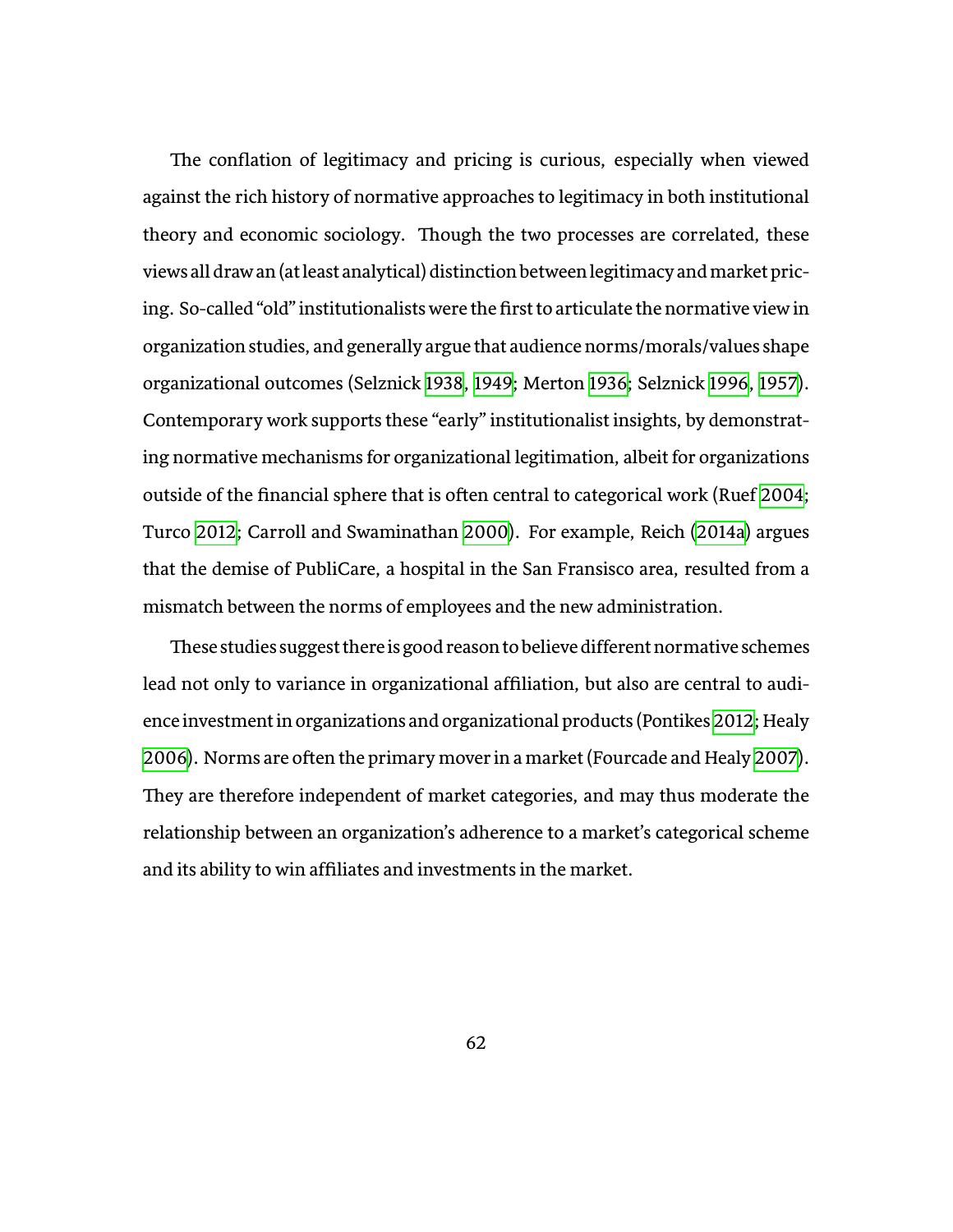The conflation of legitimacy and pricing is curious, especially when viewed against the rich history of normative approaches to legitimacy in both institutional theory and economic sociology. Though the two processes are correlated, these views all draw an (at least analytical) distinction between legitimacy and market pricing. So-called "old" institutionalists were the first to articulate the normative view in organization studies, and generally argue that audience norms/morals/values shape organizational outcomes (Selznick 1938, 1949; Merton 1936; Selznick 1996, 1957). Contemporary work supports these "early" institutionalist insights, by demonstrating normative mechanisms for organizational legitimation, albeit for organizations outside of the financial sphere that is often central to categorical work (Ruef 2004; Turco 2012; Carroll and Swaminathan 2000). For example, Reich (2014a) argues that the demise of PubliCare, a hospital in the San Fransisco area, resulted from a mismatch between the norms of employees and the new administration.

These studies suggest there is good reason to believe different normative schemes lead not only to variance in organizational affiliation, but also are central to audience investment in organizations and organizational products (Pontikes 2012; Healy 2006). Norms are often the primary mover in a market (Fourcade and Healy 2007). They are therefore independent of market categories, and may thus moderate the relationship between an organization's adherence to a market's categorical scheme and its ability to win affiliates and investments in the market.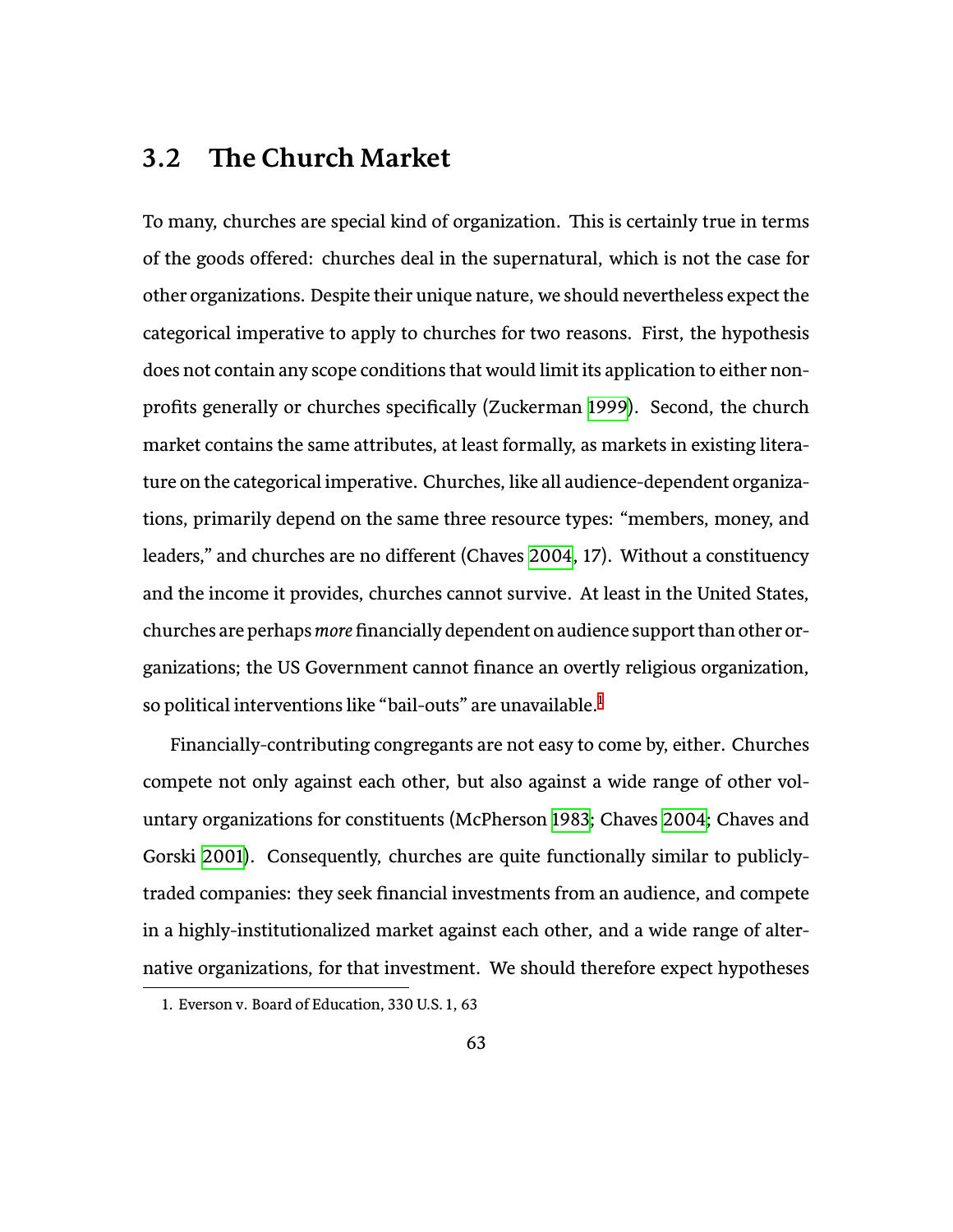## 3.2 The Church Market

To many, churches are special kind of organization. This is certainly true in terms of the goods offered: churches deal in the supernatural, which is not the case for other organizations. Despite their unique nature, we should nevertheless expect the categorical imperative to apply to churches for two reasons. First, the hypothesis does not contain any scope conditions that would limit its application to either non-profits generally or churches specifically (Zuckerman 1999). Second, the church market contains the same attributes, at least formally, as markets in existing literature on the categorical imperative. Churches, like all audience-dependent organizations, primarily depend on the same three resource types: "members, money, and leaders," and churches are no different (Chaves 2004, 17). Without a constituency and the income it provides, churches cannot survive. At least in the United States, churches are perhaps *more* financially dependent on audience support than other organizations; the US Government cannot finance an overtly religious organization, so political interventions like "bail-outs" are unavailable.[1]

Financially-contributing congregants are not easy to come by, either. Churches compete not only against each other, but also against a wide range of other voluntary organizations for constituents (McPherson 1983; Chaves 2004; Chaves and Gorski 2001). Consequently, churches are quite functionally similar to publicly-traded companies: they seek financial investments from an audience, and compete in a highly-institutionalized market against each other, and a wide range of alternative organizations, for that investment. We should therefore expect hypotheses

1. Everson v. Board of Education, 330 U.S. 1, 63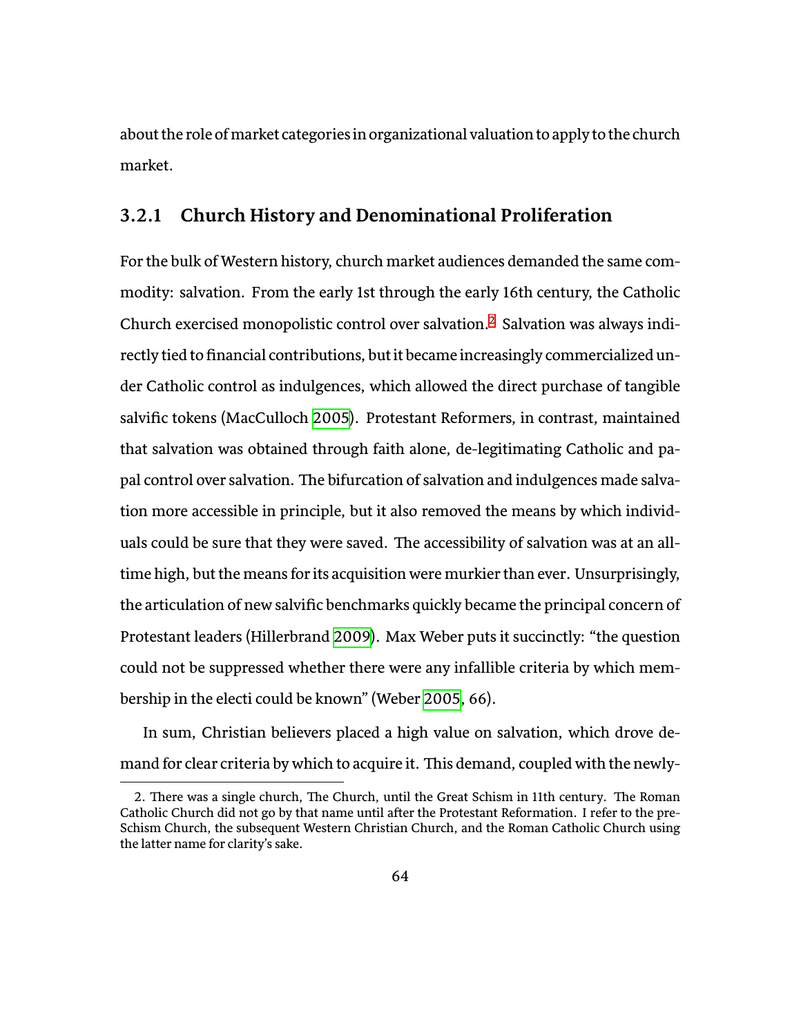about the role of market categories in organizational valuation to apply to the church market.

### 3.2.1 Church History and Denominational Proliferation

For the bulk of Western history, church market audiences demanded the same commodity: salvation. From the early 1st through the early 16th century, the Catholic Church exercised monopolistic control over salvation.[2] Salvation was always indirectly tied to financial contributions, but it became increasingly commercialized under Catholic control as indulgences, which allowed the direct purchase of tangible salvific tokens (MacCulloch 2005). Protestant Reformers, in contrast, maintained that salvation was obtained through faith alone, de-legitimating Catholic and papal control over salvation. The bifurcation of salvation and indulgences made salvation more accessible in principle, but it also removed the means by which individuals could be sure that they were saved. The accessibility of salvation was at an all-time high, but the means for its acquisition were murkier than ever. Unsurprisingly, the articulation of new salvific benchmarks quickly became the principal concern of Protestant leaders (Hillerbrand 2009). Max Weber puts it succinctly: "the question could not be suppressed whether there were any infallible criteria by which membership in the electi could be known" (Weber 2005, 66).

In sum, Christian believers placed a high value on salvation, which drove demand for clear criteria by which to acquire it. This demand, coupled with the newly-

2. There was a single church, The Church, until the Great Schism in 11th century. The Roman Catholic Church did not go by that name until after the Protestant Reformation. I refer to the pre-Schism Church, the subsequent Western Christian Church, and the Roman Catholic Church using the latter name for clarity's sake.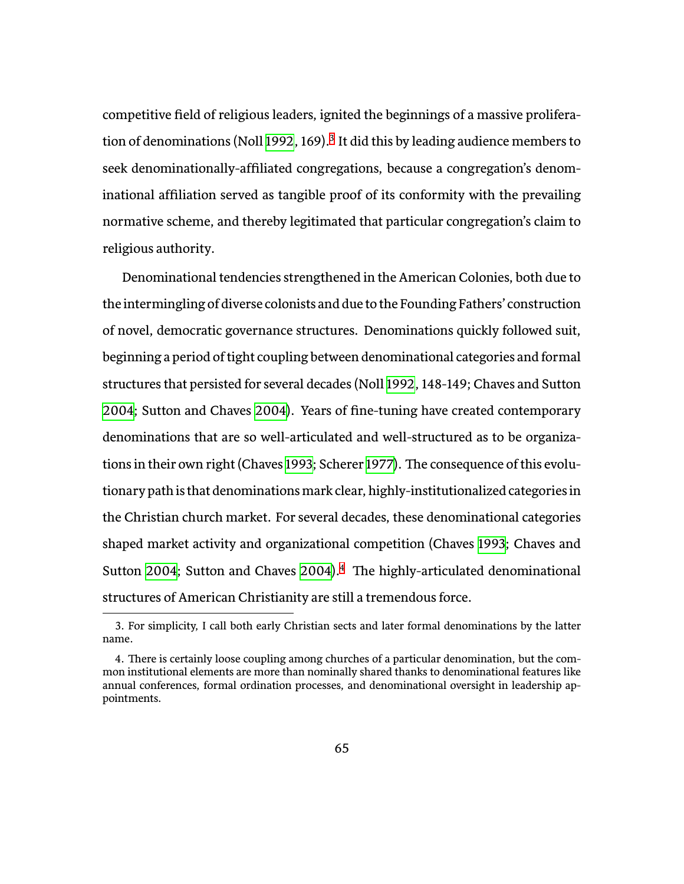competitive field of religious leaders, ignited the beginnings of a massive proliferation of denominations (Noll 1992, 169).[3] It did this by leading audience members to seek denominationally-affiliated congregations, because a congregation's denominational affiliation served as tangible proof of its conformity with the prevailing normative scheme, and thereby legitimated that particular congregation's claim to religious authority.

Denominational tendencies strengthened in the American Colonies, both due to the intermingling of diverse colonists and due to the Founding Fathers' construction of novel, democratic governance structures. Denominations quickly followed suit, beginning a period of tight coupling between denominational categories and formal structures that persisted for several decades (Noll 1992, 148-149; Chaves and Sutton 2004; Sutton and Chaves 2004). Years of fine-tuning have created contemporary denominations that are so well-articulated and well-structured as to be organizations in their own right (Chaves 1993; Scherer 1977). The consequence of this evolutionary path is that denominations mark clear, highly-institutionalized categories in the Christian church market. For several decades, these denominational categories shaped market activity and organizational competition (Chaves 1993; Chaves and Sutton 2004; Sutton and Chaves 2004).[4] The highly-articulated denominational structures of American Christianity are still a tremendous force.

3. For simplicity, I call both early Christian sects and later formal denominations by the latter name.

4. There is certainly loose coupling among churches of a particular denomination, but the common institutional elements are more than nominally shared thanks to denominational features like annual conferences, formal ordination processes, and denominational oversight in leadership appointments.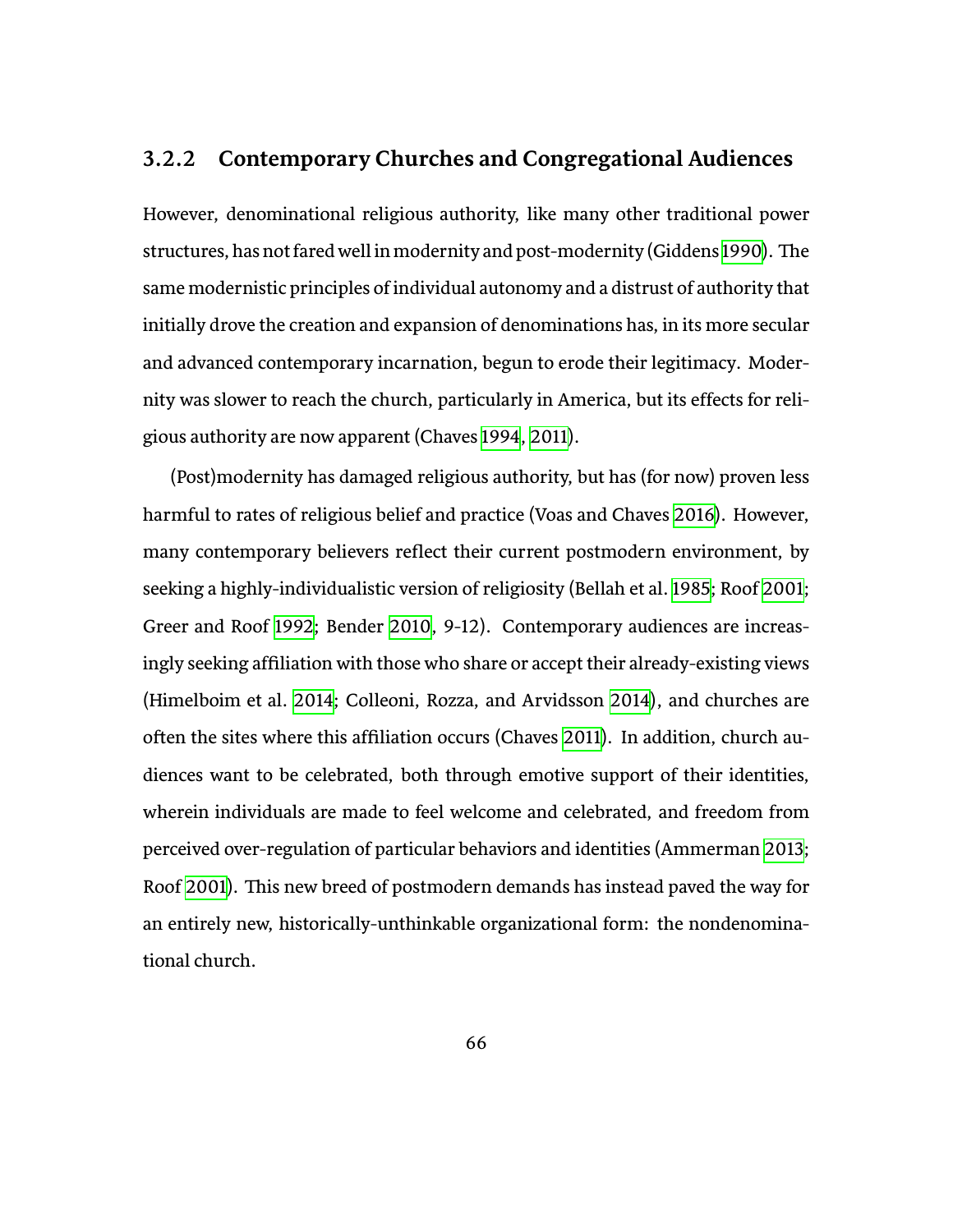### 3.2.2 Contemporary Churches and Congregational Audiences

However, denominational religious authority, like many other traditional power structures, has not fared well in modernity and post-modernity (Giddens 1990). The same modernistic principles of individual autonomy and a distrust of authority that initially drove the creation and expansion of denominations has, in its more secular and advanced contemporary incarnation, begun to erode their legitimacy. Modernity was slower to reach the church, particularly in America, but its effects for religious authority are now apparent (Chaves 1994, 2011).

(Post)modernity has damaged religious authority, but has (for now) proven less harmful to rates of religious belief and practice (Voas and Chaves 2016). However, many contemporary believers reflect their current postmodern environment, by seeking a highly-individualistic version of religiosity (Bellah et al. 1985; Roof 2001; Greer and Roof 1992; Bender 2010, 9-12). Contemporary audiences are increasingly seeking affiliation with those who share or accept their already-existing views (Himelboim et al. 2014; Colleoni, Rozza, and Arvidsson 2014), and churches are often the sites where this affiliation occurs (Chaves 2011). In addition, church audiences want to be celebrated, both through emotive support of their identities, wherein individuals are made to feel welcome and celebrated, and freedom from perceived over-regulation of particular behaviors and identities (Ammerman 2013; Roof 2001). This new breed of postmodern demands has instead paved the way for an entirely new, historically-unthinkable organizational form: the nondenominational church.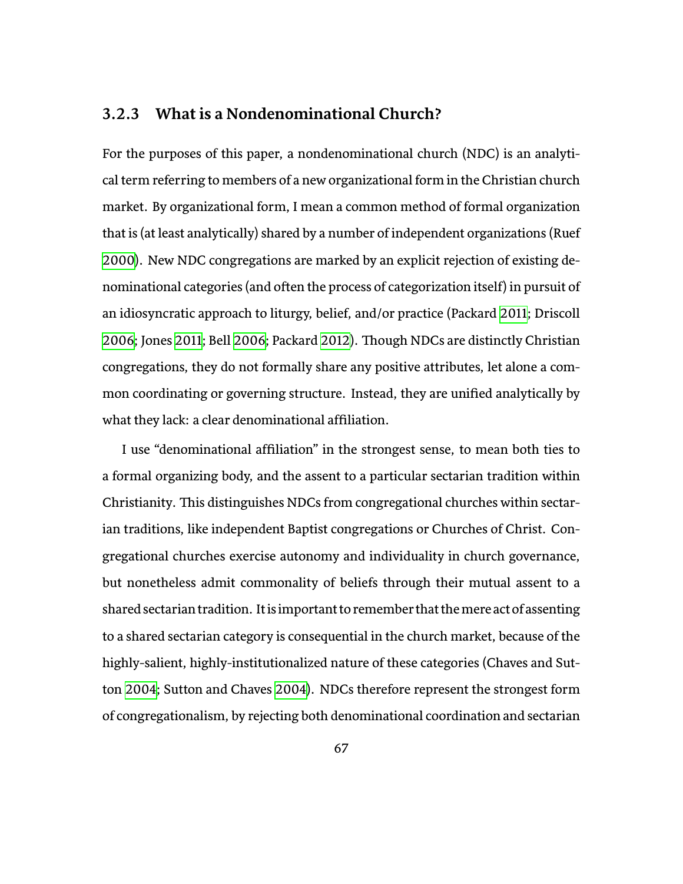### 3.2.3 What is a Nondenominational Church?

For the purposes of this paper, a nondenominational church (NDC) is an analytical term referring to members of a new organizational form in the Christian church market. By organizational form, I mean a common method of formal organization that is (at least analytically) shared by a number of independent organizations (Ruef 2000). New NDC congregations are marked by an explicit rejection of existing denominational categories (and often the process of categorization itself) in pursuit of an idiosyncratic approach to liturgy, belief, and/or practice (Packard 2011; Driscoll 2006; Jones 2011; Bell 2006; Packard 2012). Though NDCs are distinctly Christian congregations, they do not formally share any positive attributes, let alone a common coordinating or governing structure. Instead, they are unified analytically by what they lack: a clear denominational affiliation.

I use "denominational affiliation" in the strongest sense, to mean both ties to a formal organizing body, and the assent to a particular sectarian tradition within Christianity. This distinguishes NDCs from congregational churches within sectarian traditions, like independent Baptist congregations or Churches of Christ. Congregational churches exercise autonomy and individuality in church governance, but nonetheless admit commonality of beliefs through their mutual assent to a shared sectarian tradition. It is important to remember that the mere act of assenting to a shared sectarian category is consequential in the church market, because of the highly-salient, highly-institutionalized nature of these categories (Chaves and Sutton 2004; Sutton and Chaves 2004). NDCs therefore represent the strongest form of congregationalism, by rejecting both denominational coordination and sectarian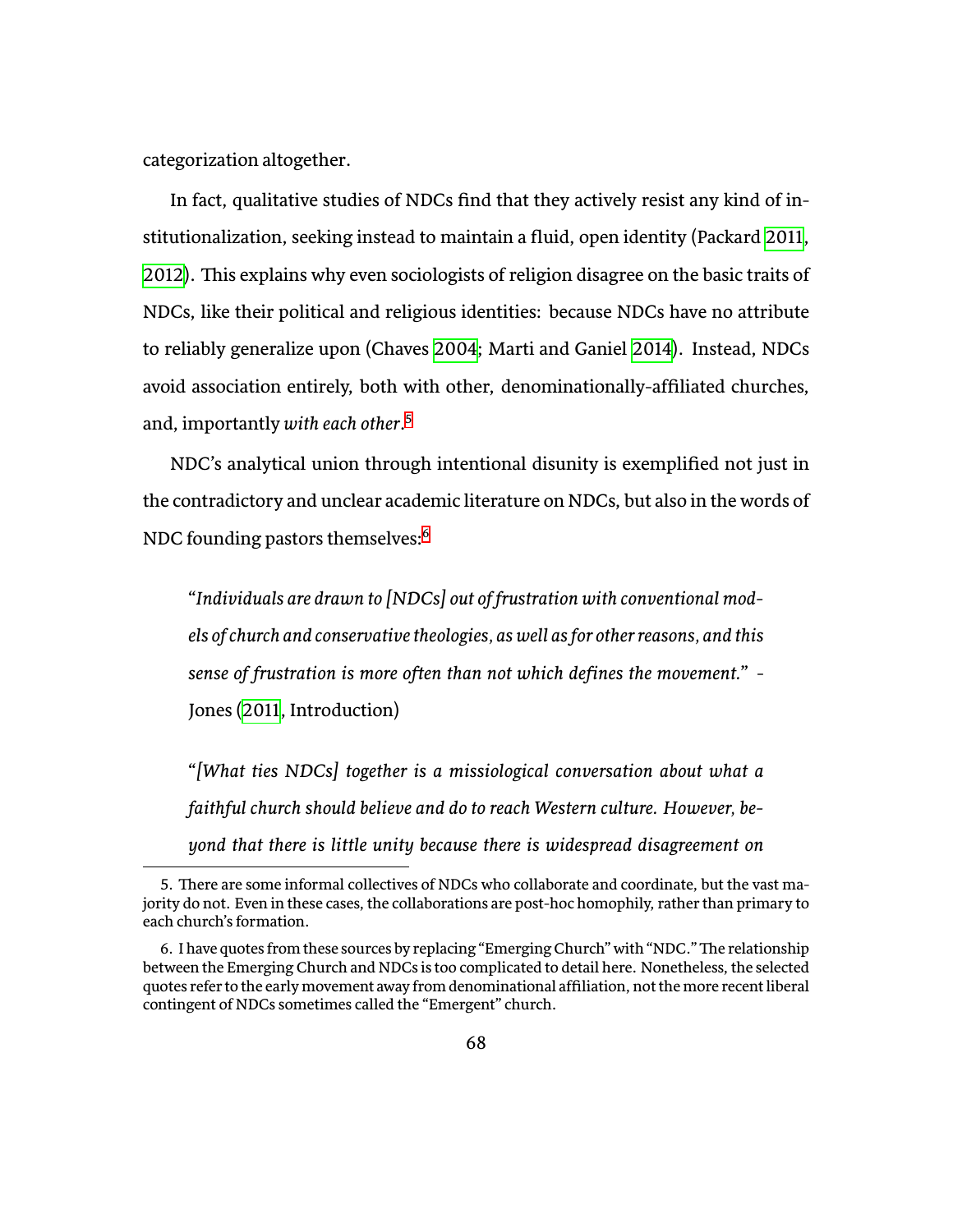categorization altogether.

In fact, qualitative studies of NDCs find that they actively resist any kind of institutionalization, seeking instead to maintain a fluid, open identity (Packard 2011, 2012). This explains why even sociologists of religion disagree on the basic traits of NDCs, like their political and religious identities: because NDCs have no attribute to reliably generalize upon (Chaves 2004; Marti and Ganiel 2014). Instead, NDCs avoid association entirely, both with other, denominationally-affiliated churches, and, importantly *with each other*.[5]

NDC's analytical union through intentional disunity is exemplified not just in the contradictory and unclear academic literature on NDCs, but also in the words of NDC founding pastors themselves:[6]

> "*Individuals are drawn to [NDCs] out of frustration with conventional models of church and conservative theologies, as well as for other reasons, and this sense of frustration is more often than not which defines the movement.*" - Jones (2011, Introduction)

> "*[What ties NDCs] together is a missiological conversation about what a faithful church should believe and do to reach Western culture. However, beyond that there is little unity because there is widespread disagreement on*

5. There are some informal collectives of NDCs who collaborate and coordinate, but the vast majority do not. Even in these cases, the collaborations are post-hoc homophily, rather than primary to each church's formation.

6. I have quotes from these sources by replacing "Emerging Church" with "NDC." The relationship between the Emerging Church and NDCs is too complicated to detail here. Nonetheless, the selected quotes refer to the early movement away from denominational affiliation, not the more recent liberal contingent of NDCs sometimes called the "Emergent" church.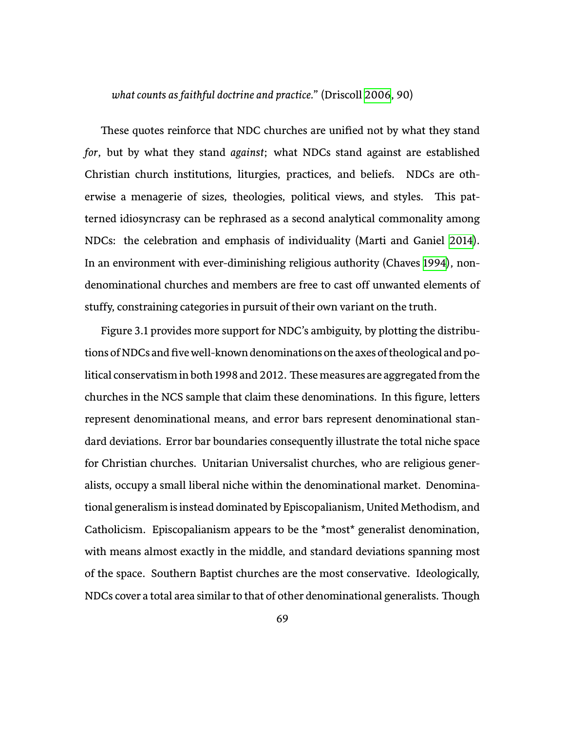*what counts as faithful doctrine and practice.*" (Driscoll 2006, 90)

These quotes reinforce that NDC churches are unified not by what they stand *for*, but by what they stand *against*; what NDCs stand against are established Christian church institutions, liturgies, practices, and beliefs. NDCs are otherwise a menagerie of sizes, theologies, political views, and styles. This patterned idiosyncrasy can be rephrased as a second analytical commonality among NDCs: the celebration and emphasis of individuality (Marti and Ganiel 2014). In an environment with ever-diminishing religious authority (Chaves 1994), non-denominational churches and members are free to cast off unwanted elements of stuffy, constraining categories in pursuit of their own variant on the truth.

Figure 3.1 provides more support for NDC's ambiguity, by plotting the distributions of NDCs and five well-known denominations on the axes of theological and political conservatism in both 1998 and 2012. These measures are aggregated from the churches in the NCS sample that claim these denominations. In this figure, letters represent denominational means, and error bars represent denominational standard deviations. Error bar boundaries consequently illustrate the total niche space for Christian churches. Unitarian Universalist churches, who are religious generalists, occupy a small liberal niche within the denominational market. Denominational generalism is instead dominated by Episcopalianism, United Methodism, and Catholicism. Episcopalianism appears to be the *most* generalist denomination, with means almost exactly in the middle, and standard deviations spanning most of the space. Southern Baptist churches are the most conservative. Ideologically, NDCs cover a total area similar to that of other denominational generalists. Though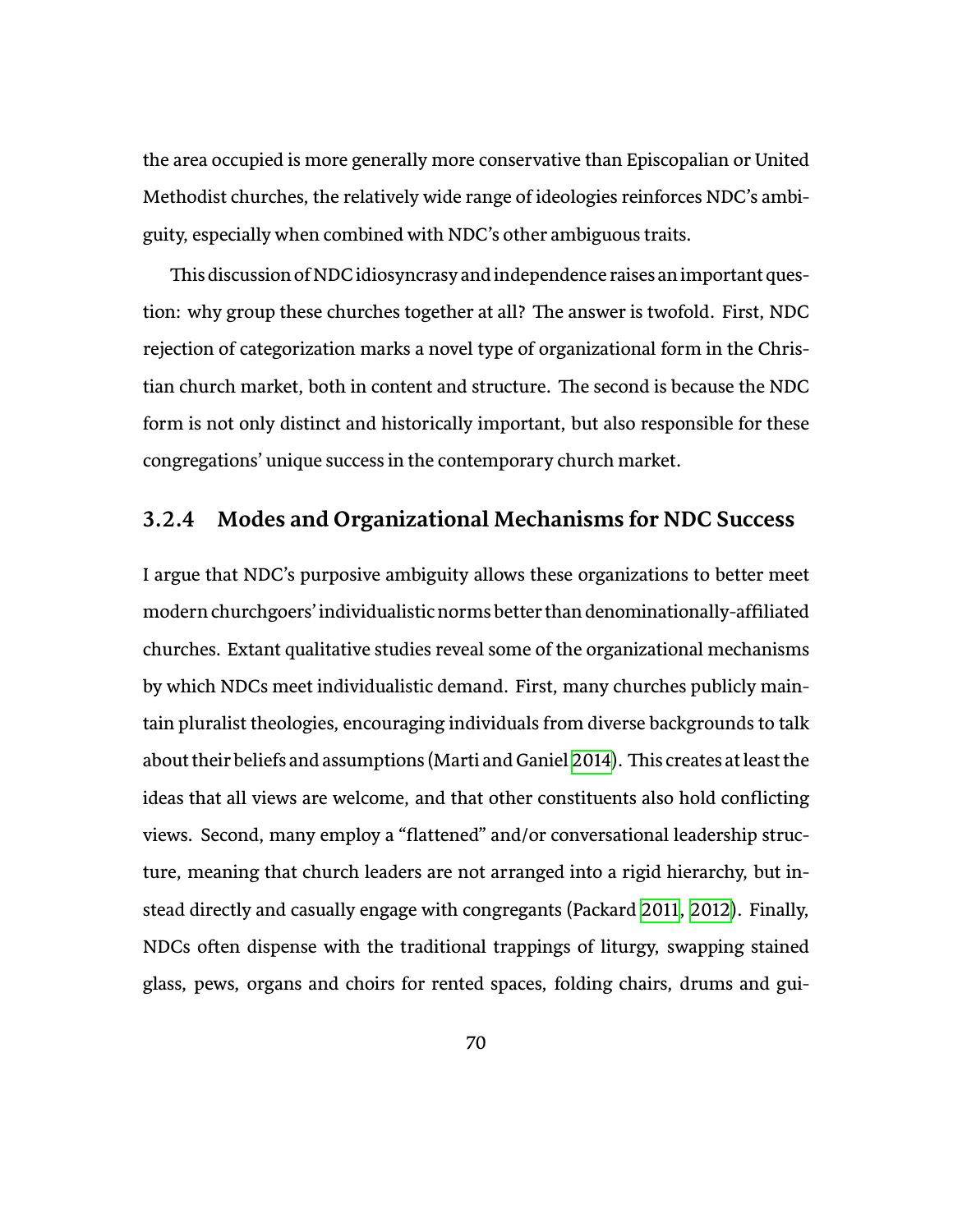the area occupied is more generally more conservative than Episcopalian or United Methodist churches, the relatively wide range of ideologies reinforces NDC's ambiguity, especially when combined with NDC's other ambiguous traits.

This discussion of NDC idiosyncrasy and independence raises an important question: why group these churches together at all? The answer is twofold. First, NDC rejection of categorization marks a novel type of organizational form in the Christian church market, both in content and structure. The second is because the NDC form is not only distinct and historically important, but also responsible for these congregations' unique success in the contemporary church market.

### 3.2.4 Modes and Organizational Mechanisms for NDC Success

I argue that NDC's purposive ambiguity allows these organizations to better meet modern churchgoers' individualistic norms better than denominationally-affiliated churches. Extant qualitative studies reveal some of the organizational mechanisms by which NDCs meet individualistic demand. First, many churches publicly maintain pluralist theologies, encouraging individuals from diverse backgrounds to talk about their beliefs and assumptions (Marti and Ganiel 2014). This creates at least the ideas that all views are welcome, and that other constituents also hold conflicting views. Second, many employ a "flattened" and/or conversational leadership structure, meaning that church leaders are not arranged into a rigid hierarchy, but instead directly and casually engage with congregants (Packard 2011, 2012). Finally, NDCs often dispense with the traditional trappings of liturgy, swapping stained glass, pews, organs and choirs for rented spaces, folding chairs, drums and gui-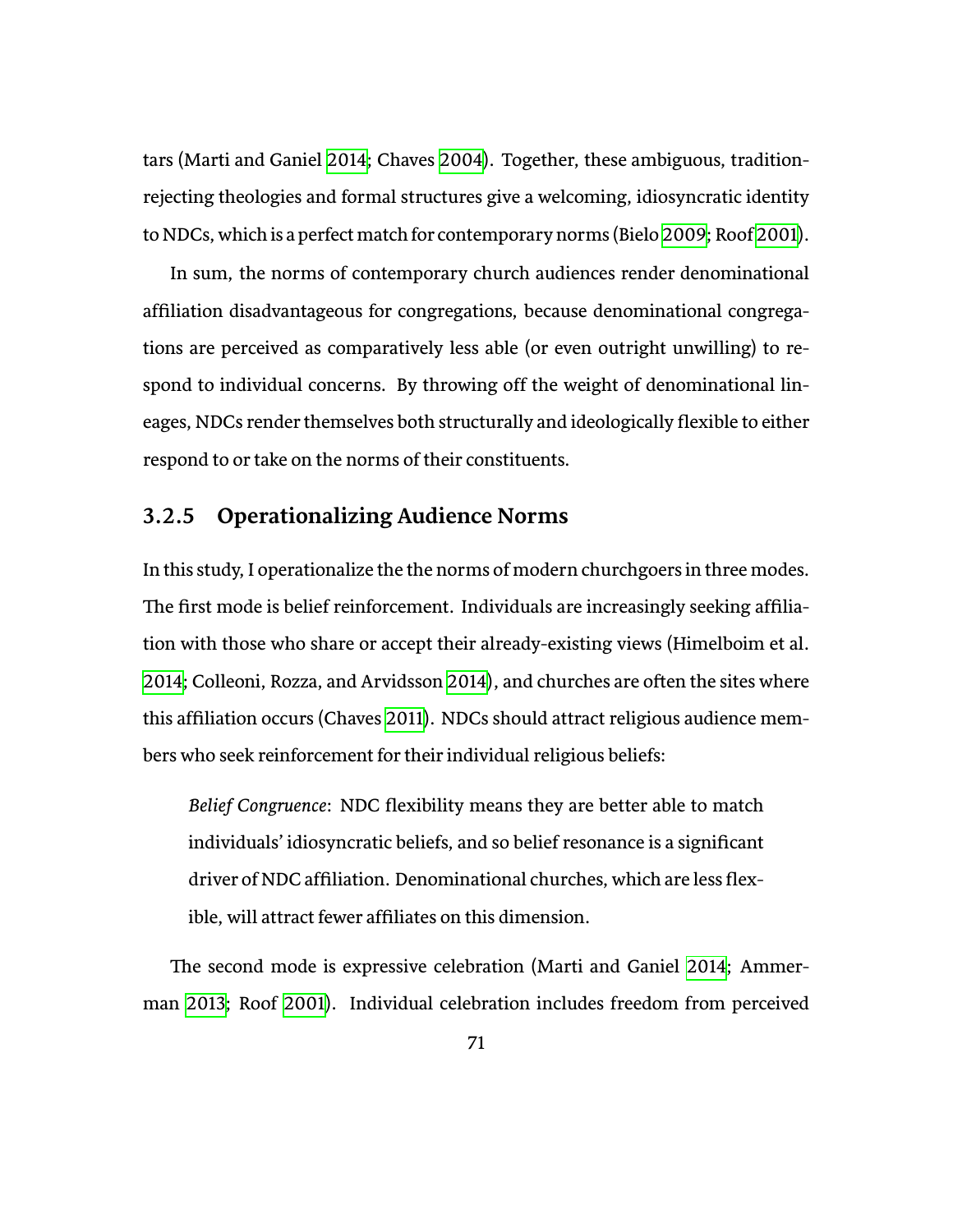tars (Marti and Ganiel 2014; Chaves 2004). Together, these ambiguous, tradition-rejecting theologies and formal structures give a welcoming, idiosyncratic identity to NDCs, which is a perfect match for contemporary norms (Bielo 2009; Roof 2001).

In sum, the norms of contemporary church audiences render denominational affiliation disadvantageous for congregations, because denominational congregations are perceived as comparatively less able (or even outright unwilling) to respond to individual concerns. By throwing off the weight of denominational lineages, NDCs render themselves both structurally and ideologically flexible to either respond to or take on the norms of their constituents.

### 3.2.5 Operationalizing Audience Norms

In this study, I operationalize the the norms of modern churchgoers in three modes. The first mode is belief reinforcement. Individuals are increasingly seeking affiliation with those who share or accept their already-existing views (Himelboim et al. 2014; Colleoni, Rozza, and Arvidsson 2014), and churches are often the sites where this affiliation occurs (Chaves 2011). NDCs should attract religious audience members who seek reinforcement for their individual religious beliefs:

> *Belief Congruence*: NDC flexibility means they are better able to match individuals' idiosyncratic beliefs, and so belief resonance is a significant driver of NDC affiliation. Denominational churches, which are less flexible, will attract fewer affiliates on this dimension.

The second mode is expressive celebration (Marti and Ganiel 2014; Ammerman 2013; Roof 2001). Individual celebration includes freedom from perceived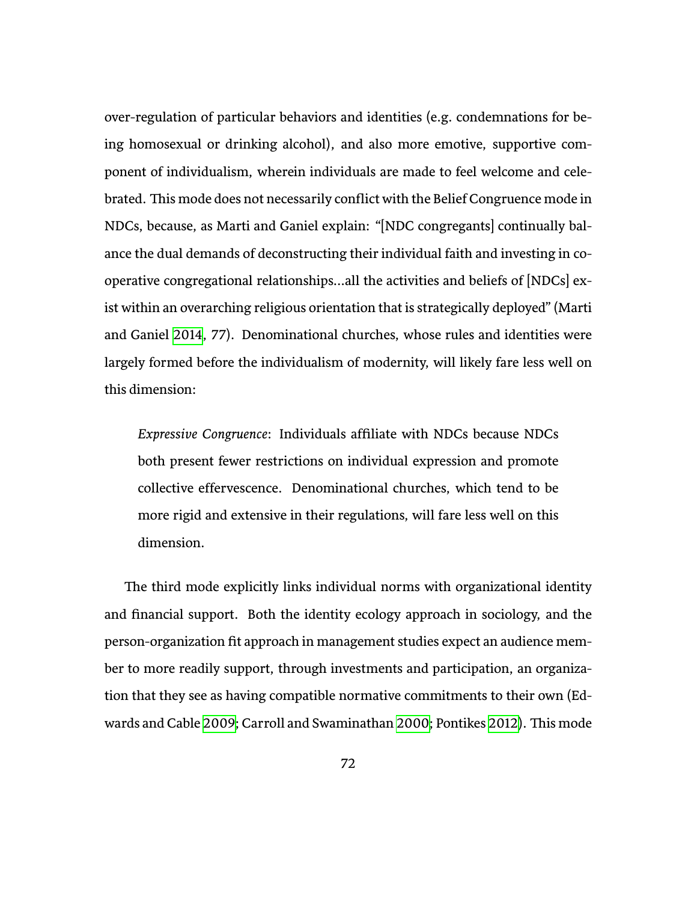over-regulation of particular behaviors and identities (e.g. condemnations for being homosexual or drinking alcohol), and also more emotive, supportive component of individualism, wherein individuals are made to feel welcome and celebrated. This mode does not necessarily conflict with the Belief Congruence mode in NDCs, because, as Marti and Ganiel explain: "[NDC congregants] continually balance the dual demands of deconstructing their individual faith and investing in co-operative congregational relationships...all the activities and beliefs of [NDCs] exist within an overarching religious orientation that is strategically deployed" (Marti and Ganiel 2014, 77). Denominational churches, whose rules and identities were largely formed before the individualism of modernity, will likely fare less well on this dimension:

> *Expressive Congruence*: Individuals affiliate with NDCs because NDCs both present fewer restrictions on individual expression and promote collective effervescence. Denominational churches, which tend to be more rigid and extensive in their regulations, will fare less well on this dimension.

The third mode explicitly links individual norms with organizational identity and financial support. Both the identity ecology approach in sociology, and the person-organization fit approach in management studies expect an audience member to more readily support, through investments and participation, an organization that they see as having compatible normative commitments to their own (Edwards and Cable 2009; Carroll and Swaminathan 2000; Pontikes 2012). This mode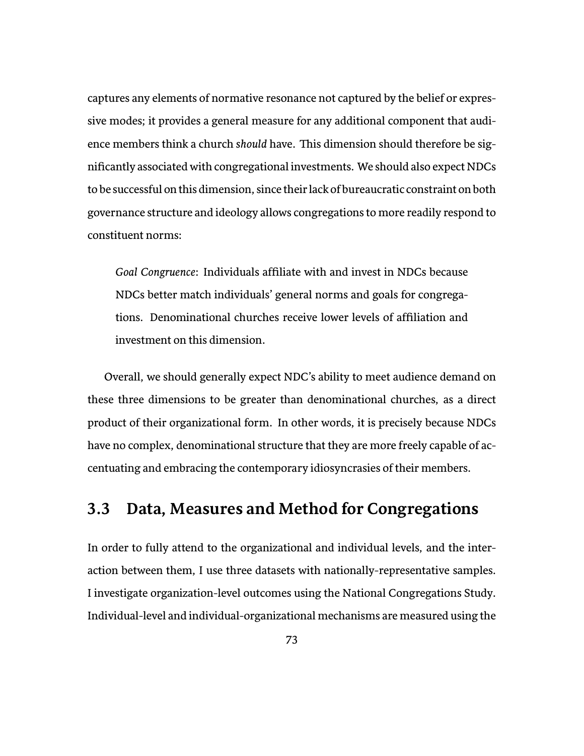captures any elements of normative resonance not captured by the belief or expressive modes; it provides a general measure for any additional component that audience members think a church *should* have. This dimension should therefore be significantly associated with congregational investments. We should also expect NDCs to be successful on this dimension, since their lack of bureaucratic constraint on both governance structure and ideology allows congregations to more readily respond to constituent norms:

> *Goal Congruence*: Individuals affiliate with and invest in NDCs because NDCs better match individuals' general norms and goals for congregations. Denominational churches receive lower levels of affiliation and investment on this dimension.

Overall, we should generally expect NDC's ability to meet audience demand on these three dimensions to be greater than denominational churches, as a direct product of their organizational form. In other words, it is precisely because NDCs have no complex, denominational structure that they are more freely capable of accentuating and embracing the contemporary idiosyncrasies of their members.

## 3.3 Data, Measures and Method for Congregations

In order to fully attend to the organizational and individual levels, and the interaction between them, I use three datasets with nationally-representative samples. I investigate organization-level outcomes using the National Congregations Study. Individual-level and individual-organizational mechanisms are measured using the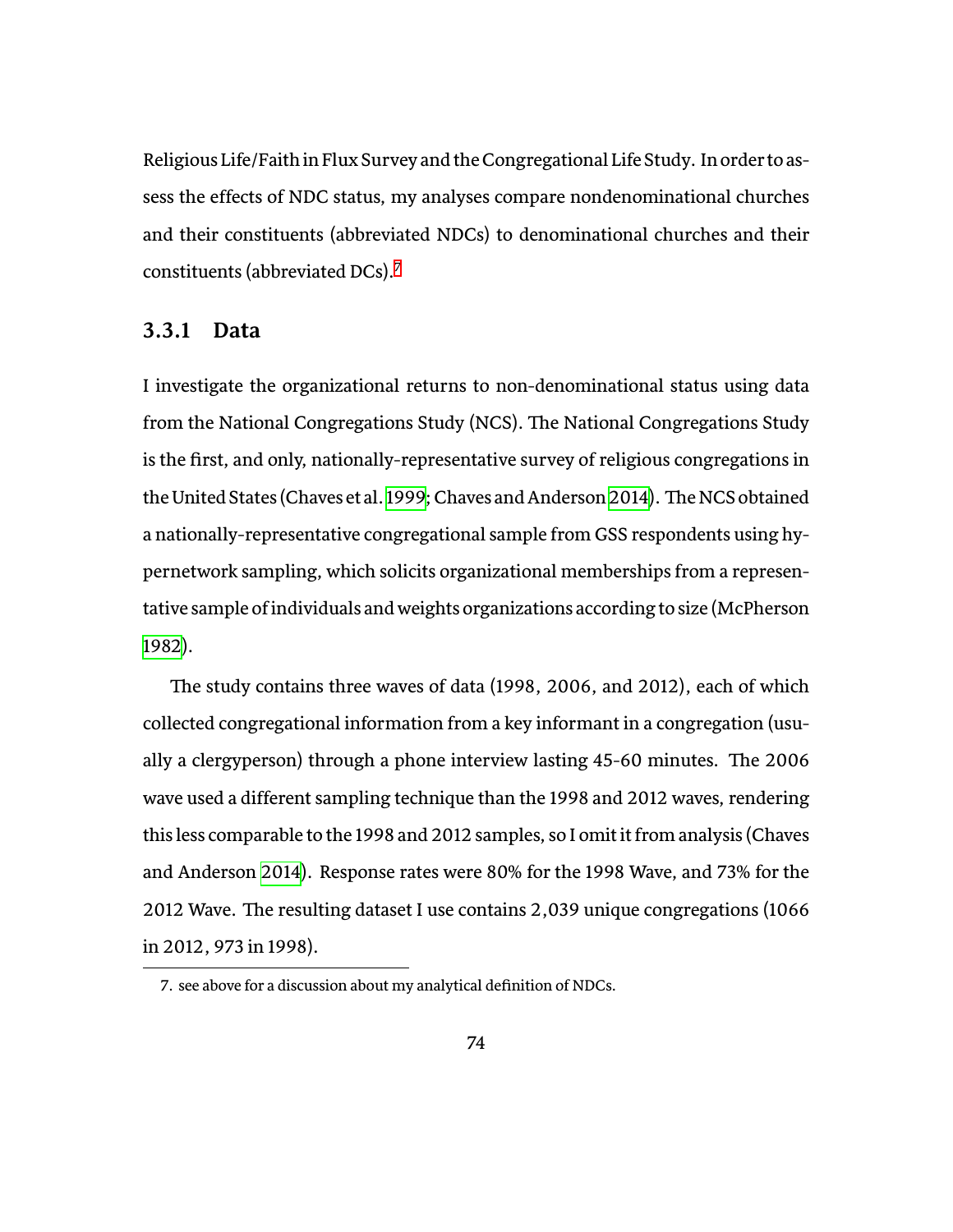Religious Life/Faith in Flux Survey and the Congregational Life Study. In order to assess the effects of NDC status, my analyses compare nondenominational churches and their constituents (abbreviated NDCs) to denominational churches and their constituents (abbreviated DCs).[7]

### 3.3.1 Data

I investigate the organizational returns to non-denominational status using data from the National Congregations Study (NCS). The National Congregations Study is the first, and only, nationally-representative survey of religious congregations in the United States (Chaves et al. 1999; Chaves and Anderson 2014). The NCS obtained a nationally-representative congregational sample from GSS respondents using hypernetwork sampling, which solicits organizational memberships from a representative sample of individuals and weights organizations according to size (McPherson 1982).

The study contains three waves of data (1998, 2006, and 2012), each of which collected congregational information from a key informant in a congregation (usually a clergyperson) through a phone interview lasting 45-60 minutes. The 2006 wave used a different sampling technique than the 1998 and 2012 waves, rendering this less comparable to the 1998 and 2012 samples, so I omit it from analysis (Chaves and Anderson 2014). Response rates were 80% for the 1998 Wave, and 73% for the 2012 Wave. The resulting dataset I use contains 2,039 unique congregations (1066 in 2012, 973 in 1998).

7. see above for a discussion about my analytical definition of NDCs.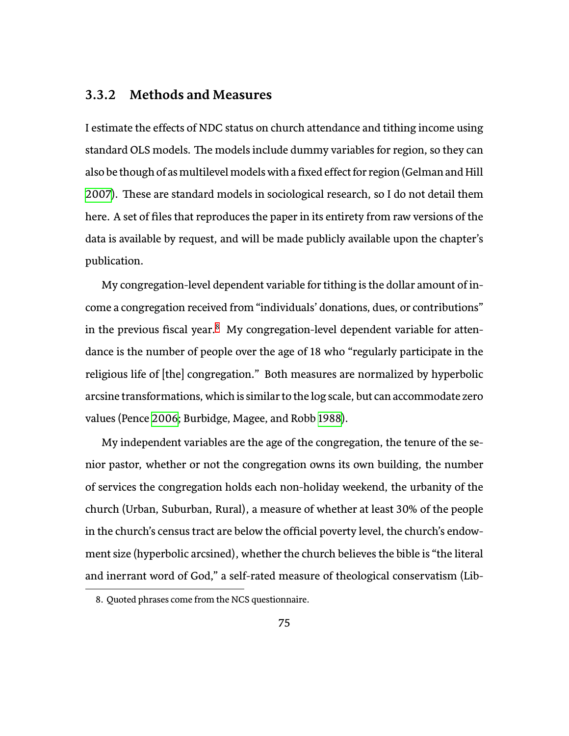### 3.3.2 Methods and Measures

I estimate the effects of NDC status on church attendance and tithing income using standard OLS models. The models include dummy variables for region, so they can also be though of as multilevel models with a fixed effect for region (Gelman and Hill 2007). These are standard models in sociological research, so I do not detail them here. A set of files that reproduces the paper in its entirety from raw versions of the data is available by request, and will be made publicly available upon the chapter's publication.

My congregation-level dependent variable for tithing is the dollar amount of income a congregation received from "individuals' donations, dues, or contributions" in the previous fiscal year.[8] My congregation-level dependent variable for attendance is the number of people over the age of 18 who "regularly participate in the religious life of [the] congregation." Both measures are normalized by hyperbolic arcsine transformations, which is similar to the log scale, but can accommodate zero values (Pence 2006; Burbidge, Magee, and Robb 1988).

My independent variables are the age of the congregation, the tenure of the senior pastor, whether or not the congregation owns its own building, the number of services the congregation holds each non-holiday weekend, the urbanity of the church (Urban, Suburban, Rural), a measure of whether at least 30% of the people in the church's census tract are below the official poverty level, the church's endowment size (hyperbolic arcsined), whether the church believes the bible is "the literal and inerrant word of God," a self-rated measure of theological conservatism (Lib-

8. Quoted phrases come from the NCS questionnaire.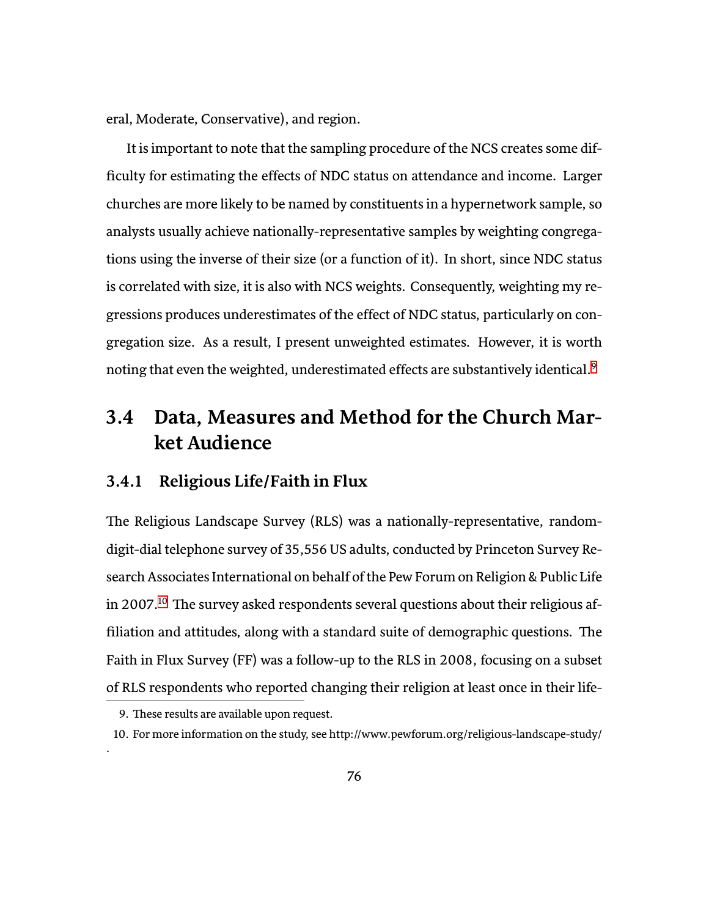eral, Moderate, Conservative), and region.

It is important to note that the sampling procedure of the NCS creates some difficulty for estimating the effects of NDC status on attendance and income. Larger churches are more likely to be named by constituents in a hypernetwork sample, so analysts usually achieve nationally-representative samples by weighting congregations using the inverse of their size (or a function of it). In short, since NDC status is correlated with size, it is also with NCS weights. Consequently, weighting my regressions produces underestimates of the effect of NDC status, particularly on congregation size. As a result, I present unweighted estimates. However, it is worth noting that even the weighted, underestimated effects are substantively identical.[9]

## 3.4 Data, Measures and Method for the Church Market Audience

### 3.4.1 Religious Life/Faith in Flux

The Religious Landscape Survey (RLS) was a nationally-representative, random-digit-dial telephone survey of 35,556 US adults, conducted by Princeton Survey Research Associates International on behalf of the Pew Forum on Religion & Public Life in 2007.[10] The survey asked respondents several questions about their religious affiliation and attitudes, along with a standard suite of demographic questions. The Faith in Flux Survey (FF) was a follow-up to the RLS in 2008, focusing on a subset of RLS respondents who reported changing their religion at least once in their life-

---

9. These results are available upon request.

10. For more information on the study, see http://www.pewforum.org/religious-landscape-study/ .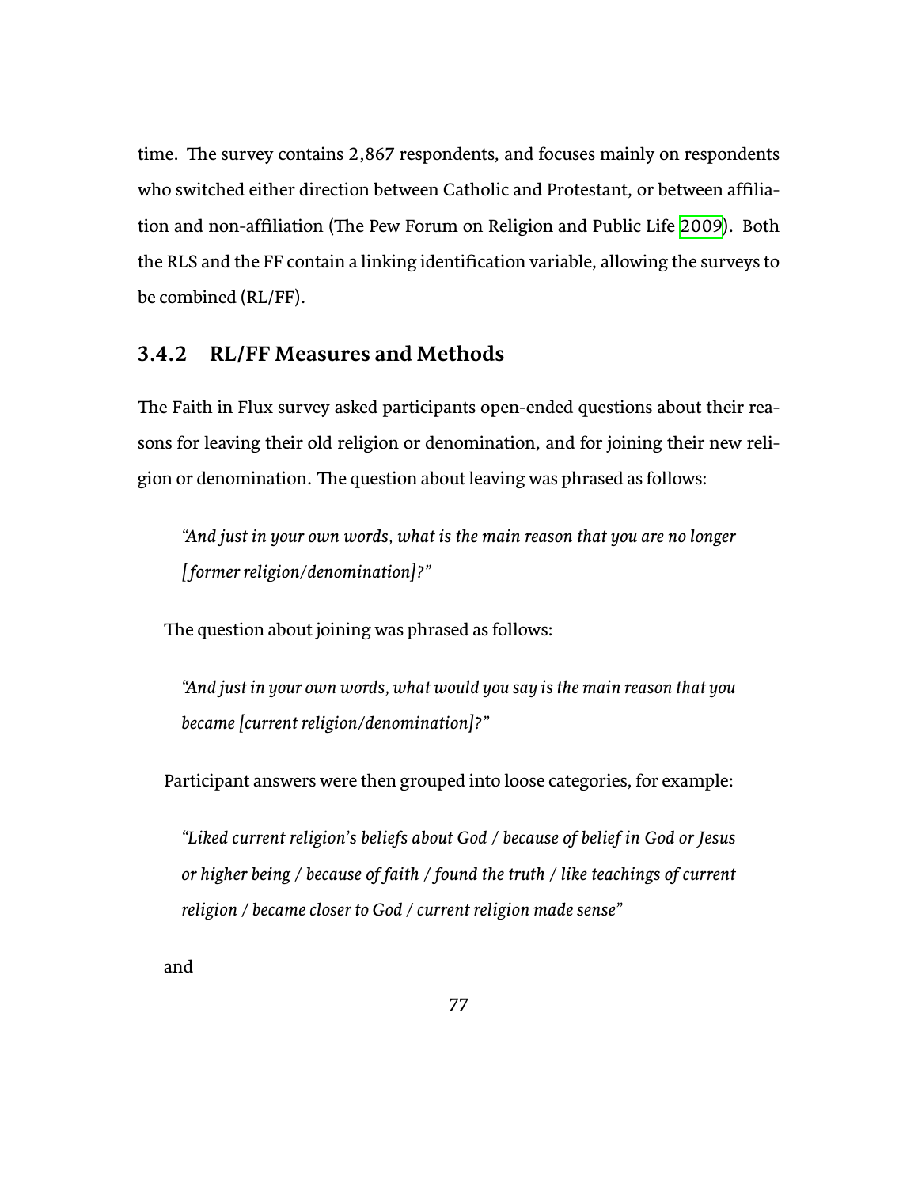time. The survey contains 2,867 respondents, and focuses mainly on respondents who switched either direction between Catholic and Protestant, or between affiliation and non-affiliation (The Pew Forum on Religion and Public Life 2009). Both the RLS and the FF contain a linking identification variable, allowing the surveys to be combined (RL/FF).

### 3.4.2 RL/FF Measures and Methods

The Faith in Flux survey asked participants open-ended questions about their reasons for leaving their old religion or denomination, and for joining their new religion or denomination. The question about leaving was phrased as follows:

> *"And just in your own words, what is the main reason that you are no longer [former religion/denomination]?"*

The question about joining was phrased as follows:

> *"And just in your own words, what would you say is the main reason that you became [current religion/denomination]?"*

Participant answers were then grouped into loose categories, for example:

> *"Liked current religion's beliefs about God / because of belief in God or Jesus or higher being / because of faith / found the truth / like teachings of current religion / became closer to God / current religion made sense"*

and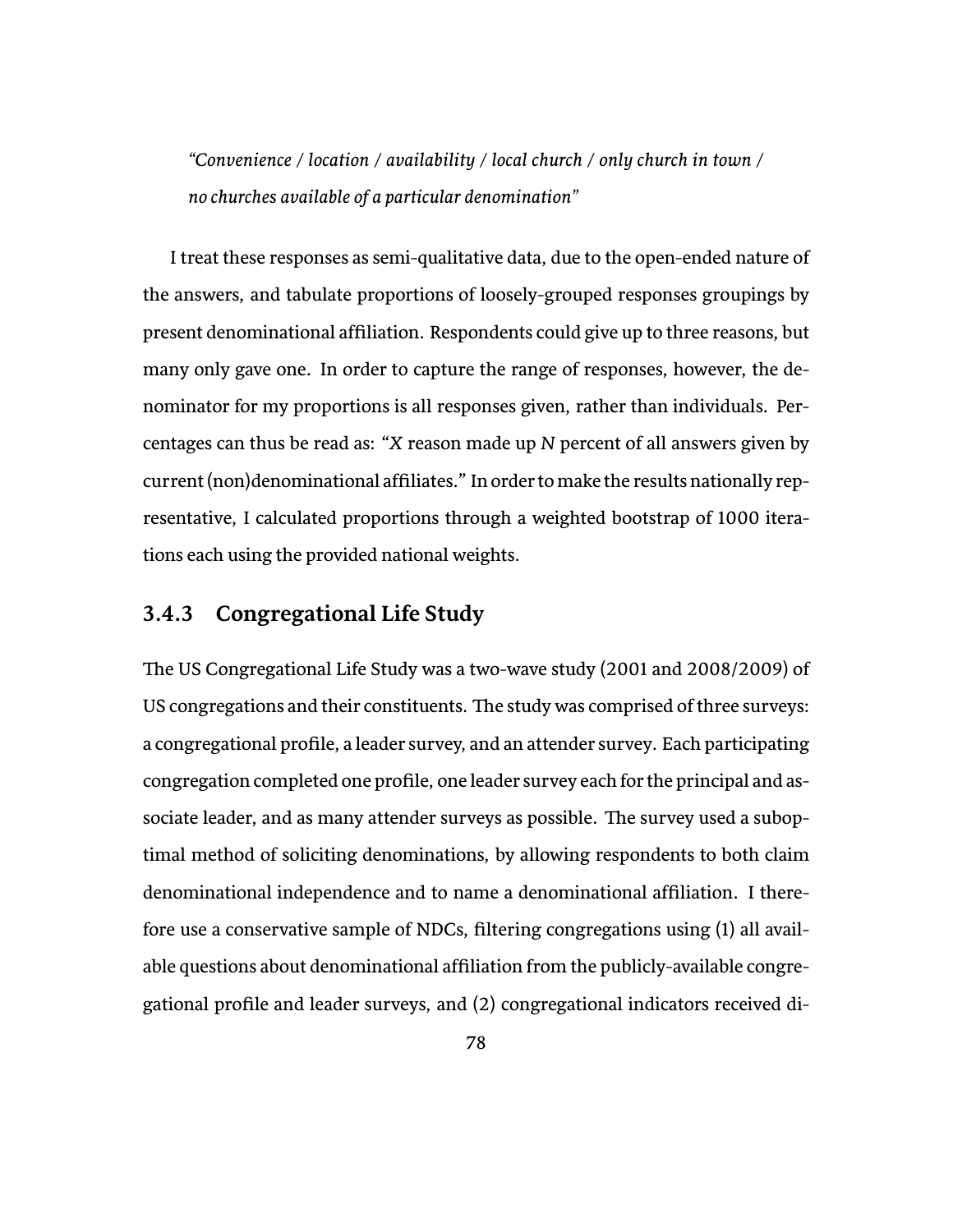*"Convenience / location / availability / local church / only church in town / no churches available of a particular denomination"*

I treat these responses as semi-qualitative data, due to the open-ended nature of the answers, and tabulate proportions of loosely-grouped responses groupings by present denominational affiliation. Respondents could give up to three reasons, but many only gave one. In order to capture the range of responses, however, the denominator for my proportions is all responses given, rather than individuals. Percentages can thus be read as: "*X* reason made up *N* percent of all answers given by current (non)denominational affiliates." In order to make the results nationally representative, I calculated proportions through a weighted bootstrap of 1000 iterations each using the provided national weights.

### 3.4.3 Congregational Life Study

The US Congregational Life Study was a two-wave study (2001 and 2008/2009) of US congregations and their constituents. The study was comprised of three surveys: a congregational profile, a leader survey, and an attender survey. Each participating congregation completed one profile, one leader survey each for the principal and associate leader, and as many attender surveys as possible. The survey used a suboptimal method of soliciting denominations, by allowing respondents to both claim denominational independence and to name a denominational affiliation. I therefore use a conservative sample of NDCs, filtering congregations using (1) all available questions about denominational affiliation from the publicly-available congregational profile and leader surveys, and (2) congregational indicators received di-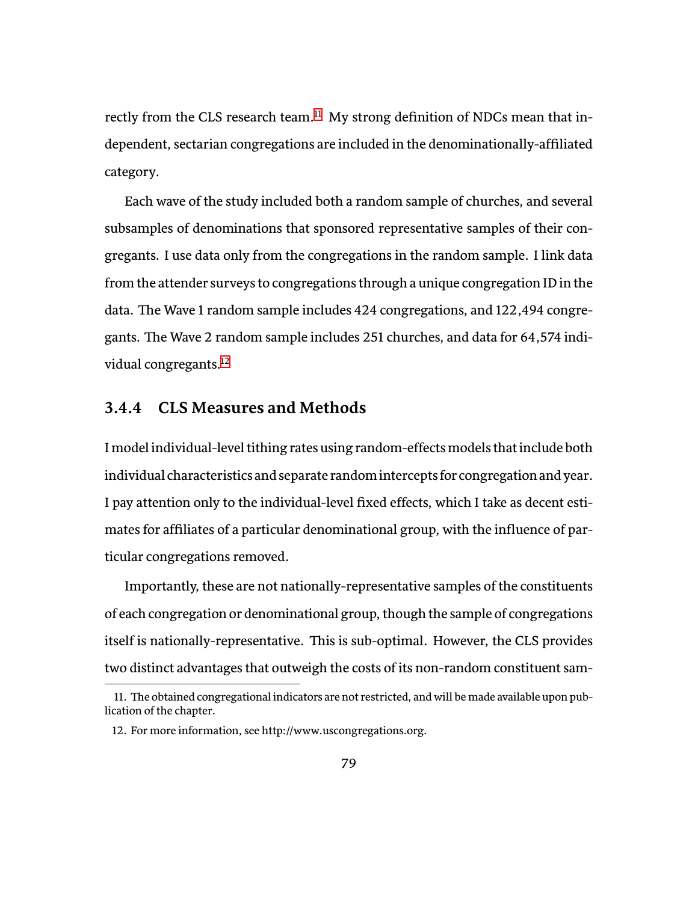rectly from the CLS research team.[11] My strong definition of NDCs mean that independent, sectarian congregations are included in the denominationally-affiliated category.

Each wave of the study included both a random sample of churches, and several subsamples of denominations that sponsored representative samples of their congregants. I use data only from the congregations in the random sample. I link data from the attender surveys to congregations through a unique congregation ID in the data. The Wave 1 random sample includes 424 congregations, and 122,494 congregants. The Wave 2 random sample includes 251 churches, and data for 64,574 individual congregants.[12]

### 3.4.4 CLS Measures and Methods

I model individual-level tithing rates using random-effects models that include both individual characteristics and separate random intercepts for congregation and year. I pay attention only to the individual-level fixed effects, which I take as decent estimates for affiliates of a particular denominational group, with the influence of particular congregations removed.

Importantly, these are not nationally-representative samples of the constituents of each congregation or denominational group, though the sample of congregations itself is nationally-representative. This is sub-optimal. However, the CLS provides two distinct advantages that outweigh the costs of its non-random constituent sam-

11. The obtained congregational indicators are not restricted, and will be made available upon publication of the chapter.

12. For more information, see http://www.uscongregations.org.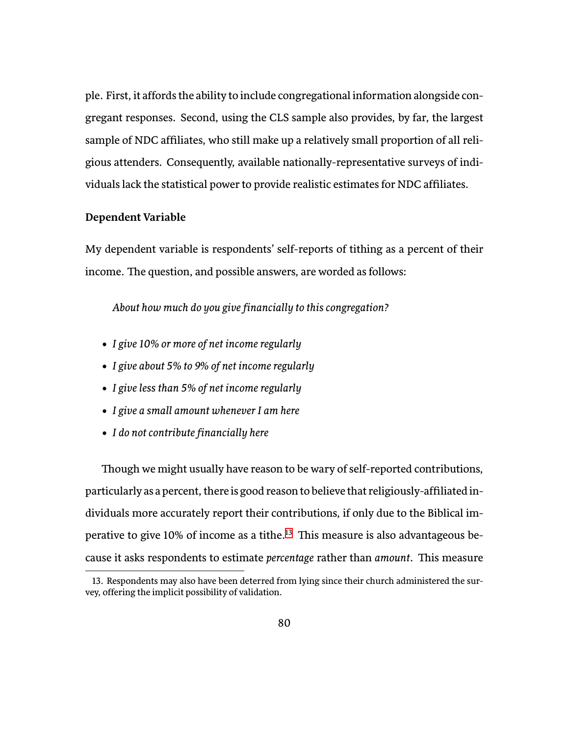ple. First, it affords the ability to include congregational information alongside congregant responses. Second, using the CLS sample also provides, by far, the largest sample of NDC affiliates, who still make up a relatively small proportion of all religious attenders. Consequently, available nationally-representative surveys of individuals lack the statistical power to provide realistic estimates for NDC affiliates.

### Dependent Variable

My dependent variable is respondents' self-reports of tithing as a percent of their income. The question, and possible answers, are worded as follows:

> *About how much do you give financially to this congregation?*

- *I give 10% or more of net income regularly*
- *I give about 5% to 9% of net income regularly*
- *I give less than 5% of net income regularly*
- *I give a small amount whenever I am here*
- *I do not contribute financially here*

Though we might usually have reason to be wary of self-reported contributions, particularly as a percent, there is good reason to believe that religiously-affiliated individuals more accurately report their contributions, if only due to the Biblical imperative to give 10% of income as a tithe.[13] This measure is also advantageous because it asks respondents to estimate *percentage* rather than *amount*. This measure

13. Respondents may also have been deterred from lying since their church administered the survey, offering the implicit possibility of validation.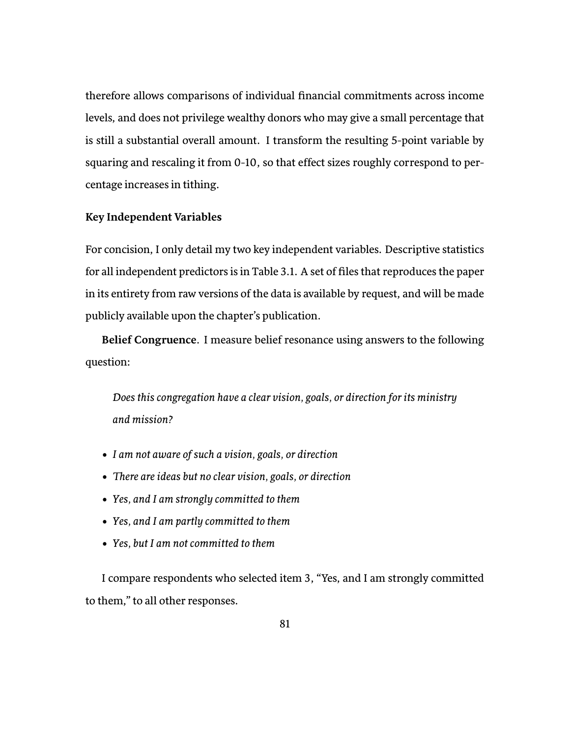therefore allows comparisons of individual financial commitments across income levels, and does not privilege wealthy donors who may give a small percentage that is still a substantial overall amount. I transform the resulting 5-point variable by squaring and rescaling it from 0-10, so that effect sizes roughly correspond to percentage increases in tithing.

### Key Independent Variables

For concision, I only detail my two key independent variables. Descriptive statistics for all independent predictors is in Table 3.1. A set of files that reproduces the paper in its entirety from raw versions of the data is available by request, and will be made publicly available upon the chapter's publication.

**Belief Congruence**. I measure belief resonance using answers to the following question:

> *Does this congregation have a clear vision, goals, or direction for its ministry and mission?*

- *I am not aware of such a vision, goals, or direction*
- *There are ideas but no clear vision, goals, or direction*
- *Yes, and I am strongly committed to them*
- *Yes, and I am partly committed to them*
- *Yes, but I am not committed to them*

I compare respondents who selected item 3, "Yes, and I am strongly committed to them," to all other responses.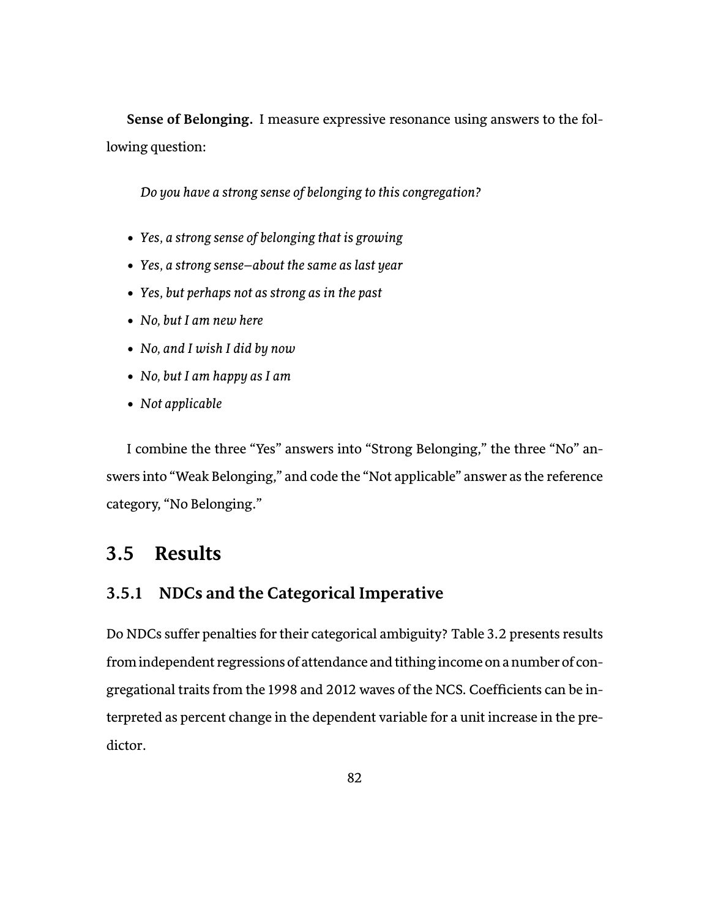**Sense of Belonging.** I measure expressive resonance using answers to the following question:

*Do you have a strong sense of belonging to this congregation?*

- *Yes, a strong sense of belonging that is growing*
- *Yes, a strong sense–about the same as last year*
- *Yes, but perhaps not as strong as in the past*
- *No, but I am new here*
- *No, and I wish I did by now*
- *No, but I am happy as I am*
- *Not applicable*

I combine the three "Yes" answers into "Strong Belonging," the three "No" answers into "Weak Belonging," and code the "Not applicable" answer as the reference category, "No Belonging."

## 3.5 Results

### 3.5.1 NDCs and the Categorical Imperative

Do NDCs suffer penalties for their categorical ambiguity? Table 3.2 presents results from independent regressions of attendance and tithing income on a number of congregational traits from the 1998 and 2012 waves of the NCS. Coefficients can be interpreted as percent change in the dependent variable for a unit increase in the predictor.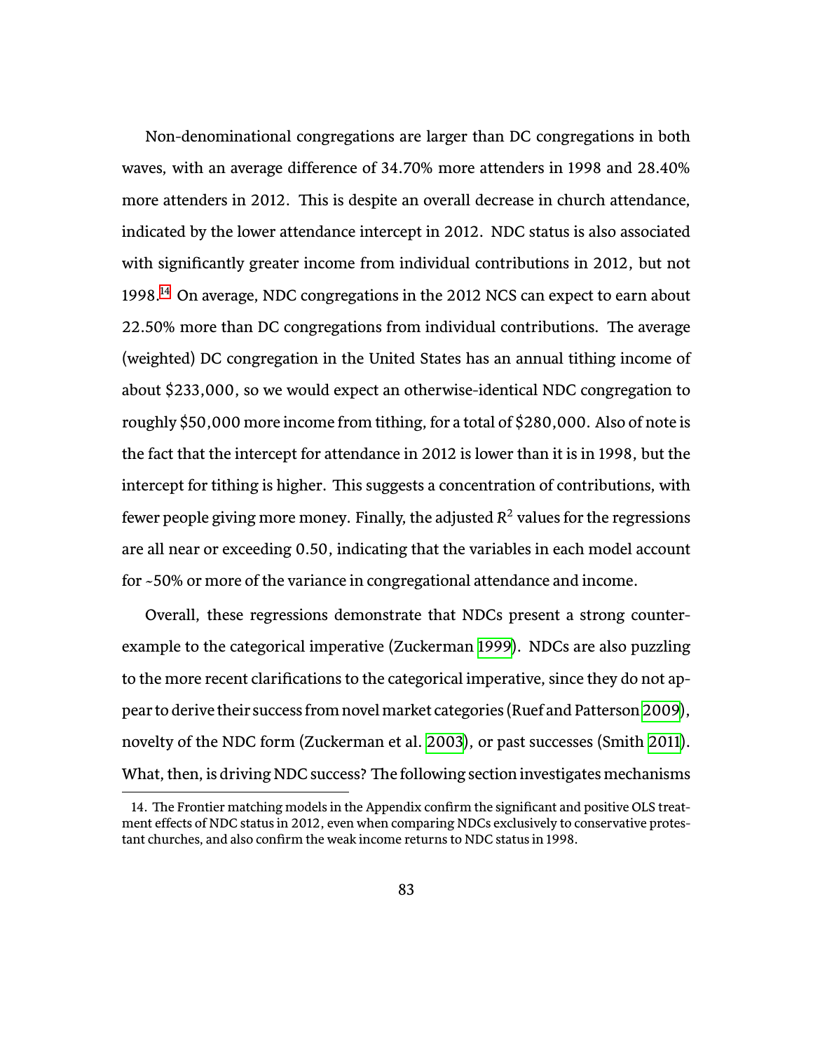Non-denominational congregations are larger than DC congregations in both waves, with an average difference of 34.70% more attenders in 1998 and 28.40% more attenders in 2012. This is despite an overall decrease in church attendance, indicated by the lower attendance intercept in 2012. NDC status is also associated with significantly greater income from individual contributions in 2012, but not 1998.[14] On average, NDC congregations in the 2012 NCS can expect to earn about 22.50% more than DC congregations from individual contributions. The average (weighted) DC congregation in the United States has an annual tithing income of about \$233,000, so we would expect an otherwise-identical NDC congregation to roughly \$50,000 more income from tithing, for a total of \$280,000. Also of note is the fact that the intercept for attendance in 2012 is lower than it is in 1998, but the intercept for tithing is higher. This suggests a concentration of contributions, with fewer people giving more money. Finally, the adjusted $R^2$ values for the regressions are all near or exceeding 0.50, indicating that the variables in each model account for ~50% or more of the variance in congregational attendance and income.

Overall, these regressions demonstrate that NDCs present a strong counterexample to the categorical imperative (Zuckerman 1999). NDCs are also puzzling to the more recent clarifications to the categorical imperative, since they do not appear to derive their success from novel market categories (Ruef and Patterson 2009), novelty of the NDC form (Zuckerman et al. 2003), or past successes (Smith 2011). What, then, is driving NDC success? The following section investigates mechanisms

14. The Frontier matching models in the Appendix confirm the significant and positive OLS treatment effects of NDC status in 2012, even when comparing NDCs exclusively to conservative protestant churches, and also confirm the weak income returns to NDC status in 1998.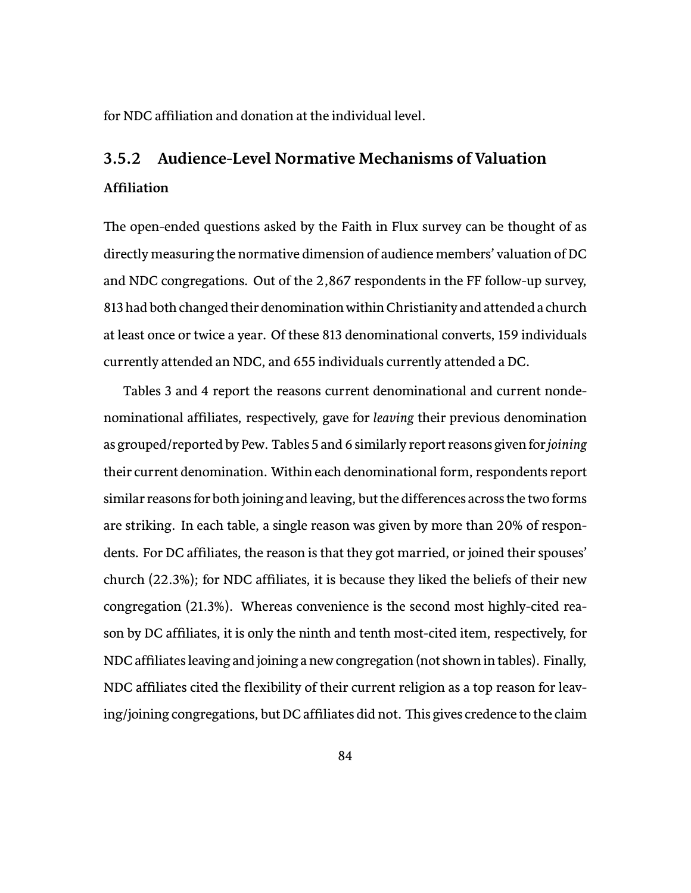for NDC affiliation and donation at the individual level.

### 3.5.2 Audience-Level Normative Mechanisms of Valuation

#### Affiliation

The open-ended questions asked by the Faith in Flux survey can be thought of as directly measuring the normative dimension of audience members' valuation of DC and NDC congregations. Out of the 2,867 respondents in the FF follow-up survey, 813 had both changed their denomination within Christianity and attended a church at least once or twice a year. Of these 813 denominational converts, 159 individuals currently attended an NDC, and 655 individuals currently attended a DC.

Tables 3 and 4 report the reasons current denominational and current nondenominational affiliates, respectively, gave for *leaving* their previous denomination as grouped/reported by Pew. Tables 5 and 6 similarly report reasons given for *joining* their current denomination. Within each denominational form, respondents report similar reasons for both joining and leaving, but the differences across the two forms are striking. In each table, a single reason was given by more than 20% of respondents. For DC affiliates, the reason is that they got married, or joined their spouses' church (22.3%); for NDC affiliates, it is because they liked the beliefs of their new congregation (21.3%). Whereas convenience is the second most highly-cited reason by DC affiliates, it is only the ninth and tenth most-cited item, respectively, for NDC affiliates leaving and joining a new congregation (not shown in tables). Finally, NDC affiliates cited the flexibility of their current religion as a top reason for leaving/joining congregations, but DC affiliates did not. This gives credence to the claim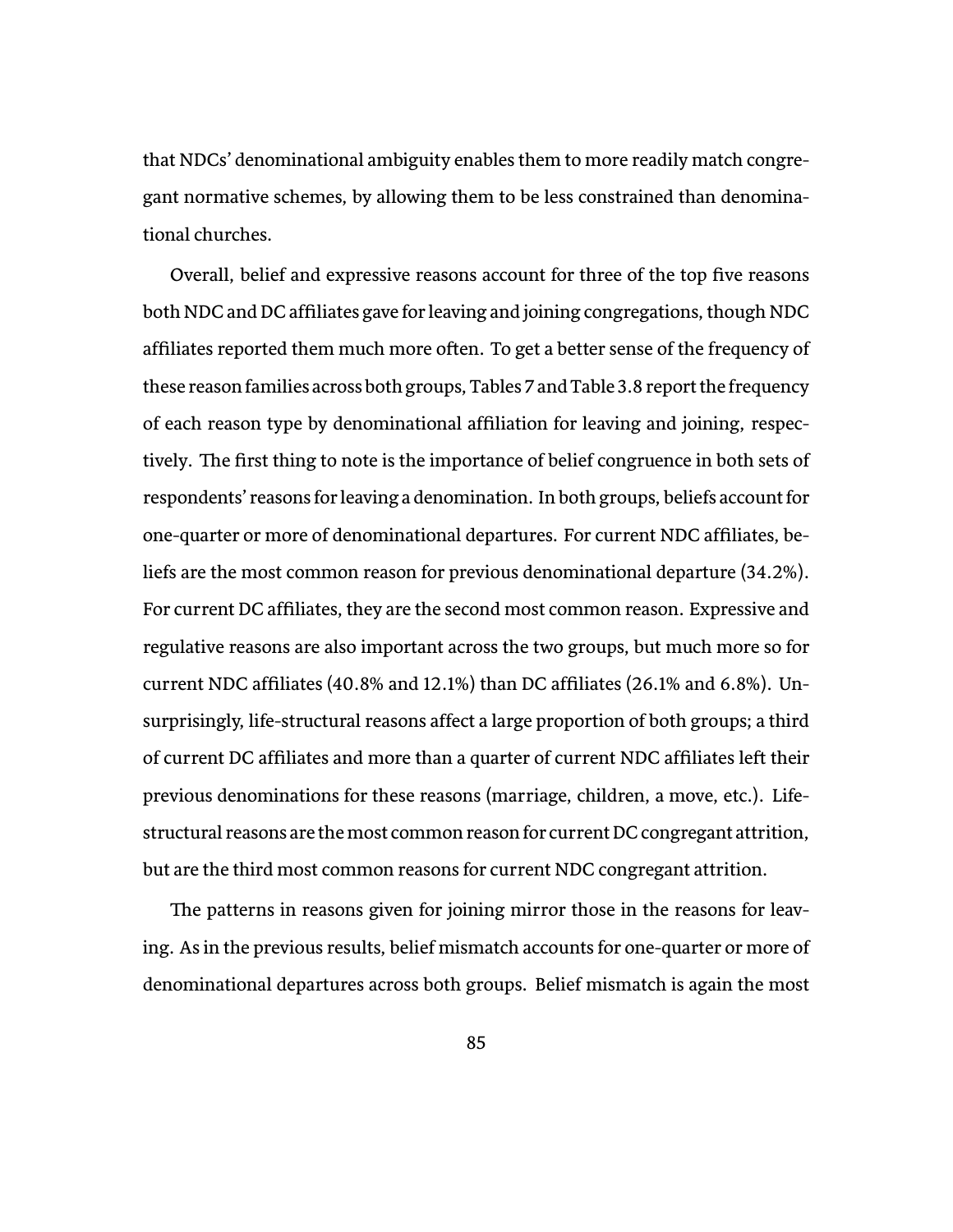that NDCs' denominational ambiguity enables them to more readily match congregant normative schemes, by allowing them to be less constrained than denominational churches.

Overall, belief and expressive reasons account for three of the top five reasons both NDC and DC affiliates gave for leaving and joining congregations, though NDC affiliates reported them much more often. To get a better sense of the frequency of these reason families across both groups, Tables 7 and Table 3.8 report the frequency of each reason type by denominational affiliation for leaving and joining, respectively. The first thing to note is the importance of belief congruence in both sets of respondents' reasons for leaving a denomination. In both groups, beliefs account for one-quarter or more of denominational departures. For current NDC affiliates, beliefs are the most common reason for previous denominational departure (34.2%). For current DC affiliates, they are the second most common reason. Expressive and regulative reasons are also important across the two groups, but much more so for current NDC affiliates (40.8% and 12.1%) than DC affiliates (26.1% and 6.8%). Unsurprisingly, life-structural reasons affect a large proportion of both groups; a third of current DC affiliates and more than a quarter of current NDC affiliates left their previous denominations for these reasons (marriage, children, a move, etc.). Life-structural reasons are the most common reason for current DC congregant attrition, but are the third most common reasons for current NDC congregant attrition.

The patterns in reasons given for joining mirror those in the reasons for leaving. As in the previous results, belief mismatch accounts for one-quarter or more of denominational departures across both groups. Belief mismatch is again the most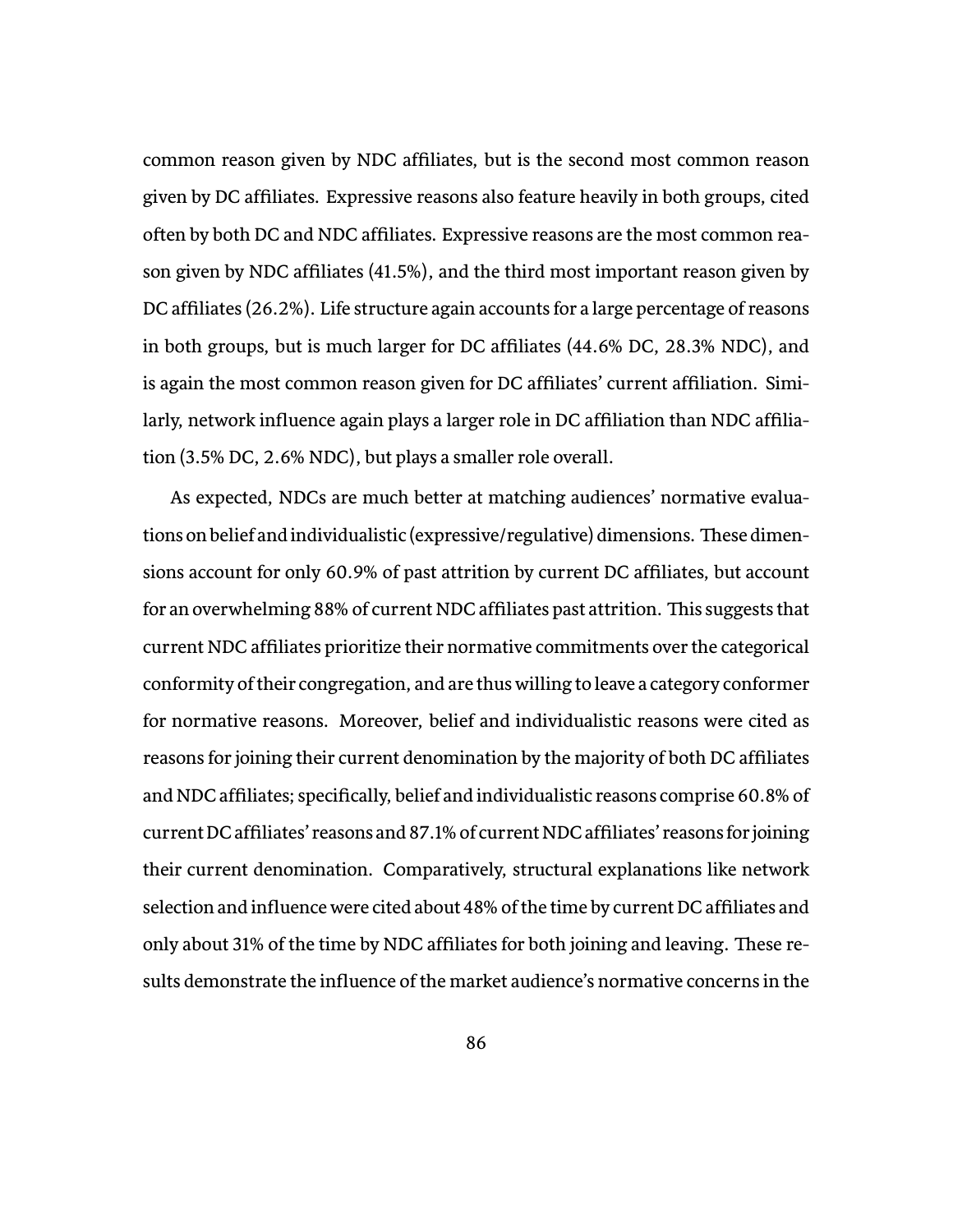common reason given by NDC affiliates, but is the second most common reason given by DC affiliates. Expressive reasons also feature heavily in both groups, cited often by both DC and NDC affiliates. Expressive reasons are the most common reason given by NDC affiliates (41.5%), and the third most important reason given by DC affiliates (26.2%). Life structure again accounts for a large percentage of reasons in both groups, but is much larger for DC affiliates (44.6% DC, 28.3% NDC), and is again the most common reason given for DC affiliates' current affiliation. Similarly, network influence again plays a larger role in DC affiliation than NDC affiliation (3.5% DC, 2.6% NDC), but plays a smaller role overall.

As expected, NDCs are much better at matching audiences' normative evaluations on belief and individualistic (expressive/regulative) dimensions. These dimensions account for only 60.9% of past attrition by current DC affiliates, but account for an overwhelming 88% of current NDC affiliates past attrition. This suggests that current NDC affiliates prioritize their normative commitments over the categorical conformity of their congregation, and are thus willing to leave a category conformer for normative reasons. Moreover, belief and individualistic reasons were cited as reasons for joining their current denomination by the majority of both DC affiliates and NDC affiliates; specifically, belief and individualistic reasons comprise 60.8% of current DC affiliates' reasons and 87.1% of current NDC affiliates' reasons for joining their current denomination. Comparatively, structural explanations like network selection and influence were cited about 48% of the time by current DC affiliates and only about 31% of the time by NDC affiliates for both joining and leaving. These results demonstrate the influence of the market audience's normative concerns in the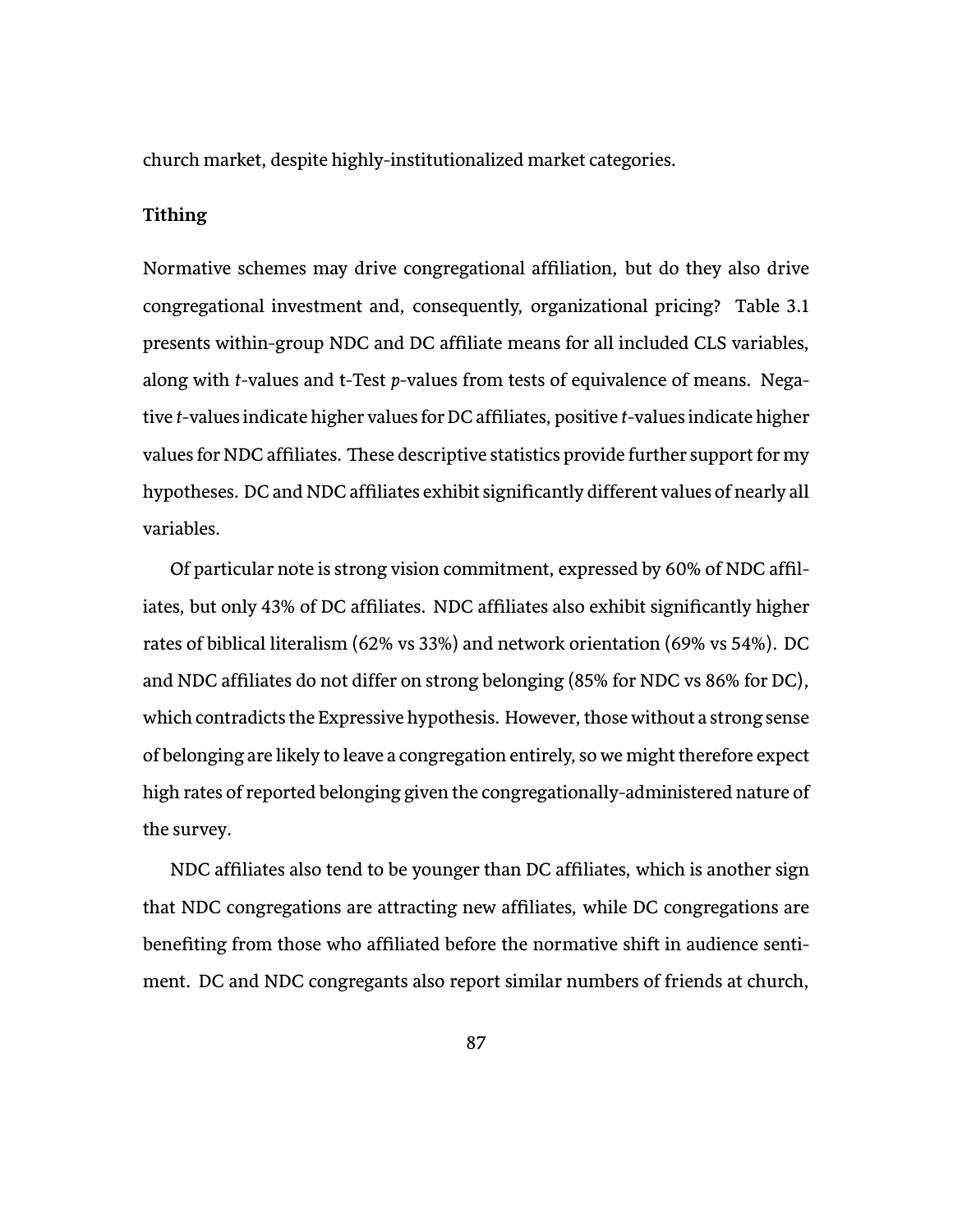church market, despite highly-institutionalized market categories.

### Tithing

Normative schemes may drive congregational affiliation, but do they also drive congregational investment and, consequently, organizational pricing? Table 3.1 presents within-group NDC and DC affiliate means for all included CLS variables, along with *t*-values and t-Test *p*-values from tests of equivalence of means. Negative *t*-values indicate higher values for DC affiliates, positive *t*-values indicate higher values for NDC affiliates. These descriptive statistics provide further support for my hypotheses. DC and NDC affiliates exhibit significantly different values of nearly all variables.

Of particular note is strong vision commitment, expressed by 60% of NDC affiliates, but only 43% of DC affiliates. NDC affiliates also exhibit significantly higher rates of biblical literalism (62% vs 33%) and network orientation (69% vs 54%). DC and NDC affiliates do not differ on strong belonging (85% for NDC vs 86% for DC), which contradicts the Expressive hypothesis. However, those without a strong sense of belonging are likely to leave a congregation entirely, so we might therefore expect high rates of reported belonging given the congregationally-administered nature of the survey.

NDC affiliates also tend to be younger than DC affiliates, which is another sign that NDC congregations are attracting new affiliates, while DC congregations are benefiting from those who affiliated before the normative shift in audience sentiment. DC and NDC congregants also report similar numbers of friends at church,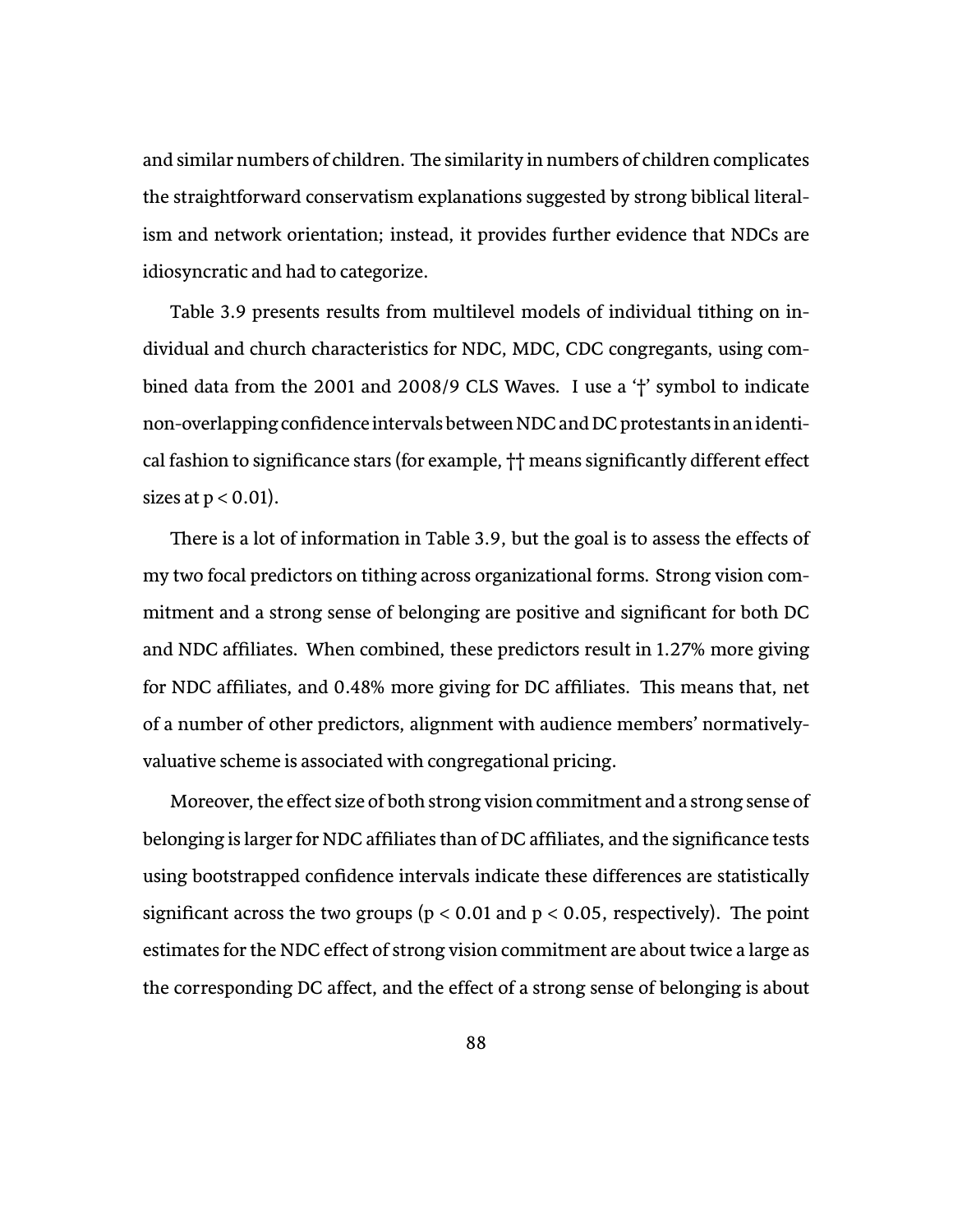and similar numbers of children. The similarity in numbers of children complicates the straightforward conservatism explanations suggested by strong biblical literalism and network orientation; instead, it provides further evidence that NDCs are idiosyncratic and had to categorize.

Table 3.9 presents results from multilevel models of individual tithing on individual and church characteristics for NDC, MDC, CDC congregants, using combined data from the 2001 and 2008/9 CLS Waves. I use a '†' symbol to indicate non-overlapping confidence intervals between NDC and DC protestants in an identical fashion to significance stars (for example, †† means significantly different effect sizes at $p < 0.01$).

There is a lot of information in Table 3.9, but the goal is to assess the effects of my two focal predictors on tithing across organizational forms. Strong vision commitment and a strong sense of belonging are positive and significant for both DC and NDC affiliates. When combined, these predictors result in 1.27% more giving for NDC affiliates, and 0.48% more giving for DC affiliates. This means that, net of a number of other predictors, alignment with audience members' normatively-valuative scheme is associated with congregational pricing.

Moreover, the effect size of both strong vision commitment and a strong sense of belonging is larger for NDC affiliates than of DC affiliates, and the significance tests using bootstrapped confidence intervals indicate these differences are statistically significant across the two groups ($p < 0.01$ and $p < 0.05$, respectively). The point estimates for the NDC effect of strong vision commitment are about twice a large as the corresponding DC affect, and the effect of a strong sense of belonging is about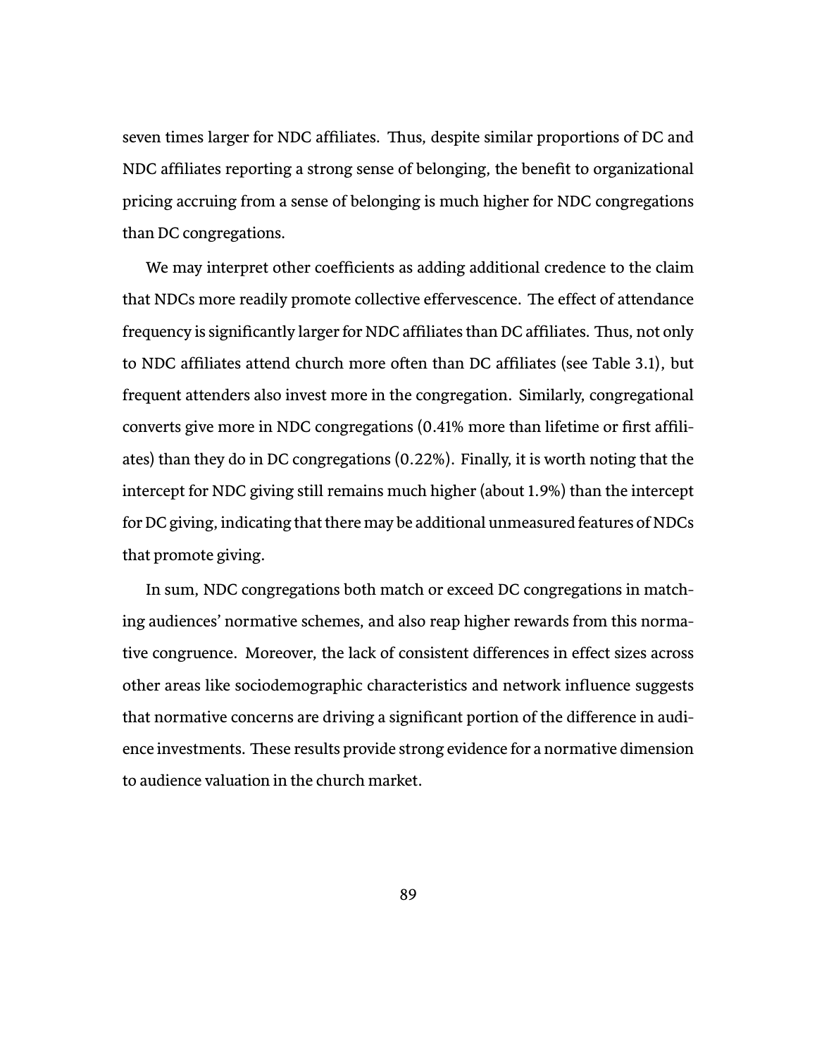seven times larger for NDC affiliates. Thus, despite similar proportions of DC and NDC affiliates reporting a strong sense of belonging, the benefit to organizational pricing accruing from a sense of belonging is much higher for NDC congregations than DC congregations.

We may interpret other coefficients as adding additional credence to the claim that NDCs more readily promote collective effervescence. The effect of attendance frequency is significantly larger for NDC affiliates than DC affiliates. Thus, not only to NDC affiliates attend church more often than DC affiliates (see Table 3.1), but frequent attenders also invest more in the congregation. Similarly, congregational converts give more in NDC congregations (0.41% more than lifetime or first affiliates) than they do in DC congregations (0.22%). Finally, it is worth noting that the intercept for NDC giving still remains much higher (about 1.9%) than the intercept for DC giving, indicating that there may be additional unmeasured features of NDCs that promote giving.

In sum, NDC congregations both match or exceed DC congregations in matching audiences' normative schemes, and also reap higher rewards from this normative congruence. Moreover, the lack of consistent differences in effect sizes across other areas like sociodemographic characteristics and network influence suggests that normative concerns are driving a significant portion of the difference in audience investments. These results provide strong evidence for a normative dimension to audience valuation in the church market.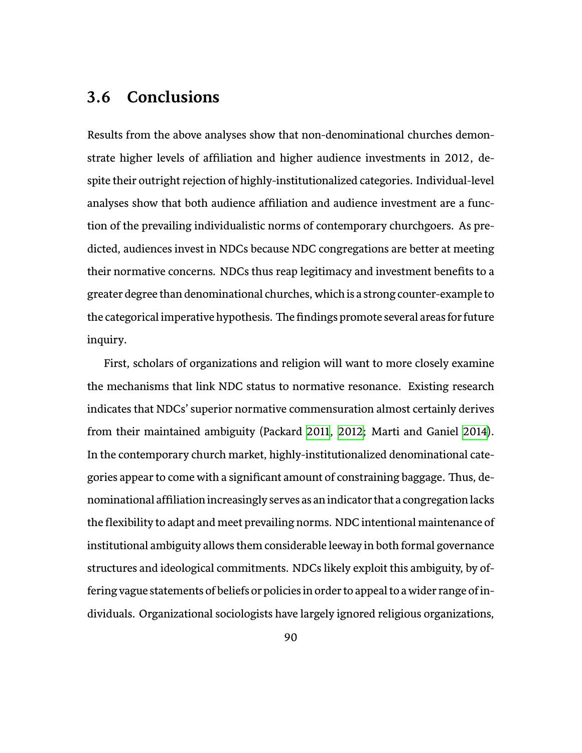## 3.6 Conclusions

Results from the above analyses show that non-denominational churches demonstrate higher levels of affiliation and higher audience investments in 2012, despite their outright rejection of highly-institutionalized categories. Individual-level analyses show that both audience affiliation and audience investment are a function of the prevailing individualistic norms of contemporary churchgoers. As predicted, audiences invest in NDCs because NDC congregations are better at meeting their normative concerns. NDCs thus reap legitimacy and investment benefits to a greater degree than denominational churches, which is a strong counter-example to the categorical imperative hypothesis. The findings promote several areas for future inquiry.

First, scholars of organizations and religion will want to more closely examine the mechanisms that link NDC status to normative resonance. Existing research indicates that NDCs' superior normative commensuration almost certainly derives from their maintained ambiguity (Packard 2011, 2012; Marti and Ganiel 2014). In the contemporary church market, highly-institutionalized denominational categories appear to come with a significant amount of constraining baggage. Thus, denominational affiliation increasingly serves as an indicator that a congregation lacks the flexibility to adapt and meet prevailing norms. NDC intentional maintenance of institutional ambiguity allows them considerable leeway in both formal governance structures and ideological commitments. NDCs likely exploit this ambiguity, by offering vague statements of beliefs or policies in order to appeal to a wider range of individuals. Organizational sociologists have largely ignored religious organizations,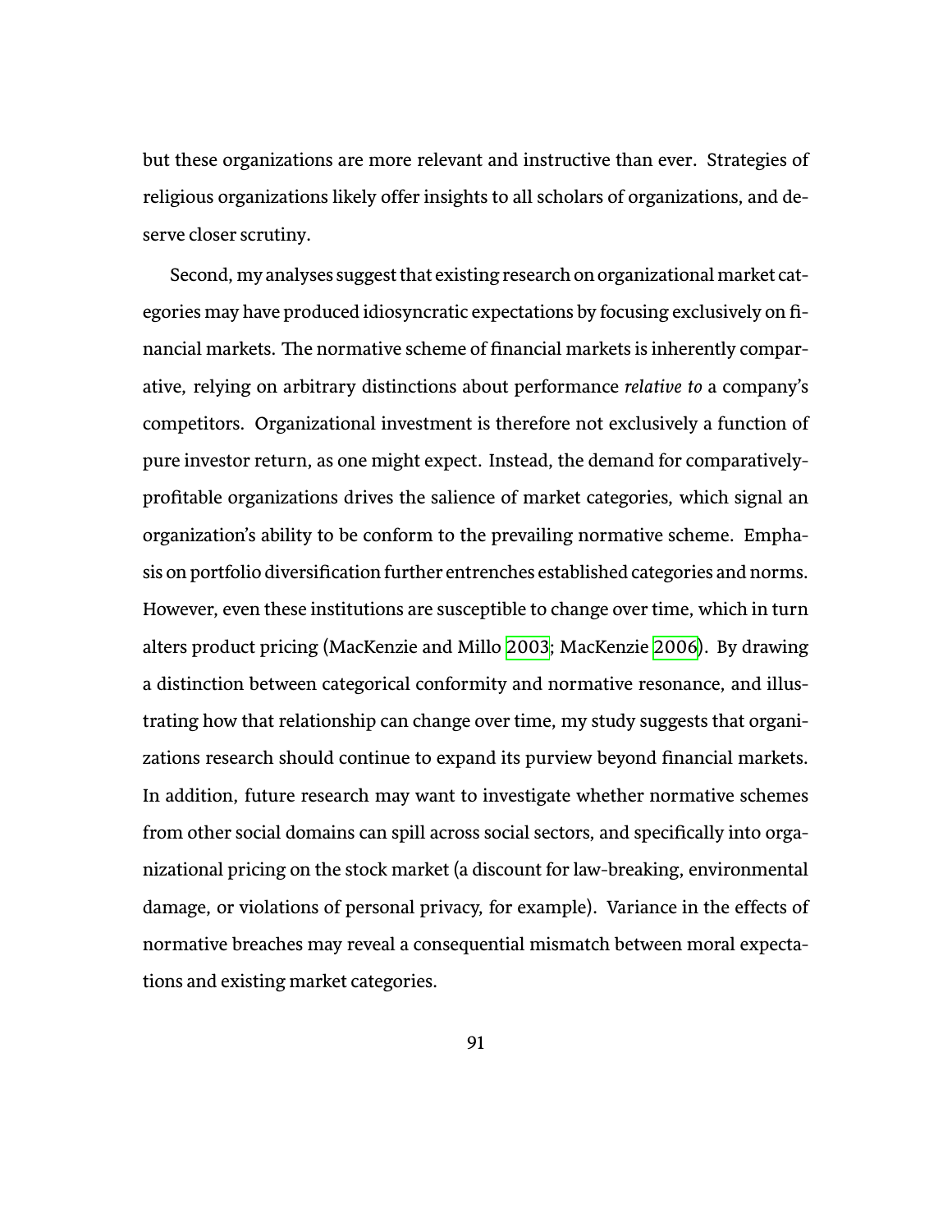but these organizations are more relevant and instructive than ever. Strategies of religious organizations likely offer insights to all scholars of organizations, and deserve closer scrutiny.

Second, my analyses suggest that existing research on organizational market categories may have produced idiosyncratic expectations by focusing exclusively on financial markets. The normative scheme of financial markets is inherently comparative, relying on arbitrary distinctions about performance *relative to* a company's competitors. Organizational investment is therefore not exclusively a function of pure investor return, as one might expect. Instead, the demand for comparatively-profitable organizations drives the salience of market categories, which signal an organization's ability to be conform to the prevailing normative scheme. Emphasis on portfolio diversification further entrenches established categories and norms. However, even these institutions are susceptible to change over time, which in turn alters product pricing (MacKenzie and Millo 2003; MacKenzie 2006). By drawing a distinction between categorical conformity and normative resonance, and illustrating how that relationship can change over time, my study suggests that organizations research should continue to expand its purview beyond financial markets. In addition, future research may want to investigate whether normative schemes from other social domains can spill across social sectors, and specifically into organizational pricing on the stock market (a discount for law-breaking, environmental damage, or violations of personal privacy, for example). Variance in the effects of normative breaches may reveal a consequential mismatch between moral expectations and existing market categories.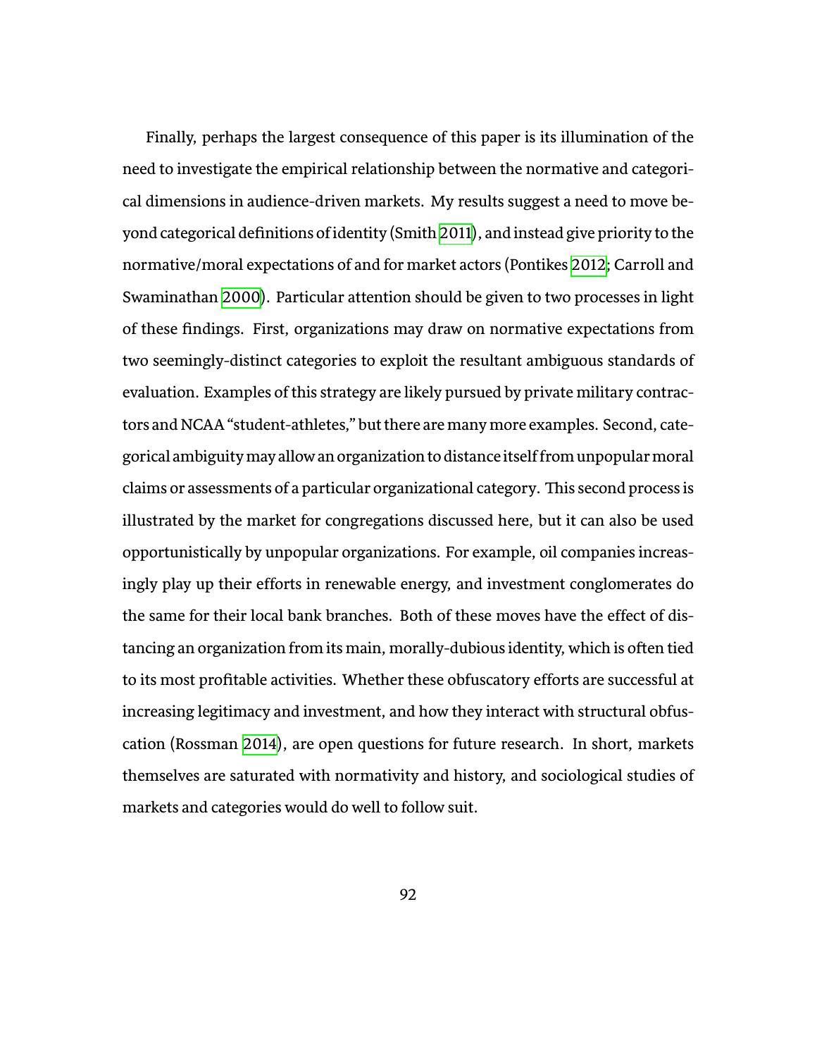Finally, perhaps the largest consequence of this paper is its illumination of the need to investigate the empirical relationship between the normative and categorical dimensions in audience-driven markets. My results suggest a need to move beyond categorical definitions of identity (Smith 2011), and instead give priority to the normative/moral expectations of and for market actors (Pontikes 2012; Carroll and Swaminathan 2000). Particular attention should be given to two processes in light of these findings. First, organizations may draw on normative expectations from two seemingly-distinct categories to exploit the resultant ambiguous standards of evaluation. Examples of this strategy are likely pursued by private military contractors and NCAA "student-athletes," but there are many more examples. Second, categorical ambiguity may allow an organization to distance itself from unpopular moral claims or assessments of a particular organizational category. This second process is illustrated by the market for congregations discussed here, but it can also be used opportunistically by unpopular organizations. For example, oil companies increasingly play up their efforts in renewable energy, and investment conglomerates do the same for their local bank branches. Both of these moves have the effect of distancing an organization from its main, morally-dubious identity, which is often tied to its most profitable activities. Whether these obfuscatory efforts are successful at increasing legitimacy and investment, and how they interact with structural obfuscation (Rossman 2014), are open questions for future research. In short, markets themselves are saturated with normativity and history, and sociological studies of markets and categories would do well to follow suit.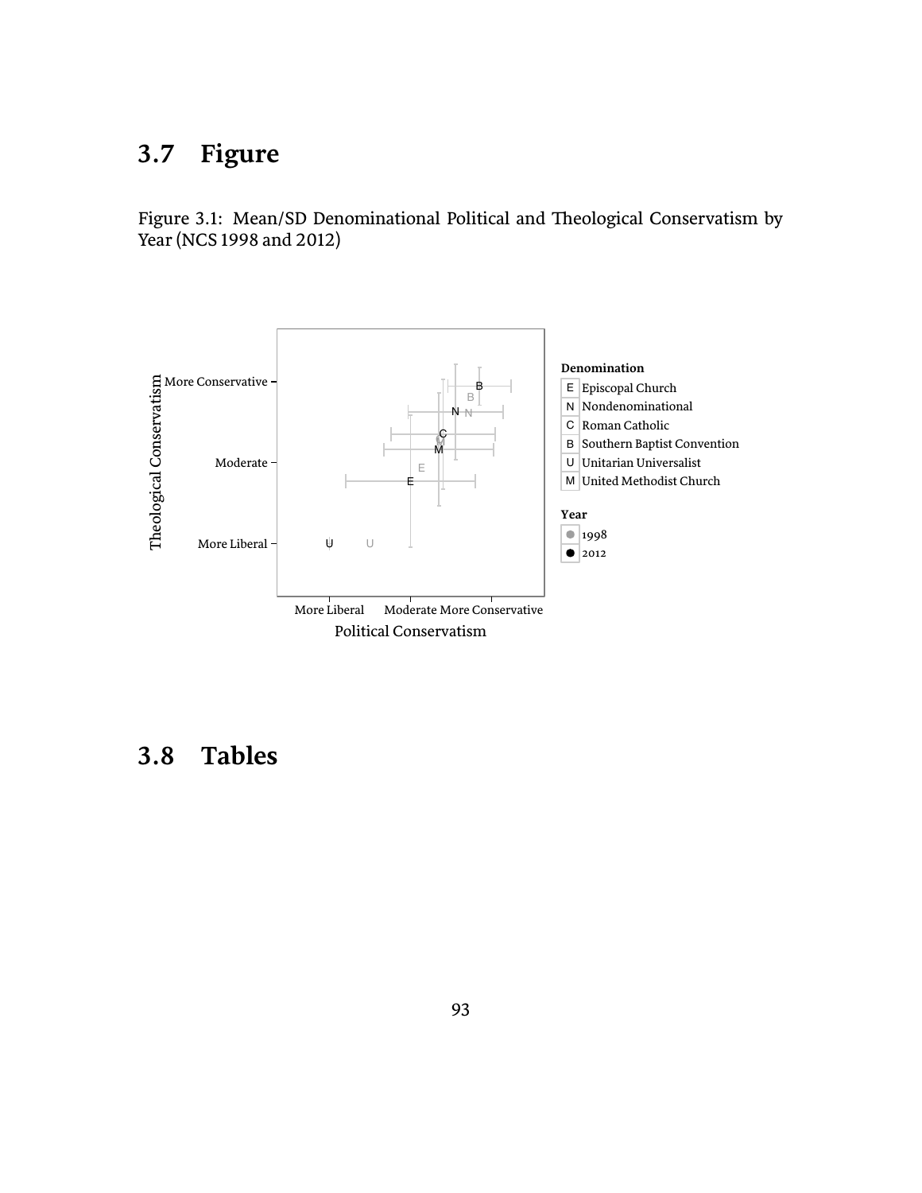## 3.7 Figure

Figure 3.1: Mean/SD Denominational Political and Theological Conservatism by Year (NCS 1998 and 2012)

Theological Conservatism

More Conservative

Moderate

More Liberal

More Liberal

Moderate

More Conservative

Political Conservatism

Denomination

E Episcopal Church

N Nondenominational

C Roman Catholic

B Southern Baptist Convention

U Unitarian Universalist

M United Methodist Church

Year

1998

2012

## 3.8 Tables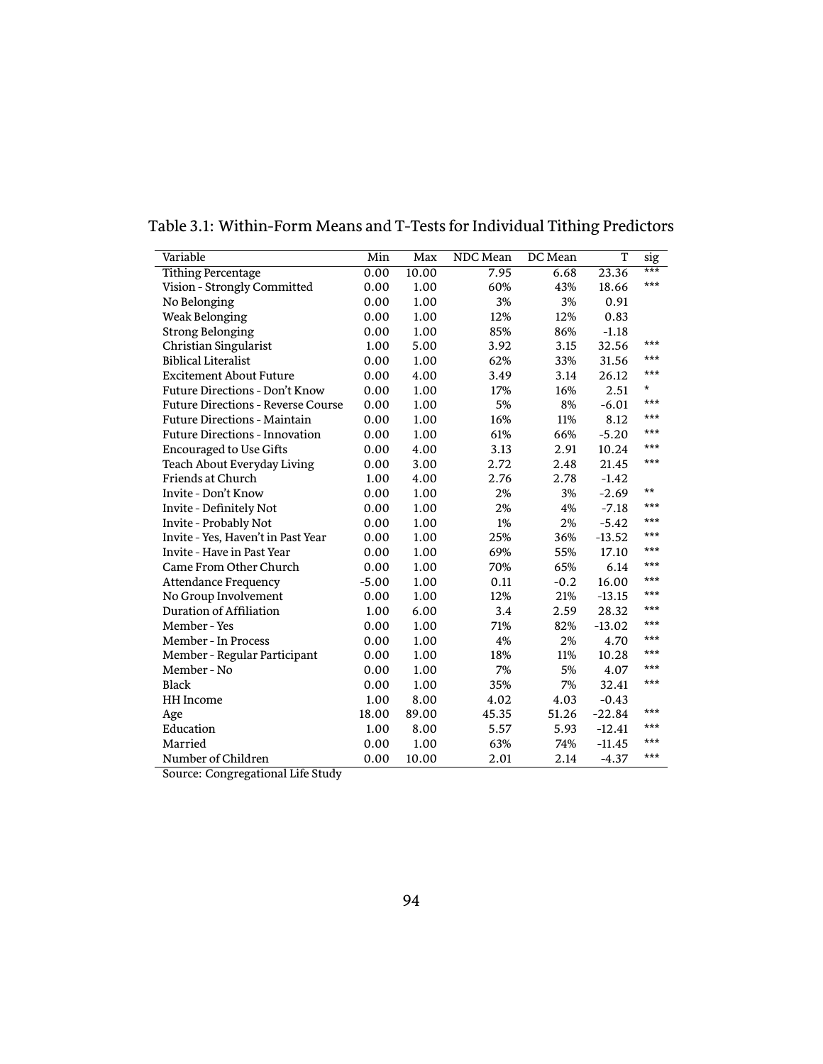Table 3.1: Within-Form Means and T-Tests for Individual Tithing Predictors

| Variable | Min | Max | NDC Mean | DC Mean | T | sig |
|---|---|---|---|---|---|---|
| Tithing Percentage | 0.00 | 10.00 | 7.95 | 6.68 | 23.36 | *** |
| Vision - Strongly Committed | 0.00 | 1.00 | 60% | 43% | 18.66 | *** |
| No Belonging | 0.00 | 1.00 | 3% | 3% | 0.91 | |
| Weak Belonging | 0.00 | 1.00 | 12% | 12% | 0.83 | |
| Strong Belonging | 0.00 | 1.00 | 85% | 86% | -1.18 | |
| Christian Singularist | 1.00 | 5.00 | 3.92 | 3.15 | 32.56 | *** |
| Biblical Literalist | 0.00 | 1.00 | 62% | 33% | 31.56 | *** |
| Excitement About Future | 0.00 | 4.00 | 3.49 | 3.14 | 26.12 | *** |
| Future Directions - Don't Know | 0.00 | 1.00 | 17% | 16% | 2.51 | * |
| Future Directions - Reverse Course | 0.00 | 1.00 | 5% | 8% | -6.01 | *** |
| Future Directions - Maintain | 0.00 | 1.00 | 16% | 11% | 8.12 | *** |
| Future Directions - Innovation | 0.00 | 1.00 | 61% | 66% | -5.20 | *** |
| Encouraged to Use Gifts | 0.00 | 4.00 | 3.13 | 2.91 | 10.24 | *** |
| Teach About Everyday Living | 0.00 | 3.00 | 2.72 | 2.48 | 21.45 | *** |
| Friends at Church | 1.00 | 4.00 | 2.76 | 2.78 | -1.42 | |
| Invite - Don't Know | 0.00 | 1.00 | 2% | 3% | -2.69 | ** |
| Invite - Definitely Not | 0.00 | 1.00 | 2% | 4% | -7.18 | *** |
| Invite - Probably Not | 0.00 | 1.00 | 1% | 2% | -5.42 | *** |
| Invite - Yes, Haven't in Past Year | 0.00 | 1.00 | 25% | 36% | -13.52 | *** |
| Invite - Have in Past Year | 0.00 | 1.00 | 69% | 55% | 17.10 | *** |
| Came From Other Church | 0.00 | 1.00 | 70% | 65% | 6.14 | *** |
| Attendance Frequency | -5.00 | 1.00 | 0.11 | -0.2 | 16.00 | *** |
| No Group Involvement | 0.00 | 1.00 | 12% | 21% | -13.15 | *** |
| Duration of Affiliation | 1.00 | 6.00 | 3.4 | 2.59 | 28.32 | *** |
| Member - Yes | 0.00 | 1.00 | 71% | 82% | -13.02 | *** |
| Member - In Process | 0.00 | 1.00 | 4% | 2% | 4.70 | *** |
| Member - Regular Participant | 0.00 | 1.00 | 18% | 11% | 10.28 | *** |
| Member - No | 0.00 | 1.00 | 7% | 5% | 4.07 | *** |
| Black | 0.00 | 1.00 | 35% | 7% | 32.41 | *** |
| HH Income | 1.00 | 8.00 | 4.02 | 4.03 | -0.43 | |
| Age | 18.00 | 89.00 | 45.35 | 51.26 | -22.84 | *** |
| Education | 1.00 | 8.00 | 5.57 | 5.93 | -12.41 | *** |
| Married | 0.00 | 1.00 | 63% | 74% | -11.45 | *** |
| Number of Children | 0.00 | 10.00 | 2.01 | 2.14 | -4.37 | *** |

Source: Congregational Life Study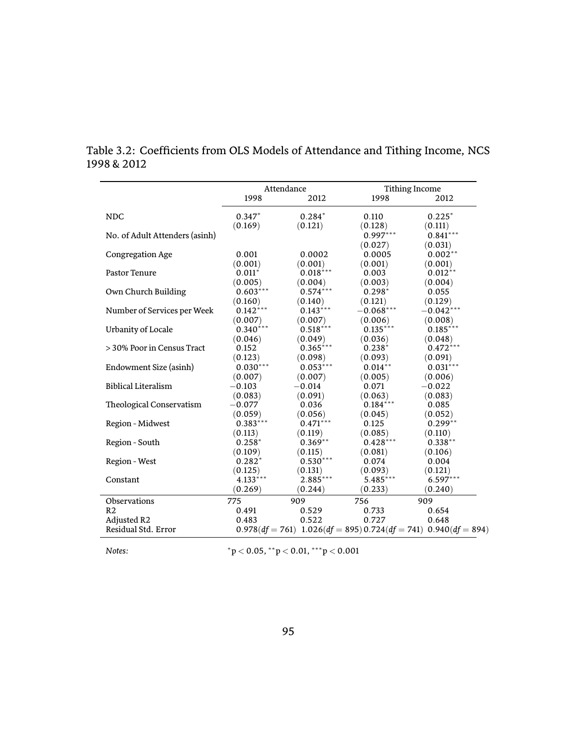Table 3.2: Coefficients from OLS Models of Attendance and Tithing Income, NCS 1998 & 2012

| | Attendance | | Tithing Income | |
|---|---|---|---|---|
| | 1998 | 2012 | 1998 | 2012 |
| NDC | $0.347^{*}$ | $0.284^{*}$ | 0.110 | $0.225^{*}$ |
| | (0.169) | (0.121) | (0.128) | (0.111) |
| No. of Adult Attenders (asinh) | | | $0.997^{***}$ | $0.841^{***}$ |
| | | | (0.027) | (0.031) |
| Congregation Age | 0.001 | 0.0002 | 0.0005 | $0.002^{**}$ |
| | (0.001) | (0.001) | (0.001) | (0.001) |
| Pastor Tenure | $0.011^{*}$ | $0.018^{***}$ | 0.003 | $0.012^{**}$ |
| | (0.005) | (0.004) | (0.003) | (0.004) |
| Own Church Building | $0.603^{***}$ | $0.574^{***}$ | $0.298^{*}$ | 0.055 |
| | (0.160) | (0.140) | (0.121) | (0.129) |
| Number of Services per Week | $0.142^{***}$ | $0.143^{***}$ | $-0.068^{***}$ | $-0.042^{***}$ |
| | (0.007) | (0.007) | (0.006) | (0.008) |
| Urbanity of Locale | $0.340^{***}$ | $0.518^{***}$ | $0.135^{***}$ | $0.185^{***}$ |
| | (0.046) | (0.049) | (0.036) | (0.048) |
| > 30% Poor in Census Tract | 0.152 | $0.365^{***}$ | $0.238^{*}$ | $0.472^{***}$ |
| | (0.123) | (0.098) | (0.093) | (0.091) |
| Endowment Size (asinh) | $0.030^{***}$ | $0.053^{***}$ | $0.014^{**}$ | $0.031^{***}$ |
| | (0.007) | (0.007) | (0.005) | (0.006) |
| Biblical Literalism | −0.103 | −0.014 | 0.071 | −0.022 |
| | (0.083) | (0.091) | (0.063) | (0.083) |
| Theological Conservatism | −0.077 | 0.036 | $0.184^{***}$ | 0.085 |
| | (0.059) | (0.056) | (0.045) | (0.052) |
| Region - Midwest | $0.383^{***}$ | $0.471^{***}$ | 0.125 | $0.299^{**}$ |
| | (0.113) | (0.119) | (0.085) | (0.110) |
| Region - South | $0.258^{*}$ | $0.369^{**}$ | $0.428^{***}$ | $0.338^{**}$ |
| | (0.109) | (0.115) | (0.081) | (0.106) |
| Region - West | $0.282^{*}$ | $0.530^{***}$ | 0.074 | 0.004 |
| | (0.125) | (0.131) | (0.093) | (0.121) |
| Constant | $4.133^{***}$ | $2.885^{***}$ | $5.485^{***}$ | $6.597^{***}$ |
| | (0.269) | (0.244) | (0.233) | (0.240) |
| Observations | 775 | 909 | 756 | 909 |
| R2 | 0.491 | 0.529 | 0.733 | 0.654 |
| Adjusted R2 | 0.483 | 0.522 | 0.727 | 0.648 |
| Residual Std. Error | $0.978(df = 761)$ | $1.026(df = 895)$ | $0.724(df = 741)$ | $0.940(df = 894)$ |

*Notes:* $^{*}p < 0.05$, $^{**}p < 0.01$, $^{***}p < 0.001$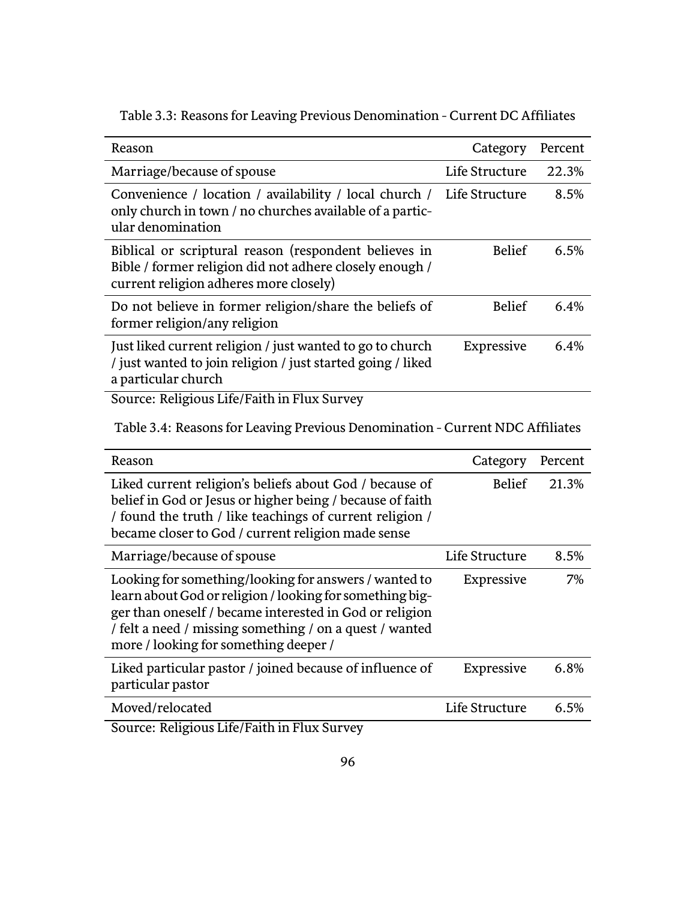Table 3.3: Reasons for Leaving Previous Denomination - Current DC Affiliates

| Reason | Category | Percent |
|---|---|---|
| Marriage/because of spouse | Life Structure | 22.3% |
| Convenience / location / availability / local church / only church in town / no churches available of a particular denomination | Life Structure | 8.5% |
| Biblical or scriptural reason (respondent believes in Bible / former religion did not adhere closely enough / current religion adheres more closely) | Belief | 6.5% |
| Do not believe in former religion/share the beliefs of former religion/any religion | Belief | 6.4% |
| Just liked current religion / just wanted to go to church / just wanted to join religion / just started going / liked a particular church | Expressive | 6.4% |

Source: Religious Life/Faith in Flux Survey

Table 3.4: Reasons for Leaving Previous Denomination - Current NDC Affiliates

| Reason | Category | Percent |
|---|---|---|
| Liked current religion's beliefs about God / because of belief in God or Jesus or higher being / because of faith / found the truth / like teachings of current religion / became closer to God / current religion made sense | Belief | 21.3% |
| Marriage/because of spouse | Life Structure | 8.5% |
| Looking for something/looking for answers / wanted to learn about God or religion / looking for something bigger than oneself / became interested in God or religion / felt a need / missing something / on a quest / wanted more / looking for something deeper / | Expressive | 7% |
| Liked particular pastor / joined because of influence of particular pastor | Expressive | 6.8% |
| Moved/relocated | Life Structure | 6.5% |

Source: Religious Life/Faith in Flux Survey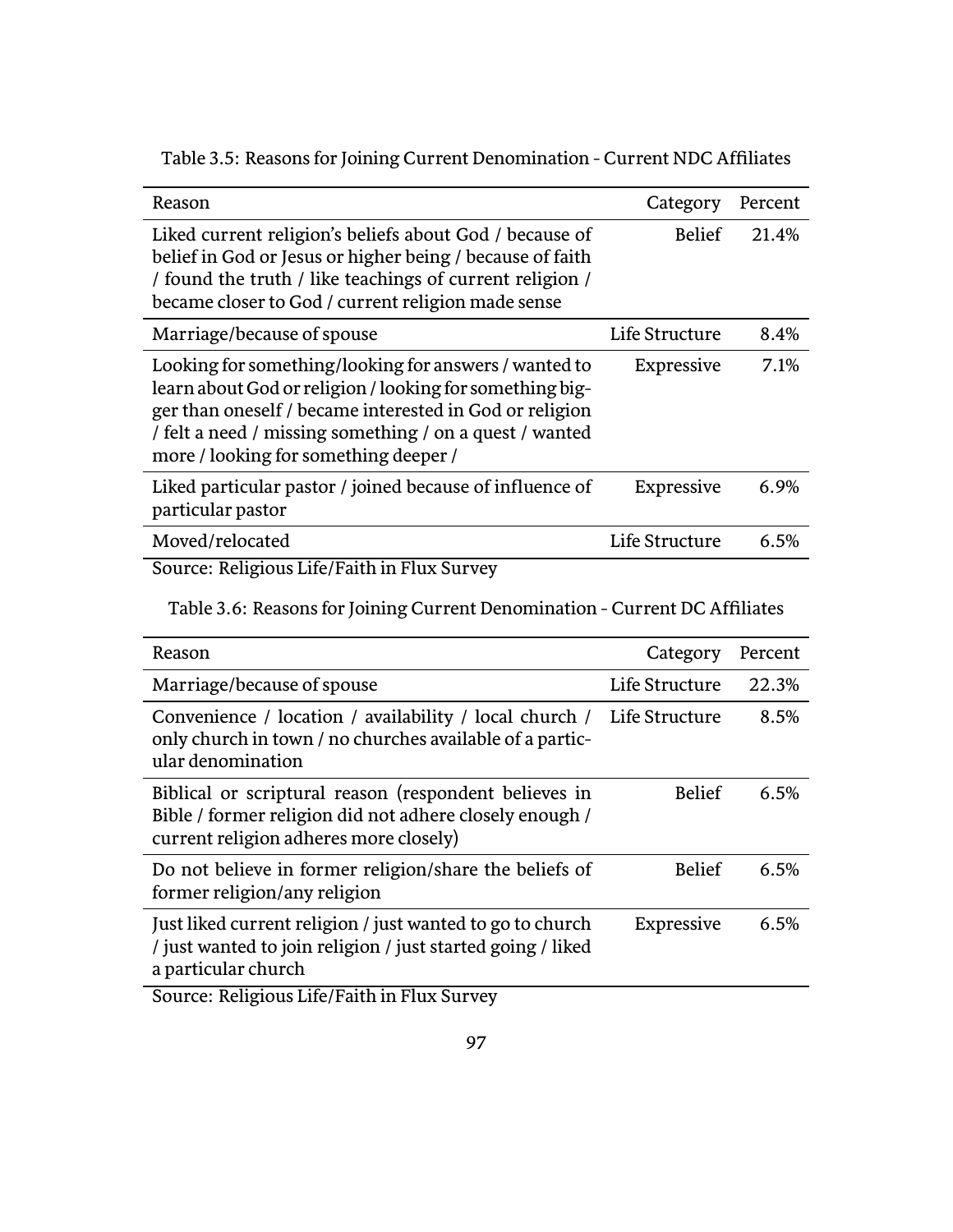Table 3.5: Reasons for Joining Current Denomination - Current NDC Affiliates

| Reason | Category | Percent |
|---|---|---|
| Liked current religion's beliefs about God / because of belief in God or Jesus or higher being / because of faith / found the truth / like teachings of current religion / became closer to God / current religion made sense | Belief | 21.4% |
| Marriage/because of spouse | Life Structure | 8.4% |
| Looking for something/looking for answers / wanted to learn about God or religion / looking for something bigger than oneself / became interested in God or religion / felt a need / missing something / on a quest / wanted more / looking for something deeper / | Expressive | 7.1% |
| Liked particular pastor / joined because of influence of particular pastor | Expressive | 6.9% |
| Moved/relocated | Life Structure | 6.5% |

Source: Religious Life/Faith in Flux Survey

Table 3.6: Reasons for Joining Current Denomination - Current DC Affiliates

| Reason | Category | Percent |
|---|---|---|
| Marriage/because of spouse | Life Structure | 22.3% |
| Convenience / location / availability / local church / only church in town / no churches available of a particular denomination | Life Structure | 8.5% |
| Biblical or scriptural reason (respondent believes in Bible / former religion did not adhere closely enough / current religion adheres more closely) | Belief | 6.5% |
| Do not believe in former religion/share the beliefs of former religion/any religion | Belief | 6.5% |
| Just liked current religion / just wanted to go to church / just wanted to join religion / just started going / liked a particular church | Expressive | 6.5% |

Source: Religious Life/Faith in Flux Survey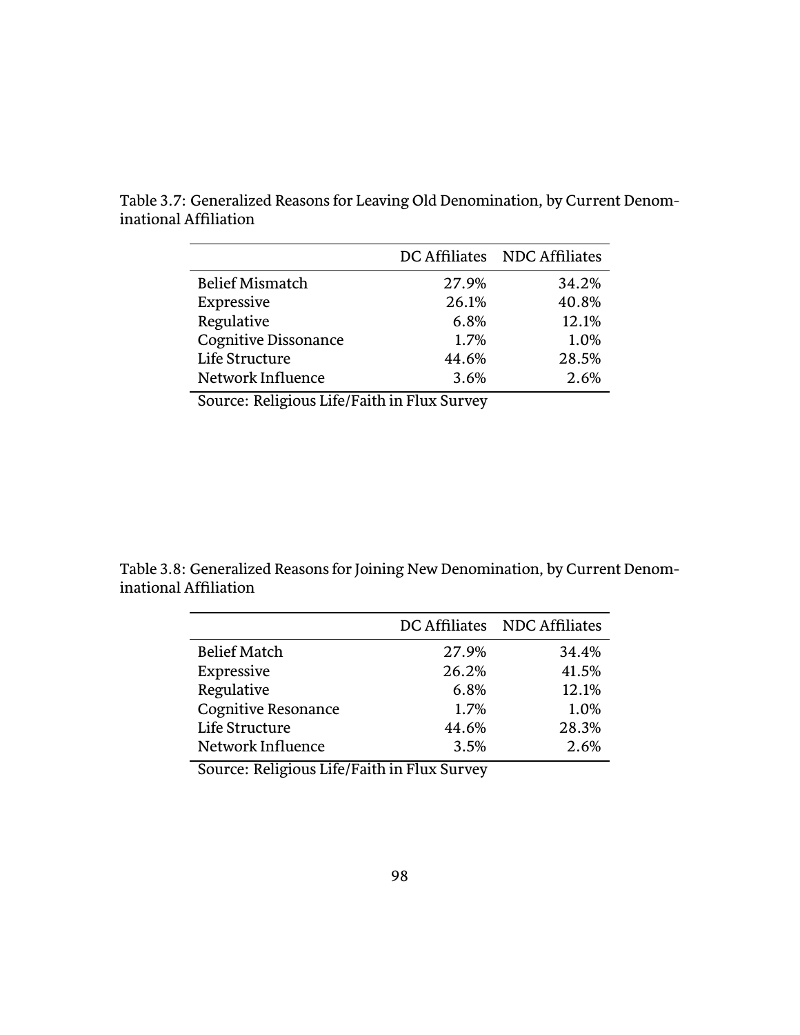Table 3.7: Generalized Reasons for Leaving Old Denomination, by Current Denominational Affiliation

| | DC Affiliates | NDC Affiliates |
|---|---|---|
| Belief Mismatch | 27.9% | 34.2% |
| Expressive | 26.1% | 40.8% |
| Regulative | 6.8% | 12.1% |
| Cognitive Dissonance | 1.7% | 1.0% |
| Life Structure | 44.6% | 28.5% |
| Network Influence | 3.6% | 2.6% |

Source: Religious Life/Faith in Flux Survey

Table 3.8: Generalized Reasons for Joining New Denomination, by Current Denominational Affiliation

| | DC Affiliates | NDC Affiliates |
|---|---|---|
| Belief Match | 27.9% | 34.4% |
| Expressive | 26.2% | 41.5% |
| Regulative | 6.8% | 12.1% |
| Cognitive Resonance | 1.7% | 1.0% |
| Life Structure | 44.6% | 28.3% |
| Network Influence | 3.5% | 2.6% |

Source: Religious Life/Faith in Flux Survey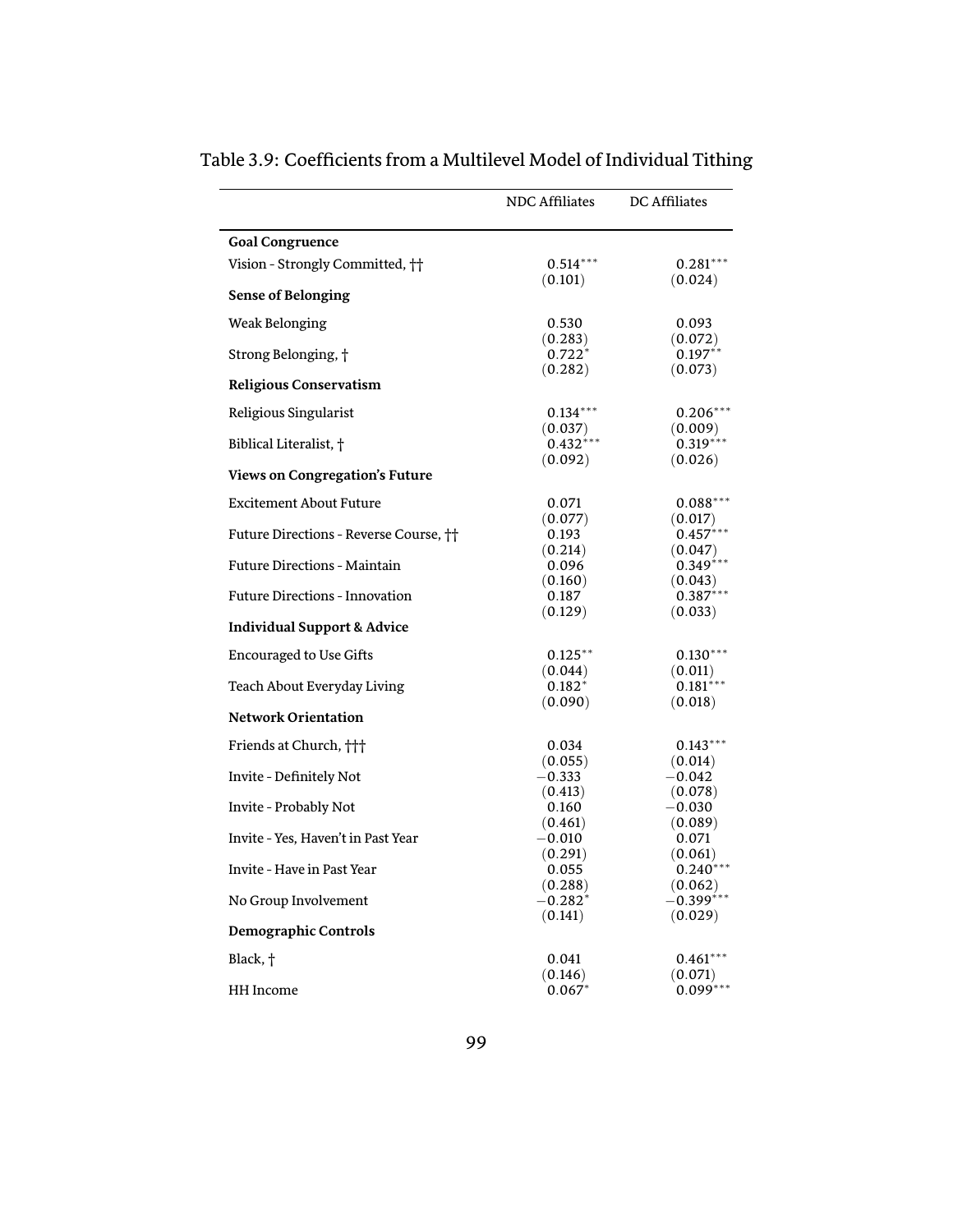Table 3.9: Coefficients from a Multilevel Model of Individual Tithing

| | NDC Affiliates | DC Affiliates |
|---|---|---|
| **Goal Congruence** | | |
| Vision - Strongly Committed, †† | $0.514^{***}$ | $0.281^{***}$ |
| | (0.101) | (0.024) |
| **Sense of Belonging** | | |
| Weak Belonging | 0.530 | 0.093 |
| | (0.283) | (0.072) |
| Strong Belonging, † | $0.722^{*}$ | $0.197^{**}$ |
| | (0.282) | (0.073) |
| **Religious Conservatism** | | |
| Religious Singularist | $0.134^{***}$ | $0.206^{***}$ |
| | (0.037) | (0.009) |
| Biblical Literalist, † | $0.432^{***}$ | $0.319^{***}$ |
| | (0.092) | (0.026) |
| **Views on Congregation's Future** | | |
| Excitement About Future | 0.071 | $0.088^{***}$ |
| | (0.077) | (0.017) |
| Future Directions - Reverse Course, †† | 0.193 | $0.457^{***}$ |
| | (0.214) | (0.047) |
| Future Directions - Maintain | 0.096 | $0.349^{***}$ |
| | (0.160) | (0.043) |
| Future Directions - Innovation | 0.187 | $0.387^{***}$ |
| | (0.129) | (0.033) |
| **Individual Support & Advice** | | |
| Encouraged to Use Gifts | $0.125^{**}$ | $0.130^{***}$ |
| | (0.044) | (0.011) |
| Teach About Everyday Living | $0.182^{*}$ | $0.181^{***}$ |
| | (0.090) | (0.018) |
| **Network Orientation** | | |
| Friends at Church, ††† | 0.034 | $0.143^{***}$ |
| | (0.055) | (0.014) |
| Invite - Definitely Not | −0.333 | −0.042 |
| | (0.413) | (0.078) |
| Invite - Probably Not | 0.160 | −0.030 |
| | (0.461) | (0.089) |
| Invite - Yes, Haven't in Past Year | −0.010 | 0.071 |
| | (0.291) | (0.061) |
| Invite - Have in Past Year | 0.055 | $0.240^{***}$ |
| | (0.288) | (0.062) |
| No Group Involvement | $-0.282^{*}$ | $-0.399^{***}$ |
| | (0.141) | (0.029) |
| **Demographic Controls** | | |
| Black, † | 0.041 | $0.461^{***}$ |
| | (0.146) | (0.071) |
| HH Income | $0.067^{*}$ | $0.099^{***}$ |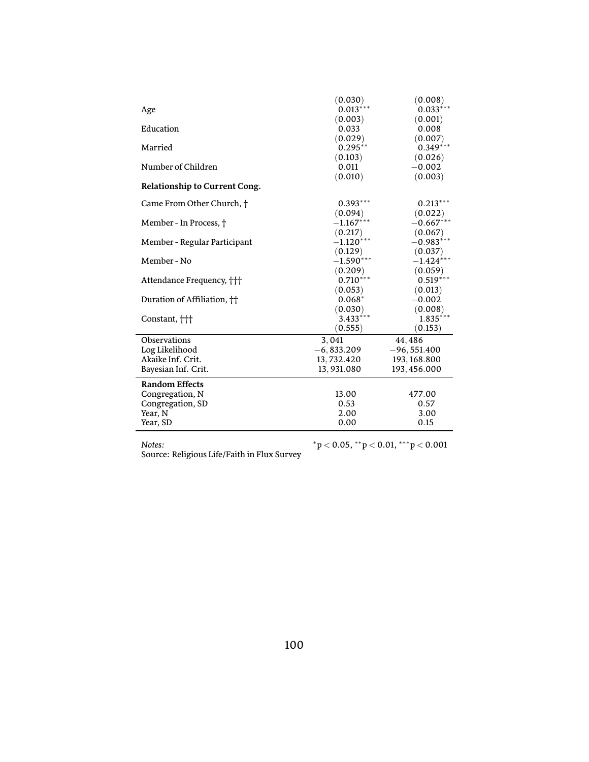| | | |
|---|---|---|
| | (0.030) | (0.008) |
| Age | 0.013*** | 0.033*** |
| | (0.003) | (0.001) |
| Education | 0.033 | 0.008 |
| | (0.029) | (0.007) |
| Married | 0.295** | 0.349*** |
| | (0.103) | (0.026) |
| Number of Children | 0.011 | −0.002 |
| | (0.010) | (0.003) |
| **Relationship to Current Cong.** | | |
| Came From Other Church, † | 0.393*** | 0.213*** |
| | (0.094) | (0.022) |
| Member - In Process, † | −1.167*** | −0.667*** |
| | (0.217) | (0.067) |
| Member - Regular Participant | −1.120*** | −0.983*** |
| | (0.129) | (0.037) |
| Member - No | −1.590*** | −1.424*** |
| | (0.209) | (0.059) |
| Attendance Frequency, ††† | 0.710*** | 0.519*** |
| | (0.053) | (0.013) |
| Duration of Affiliation, †† | 0.068* | −0.002 |
| | (0.030) | (0.008) |
| Constant, ††† | 3.433*** | 1.835*** |
| | (0.555) | (0.153) |
| Observations | 3,041 | 44,486 |
| Log Likelihood | −6,833.209 | −96,551.400 |
| Akaike Inf. Crit. | 13,732.420 | 193,168.800 |
| Bayesian Inf. Crit. | 13,931.080 | 193,456.000 |
| **Random Effects** | | |
| Congregation, N | 13.00 | 477.00 |
| Congregation, SD | 0.53 | 0.57 |
| Year, N | 2.00 | 3.00 |
| Year, SD | 0.00 | 0.15 |

*Notes:* $^{*}p < 0.05$, $^{**}p < 0.01$, $^{***}p < 0.001$

Source: Religious Life/Faith in Flux Survey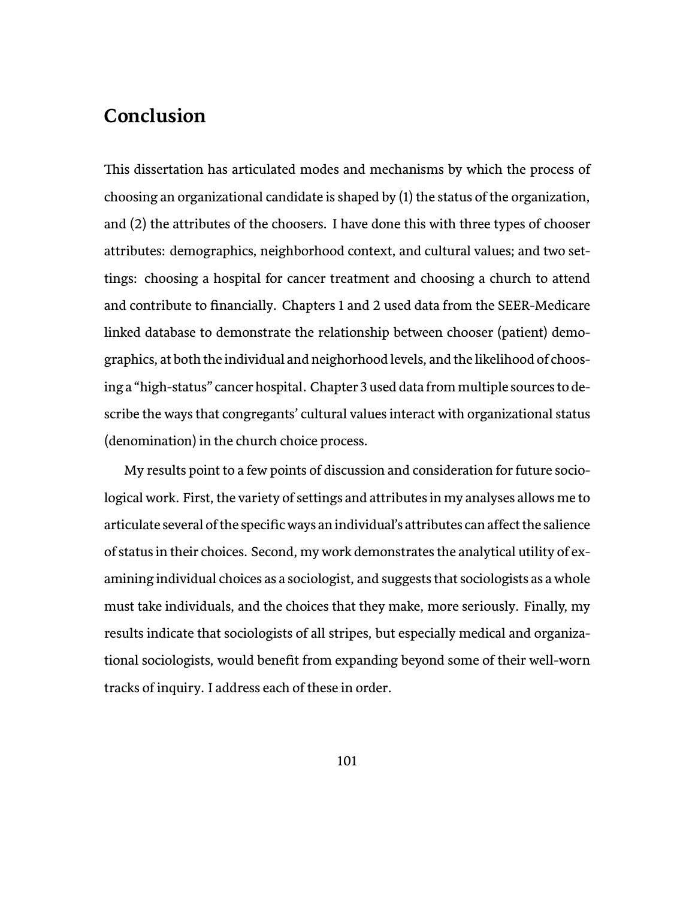# Conclusion

This dissertation has articulated modes and mechanisms by which the process of choosing an organizational candidate is shaped by (1) the status of the organization, and (2) the attributes of the choosers. I have done this with three types of chooser attributes: demographics, neighborhood context, and cultural values; and two settings: choosing a hospital for cancer treatment and choosing a church to attend and contribute to financially. Chapters 1 and 2 used data from the SEER-Medicare linked database to demonstrate the relationship between chooser (patient) demographics, at both the individual and neighorhood levels, and the likelihood of choosing a "high-status" cancer hospital. Chapter 3 used data from multiple sources to describe the ways that congregants' cultural values interact with organizational status (denomination) in the church choice process.

My results point to a few points of discussion and consideration for future sociological work. First, the variety of settings and attributes in my analyses allows me to articulate several of the specific ways an individual's attributes can affect the salience of status in their choices. Second, my work demonstrates the analytical utility of examining individual choices as a sociologist, and suggests that sociologists as a whole must take individuals, and the choices that they make, more seriously. Finally, my results indicate that sociologists of all stripes, but especially medical and organizational sociologists, would benefit from expanding beyond some of their well-worn tracks of inquiry. I address each of these in order.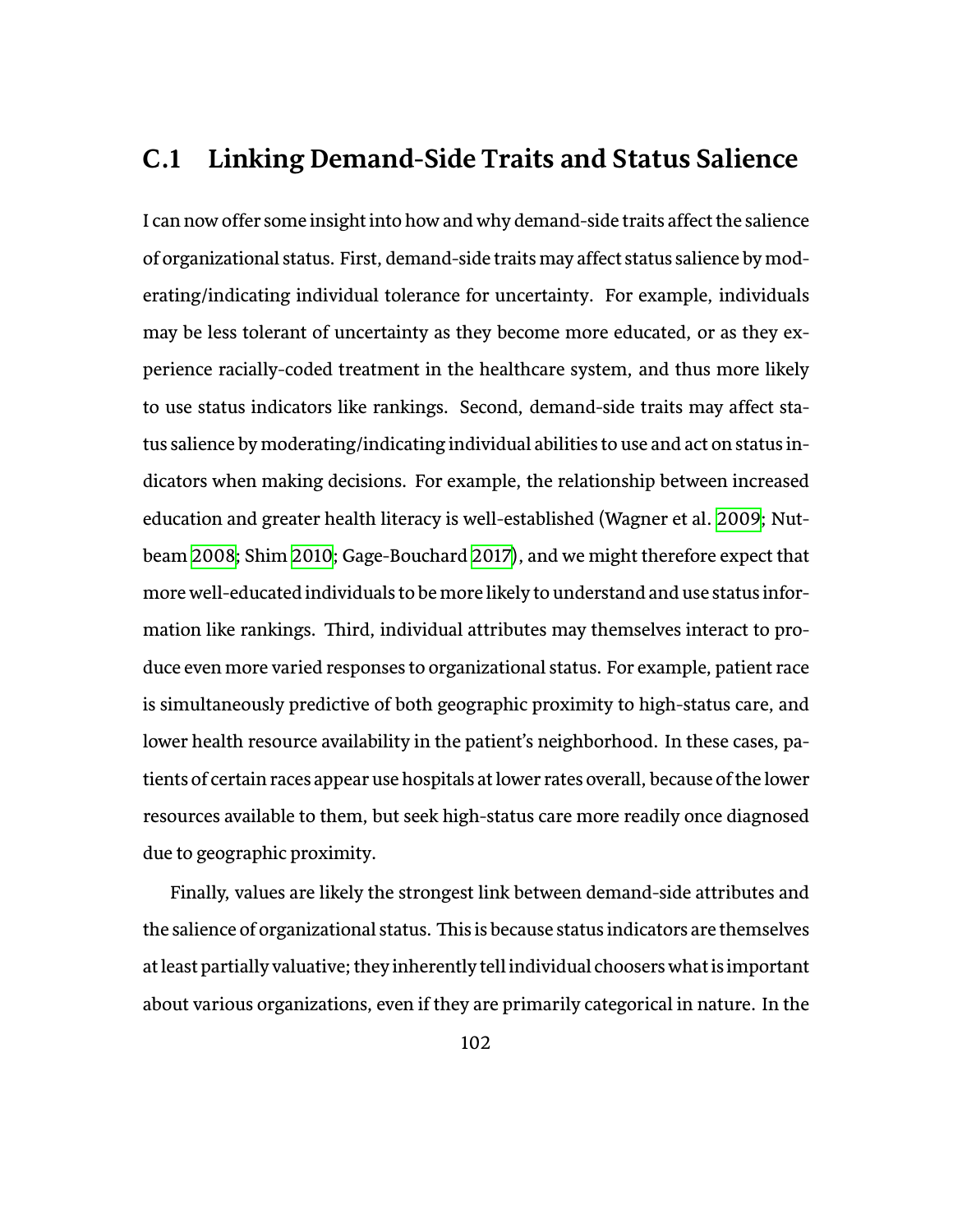## C.1 Linking Demand-Side Traits and Status Salience

I can now offer some insight into how and why demand-side traits affect the salience of organizational status. First, demand-side traits may affect status salience by moderating/indicating individual tolerance for uncertainty. For example, individuals may be less tolerant of uncertainty as they become more educated, or as they experience racially-coded treatment in the healthcare system, and thus more likely to use status indicators like rankings. Second, demand-side traits may affect status salience by moderating/indicating individual abilities to use and act on status indicators when making decisions. For example, the relationship between increased education and greater health literacy is well-established (Wagner et al. 2009; Nutbeam 2008; Shim 2010; Gage-Bouchard 2017), and we might therefore expect that more well-educated individuals to be more likely to understand and use status information like rankings. Third, individual attributes may themselves interact to produce even more varied responses to organizational status. For example, patient race is simultaneously predictive of both geographic proximity to high-status care, and lower health resource availability in the patient's neighborhood. In these cases, patients of certain races appear use hospitals at lower rates overall, because of the lower resources available to them, but seek high-status care more readily once diagnosed due to geographic proximity.

Finally, values are likely the strongest link between demand-side attributes and the salience of organizational status. This is because status indicators are themselves at least partially valuative; they inherently tell individual choosers what is important about various organizations, even if they are primarily categorical in nature. In the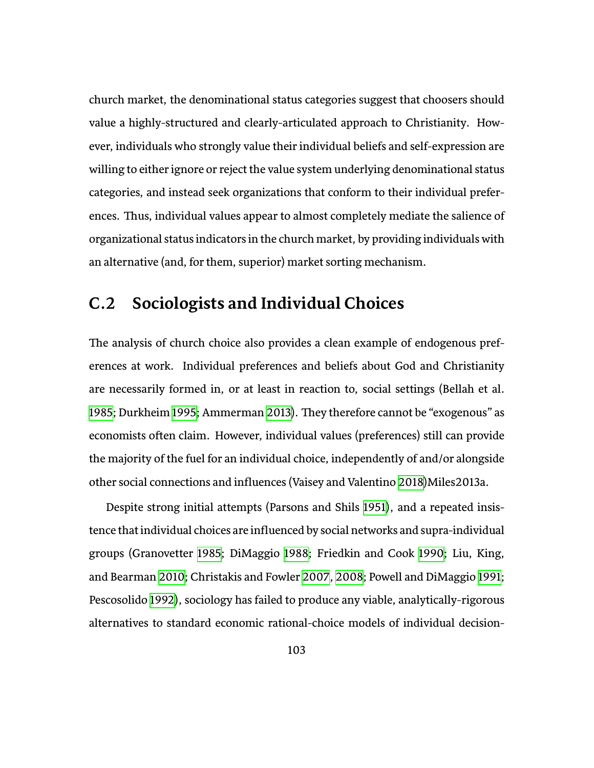church market, the denominational status categories suggest that choosers should value a highly-structured and clearly-articulated approach to Christianity. However, individuals who strongly value their individual beliefs and self-expression are willing to either ignore or reject the value system underlying denominational status categories, and instead seek organizations that conform to their individual preferences. Thus, individual values appear to almost completely mediate the salience of organizational status indicators in the church market, by providing individuals with an alternative (and, for them, superior) market sorting mechanism.

## C.2 Sociologists and Individual Choices

The analysis of church choice also provides a clean example of endogenous preferences at work. Individual preferences and beliefs about God and Christianity are necessarily formed in, or at least in reaction to, social settings (Bellah et al. 1985; Durkheim 1995; Ammerman 2013). They therefore cannot be "exogenous" as economists often claim. However, individual values (preferences) still can provide the majority of the fuel for an individual choice, independently of and/or alongside other social connections and influences (Vaisey and Valentino 2018)Miles2013a.

Despite strong initial attempts (Parsons and Shils 1951), and a repeated insistence that individual choices are influenced by social networks and supra-individual groups (Granovetter 1985; DiMaggio 1988; Friedkin and Cook 1990; Liu, King, and Bearman 2010; Christakis and Fowler 2007, 2008; Powell and DiMaggio 1991; Pescosolido 1992), sociology has failed to produce any viable, analytically-rigorous alternatives to standard economic rational-choice models of individual decision-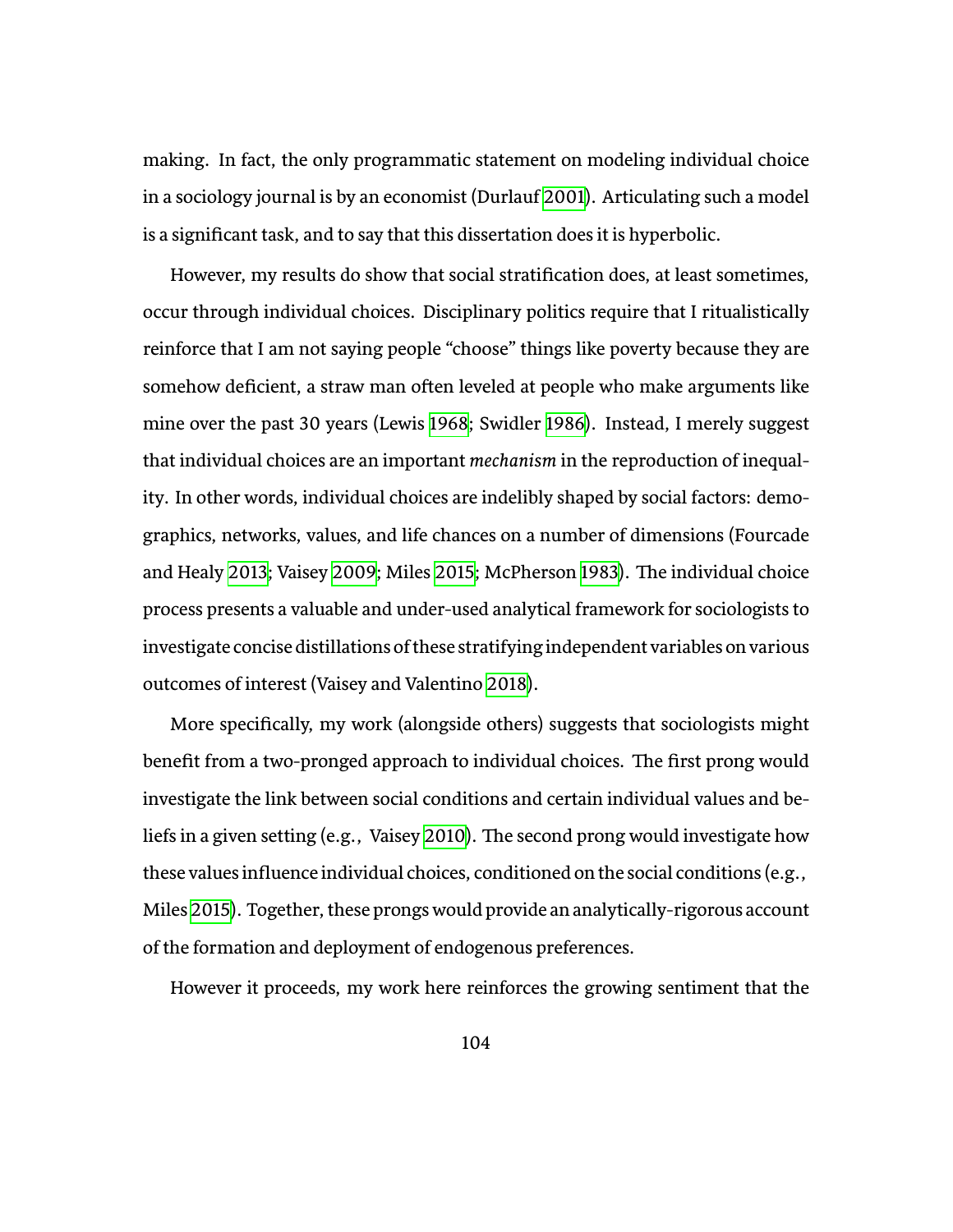making. In fact, the only programmatic statement on modeling individual choice in a sociology journal is by an economist (Durlauf 2001). Articulating such a model is a significant task, and to say that this dissertation does it is hyperbolic.

However, my results do show that social stratification does, at least sometimes, occur through individual choices. Disciplinary politics require that I ritualistically reinforce that I am not saying people "choose" things like poverty because they are somehow deficient, a straw man often leveled at people who make arguments like mine over the past 30 years (Lewis 1968; Swidler 1986). Instead, I merely suggest that individual choices are an important *mechanism* in the reproduction of inequality. In other words, individual choices are indelibly shaped by social factors: demographics, networks, values, and life chances on a number of dimensions (Fourcade and Healy 2013; Vaisey 2009; Miles 2015; McPherson 1983). The individual choice process presents a valuable and under-used analytical framework for sociologists to investigate concise distillations of these stratifying independent variables on various outcomes of interest (Vaisey and Valentino 2018).

More specifically, my work (alongside others) suggests that sociologists might benefit from a two-pronged approach to individual choices. The first prong would investigate the link between social conditions and certain individual values and beliefs in a given setting (e.g., Vaisey 2010). The second prong would investigate how these values influence individual choices, conditioned on the social conditions (e.g., Miles 2015). Together, these prongs would provide an analytically-rigorous account of the formation and deployment of endogenous preferences.

However it proceeds, my work here reinforces the growing sentiment that the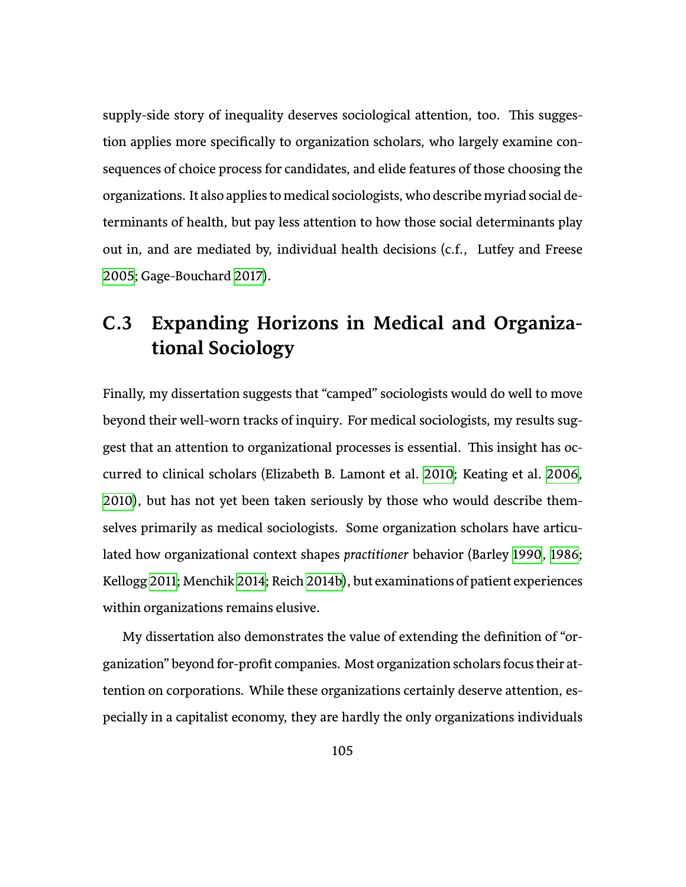supply-side story of inequality deserves sociological attention, too. This suggestion applies more specifically to organization scholars, who largely examine consequences of choice process for candidates, and elide features of those choosing the organizations. It also applies to medical sociologists, who describe myriad social determinants of health, but pay less attention to how those social determinants play out in, and are mediated by, individual health decisions (c.f., Lutfey and Freese 2005; Gage-Bouchard 2017).

## C.3 Expanding Horizons in Medical and Organizational Sociology

Finally, my dissertation suggests that "camped" sociologists would do well to move beyond their well-worn tracks of inquiry. For medical sociologists, my results suggest that an attention to organizational processes is essential. This insight has occurred to clinical scholars (Elizabeth B. Lamont et al. 2010; Keating et al. 2006, 2010), but has not yet been taken seriously by those who would describe themselves primarily as medical sociologists. Some organization scholars have articulated how organizational context shapes *practitioner* behavior (Barley 1990, 1986; Kellogg 2011; Menchik 2014; Reich 2014b), but examinations of patient experiences within organizations remains elusive.

My dissertation also demonstrates the value of extending the definition of "organization" beyond for-profit companies. Most organization scholars focus their attention on corporations. While these organizations certainly deserve attention, especially in a capitalist economy, they are hardly the only organizations individuals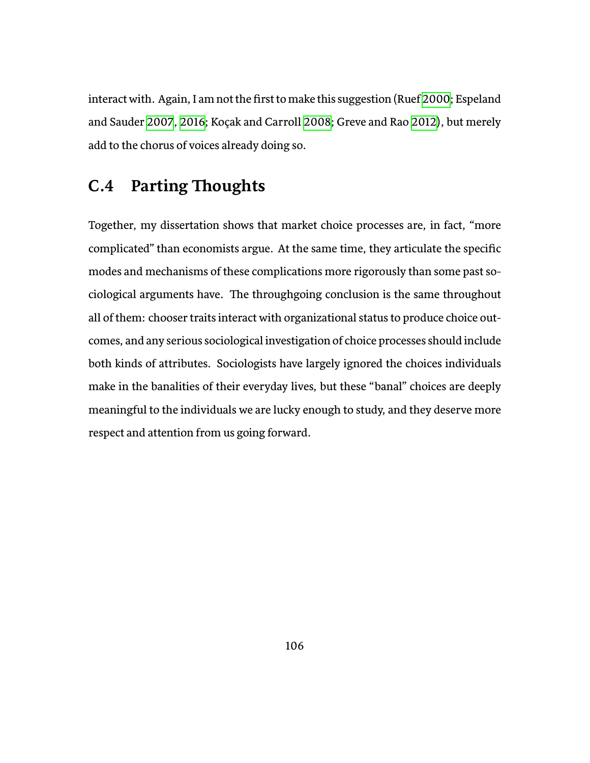interact with. Again, I am not the first to make this suggestion (Ruef 2000; Espeland and Sauder 2007, 2016; Koçak and Carroll 2008; Greve and Rao 2012), but merely add to the chorus of voices already doing so.

## C.4 Parting Thoughts

Together, my dissertation shows that market choice processes are, in fact, "more complicated" than economists argue. At the same time, they articulate the specific modes and mechanisms of these complications more rigorously than some past sociological arguments have. The throughgoing conclusion is the same throughout all of them: chooser traits interact with organizational status to produce choice outcomes, and any serious sociological investigation of choice processes should include both kinds of attributes. Sociologists have largely ignored the choices individuals make in the banalities of their everyday lives, but these "banal" choices are deeply meaningful to the individuals we are lucky enough to study, and they deserve more respect and attention from us going forward.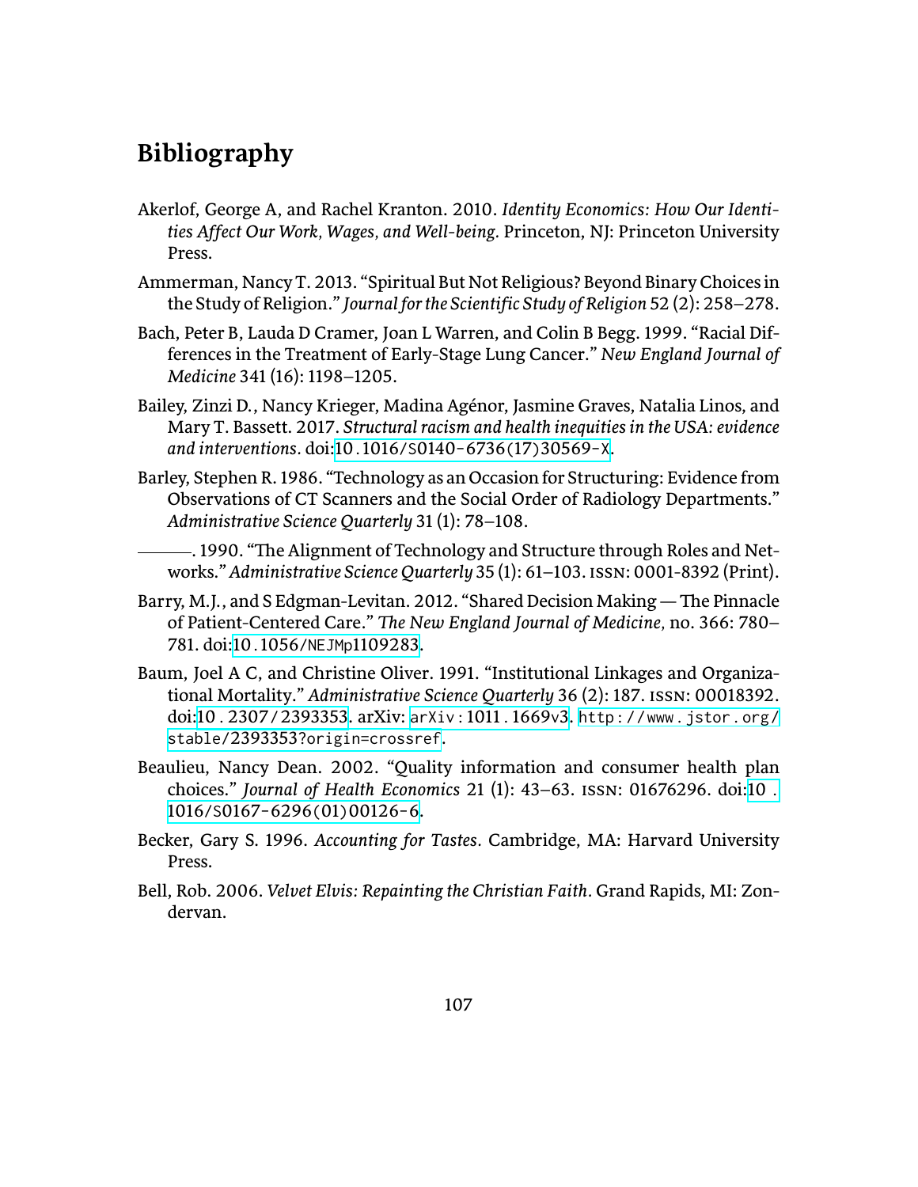# Bibliography

Akerlof, George A, and Rachel Kranton. 2010. *Identity Economics: How Our Identities Affect Our Work, Wages, and Well-being.* Princeton, NJ: Princeton University Press.

Ammerman, Nancy T. 2013. "Spiritual But Not Religious? Beyond Binary Choices in the Study of Religion." *Journal for the Scientific Study of Religion* 52 (2): 258–278.

Bach, Peter B, Lauda D Cramer, Joan L Warren, and Colin B Begg. 1999. "Racial Differences in the Treatment of Early-Stage Lung Cancer." *New England Journal of Medicine* 341 (16): 1198–1205.

Bailey, Zinzi D., Nancy Krieger, Madina Agénor, Jasmine Graves, Natalia Linos, and Mary T. Bassett. 2017. *Structural racism and health inequities in the USA: evidence and interventions.* doi:10.1016/S0140-6736(17)30569-X.

Barley, Stephen R. 1986. "Technology as an Occasion for Structuring: Evidence from Observations of CT Scanners and the Social Order of Radiology Departments." *Administrative Science Quarterly* 31 (1): 78–108.

———. 1990. "The Alignment of Technology and Structure through Roles and Networks." *Administrative Science Quarterly* 35 (1): 61–103. ISSN: 0001-8392 (Print).

Barry, M.J., and S Edgman-Levitan. 2012. "Shared Decision Making — The Pinnacle of Patient-Centered Care." *The New England Journal of Medicine,* no. 366: 780–781. doi:10.1056/NEJMp1109283.

Baum, Joel A C, and Christine Oliver. 1991. "Institutional Linkages and Organizational Mortality." *Administrative Science Quarterly* 36 (2): 187. ISSN: 00018392. doi:10.2307/2393353. arXiv: arXiv:1011.1669v3. http://www.jstor.org/stable/2393353?origin=crossref.

Beaulieu, Nancy Dean. 2002. "Quality information and consumer health plan choices." *Journal of Health Economics* 21 (1): 43–63. ISSN: 01676296. doi:10.1016/S0167-6296(01)00126-6.

Becker, Gary S. 1996. *Accounting for Tastes.* Cambridge, MA: Harvard University Press.

Bell, Rob. 2006. *Velvet Elvis: Repainting the Christian Faith.* Grand Rapids, MI: Zondervan.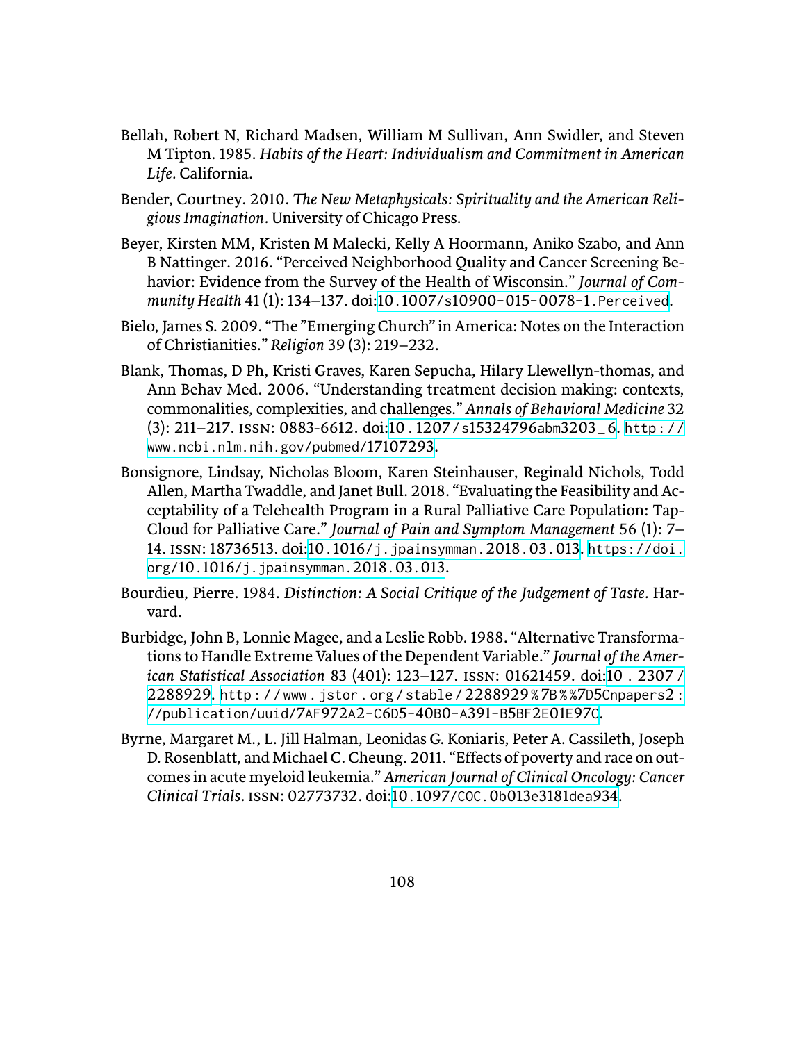Bellah, Robert N, Richard Madsen, William M Sullivan, Ann Swidler, and Steven M Tipton. 1985. *Habits of the Heart: Individualism and Commitment in American Life.* California.

Bender, Courtney. 2010. *The New Metaphysicals: Spirituality and the American Religious Imagination.* University of Chicago Press.

Beyer, Kirsten MM, Kristen M Malecki, Kelly A Hoormann, Aniko Szabo, and Ann B Nattinger. 2016. "Perceived Neighborhood Quality and Cancer Screening Behavior: Evidence from the Survey of the Health of Wisconsin." *Journal of Community Health* 41 (1): 134–137. doi:10.1007/s10900-015-0078-1.Perceived.

Bielo, James S. 2009. "The "Emerging Church" in America: Notes on the Interaction of Christianities." *Religion* 39 (3): 219–232.

Blank, Thomas, D Ph, Kristi Graves, Karen Sepucha, Hilary Llewellyn-thomas, and Ann Behav Med. 2006. "Understanding treatment decision making: contexts, commonalities, complexities, and challenges." *Annals of Behavioral Medicine* 32 (3): 211–217. ISSN: 0883-6612. doi:10.1207/s15324796abm3203_6. http://www.ncbi.nlm.nih.gov/pubmed/17107293.

Bonsignore, Lindsay, Nicholas Bloom, Karen Steinhauser, Reginald Nichols, Todd Allen, Martha Twaddle, and Janet Bull. 2018. "Evaluating the Feasibility and Acceptability of a Telehealth Program in a Rural Palliative Care Population: TapCloud for Palliative Care." *Journal of Pain and Symptom Management* 56 (1): 7–14. ISSN: 18736513. doi:10.1016/j.jpainsymman.2018.03.013. https://doi.org/10.1016/j.jpainsymman.2018.03.013.

Bourdieu, Pierre. 1984. *Distinction: A Social Critique of the Judgement of Taste.* Harvard.

Burbidge, John B, Lonnie Magee, and a Leslie Robb. 1988. "Alternative Transformations to Handle Extreme Values of the Dependent Variable." *Journal of the American Statistical Association* 83 (401): 123–127. ISSN: 01621459. doi:10.2307/2288929. http://www.jstor.org/stable/2288929%7B%%7D5Cnpapers2://publication/uuid/7AF972A2-C6D5-40B0-A391-B5BF2E01E97C.

Byrne, Margaret M., L. Jill Halman, Leonidas G. Koniaris, Peter A. Cassileth, Joseph D. Rosenblatt, and Michael C. Cheung. 2011. "Effects of poverty and race on outcomes in acute myeloid leukemia." *American Journal of Clinical Oncology: Cancer Clinical Trials.* ISSN: 02773732. doi:10.1097/COC.0b013e3181dea934.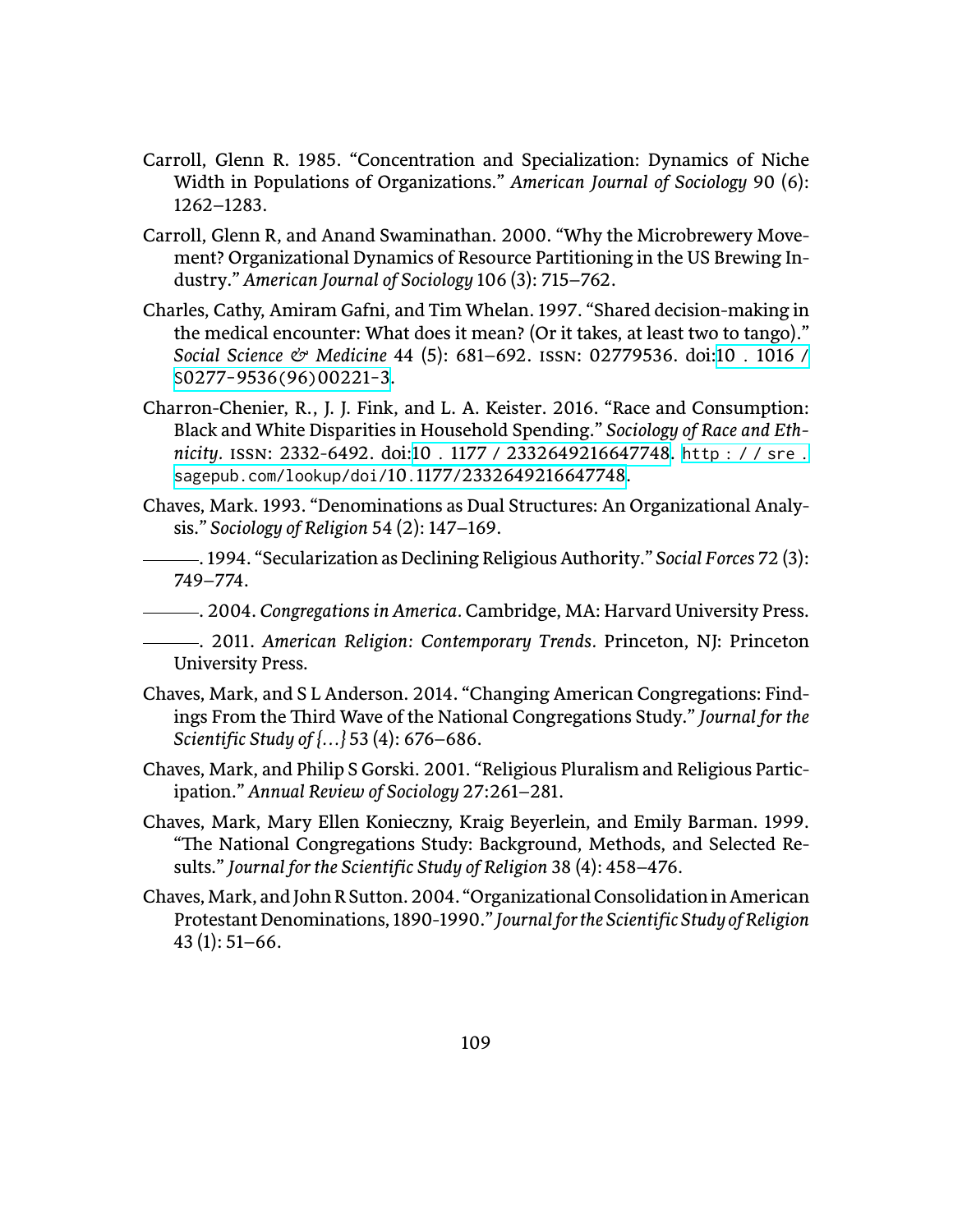Carroll, Glenn R. 1985. "Concentration and Specialization: Dynamics of Niche Width in Populations of Organizations." *American Journal of Sociology* 90 (6): 1262–1283.

Carroll, Glenn R, and Anand Swaminathan. 2000. "Why the Microbrewery Movement? Organizational Dynamics of Resource Partitioning in the US Brewing Industry." *American Journal of Sociology* 106 (3): 715–762.

Charles, Cathy, Amiram Gafni, and Tim Whelan. 1997. "Shared decision-making in the medical encounter: What does it mean? (Or it takes, at least two to tango)." *Social Science & Medicine* 44 (5): 681–692. ISSN: 02779536. doi:10.1016/S0277-9536(96)00221-3.

Charron-Chenier, R., J. J. Fink, and L. A. Keister. 2016. "Race and Consumption: Black and White Disparities in Household Spending." *Sociology of Race and Ethnicity.* ISSN: 2332-6492. doi:10.1177/2332649216647748. http://sre.sagepub.com/lookup/doi/10.1177/2332649216647748.

Chaves, Mark. 1993. "Denominations as Dual Structures: An Organizational Analysis." *Sociology of Religion* 54 (2): 147–169.

———. 1994. "Secularization as Declining Religious Authority." *Social Forces* 72 (3): 749–774.

———. 2004. *Congregations in America.* Cambridge, MA: Harvard University Press.

———. 2011. *American Religion: Contemporary Trends.* Princeton, NJ: Princeton University Press.

Chaves, Mark, and S L Anderson. 2014. "Changing American Congregations: Findings From the Third Wave of the National Congregations Study." *Journal for the Scientific Study of {...}* 53 (4): 676–686.

Chaves, Mark, and Philip S Gorski. 2001. "Religious Pluralism and Religious Participation." *Annual Review of Sociology* 27:261–281.

Chaves, Mark, Mary Ellen Konieczny, Kraig Beyerlein, and Emily Barman. 1999. "The National Congregations Study: Background, Methods, and Selected Results." *Journal for the Scientific Study of Religion* 38 (4): 458–476.

Chaves, Mark, and John R Sutton. 2004. "Organizational Consolidation in American Protestant Denominations, 1890-1990." *Journal for the Scientific Study of Religion* 43 (1): 51–66.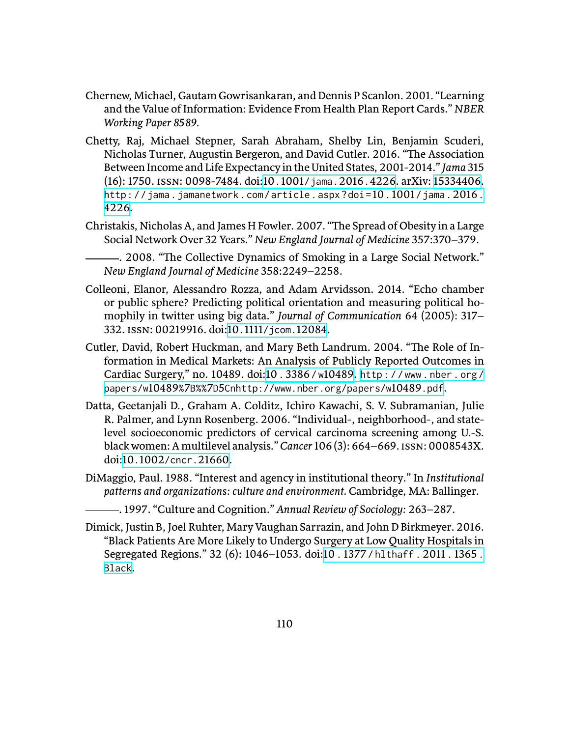Chernew, Michael, Gautam Gowrisankaran, and Dennis P Scanlon. 2001. "Learning and the Value of Information: Evidence From Health Plan Report Cards." *NBER Working Paper 8589.*

Chetty, Raj, Michael Stepner, Sarah Abraham, Shelby Lin, Benjamin Scuderi, Nicholas Turner, Augustin Bergeron, and David Cutler. 2016. "The Association Between Income and Life Expectancy in the United States, 2001-2014." *Jama* 315 (16): 1750. ISSN: 0098-7484. doi:10.1001/jama.2016.4226. arXiv: 15334406. http://jama.jamanetwork.com/article.aspx?doi=10.1001/jama.2016.4226.

Christakis, Nicholas A, and James H Fowler. 2007. "The Spread of Obesity in a Large Social Network Over 32 Years." *New England Journal of Medicine* 357:370–379.

———. 2008. "The Collective Dynamics of Smoking in a Large Social Network." *New England Journal of Medicine* 358:2249–2258.

Colleoni, Elanor, Alessandro Rozza, and Adam Arvidsson. 2014. "Echo chamber or public sphere? Predicting political orientation and measuring political homophily in twitter using big data." *Journal of Communication* 64 (2005): 317–332. ISSN: 00219916. doi:10.1111/jcom.12084.

Cutler, David, Robert Huckman, and Mary Beth Landrum. 2004. "The Role of Information in Medical Markets: An Analysis of Publicly Reported Outcomes in Cardiac Surgery," no. 10489. doi:10.3386/w10489. http://www.nber.org/papers/w10489%7B%%7D5Cnhttp://www.nber.org/papers/w10489.pdf.

Datta, Geetanjali D., Graham A. Colditz, Ichiro Kawachi, S. V. Subramanian, Julie R. Palmer, and Lynn Rosenberg. 2006. "Individual-, neighborhood-, and state-level socioeconomic predictors of cervical carcinoma screening among U.-S. black women: A multilevel analysis." *Cancer* 106 (3): 664–669. ISSN: 0008543X. doi:10.1002/cncr.21660.

DiMaggio, Paul. 1988. "Interest and agency in institutional theory." In *Institutional patterns and organizations: culture and environment.* Cambridge, MA: Ballinger.

———. 1997. "Culture and Cognition." *Annual Review of Sociology:* 263–287.

Dimick, Justin B, Joel Ruhter, Mary Vaughan Sarrazin, and John D Birkmeyer. 2016. "Black Patients Are More Likely to Undergo Surgery at Low Quality Hospitals in Segregated Regions." 32 (6): 1046–1053. doi:10.1377/hlthaff.2011.1365.Black.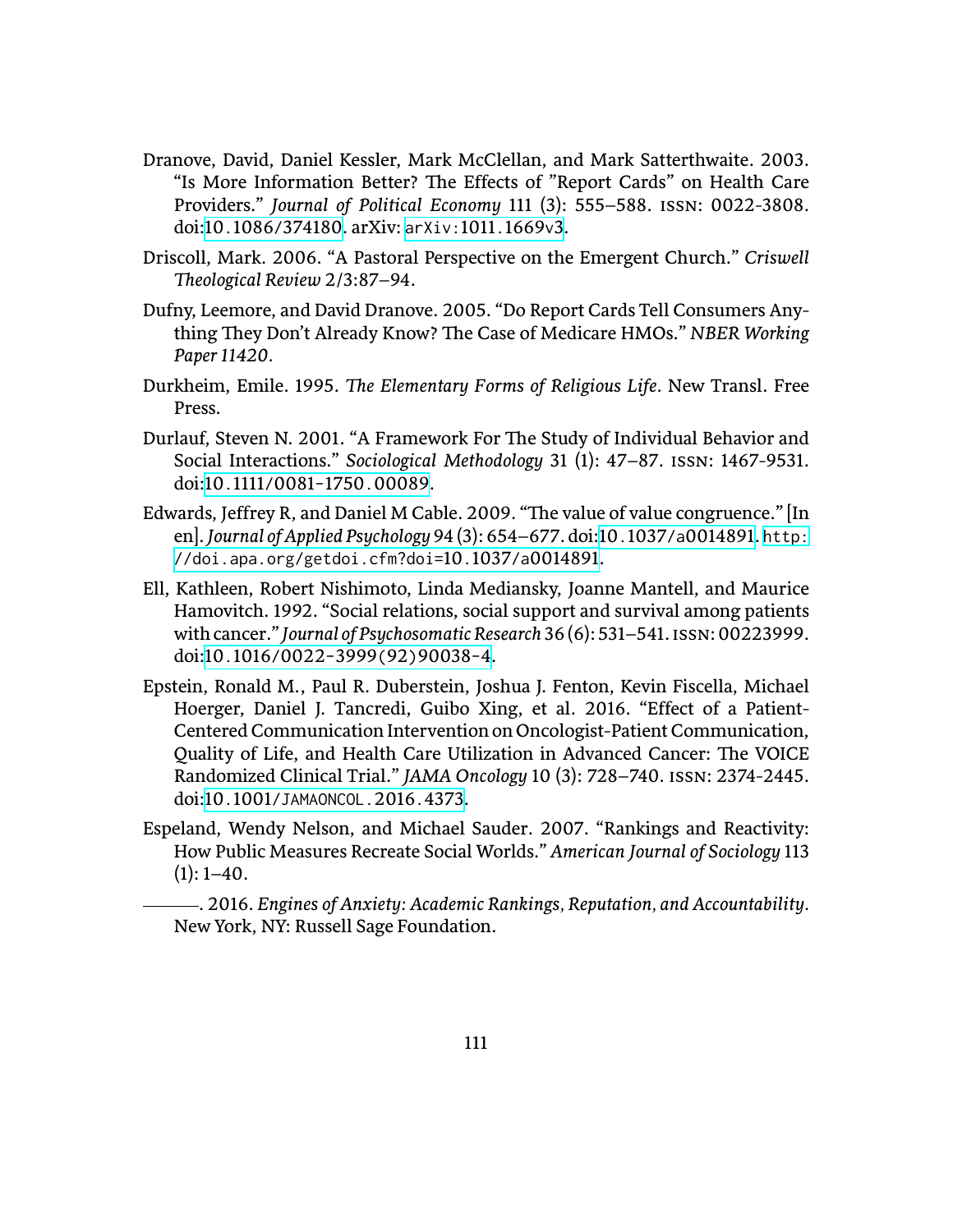Dranove, David, Daniel Kessler, Mark McClellan, and Mark Satterthwaite. 2003. "Is More Information Better? The Effects of "Report Cards" on Health Care Providers." *Journal of Political Economy* 111 (3): 555–588. ISSN: 0022-3808. doi:10.1086/374180. arXiv: arXiv:1011.1669v3.

Driscoll, Mark. 2006. "A Pastoral Perspective on the Emergent Church." *Criswell Theological Review* 2/3:87–94.

Dufny, Leemore, and David Dranove. 2005. "Do Report Cards Tell Consumers Anything They Don't Already Know? The Case of Medicare HMOs." *NBER Working Paper 11420*.

Durkheim, Emile. 1995. *The Elementary Forms of Religious Life*. New Transl. Free Press.

Durlauf, Steven N. 2001. "A Framework For The Study of Individual Behavior and Social Interactions." *Sociological Methodology* 31 (1): 47–87. ISSN: 1467-9531. doi:10.1111/0081-1750.00089.

Edwards, Jeffrey R, and Daniel M Cable. 2009. "The value of value congruence." [In en]. *Journal of Applied Psychology* 94 (3): 654–677. doi:10.1037/a0014891. http://doi.apa.org/getdoi.cfm?doi=10.1037/a0014891.

Ell, Kathleen, Robert Nishimoto, Linda Mediansky, Joanne Mantell, and Maurice Hamovitch. 1992. "Social relations, social support and survival among patients with cancer." *Journal of Psychosomatic Research* 36 (6): 531–541. ISSN: 00223999. doi:10.1016/0022-3999(92)90038-4.

Epstein, Ronald M., Paul R. Duberstein, Joshua J. Fenton, Kevin Fiscella, Michael Hoerger, Daniel J. Tancredi, Guibo Xing, et al. 2016. "Effect of a Patient-Centered Communication Intervention on Oncologist-Patient Communication, Quality of Life, and Health Care Utilization in Advanced Cancer: The VOICE Randomized Clinical Trial." *JAMA Oncology* 10 (3): 728–740. ISSN: 2374-2445. doi:10.1001/JAMAONCOL.2016.4373.

Espeland, Wendy Nelson, and Michael Sauder. 2007. "Rankings and Reactivity: How Public Measures Recreate Social Worlds." *American Journal of Sociology* 113 (1): 1–40.

———. 2016. *Engines of Anxiety: Academic Rankings, Reputation, and Accountability.* New York, NY: Russell Sage Foundation.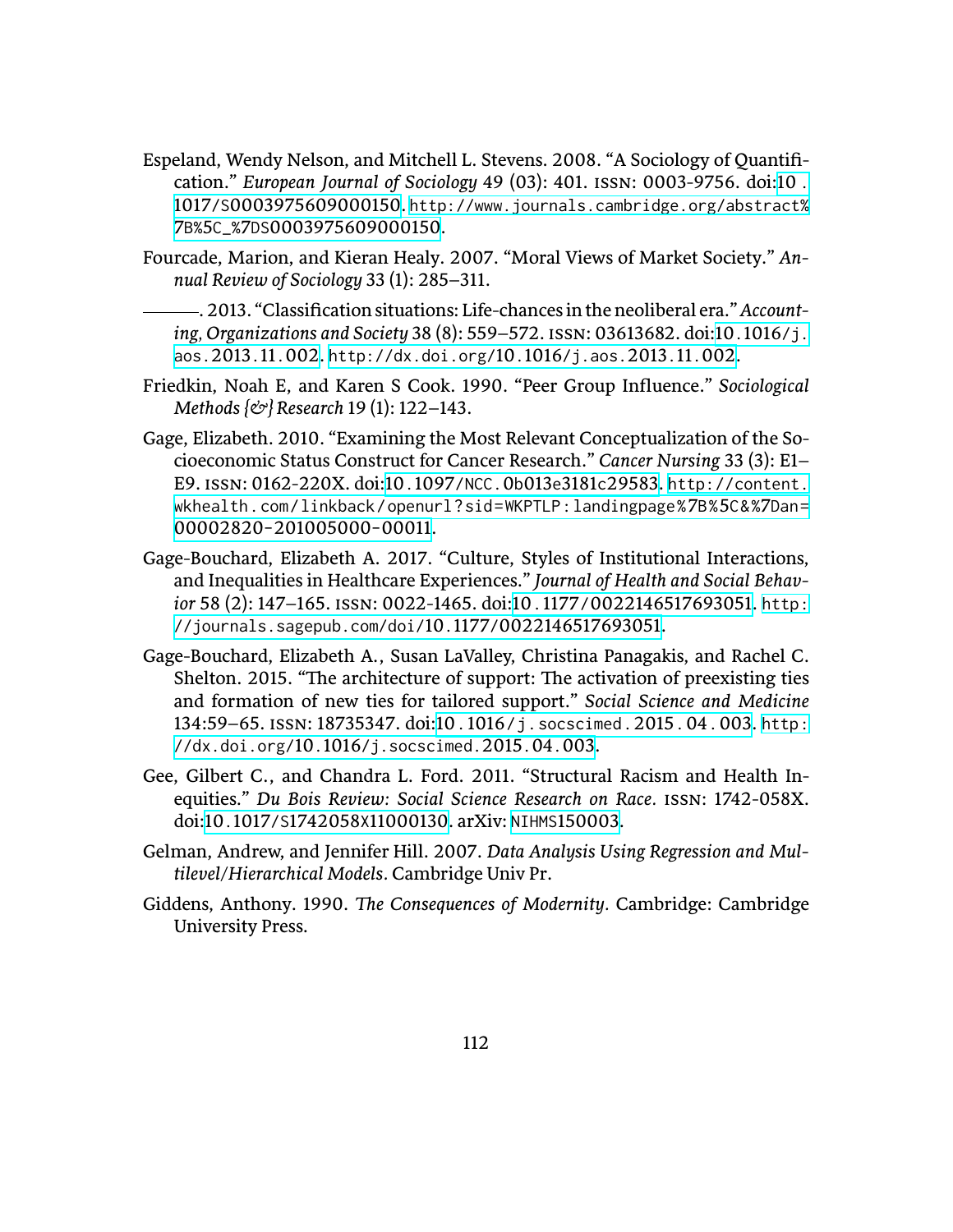Espeland, Wendy Nelson, and Mitchell L. Stevens. 2008. "A Sociology of Quantification." *European Journal of Sociology* 49 (03): 401. ISSN: 0003-9756. doi:10.1017/S0003975609000150. http://www.journals.cambridge.org/abstract%7B%5C_%7DS0003975609000150.

Fourcade, Marion, and Kieran Healy. 2007. "Moral Views of Market Society." *Annual Review of Sociology* 33 (1): 285–311.

———. 2013. "Classification situations: Life-chances in the neoliberal era." *Accounting, Organizations and Society* 38 (8): 559–572. ISSN: 03613682. doi:10.1016/j.aos.2013.11.002. http://dx.doi.org/10.1016/j.aos.2013.11.002.

Friedkin, Noah E, and Karen S Cook. 1990. "Peer Group Influence." *Sociological Methods {&} Research* 19 (1): 122–143.

Gage, Elizabeth. 2010. "Examining the Most Relevant Conceptualization of the Socioeconomic Status Construct for Cancer Research." *Cancer Nursing* 33 (3): E1–E9. ISSN: 0162-220X. doi:10.1097/NCC.0b013e3181c29583. http://content.wkhealth.com/linkback/openurl?sid=WKPTLP:landingpage%7B%5C&%7Dan=00002820-201005000-00011.

Gage-Bouchard, Elizabeth A. 2017. "Culture, Styles of Institutional Interactions, and Inequalities in Healthcare Experiences." *Journal of Health and Social Behavior* 58 (2): 147–165. ISSN: 0022-1465. doi:10.1177/0022146517693051. http://journals.sagepub.com/doi/10.1177/0022146517693051.

Gage-Bouchard, Elizabeth A., Susan LaValley, Christina Panagakis, and Rachel C. Shelton. 2015. "The architecture of support: The activation of preexisting ties and formation of new ties for tailored support." *Social Science and Medicine* 134:59–65. ISSN: 18735347. doi:10.1016/j.socscimed.2015.04.003. http://dx.doi.org/10.1016/j.socscimed.2015.04.003.

Gee, Gilbert C., and Chandra L. Ford. 2011. "Structural Racism and Health Inequities." *Du Bois Review: Social Science Research on Race*. ISSN: 1742-058X. doi:10.1017/S1742058X11000130. arXiv: NIHMS150003.

Gelman, Andrew, and Jennifer Hill. 2007. *Data Analysis Using Regression and Multilevel/Hierarchical Models*. Cambridge Univ Pr.

Giddens, Anthony. 1990. *The Consequences of Modernity*. Cambridge: Cambridge University Press.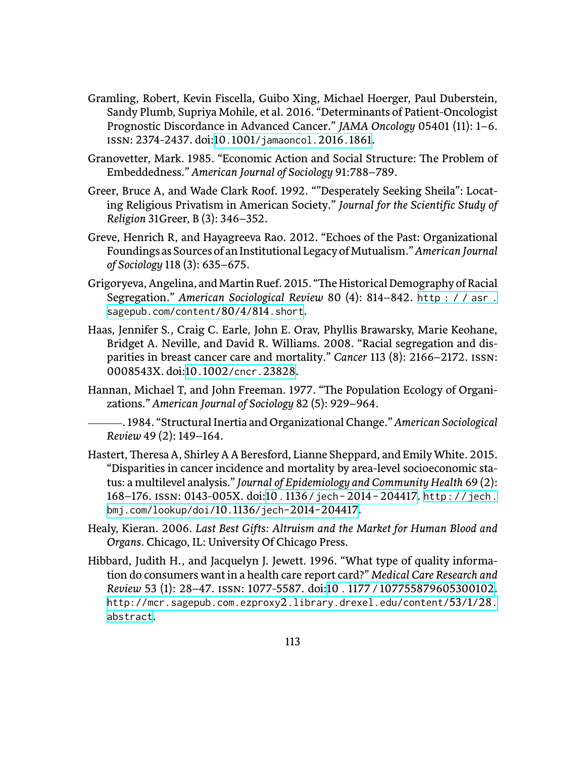Gramling, Robert, Kevin Fiscella, Guibo Xing, Michael Hoerger, Paul Duberstein, Sandy Plumb, Supriya Mohile, et al. 2016. "Determinants of Patient-Oncologist Prognostic Discordance in Advanced Cancer." *JAMA Oncology* 05401 (11): 1–6. ISSN: 2374-2437. doi:10.1001/jamaoncol.2016.1861.

Granovetter, Mark. 1985. "Economic Action and Social Structure: The Problem of Embeddedness." *American Journal of Sociology* 91:788–789.

Greer, Bruce A, and Wade Clark Roof. 1992. ""Desperately Seeking Sheila": Locating Religious Privatism in American Society." *Journal for the Scientific Study of Religion* 31Greer, B (3): 346–352.

Greve, Henrich R, and Hayagreeva Rao. 2012. "Echoes of the Past: Organizational Foundings as Sources of an Institutional Legacy of Mutualism." *American Journal of Sociology* 118 (3): 635–675.

Grigoryeva, Angelina, and Martin Ruef. 2015. "The Historical Demography of Racial Segregation." *American Sociological Review* 80 (4): 814–842. http://asr.sagepub.com/content/80/4/814.short.

Haas, Jennifer S., Craig C. Earle, John E. Orav, Phyllis Brawarsky, Marie Keohane, Bridget A. Neville, and David R. Williams. 2008. "Racial segregation and disparities in breast cancer care and mortality." *Cancer* 113 (8): 2166–2172. ISSN: 0008543X. doi:10.1002/cncr.23828.

Hannan, Michael T, and John Freeman. 1977. "The Population Ecology of Organizations." *American Journal of Sociology* 82 (5): 929–964.

———. 1984. "Structural Inertia and Organizational Change." *American Sociological Review* 49 (2): 149–164.

Hastert, Theresa A, Shirley A A Beresford, Lianne Sheppard, and Emily White. 2015. "Disparities in cancer incidence and mortality by area-level socioeconomic status: a multilevel analysis." *Journal of Epidemiology and Community Health* 69 (2): 168–176. ISSN: 0143-005X. doi:10.1136/jech-2014-204417. http://jech.bmj.com/lookup/doi/10.1136/jech-2014-204417.

Healy, Kieran. 2006. *Last Best Gifts: Altruism and the Market for Human Blood and Organs*. Chicago, IL: University Of Chicago Press.

Hibbard, Judith H., and Jacquelyn J. Jewett. 1996. "What type of quality information do consumers want in a health care report card?" *Medical Care Research and Review* 53 (1): 28–47. ISSN: 1077-5587. doi:10.1177/107755879605300102. http://mcr.sagepub.com.ezproxy2.library.drexel.edu/content/53/1/28.abstract.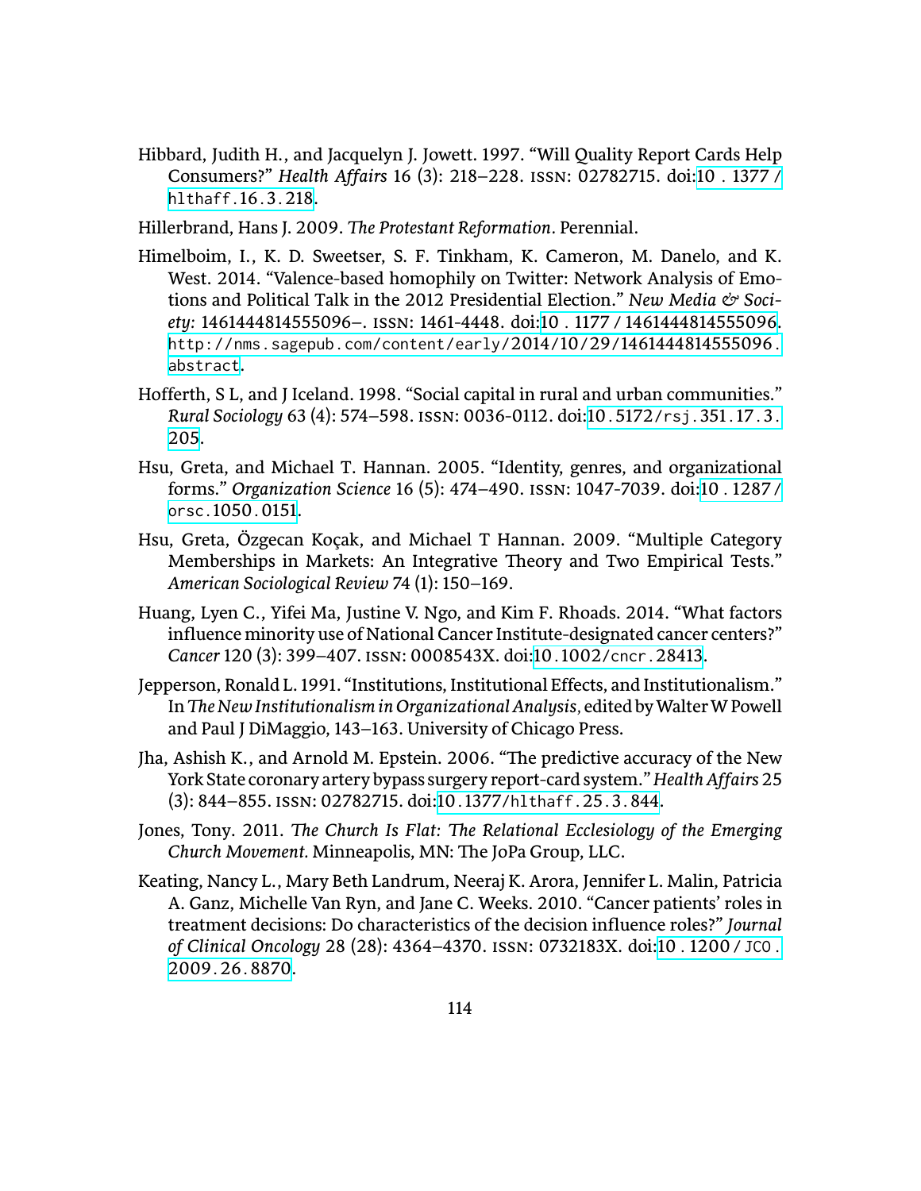Hibbard, Judith H., and Jacquelyn J. Jowett. 1997. "Will Quality Report Cards Help Consumers?" *Health Affairs* 16 (3): 218–228. ISSN: 02782715. doi:10.1377/hlthaff.16.3.218.

Hillerbrand, Hans J. 2009. *The Protestant Reformation*. Perennial.

Himelboim, I., K. D. Sweetser, S. F. Tinkham, K. Cameron, M. Danelo, and K. West. 2014. "Valence-based homophily on Twitter: Network Analysis of Emotions and Political Talk in the 2012 Presidential Election." *New Media & Society:* 1461444814555096–. ISSN: 1461-4448. doi:10.1177/1461444814555096. http://nms.sagepub.com/content/early/2014/10/29/1461444814555096.abstract.

Hofferth, S L, and J Iceland. 1998. "Social capital in rural and urban communities." *Rural Sociology* 63 (4): 574–598. ISSN: 0036-0112. doi:10.5172/rsj.351.17.3.205.

Hsu, Greta, and Michael T. Hannan. 2005. "Identity, genres, and organizational forms." *Organization Science* 16 (5): 474–490. ISSN: 1047-7039. doi:10.1287/orsc.1050.0151.

Hsu, Greta, Özgecan Koçak, and Michael T Hannan. 2009. "Multiple Category Memberships in Markets: An Integrative Theory and Two Empirical Tests." *American Sociological Review* 74 (1): 150–169.

Huang, Lyen C., Yifei Ma, Justine V. Ngo, and Kim F. Rhoads. 2014. "What factors influence minority use of National Cancer Institute-designated cancer centers?" *Cancer* 120 (3): 399–407. ISSN: 0008543X. doi:10.1002/cncr.28413.

Jepperson, Ronald L. 1991. "Institutions, Institutional Effects, and Institutionalism." In *The New Institutionalism in Organizational Analysis,* edited by Walter W Powell and Paul J DiMaggio, 143–163. University of Chicago Press.

Jha, Ashish K., and Arnold M. Epstein. 2006. "The predictive accuracy of the New York State coronary artery bypass surgery report-card system." *Health Affairs* 25 (3): 844–855. ISSN: 02782715. doi:10.1377/hlthaff.25.3.844.

Jones, Tony. 2011. *The Church Is Flat: The Relational Ecclesiology of the Emerging Church Movement.* Minneapolis, MN: The JoPa Group, LLC.

Keating, Nancy L., Mary Beth Landrum, Neeraj K. Arora, Jennifer L. Malin, Patricia A. Ganz, Michelle Van Ryn, and Jane C. Weeks. 2010. "Cancer patients' roles in treatment decisions: Do characteristics of the decision influence roles?" *Journal of Clinical Oncology* 28 (28): 4364–4370. ISSN: 0732183X. doi:10.1200/JCO.2009.26.8870.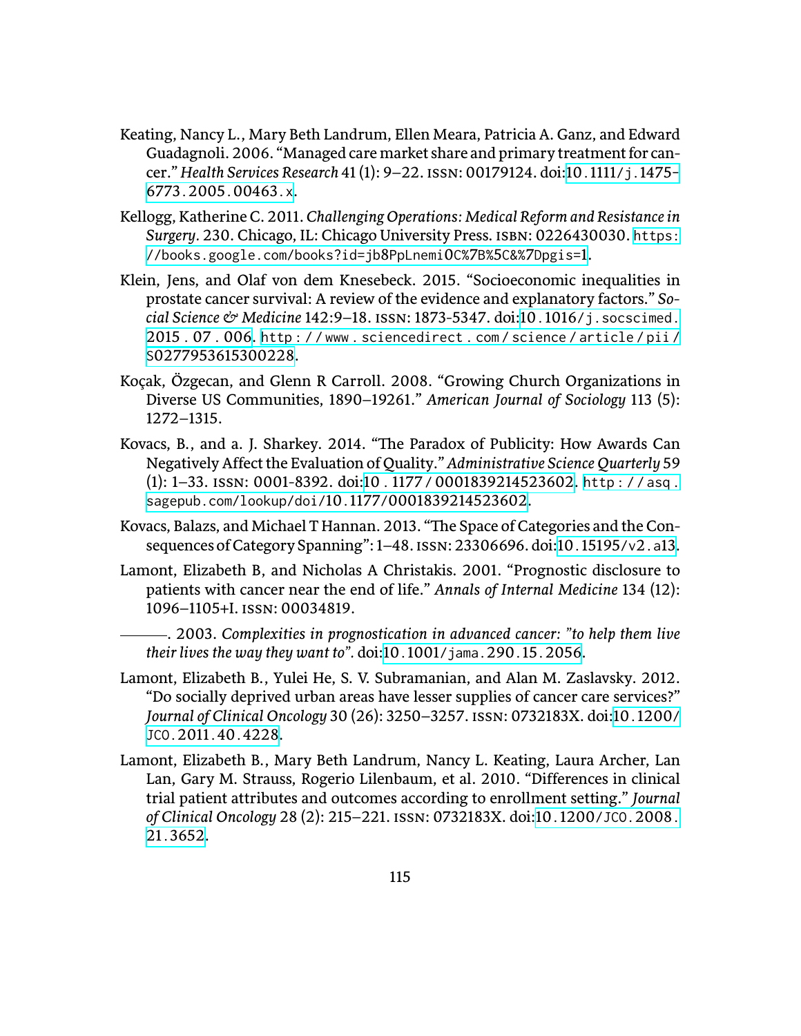Keating, Nancy L., Mary Beth Landrum, Ellen Meara, Patricia A. Ganz, and Edward Guadagnoli. 2006. "Managed care market share and primary treatment for cancer." *Health Services Research* 41 (1): 9–22. ISSN: 00179124. doi:10.1111/j.1475-6773.2005.00463.x.

Kellogg, Katherine C. 2011. *Challenging Operations: Medical Reform and Resistance in Surgery*. 230. Chicago, IL: Chicago University Press. ISBN: 0226430030. https://books.google.com/books?id=jb8PpLnemi0C%7B%5C&%7Dpgis=1.

Klein, Jens, and Olaf von dem Knesebeck. 2015. "Socioeconomic inequalities in prostate cancer survival: A review of the evidence and explanatory factors." *Social Science & Medicine* 142:9–18. ISSN: 1873-5347. doi:10.1016/j.socscimed.2015.07.006. http://www.sciencedirect.com/science/article/pii/S0277953615300228.

Koçak, Özgecan, and Glenn R Carroll. 2008. "Growing Church Organizations in Diverse US Communities, 1890–19261." *American Journal of Sociology* 113 (5): 1272–1315.

Kovacs, B., and a. J. Sharkey. 2014. "The Paradox of Publicity: How Awards Can Negatively Affect the Evaluation of Quality." *Administrative Science Quarterly* 59 (1): 1–33. ISSN: 0001-8392. doi:10.1177/0001839214523602. http://asq.sagepub.com/lookup/doi/10.1177/0001839214523602.

Kovacs, Balazs, and Michael T Hannan. 2013. "The Space of Categories and the Consequences of Category Spanning": 1–48. ISSN: 23306696. doi:10.15195/v2.a13.

Lamont, Elizabeth B, and Nicholas A Christakis. 2001. "Prognostic disclosure to patients with cancer near the end of life." *Annals of Internal Medicine* 134 (12): 1096–1105+I. ISSN: 00034819.

———. 2003. *Complexities in prognostication in advanced cancer: "to help them live their lives the way they want to"*. doi:10.1001/jama.290.15.2056.

Lamont, Elizabeth B., Yulei He, S. V. Subramanian, and Alan M. Zaslavsky. 2012. "Do socially deprived urban areas have lesser supplies of cancer care services?" *Journal of Clinical Oncology* 30 (26): 3250–3257. ISSN: 0732183X. doi:10.1200/JCO.2011.40.4228.

Lamont, Elizabeth B., Mary Beth Landrum, Nancy L. Keating, Laura Archer, Lan Lan, Gary M. Strauss, Rogerio Lilenbaum, et al. 2010. "Differences in clinical trial patient attributes and outcomes according to enrollment setting." *Journal of Clinical Oncology* 28 (2): 215–221. ISSN: 0732183X. doi:10.1200/JCO.2008.21.3652.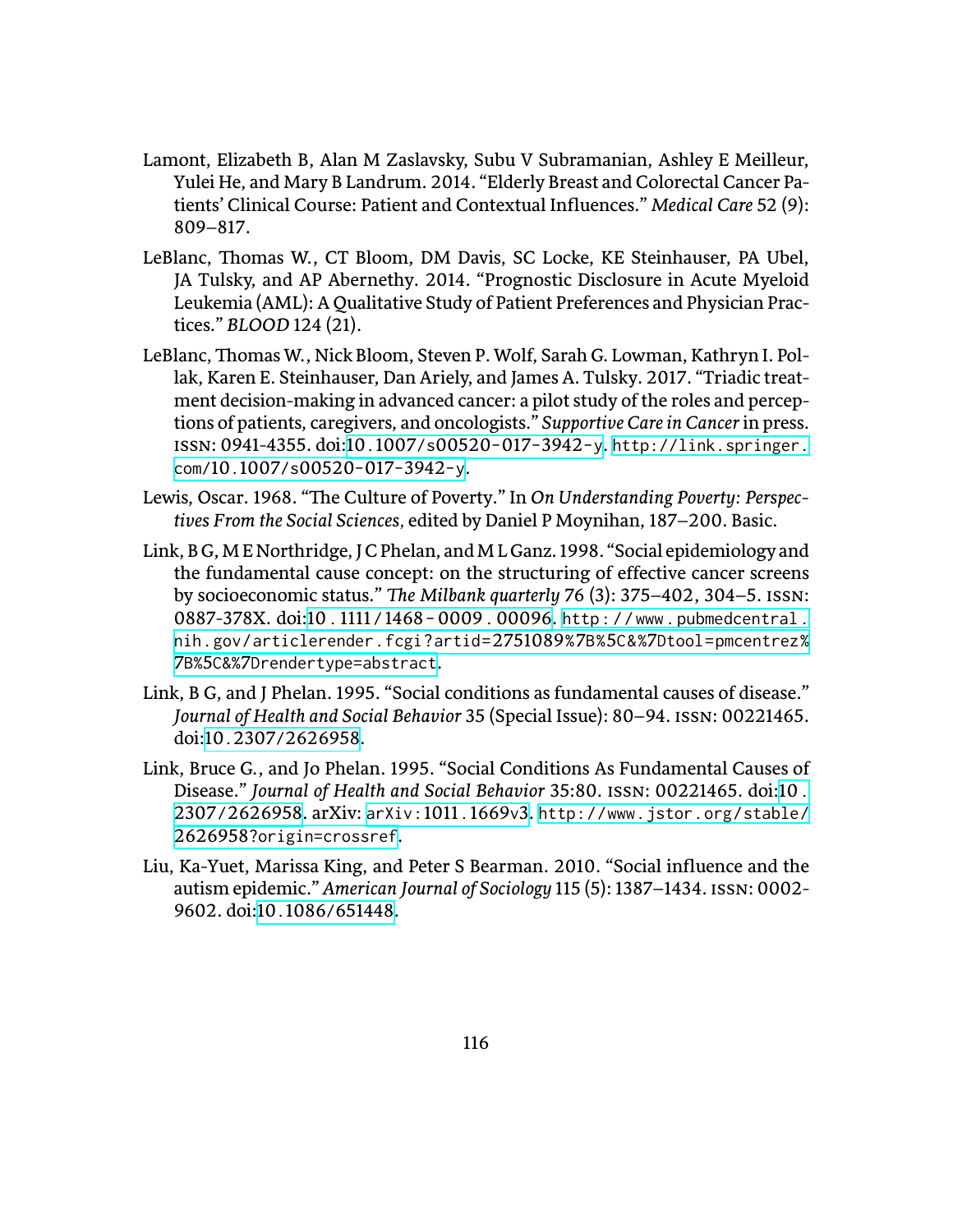Lamont, Elizabeth B, Alan M Zaslavsky, Subu V Subramanian, Ashley E Meilleur, Yulei He, and Mary B Landrum. 2014. "Elderly Breast and Colorectal Cancer Patients' Clinical Course: Patient and Contextual Influences." *Medical Care* 52 (9): 809–817.

LeBlanc, Thomas W., CT Bloom, DM Davis, SC Locke, KE Steinhauser, PA Ubel, JA Tulsky, and AP Abernethy. 2014. "Prognostic Disclosure in Acute Myeloid Leukemia (AML): A Qualitative Study of Patient Preferences and Physician Practices." *BLOOD* 124 (21).

LeBlanc, Thomas W., Nick Bloom, Steven P. Wolf, Sarah G. Lowman, Kathryn I. Pollak, Karen E. Steinhauser, Dan Ariely, and James A. Tulsky. 2017. "Triadic treatment decision-making in advanced cancer: a pilot study of the roles and perceptions of patients, caregivers, and oncologists." *Supportive Care in Cancer* in press. ISSN: 0941-4355. doi:10.1007/s00520-017-3942-y. http://link.springer.com/10.1007/s00520-017-3942-y.

Lewis, Oscar. 1968. "The Culture of Poverty." In *On Understanding Poverty: Perspectives From the Social Sciences,* edited by Daniel P Moynihan, 187–200. Basic.

Link, B G, M E Northridge, J C Phelan, and M L Ganz. 1998. "Social epidemiology and the fundamental cause concept: on the structuring of effective cancer screens by socioeconomic status." *The Milbank quarterly* 76 (3): 375–402, 304–5. ISSN: 0887-378X. doi:10.1111/1468-0009.00096. http://www.pubmedcentral.nih.gov/articlerender.fcgi?artid=2751089%7B%5C&%7Dtool=pmcentrez%7B%5C&%7Drendertype=abstract.

Link, B G, and J Phelan. 1995. "Social conditions as fundamental causes of disease." *Journal of Health and Social Behavior* 35 (Special Issue): 80–94. ISSN: 00221465. doi:10.2307/2626958.

Link, Bruce G., and Jo Phelan. 1995. "Social Conditions As Fundamental Causes of Disease." *Journal of Health and Social Behavior* 35:80. ISSN: 00221465. doi:10.2307/2626958. arXiv: arXiv:1011.1669v3. http://www.jstor.org/stable/2626958?origin=crossref.

Liu, Ka-Yuet, Marissa King, and Peter S Bearman. 2010. "Social influence and the autism epidemic." *American Journal of Sociology* 115 (5): 1387–1434. ISSN: 0002-9602. doi:10.1086/651448.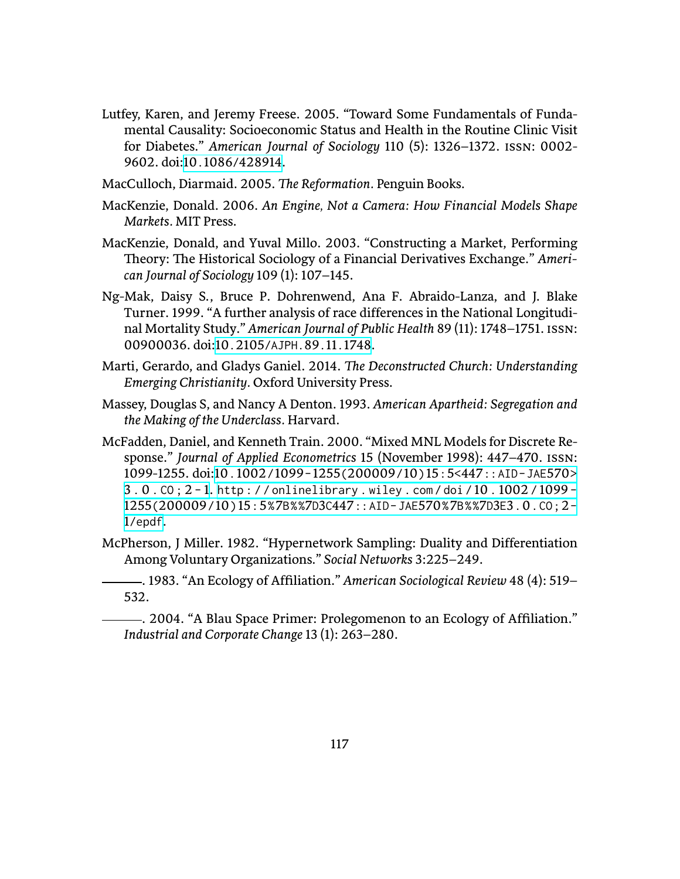Lutfey, Karen, and Jeremy Freese. 2005. "Toward Some Fundamentals of Fundamental Causality: Socioeconomic Status and Health in the Routine Clinic Visit for Diabetes." *American Journal of Sociology* 110 (5): 1326–1372. ISSN: 0002-9602. doi:10.1086/428914.

MacCulloch, Diarmaid. 2005. *The Reformation.* Penguin Books.

MacKenzie, Donald. 2006. *An Engine, Not a Camera: How Financial Models Shape Markets.* MIT Press.

MacKenzie, Donald, and Yuval Millo. 2003. "Constructing a Market, Performing Theory: The Historical Sociology of a Financial Derivatives Exchange." *American Journal of Sociology* 109 (1): 107–145.

Ng-Mak, Daisy S., Bruce P. Dohrenwend, Ana F. Abraido-Lanza, and J. Blake Turner. 1999. "A further analysis of race differences in the National Longitudinal Mortality Study." *American Journal of Public Health* 89 (11): 1748–1751. ISSN: 00900036. doi:10.2105/AJPH.89.11.1748.

Marti, Gerardo, and Gladys Ganiel. 2014. *The Deconstructed Church: Understanding Emerging Christianity.* Oxford University Press.

Massey, Douglas S, and Nancy A Denton. 1993. *American Apartheid: Segregation and the Making of the Underclass.* Harvard.

McFadden, Daniel, and Kenneth Train. 2000. "Mixed MNL Models for Discrete Response." *Journal of Applied Econometrics* 15 (November 1998): 447–470. ISSN: 1099-1255. doi:10.1002/1099-1255(200009/10)15:5<447::AID-JAE570>3.0.CO;2-1. http://onlinelibrary.wiley.com/doi/10.1002/1099-1255(200009/10)15:5%7B%%7D3C447::AID-JAE570%7B%%7D3E3.0.CO;2-1/epdf.

McPherson, J Miller. 1982. "Hypernetwork Sampling: Duality and Differentiation Among Voluntary Organizations." *Social Networks* 3:225–249.

———. 1983. "An Ecology of Affiliation." *American Sociological Review* 48 (4): 519–532.

———. 2004. "A Blau Space Primer: Prolegomenon to an Ecology of Affiliation." *Industrial and Corporate Change* 13 (1): 263–280.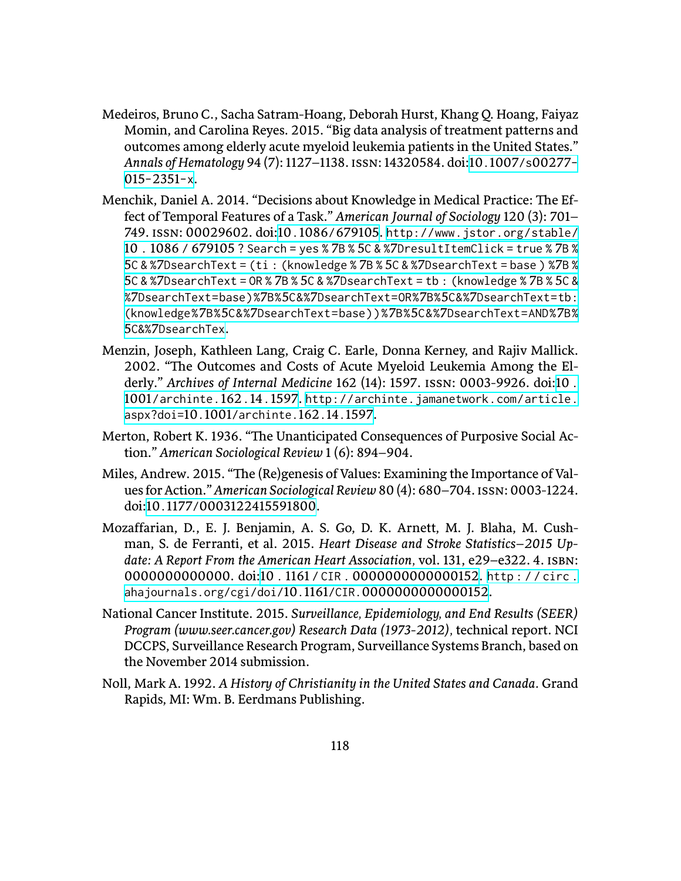Medeiros, Bruno C., Sacha Satram-Hoang, Deborah Hurst, Khang Q. Hoang, Faiyaz Momin, and Carolina Reyes. 2015. "Big data analysis of treatment patterns and outcomes among elderly acute myeloid leukemia patients in the United States." *Annals of Hematology* 94 (7): 1127–1138. ISSN: 14320584. doi:10.1007/s00277-015-2351-x.

Menchik, Daniel A. 2014. "Decisions about Knowledge in Medical Practice: The Effect of Temporal Features of a Task." *American Journal of Sociology* 120 (3): 701–749. ISSN: 00029602. doi:10.1086/679105. http://www.jstor.org/stable/10.1086/679105?Search=yes%7B%5C&%7DresultItemClick=true%7B%5C&%7DsearchText=(ti:(knowledge%7B%5C&%7DsearchText=base)%7B%5C&%7DsearchText=OR%7B%5C&%7DsearchText=tb:(knowledge%7B%5C&%7DsearchText=base)%7B%5C&%7DsearchText=OR%7B%5C&%7DsearchText=tb:(knowledge%7B%5C&%7DsearchText=base))%7B%5C&%7DsearchText=AND%7B%5C&%7DsearchTex.

Menzin, Joseph, Kathleen Lang, Craig C. Earle, Donna Kerney, and Rajiv Mallick. 2002. "The Outcomes and Costs of Acute Myeloid Leukemia Among the Elderly." *Archives of Internal Medicine* 162 (14): 1597. ISSN: 0003-9926. doi:10.1001/archinte.162.14.1597. http://archinte.jamanetwork.com/article.aspx?doi=10.1001/archinte.162.14.1597.

Merton, Robert K. 1936. "The Unanticipated Consequences of Purposive Social Action." *American Sociological Review* 1 (6): 894–904.

Miles, Andrew. 2015. "The (Re)genesis of Values: Examining the Importance of Values for Action." *American Sociological Review* 80 (4): 680–704. ISSN: 0003-1224. doi:10.1177/0003122415591800.

Mozaffarian, D., E. J. Benjamin, A. S. Go, D. K. Arnett, M. J. Blaha, M. Cushman, S. de Ferranti, et al. 2015. *Heart Disease and Stroke Statistics–2015 Update: A Report From the American Heart Association,* vol. 131, e29–e322. 4. ISBN: 0000000000000. doi:10.1161/CIR.0000000000000152. http://circ.ahajournals.org/cgi/doi/10.1161/CIR.0000000000000152.

National Cancer Institute. 2015. *Surveillance, Epidemiology, and End Results (SEER) Program (www.seer.cancer.gov) Research Data (1973-2012),* technical report. NCI DCCPS, Surveillance Research Program, Surveillance Systems Branch, based on the November 2014 submission.

Noll, Mark A. 1992. *A History of Christianity in the United States and Canada.* Grand Rapids, MI: Wm. B. Eerdmans Publishing.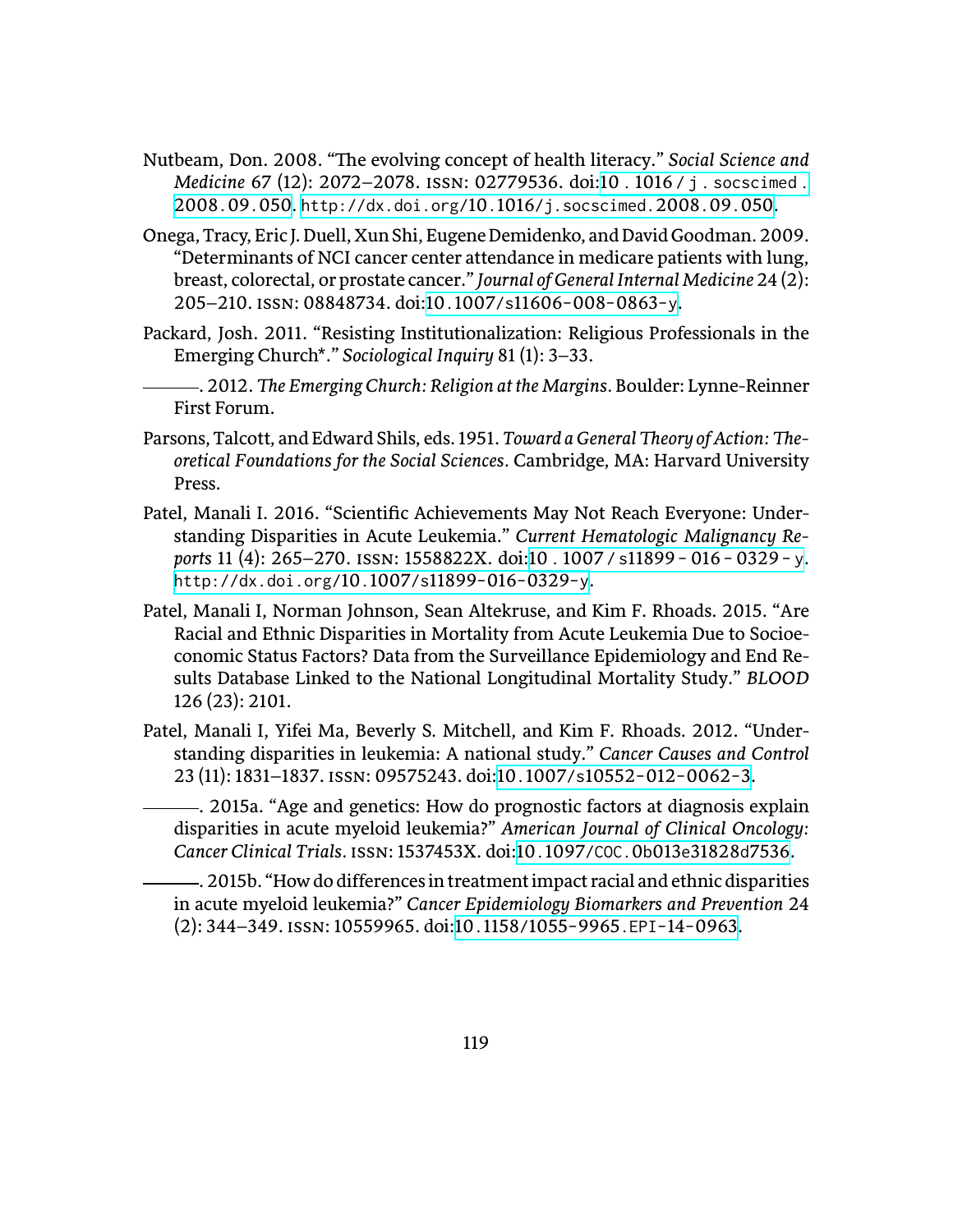Nutbeam, Don. 2008. “The evolving concept of health literacy.” *Social Science and Medicine* 67 (12): 2072–2078. ISSN: 02779536. doi:10.1016/j.socscimed.2008.09.050. http://dx.doi.org/10.1016/j.socscimed.2008.09.050.

Onega, Tracy, Eric J. Duell, Xun Shi, Eugene Demidenko, and David Goodman. 2009. “Determinants of NCI cancer center attendance in medicare patients with lung, breast, colorectal, or prostate cancer.” *Journal of General Internal Medicine* 24 (2): 205–210. ISSN: 08848734. doi:10.1007/s11606-008-0863-y.

Packard, Josh. 2011. “Resisting Institutionalization: Religious Professionals in the Emerging Church*.” *Sociological Inquiry* 81 (1): 3–33.

———. 2012. *The Emerging Church: Religion at the Margins.* Boulder: Lynne-Reinner First Forum.

Parsons, Talcott, and Edward Shils, eds. 1951. *Toward a General Theory of Action: Theoretical Foundations for the Social Sciences.* Cambridge, MA: Harvard University Press.

Patel, Manali I. 2016. “Scientific Achievements May Not Reach Everyone: Understanding Disparities in Acute Leukemia.” *Current Hematologic Malignancy Reports* 11 (4): 265–270. ISSN: 1558822X. doi:10.1007/s11899-016-0329-y. http://dx.doi.org/10.1007/s11899-016-0329-y.

Patel, Manali I, Norman Johnson, Sean Altekruse, and Kim F. Rhoads. 2015. “Are Racial and Ethnic Disparities in Mortality from Acute Leukemia Due to Socioeconomic Status Factors? Data from the Surveillance Epidemiology and End Results Database Linked to the National Longitudinal Mortality Study.” *BLOOD* 126 (23): 2101.

Patel, Manali I, Yifei Ma, Beverly S. Mitchell, and Kim F. Rhoads. 2012. “Understanding disparities in leukemia: A national study.” *Cancer Causes and Control* 23 (11): 1831–1837. ISSN: 09575243. doi:10.1007/s10552-012-0062-3.

———. 2015a. “Age and genetics: How do prognostic factors at diagnosis explain disparities in acute myeloid leukemia?” *American Journal of Clinical Oncology: Cancer Clinical Trials.* ISSN: 1537453X. doi:10.1097/COC.0b013e31828d7536.

———. 2015b. “How do differences in treatment impact racial and ethnic disparities in acute myeloid leukemia?” *Cancer Epidemiology Biomarkers and Prevention* 24 (2): 344–349. ISSN: 10559965. doi:10.1158/1055-9965.EPI-14-0963.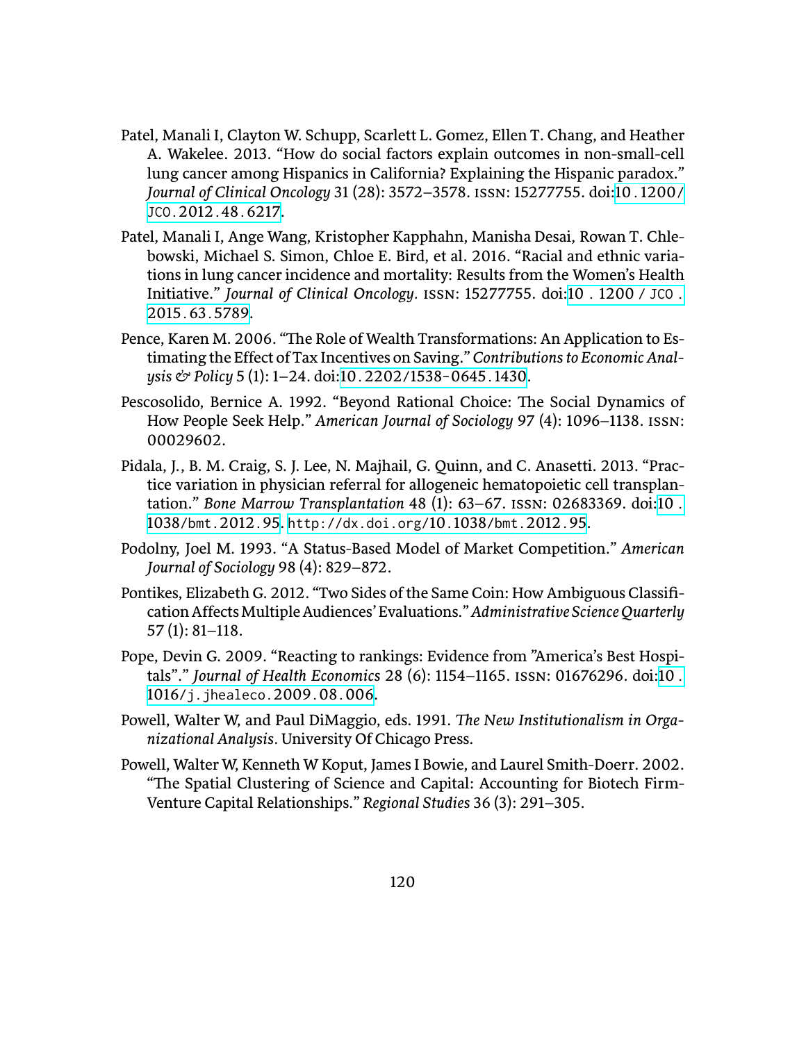Patel, Manali I, Clayton W. Schupp, Scarlett L. Gomez, Ellen T. Chang, and Heather A. Wakelee. 2013. "How do social factors explain outcomes in non-small-cell lung cancer among Hispanics in California? Explaining the Hispanic paradox." *Journal of Clinical Oncology* 31 (28): 3572–3578. ISSN: 15277755. doi:10.1200/JCO.2012.48.6217.

Patel, Manali I, Ange Wang, Kristopher Kapphahn, Manisha Desai, Rowan T. Chlebowski, Michael S. Simon, Chloe E. Bird, et al. 2016. "Racial and ethnic variations in lung cancer incidence and mortality: Results from the Women's Health Initiative." *Journal of Clinical Oncology*. ISSN: 15277755. doi:10.1200/JCO.2015.63.5789.

Pence, Karen M. 2006. "The Role of Wealth Transformations: An Application to Estimating the Effect of Tax Incentives on Saving." *Contributions to Economic Analysis & Policy* 5 (1): 1–24. doi:10.2202/1538-0645.1430.

Pescosolido, Bernice A. 1992. "Beyond Rational Choice: The Social Dynamics of How People Seek Help." *American Journal of Sociology* 97 (4): 1096–1138. ISSN: 00029602.

Pidala, J., B. M. Craig, S. J. Lee, N. Majhail, G. Quinn, and C. Anasetti. 2013. "Practice variation in physician referral for allogeneic hematopoietic cell transplantation." *Bone Marrow Transplantation* 48 (1): 63–67. ISSN: 02683369. doi:10.1038/bmt.2012.95. http://dx.doi.org/10.1038/bmt.2012.95.

Podolny, Joel M. 1993. "A Status-Based Model of Market Competition." *American Journal of Sociology* 98 (4): 829–872.

Pontikes, Elizabeth G. 2012. "Two Sides of the Same Coin: How Ambiguous Classification Affects Multiple Audiences' Evaluations." *Administrative Science Quarterly* 57 (1): 81–118.

Pope, Devin G. 2009. "Reacting to rankings: Evidence from "America's Best Hospitals"." *Journal of Health Economics* 28 (6): 1154–1165. ISSN: 01676296. doi:10.1016/j.jhealeco.2009.08.006.

Powell, Walter W, and Paul DiMaggio, eds. 1991. *The New Institutionalism in Organizational Analysis*. University Of Chicago Press.

Powell, Walter W, Kenneth W Koput, James I Bowie, and Laurel Smith-Doerr. 2002. "The Spatial Clustering of Science and Capital: Accounting for Biotech Firm-Venture Capital Relationships." *Regional Studies* 36 (3): 291–305.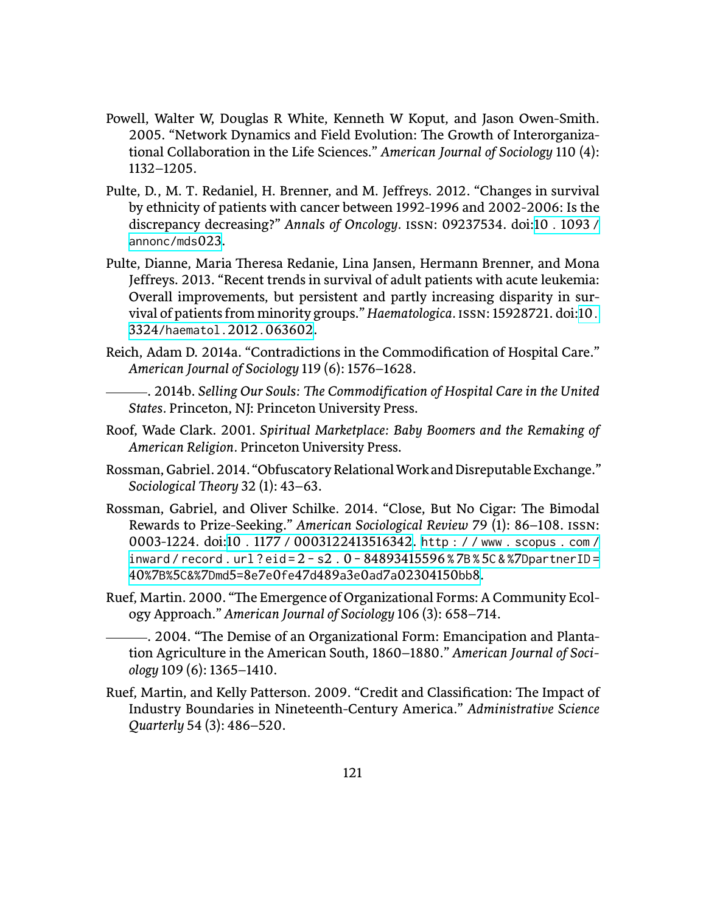Powell, Walter W, Douglas R White, Kenneth W Koput, and Jason Owen-Smith. 2005. "Network Dynamics and Field Evolution: The Growth of Interorganizational Collaboration in the Life Sciences." *American Journal of Sociology* 110 (4): 1132–1205.

Pulte, D., M. T. Redaniel, H. Brenner, and M. Jeffreys. 2012. "Changes in survival by ethnicity of patients with cancer between 1992-1996 and 2002-2006: Is the discrepancy decreasing?" *Annals of Oncology.* ISSN: 09237534. doi:10.1093/annonc/mds023.

Pulte, Dianne, Maria Theresa Redanie, Lina Jansen, Hermann Brenner, and Mona Jeffreys. 2013. "Recent trends in survival of adult patients with acute leukemia: Overall improvements, but persistent and partly increasing disparity in survival of patients from minority groups." *Haematologica.* ISSN: 15928721. doi:10.3324/haematol.2012.063602.

Reich, Adam D. 2014a. "Contradictions in the Commodification of Hospital Care." *American Journal of Sociology* 119 (6): 1576–1628.

———. 2014b. *Selling Our Souls: The Commodification of Hospital Care in the United States.* Princeton, NJ: Princeton University Press.

Roof, Wade Clark. 2001. *Spiritual Marketplace: Baby Boomers and the Remaking of American Religion.* Princeton University Press.

Rossman, Gabriel. 2014. "Obfuscatory Relational Work and Disreputable Exchange." *Sociological Theory* 32 (1): 43–63.

Rossman, Gabriel, and Oliver Schilke. 2014. "Close, But No Cigar: The Bimodal Rewards to Prize-Seeking." *American Sociological Review* 79 (1): 86–108. ISSN: 0003-1224. doi:10.1177/0003122413516342. http://www.scopus.com/inward/record.url?eid=2-s2.0-84893415596%7B%5C&%7DpartnerID=40%7B%5C&%7Dmd5=8e7e0fe47d489a3e0ad7a02304150bb8.

Ruef, Martin. 2000. "The Emergence of Organizational Forms: A Community Ecology Approach." *American Journal of Sociology* 106 (3): 658–714.

———. 2004. "The Demise of an Organizational Form: Emancipation and Plantation Agriculture in the American South, 1860–1880." *American Journal of Sociology* 109 (6): 1365–1410.

Ruef, Martin, and Kelly Patterson. 2009. "Credit and Classification: The Impact of Industry Boundaries in Nineteenth-Century America." *Administrative Science Quarterly* 54 (3): 486–520.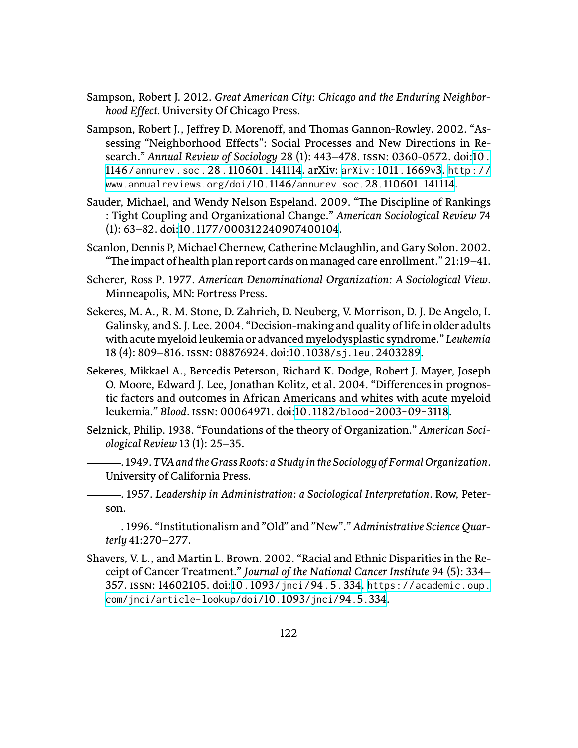Sampson, Robert J. 2012. *Great American City: Chicago and the Enduring Neighborhood Effect.* University Of Chicago Press.

Sampson, Robert J., Jeffrey D. Morenoff, and Thomas Gannon-Rowley. 2002. "Assessing "Neighborhood Effects": Social Processes and New Directions in Research." *Annual Review of Sociology* 28 (1): 443–478. ISSN: 0360-0572. doi:10.1146/annurev.soc.28.110601.141114. arXiv: arXiv:1011.1669v3. http://www.annualreviews.org/doi/10.1146/annurev.soc.28.110601.141114.

Sauder, Michael, and Wendy Nelson Espeland. 2009. "The Discipline of Rankings : Tight Coupling and Organizational Change." *American Sociological Review* 74 (1): 63–82. doi:10.1177/000312240907400104.

Scanlon, Dennis P, Michael Chernew, Catherine Mclaughlin, and Gary Solon. 2002. "The impact of health plan report cards on managed care enrollment." 21:19–41.

Scherer, Ross P. 1977. *American Denominational Organization: A Sociological View.* Minneapolis, MN: Fortress Press.

Sekeres, M. A., R. M. Stone, D. Zahrieh, D. Neuberg, V. Morrison, D. J. De Angelo, I. Galinsky, and S. J. Lee. 2004. "Decision-making and quality of life in older adults with acute myeloid leukemia or advanced myelodysplastic syndrome." *Leukemia* 18 (4): 809–816. ISSN: 08876924. doi:10.1038/sj.leu.2403289.

Sekeres, Mikkael A., Bercedis Peterson, Richard K. Dodge, Robert J. Mayer, Joseph O. Moore, Edward J. Lee, Jonathan Kolitz, et al. 2004. "Differences in prognostic factors and outcomes in African Americans and whites with acute myeloid leukemia." *Blood.* ISSN: 00064971. doi:10.1182/blood-2003-09-3118.

Selznick, Philip. 1938. "Foundations of the theory of Organization." *American Sociological Review* 13 (1): 25–35.

———. 1949. *TVA and the Grass Roots: a Study in the Sociology of Formal Organization.* University of California Press.

———. 1957. *Leadership in Administration: a Sociological Interpretation.* Row, Peterson.

———. 1996. "Institutionalism and "Old" and "New"." *Administrative Science Quarterly* 41:270–277.

Shavers, V. L., and Martin L. Brown. 2002. "Racial and Ethnic Disparities in the Receipt of Cancer Treatment." *Journal of the National Cancer Institute* 94 (5): 334–357. ISSN: 14602105. doi:10.1093/jnci/94.5.334. https://academic.oup.com/jnci/article-lookup/doi/10.1093/jnci/94.5.334.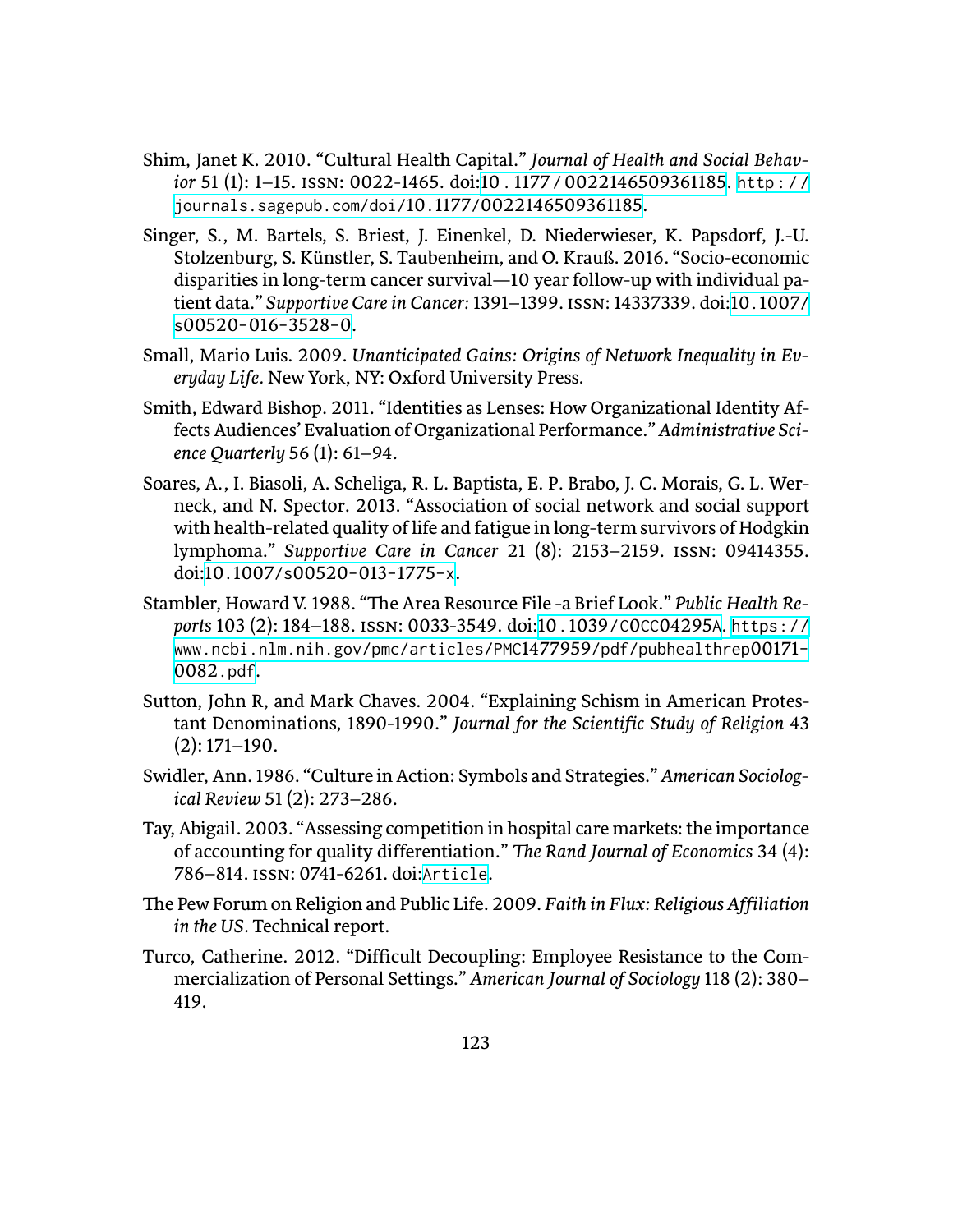Shim, Janet K. 2010. "Cultural Health Capital." *Journal of Health and Social Behavior* 51 (1): 1–15. ISSN: 0022-1465. doi:10.1177/0022146509361185. http://journals.sagepub.com/doi/10.1177/0022146509361185.

Singer, S., M. Bartels, S. Briest, J. Einenkel, D. Niederwieser, K. Papsdorf, J.-U. Stolzenburg, S. Künstler, S. Taubenheim, and O. Krauß. 2016. "Socio-economic disparities in long-term cancer survival—10 year follow-up with individual patient data." *Supportive Care in Cancer:* 1391–1399. ISSN: 14337339. doi:10.1007/s00520-016-3528-0.

Small, Mario Luis. 2009. *Unanticipated Gains: Origins of Network Inequality in Everyday Life.* New York, NY: Oxford University Press.

Smith, Edward Bishop. 2011. "Identities as Lenses: How Organizational Identity Affects Audiences' Evaluation of Organizational Performance." *Administrative Science Quarterly* 56 (1): 61–94.

Soares, A., I. Biasoli, A. Scheliga, R. L. Baptista, E. P. Brabo, J. C. Morais, G. L. Werneck, and N. Spector. 2013. "Association of social network and social support with health-related quality of life and fatigue in long-term survivors of Hodgkin lymphoma." *Supportive Care in Cancer* 21 (8): 2153–2159. ISSN: 09414355. doi:10.1007/s00520-013-1775-x.

Stambler, Howard V. 1988. "The Area Resource File -a Brief Look." *Public Health Reports* 103 (2): 184–188. ISSN: 0033-3549. doi:10.1039/C0CC04295A. https://www.ncbi.nlm.nih.gov/pmc/articles/PMC1477959/pdf/pubhealthrep00171-0082.pdf.

Sutton, John R, and Mark Chaves. 2004. "Explaining Schism in American Protestant Denominations, 1890-1990." *Journal for the Scientific Study of Religion* 43 (2): 171–190.

Swidler, Ann. 1986. "Culture in Action: Symbols and Strategies." *American Sociological Review* 51 (2): 273–286.

Tay, Abigail. 2003. "Assessing competition in hospital care markets: the importance of accounting for quality differentiation." *The Rand Journal of Economics* 34 (4): 786–814. ISSN: 0741-6261. doi:Article.

The Pew Forum on Religion and Public Life. 2009. *Faith in Flux: Religious Affiliation in the US.* Technical report.

Turco, Catherine. 2012. "Difficult Decoupling: Employee Resistance to the Commercialization of Personal Settings." *American Journal of Sociology* 118 (2): 380–419.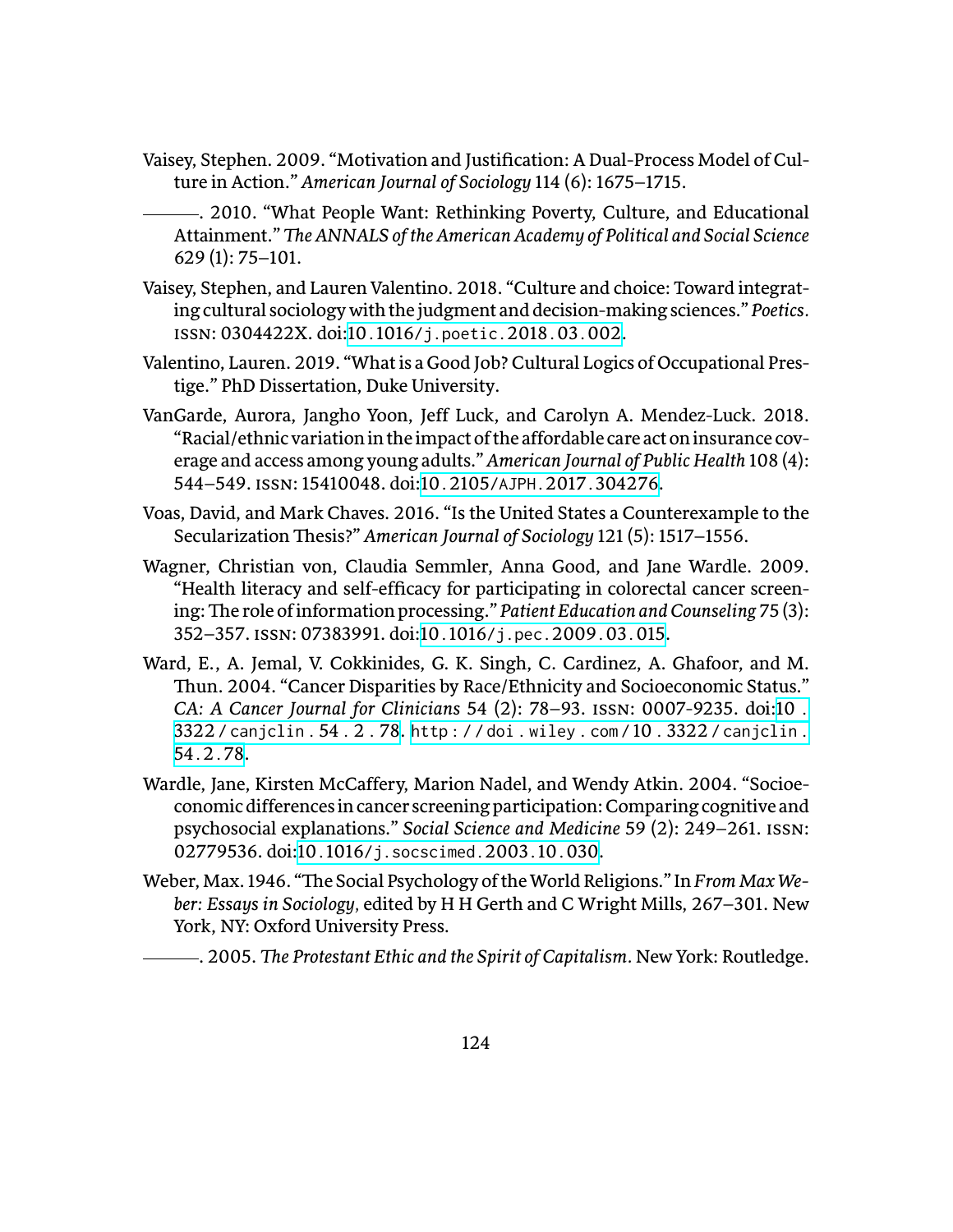Vaisey, Stephen. 2009. "Motivation and Justification: A Dual-Process Model of Culture in Action." *American Journal of Sociology* 114 (6): 1675–1715.

———. 2010. "What People Want: Rethinking Poverty, Culture, and Educational Attainment." *The ANNALS of the American Academy of Political and Social Science* 629 (1): 75–101.

Vaisey, Stephen, and Lauren Valentino. 2018. "Culture and choice: Toward integrating cultural sociology with the judgment and decision-making sciences." *Poetics.* ISSN: 0304422X. doi:10.1016/j.poetic.2018.03.002.

Valentino, Lauren. 2019. "What is a Good Job? Cultural Logics of Occupational Prestige." PhD Dissertation, Duke University.

VanGarde, Aurora, Jangho Yoon, Jeff Luck, and Carolyn A. Mendez-Luck. 2018. "Racial/ethnic variation in the impact of the affordable care act on insurance coverage and access among young adults." *American Journal of Public Health* 108 (4): 544–549. ISSN: 15410048. doi:10.2105/AJPH.2017.304276.

Voas, David, and Mark Chaves. 2016. "Is the United States a Counterexample to the Secularization Thesis?" *American Journal of Sociology* 121 (5): 1517–1556.

Wagner, Christian von, Claudia Semmler, Anna Good, and Jane Wardle. 2009. "Health literacy and self-efficacy for participating in colorectal cancer screening: The role of information processing." *Patient Education and Counseling* 75 (3): 352–357. ISSN: 07383991. doi:10.1016/j.pec.2009.03.015.

Ward, E., A. Jemal, V. Cokkinides, G. K. Singh, C. Cardinez, A. Ghafoor, and M. Thun. 2004. "Cancer Disparities by Race/Ethnicity and Socioeconomic Status." *CA: A Cancer Journal for Clinicians* 54 (2): 78–93. ISSN: 0007-9235. doi:10.3322/canjclin.54.2.78. http://doi.wiley.com/10.3322/canjclin.54.2.78.

Wardle, Jane, Kirsten McCaffery, Marion Nadel, and Wendy Atkin. 2004. "Socioeconomic differences in cancer screening participation: Comparing cognitive and psychosocial explanations." *Social Science and Medicine* 59 (2): 249–261. ISSN: 02779536. doi:10.1016/j.socscimed.2003.10.030.

Weber, Max. 1946. "The Social Psychology of the World Religions." In *From Max Weber: Essays in Sociology,* edited by H H Gerth and C Wright Mills, 267–301. New York, NY: Oxford University Press.

———. 2005. *The Protestant Ethic and the Spirit of Capitalism.* New York: Routledge.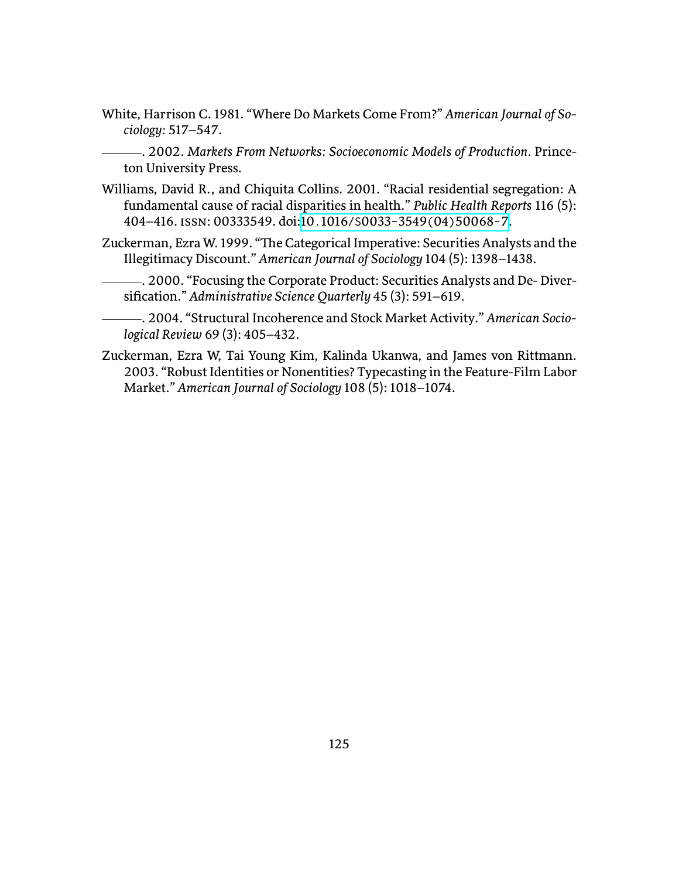White, Harrison C. 1981. “Where Do Markets Come From?” *American Journal of Sociology:* 517–547.

———. 2002. *Markets From Networks: Socioeconomic Models of Production*. Princeton University Press.

Williams, David R., and Chiquita Collins. 2001. “Racial residential segregation: A fundamental cause of racial disparities in health.” *Public Health Reports* 116 (5): 404–416. ISSN: 00333549. doi:10.1016/S0033-3549(04)50068-7.

Zuckerman, Ezra W. 1999. “The Categorical Imperative: Securities Analysts and the Illegitimacy Discount.” *American Journal of Sociology* 104 (5): 1398–1438.

———. 2000. “Focusing the Corporate Product: Securities Analysts and De- Diversification.” *Administrative Science Quarterly* 45 (3): 591–619.

———. 2004. “Structural Incoherence and Stock Market Activity.” *American Sociological Review* 69 (3): 405–432.

Zuckerman, Ezra W, Tai Young Kim, Kalinda Ukanwa, and James von Rittmann. 2003. “Robust Identities or Nonentities? Typecasting in the Feature-Film Labor Market.” *American Journal of Sociology* 108 (5): 1018–1074.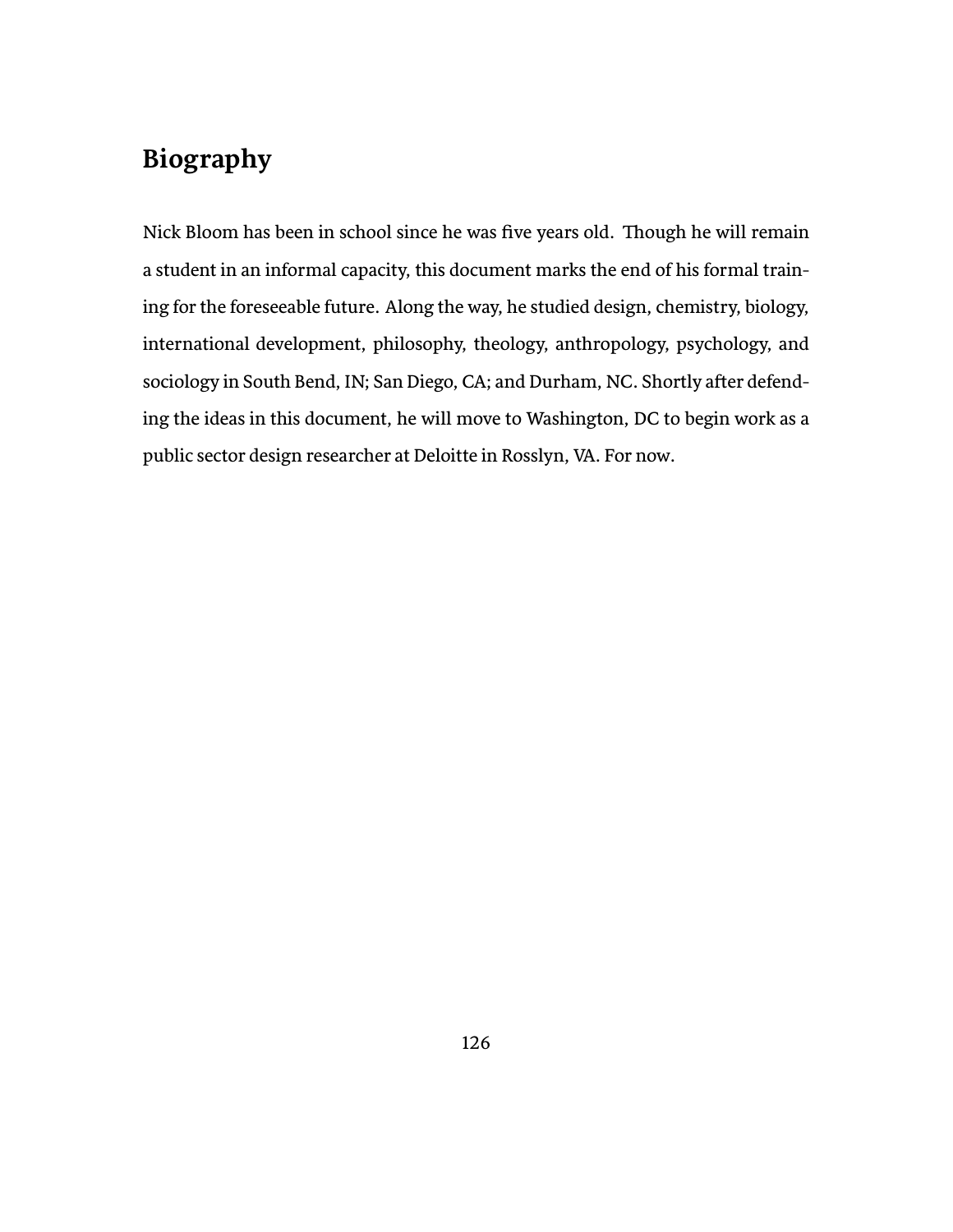# Biography

Nick Bloom has been in school since he was five years old. Though he will remain a student in an informal capacity, this document marks the end of his formal training for the foreseeable future. Along the way, he studied design, chemistry, biology, international development, philosophy, theology, anthropology, psychology, and sociology in South Bend, IN; San Diego, CA; and Durham, NC. Shortly after defending the ideas in this document, he will move to Washington, DC to begin work as a public sector design researcher at Deloitte in Rosslyn, VA. For now.